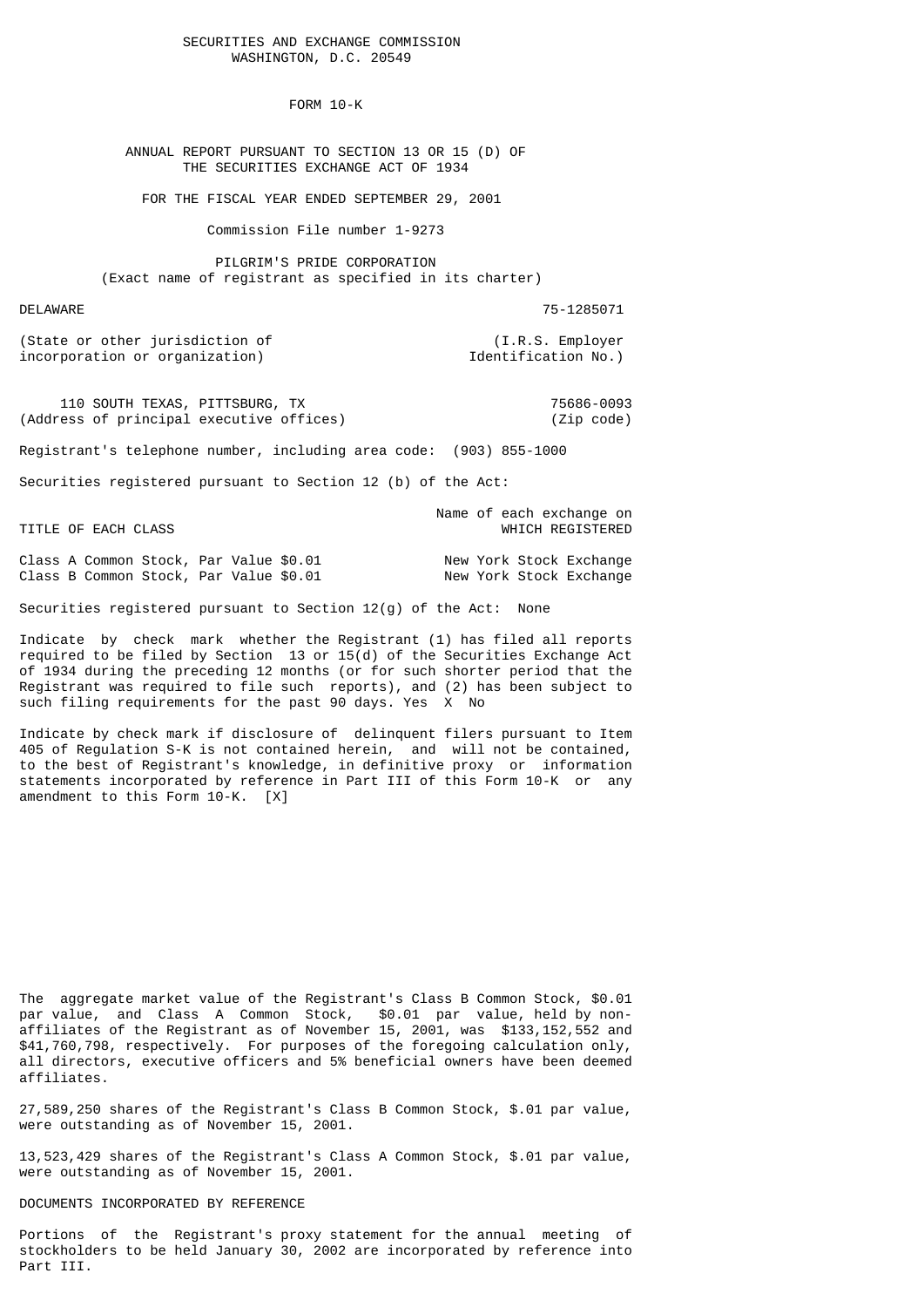SECURITIES AND EXCHANGE COMMISSION
WASHINGTON, D.C. 20549

# FORM 10-K

ANNUAL REPORT PURSUANT TO SECTION 13 OR 15 (D) OF
THE SECURITIES EXCHANGE ACT OF 1934

FOR THE FISCAL YEAR ENDED SEPTEMBER 29, 2001

Commission File number 1-9273

PILGRIM'S PRIDE CORPORATION
(Exact name of registrant as specified in its charter)

| DELAWARE | 75-1285071 |
|---|---|
| (State or other jurisdiction of incorporation or organization) | (I.R.S. Employer Identification No.) |

| 110 SOUTH TEXAS, PITTSBURG, TX | 75686-0093 |
|---|---|
| (Address of principal executive offices) | (Zip code) |

Registrant's telephone number, including area code: (903) 855-1000

Securities registered pursuant to Section 12 (b) of the Act:

| TITLE OF EACH CLASS | Name of each exchange on WHICH REGISTERED |
|---|---|
| Class A Common Stock, Par Value $0.01 | New York Stock Exchange |
| Class B Common Stock, Par Value $0.01 | New York Stock Exchange |

Securities registered pursuant to Section 12(g) of the Act: None

Indicate by check mark whether the Registrant (1) has filed all reports required to be filed by Section 13 or 15(d) of the Securities Exchange Act of 1934 during the preceding 12 months (or for such shorter period that the Registrant was required to file such reports), and (2) has been subject to such filing requirements for the past 90 days. Yes X No

Indicate by check mark if disclosure of delinquent filers pursuant to Item 405 of Regulation S-K is not contained herein, and will not be contained, to the best of Registrant's knowledge, in definitive proxy or information statements incorporated by reference in Part III of this Form 10-K or any amendment to this Form 10-K. [X]

The aggregate market value of the Registrant's Class B Common Stock, $0.01 par value, and Class A Common Stock, $0.01 par value, held by non-affiliates of the Registrant as of November 15, 2001, was $133,152,552 and $41,760,798, respectively. For purposes of the foregoing calculation only, all directors, executive officers and 5% beneficial owners have been deemed affiliates.

27,589,250 shares of the Registrant's Class B Common Stock, $.01 par value, were outstanding as of November 15, 2001.

13,523,429 shares of the Registrant's Class A Common Stock, $.01 par value, were outstanding as of November 15, 2001.

DOCUMENTS INCORPORATED BY REFERENCE

Portions of the Registrant's proxy statement for the annual meeting of stockholders to be held January 30, 2002 are incorporated by reference into Part III.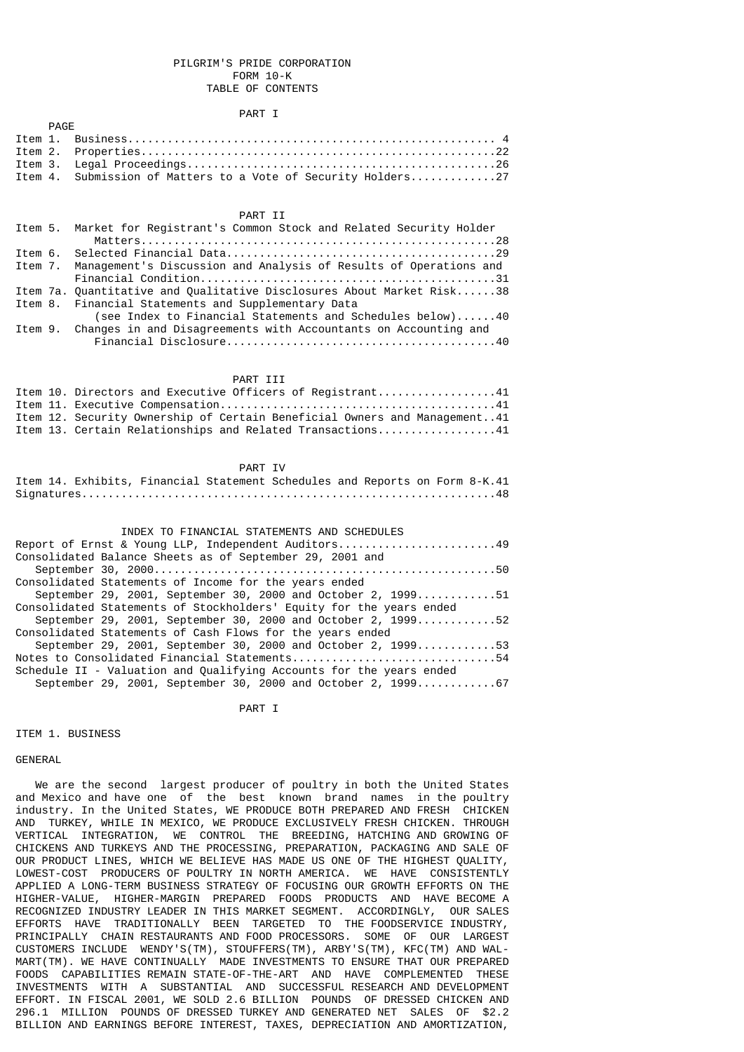# PILGRIM'S PRIDE CORPORATION
## FORM 10-K
## TABLE OF CONTENTS

### PART I

| | | PAGE |
|---|---|---|
| Item 1. | Business | 4 |
| Item 2. | Properties | 22 |
| Item 3. | Legal Proceedings | 26 |
| Item 4. | Submission of Matters to a Vote of Security Holders | 27 |

### PART II

| | | |
|---|---|---|
| Item 5. | Market for Registrant's Common Stock and Related Security Holder Matters | 28 |
| Item 6. | Selected Financial Data | 29 |
| Item 7. | Management's Discussion and Analysis of Results of Operations and Financial Condition | 31 |
| Item 7a. | Quantitative and Qualitative Disclosures About Market Risk | 38 |
| Item 8. | Financial Statements and Supplementary Data (see Index to Financial Statements and Schedules below) | 40 |
| Item 9. | Changes in and Disagreements with Accountants on Accounting and Financial Disclosure | 40 |

### PART III

| | | |
|---|---|---|
| Item 10. | Directors and Executive Officers of Registrant | 41 |
| Item 11. | Executive Compensation | 41 |
| Item 12. | Security Ownership of Certain Beneficial Owners and Management | 41 |
| Item 13. | Certain Relationships and Related Transactions | 41 |

### PART IV

| | | |
|---|---|---|
| Item 14. | Exhibits, Financial Statement Schedules and Reports on Form 8-K | 41 |
| Signatures | | 48 |

### INDEX TO FINANCIAL STATEMENTS AND SCHEDULES

| | |
|---|---|
| Report of Ernst & Young LLP, Independent Auditors | 49 |
| Consolidated Balance Sheets as of September 29, 2001 and September 30, 2000 | 50 |
| Consolidated Statements of Income for the years ended September 29, 2001, September 30, 2000 and October 2, 1999 | 51 |
| Consolidated Statements of Stockholders' Equity for the years ended September 29, 2001, September 30, 2000 and October 2, 1999 | 52 |
| Consolidated Statements of Cash Flows for the years ended September 29, 2001, September 30, 2000 and October 2, 1999 | 53 |
| Notes to Consolidated Financial Statements | 54 |
| Schedule II - Valuation and Qualifying Accounts for the years ended September 29, 2001, September 30, 2000 and October 2, 1999 | 67 |

## PART I

### ITEM 1. BUSINESS

#### GENERAL

We are the second largest producer of poultry in both the United States and Mexico and have one of the best known brand names in the poultry industry. In the United States, WE PRODUCE BOTH PREPARED AND FRESH CHICKEN AND TURKEY, WHILE IN MEXICO, WE PRODUCE EXCLUSIVELY FRESH CHICKEN. THROUGH VERTICAL INTEGRATION, WE CONTROL THE BREEDING, HATCHING AND GROWING OF CHICKENS AND TURKEYS AND THE PROCESSING, PREPARATION, PACKAGING AND SALE OF OUR PRODUCT LINES, WHICH WE BELIEVE HAS MADE US ONE OF THE HIGHEST QUALITY, LOWEST-COST PRODUCERS OF POULTRY IN NORTH AMERICA. WE HAVE CONSISTENTLY APPLIED A LONG-TERM BUSINESS STRATEGY OF FOCUSING OUR GROWTH EFFORTS ON THE HIGHER-VALUE, HIGHER-MARGIN PREPARED FOODS PRODUCTS AND HAVE BECOME A RECOGNIZED INDUSTRY LEADER IN THIS MARKET SEGMENT. ACCORDINGLY, OUR SALES EFFORTS HAVE TRADITIONALLY BEEN TARGETED TO THE FOODSERVICE INDUSTRY, PRINCIPALLY CHAIN RESTAURANTS AND FOOD PROCESSORS. SOME OF OUR LARGEST CUSTOMERS INCLUDE WENDY'S(TM), STOUFFERS(TM), ARBY'S(TM), KFC(TM) AND WAL-MART(TM). WE HAVE CONTINUALLY MADE INVESTMENTS TO ENSURE THAT OUR PREPARED FOODS CAPABILITIES REMAIN STATE-OF-THE-ART AND HAVE COMPLEMENTED THESE INVESTMENTS WITH A SUBSTANTIAL AND SUCCESSFUL RESEARCH AND DEVELOPMENT EFFORT. IN FISCAL 2001, WE SOLD 2.6 BILLION POUNDS OF DRESSED CHICKEN AND 296.1 MILLION POUNDS OF DRESSED TURKEY AND GENERATED NET SALES OF $2.2 BILLION AND EARNINGS BEFORE INTEREST, TAXES, DEPRECIATION AND AMORTIZATION,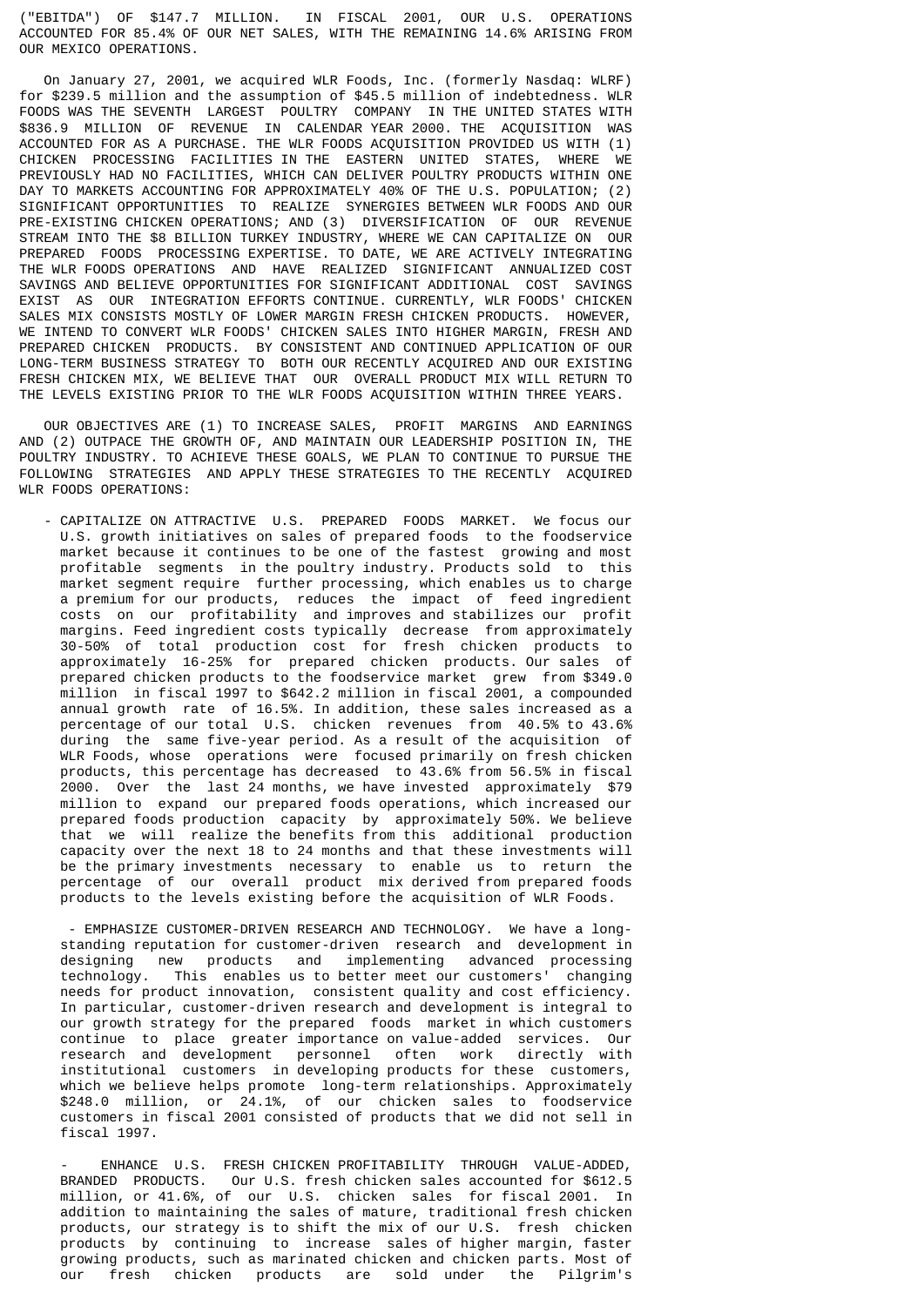("EBITDA") OF $147.7 MILLION. IN FISCAL 2001, OUR U.S. OPERATIONS ACCOUNTED FOR 85.4% OF OUR NET SALES, WITH THE REMAINING 14.6% ARISING FROM OUR MEXICO OPERATIONS.

On January 27, 2001, we acquired WLR Foods, Inc. (formerly Nasdaq: WLRF) for $239.5 million and the assumption of $45.5 million of indebtedness. WLR FOODS WAS THE SEVENTH LARGEST POULTRY COMPANY IN THE UNITED STATES WITH $836.9 MILLION OF REVENUE IN CALENDAR YEAR 2000. THE ACQUISITION WAS ACCOUNTED FOR AS A PURCHASE. THE WLR FOODS ACQUISITION PROVIDED US WITH (1) CHICKEN PROCESSING FACILITIES IN THE EASTERN UNITED STATES, WHERE WE PREVIOUSLY HAD NO FACILITIES, WHICH CAN DELIVER POULTRY PRODUCTS WITHIN ONE DAY TO MARKETS ACCOUNTING FOR APPROXIMATELY 40% OF THE U.S. POPULATION; (2) SIGNIFICANT OPPORTUNITIES TO REALIZE SYNERGIES BETWEEN WLR FOODS AND OUR PRE-EXISTING CHICKEN OPERATIONS; AND (3) DIVERSIFICATION OF OUR REVENUE STREAM INTO THE $8 BILLION TURKEY INDUSTRY, WHERE WE CAN CAPITALIZE ON OUR PREPARED FOODS PROCESSING EXPERTISE. TO DATE, WE ARE ACTIVELY INTEGRATING THE WLR FOODS OPERATIONS AND HAVE REALIZED SIGNIFICANT ANNUALIZED COST SAVINGS AND BELIEVE OPPORTUNITIES FOR SIGNIFICANT ADDITIONAL COST SAVINGS EXIST AS OUR INTEGRATION EFFORTS CONTINUE. CURRENTLY, WLR FOODS' CHICKEN SALES MIX CONSISTS MOSTLY OF LOWER MARGIN FRESH CHICKEN PRODUCTS. HOWEVER, WE INTEND TO CONVERT WLR FOODS' CHICKEN SALES INTO HIGHER MARGIN, FRESH AND PREPARED CHICKEN PRODUCTS. BY CONSISTENT AND CONTINUED APPLICATION OF OUR LONG-TERM BUSINESS STRATEGY TO BOTH OUR RECENTLY ACQUIRED AND OUR EXISTING FRESH CHICKEN MIX, WE BELIEVE THAT OUR OVERALL PRODUCT MIX WILL RETURN TO THE LEVELS EXISTING PRIOR TO THE WLR FOODS ACQUISITION WITHIN THREE YEARS.

OUR OBJECTIVES ARE (1) TO INCREASE SALES, PROFIT MARGINS AND EARNINGS AND (2) OUTPACE THE GROWTH OF, AND MAINTAIN OUR LEADERSHIP POSITION IN, THE POULTRY INDUSTRY. TO ACHIEVE THESE GOALS, WE PLAN TO CONTINUE TO PURSUE THE FOLLOWING STRATEGIES AND APPLY THESE STRATEGIES TO THE RECENTLY ACQUIRED WLR FOODS OPERATIONS:

- CAPITALIZE ON ATTRACTIVE U.S. PREPARED FOODS MARKET. We focus our U.S. growth initiatives on sales of prepared foods to the foodservice market because it continues to be one of the fastest growing and most profitable segments in the poultry industry. Products sold to this market segment require further processing, which enables us to charge a premium for our products, reduces the impact of feed ingredient costs on our profitability and improves and stabilizes our profit margins. Feed ingredient costs typically decrease from approximately 30-50% of total production cost for fresh chicken products to approximately 16-25% for prepared chicken products. Our sales of prepared chicken products to the foodservice market grew from $349.0 million in fiscal 1997 to $642.2 million in fiscal 2001, a compounded annual growth rate of 16.5%. In addition, these sales increased as a percentage of our total U.S. chicken revenues from 40.5% to 43.6% during the same five-year period. As a result of the acquisition of WLR Foods, whose operations were focused primarily on fresh chicken products, this percentage has decreased to 43.6% from 56.5% in fiscal 2000. Over the last 24 months, we have invested approximately $79 million to expand our prepared foods operations, which increased our prepared foods production capacity by approximately 50%. We believe that we will realize the benefits from this additional production capacity over the next 18 to 24 months and that these investments will be the primary investments necessary to enable us to return the percentage of our overall product mix derived from prepared foods products to the levels existing before the acquisition of WLR Foods.

- EMPHASIZE CUSTOMER-DRIVEN RESEARCH AND TECHNOLOGY. We have a long-standing reputation for customer-driven research and development in designing new products and implementing advanced processing technology. This enables us to better meet our customers' changing needs for product innovation, consistent quality and cost efficiency. In particular, customer-driven research and development is integral to our growth strategy for the prepared foods market in which customers continue to place greater importance on value-added services. Our research and development personnel often work directly with institutional customers in developing products for these customers, which we believe helps promote long-term relationships. Approximately $248.0 million, or 24.1%, of our chicken sales to foodservice customers in fiscal 2001 consisted of products that we did not sell in fiscal 1997.

- ENHANCE U.S. FRESH CHICKEN PROFITABILITY THROUGH VALUE-ADDED, BRANDED PRODUCTS. Our U.S. fresh chicken sales accounted for $612.5 million, or 41.6%, of our U.S. chicken sales for fiscal 2001. In addition to maintaining the sales of mature, traditional fresh chicken products, our strategy is to shift the mix of our U.S. fresh chicken products by continuing to increase sales of higher margin, faster growing products, such as marinated chicken and chicken parts. Most of our fresh chicken products are sold under the Pilgrim's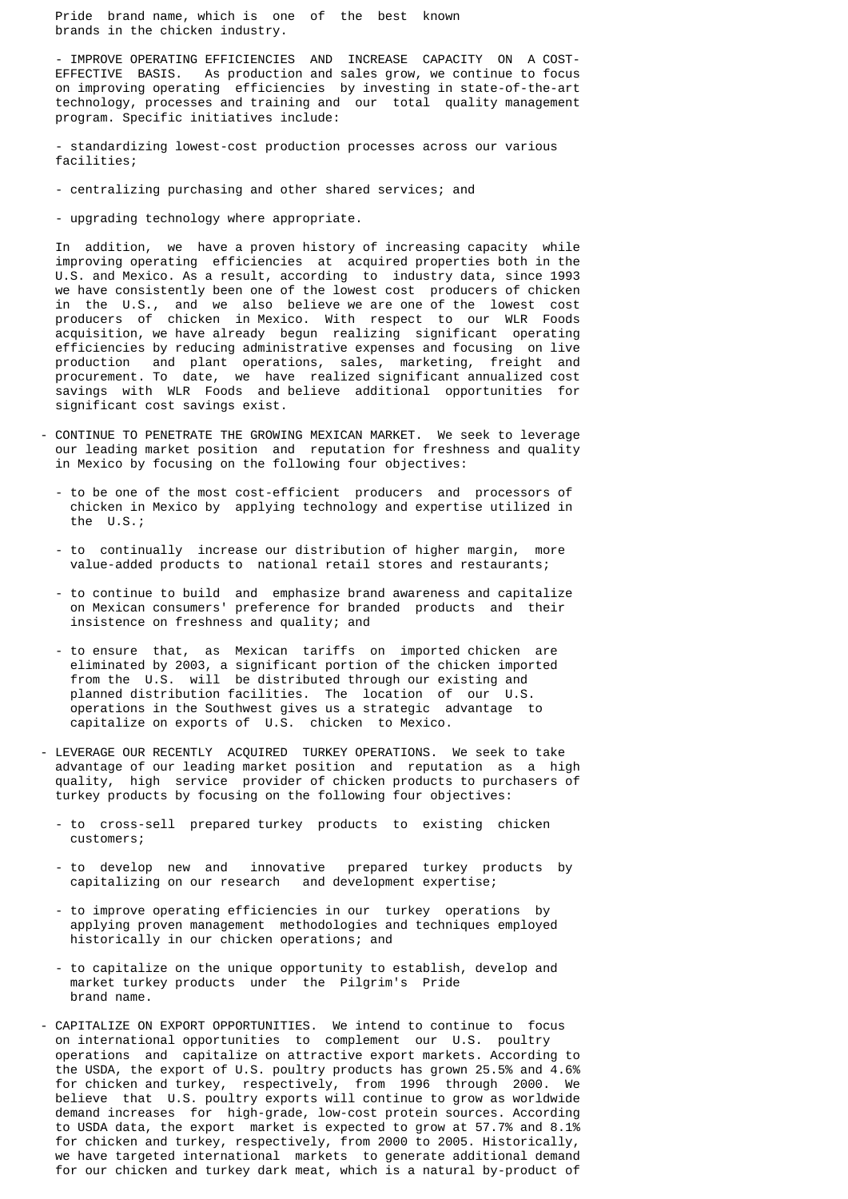Pride brand name, which is one of the best known brands in the chicken industry.

- IMPROVE OPERATING EFFICIENCIES AND INCREASE CAPACITY ON A COST-EFFECTIVE BASIS. As production and sales grow, we continue to focus on improving operating efficiencies by investing in state-of-the-art technology, processes and training and our total quality management program. Specific initiatives include:

  - standardizing lowest-cost production processes across our various facilities;

  - centralizing purchasing and other shared services; and

  - upgrading technology where appropriate.

  In addition, we have a proven history of increasing capacity while improving operating efficiencies at acquired properties both in the U.S. and Mexico. As a result, according to industry data, since 1993 we have consistently been one of the lowest cost producers of chicken in the U.S., and we also believe we are one of the lowest cost producers of chicken in Mexico. With respect to our WLR Foods acquisition, we have already begun realizing significant operating efficiencies by reducing administrative expenses and focusing on live production and plant operations, sales, marketing, freight and procurement. To date, we have realized significant annualized cost savings with WLR Foods and believe additional opportunities for significant cost savings exist.

- CONTINUE TO PENETRATE THE GROWING MEXICAN MARKET. We seek to leverage our leading market position and reputation for freshness and quality in Mexico by focusing on the following four objectives:

  - to be one of the most cost-efficient producers and processors of chicken in Mexico by applying technology and expertise utilized in the U.S.;

  - to continually increase our distribution of higher margin, more value-added products to national retail stores and restaurants;

  - to continue to build and emphasize brand awareness and capitalize on Mexican consumers' preference for branded products and their insistence on freshness and quality; and

  - to ensure that, as Mexican tariffs on imported chicken are eliminated by 2003, a significant portion of the chicken imported from the U.S. will be distributed through our existing and planned distribution facilities. The location of our U.S. operations in the Southwest gives us a strategic advantage to capitalize on exports of U.S. chicken to Mexico.

- LEVERAGE OUR RECENTLY ACQUIRED TURKEY OPERATIONS. We seek to take advantage of our leading market position and reputation as a high quality, high service provider of chicken products to purchasers of turkey products by focusing on the following four objectives:

  - to cross-sell prepared turkey products to existing chicken customers;

  - to develop new and innovative prepared turkey products by capitalizing on our research and development expertise;

  - to improve operating efficiencies in our turkey operations by applying proven management methodologies and techniques employed historically in our chicken operations; and

  - to capitalize on the unique opportunity to establish, develop and market turkey products under the Pilgrim's Pride brand name.

- CAPITALIZE ON EXPORT OPPORTUNITIES. We intend to continue to focus on international opportunities to complement our U.S. poultry operations and capitalize on attractive export markets. According to the USDA, the export of U.S. poultry products has grown 25.5% and 4.6% for chicken and turkey, respectively, from 1996 through 2000. We believe that U.S. poultry exports will continue to grow as worldwide demand increases for high-grade, low-cost protein sources. According to USDA data, the export market is expected to grow at 57.7% and 8.1% for chicken and turkey, respectively, from 2000 to 2005. Historically, we have targeted international markets to generate additional demand for our chicken and turkey dark meat, which is a natural by-product of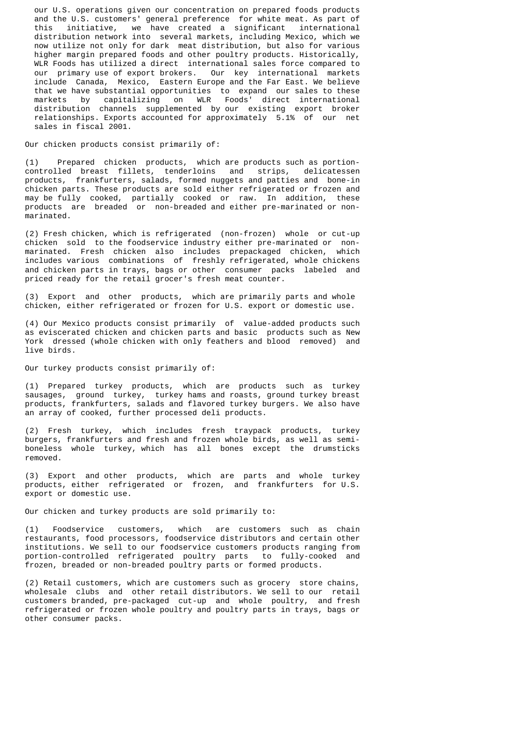our U.S. operations given our concentration on prepared foods products and the U.S. customers' general preference for white meat. As part of this initiative, we have created a significant international distribution network into several markets, including Mexico, which we now utilize not only for dark meat distribution, but also for various higher margin prepared foods and other poultry products. Historically, WLR Foods has utilized a direct international sales force compared to our primary use of export brokers. Our key international markets include Canada, Mexico, Eastern Europe and the Far East. We believe that we have substantial opportunities to expand our sales to these markets by capitalizing on WLR Foods' direct international distribution channels supplemented by our existing export broker relationships. Exports accounted for approximately 5.1% of our net sales in fiscal 2001.

Our chicken products consist primarily of:

(1) Prepared chicken products, which are products such as portion-controlled breast fillets, tenderloins and strips, delicatessen products, frankfurters, salads, formed nuggets and patties and bone-in chicken parts. These products are sold either refrigerated or frozen and may be fully cooked, partially cooked or raw. In addition, these products are breaded or non-breaded and either pre-marinated or non-marinated.

(2) Fresh chicken, which is refrigerated (non-frozen) whole or cut-up chicken sold to the foodservice industry either pre-marinated or non-marinated. Fresh chicken also includes prepackaged chicken, which includes various combinations of freshly refrigerated, whole chickens and chicken parts in trays, bags or other consumer packs labeled and priced ready for the retail grocer's fresh meat counter.

(3) Export and other products, which are primarily parts and whole chicken, either refrigerated or frozen for U.S. export or domestic use.

(4) Our Mexico products consist primarily of value-added products such as eviscerated chicken and chicken parts and basic products such as New York dressed (whole chicken with only feathers and blood removed) and live birds.

Our turkey products consist primarily of:

(1) Prepared turkey products, which are products such as turkey sausages, ground turkey, turkey hams and roasts, ground turkey breast products, frankfurters, salads and flavored turkey burgers. We also have an array of cooked, further processed deli products.

(2) Fresh turkey, which includes fresh traypack products, turkey burgers, frankfurters and fresh and frozen whole birds, as well as semi-boneless whole turkey, which has all bones except the drumsticks removed.

(3) Export and other products, which are parts and whole turkey products, either refrigerated or frozen, and frankfurters for U.S. export or domestic use.

Our chicken and turkey products are sold primarily to:

(1) Foodservice customers, which are customers such as chain restaurants, food processors, foodservice distributors and certain other institutions. We sell to our foodservice customers products ranging from portion-controlled refrigerated poultry parts to fully-cooked and frozen, breaded or non-breaded poultry parts or formed products.

(2) Retail customers, which are customers such as grocery store chains, wholesale clubs and other retail distributors. We sell to our retail customers branded, pre-packaged cut-up and whole poultry, and fresh refrigerated or frozen whole poultry and poultry parts in trays, bags or other consumer packs.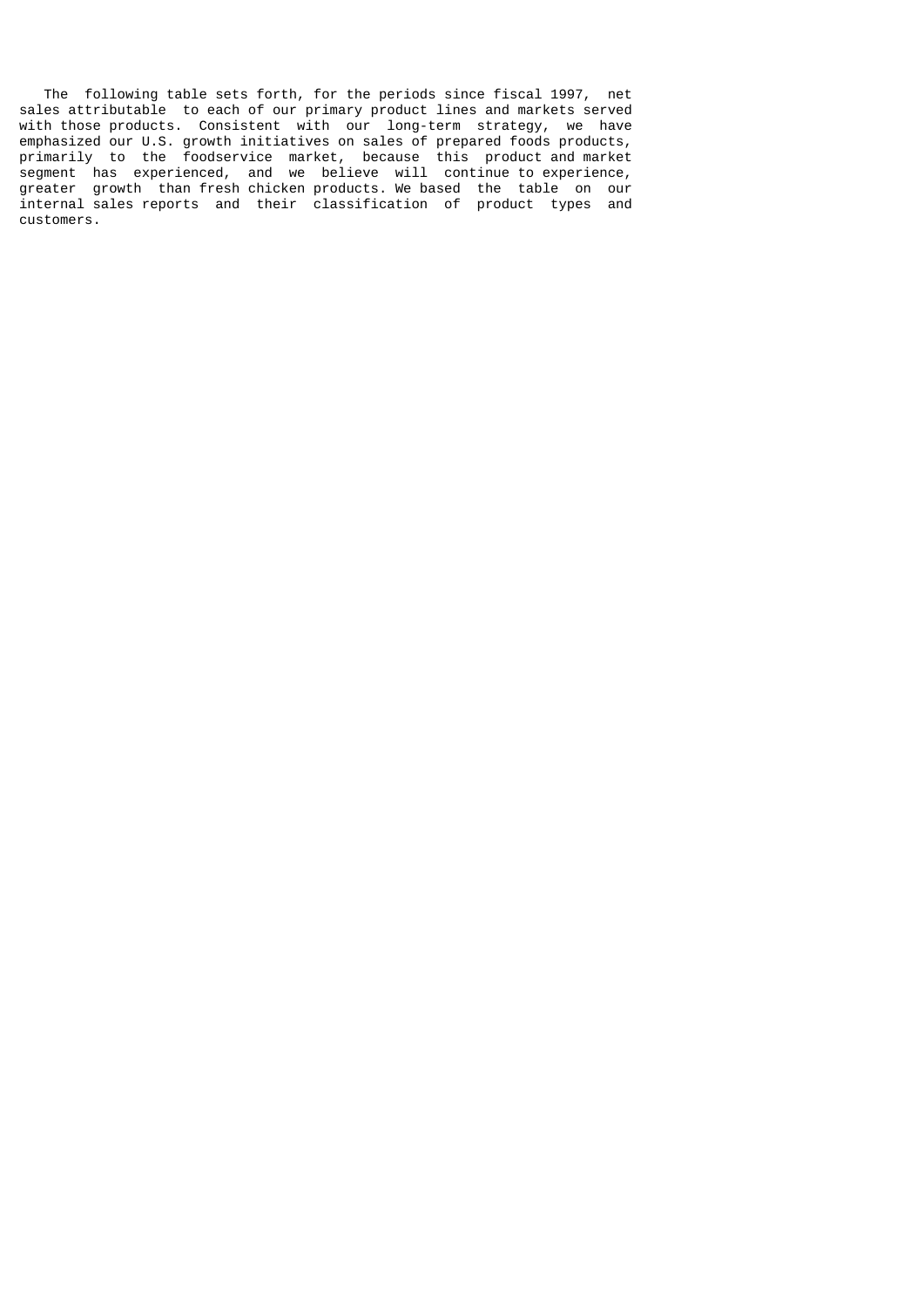The following table sets forth, for the periods since fiscal 1997, net sales attributable to each of our primary product lines and markets served with those products. Consistent with our long-term strategy, we have emphasized our U.S. growth initiatives on sales of prepared foods products, primarily to the foodservice market, because this product and market segment has experienced, and we believe will continue to experience, greater growth than fresh chicken products. We based the table on our internal sales reports and their classification of product types and customers.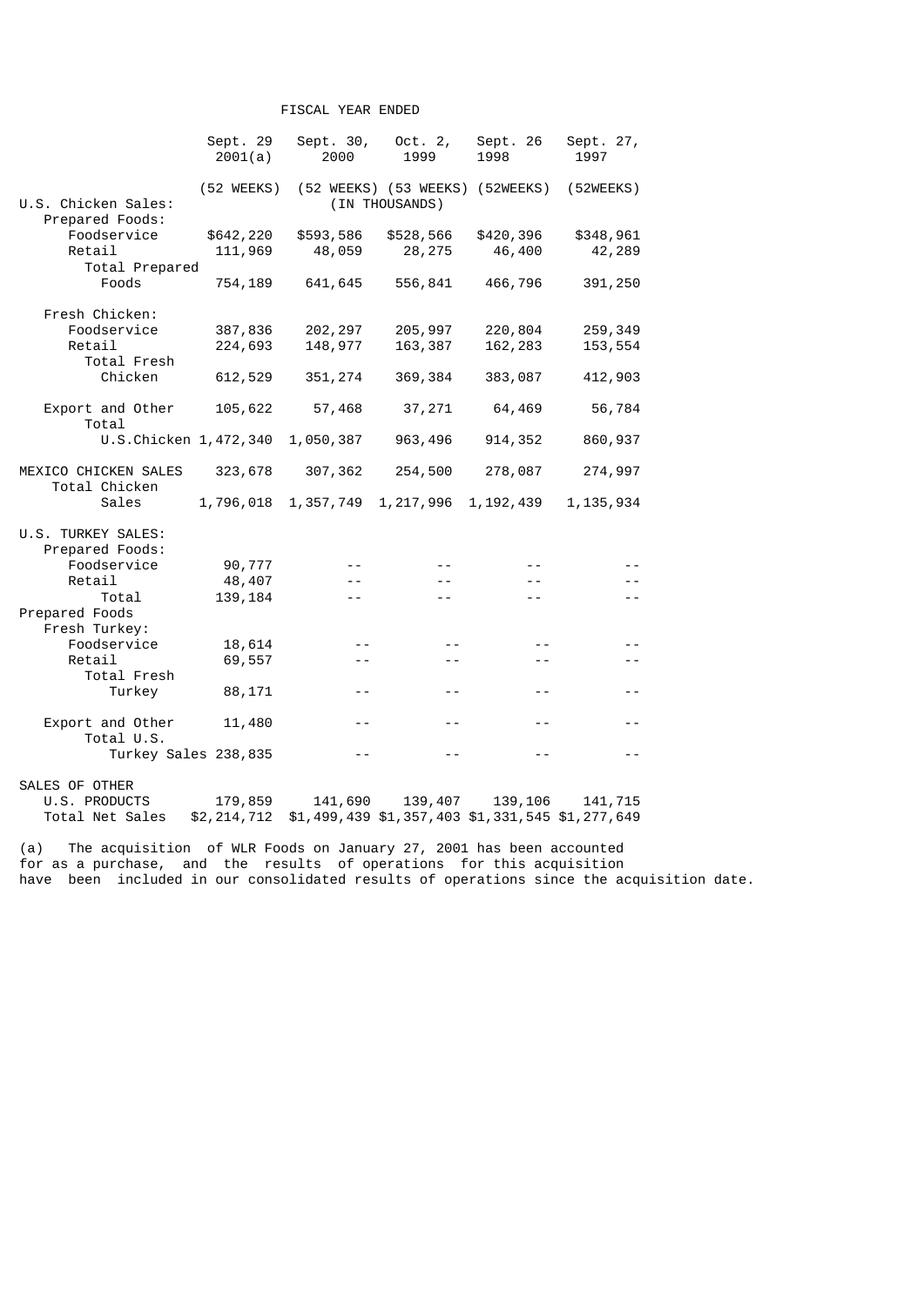| | FISCAL YEAR ENDED | | | | |
|---|---|---|---|---|---|
| | Sept. 29 2001(a) | Sept. 30, 2000 | Oct. 2, 1999 | Sept. 26 1998 | Sept. 27, 1997 |
| | (52 WEEKS) | (52 WEEKS) | (53 WEEKS) | (52WEEKS) | (52WEEKS) |
| | | | (IN THOUSANDS) | | |
| U.S. Chicken Sales: | | | | | |
| Prepared Foods: | | | | | |
| Foodservice | $642,220 | $593,586 | $528,566 | $420,396 | $348,961 |
| Retail | 111,969 | 48,059 | 28,275 | 46,400 | 42,289 |
| Total Prepared Foods | 754,189 | 641,645 | 556,841 | 466,796 | 391,250 |
| Fresh Chicken: | | | | | |
| Foodservice | 387,836 | 202,297 | 205,997 | 220,804 | 259,349 |
| Retail | 224,693 | 148,977 | 163,387 | 162,283 | 153,554 |
| Total Fresh Chicken | 612,529 | 351,274 | 369,384 | 383,087 | 412,903 |
| Export and Other | 105,622 | 57,468 | 37,271 | 64,469 | 56,784 |
| Total U.S.Chicken | 1,472,340 | 1,050,387 | 963,496 | 914,352 | 860,937 |
| MEXICO CHICKEN SALES | 323,678 | 307,362 | 254,500 | 278,087 | 274,997 |
| Total Chicken Sales | 1,796,018 | 1,357,749 | 1,217,996 | 1,192,439 | 1,135,934 |
| U.S. TURKEY SALES: | | | | | |
| Prepared Foods: | | | | | |
| Foodservice | 90,777 | -- | -- | -- | -- |
| Retail | 48,407 | -- | -- | -- | -- |
| Total Prepared Foods | 139,184 | -- | -- | -- | -- |
| Fresh Turkey: | | | | | |
| Foodservice | 18,614 | -- | -- | -- | -- |
| Retail | 69,557 | -- | -- | -- | -- |
| Total Fresh Turkey | 88,171 | -- | -- | -- | -- |
| Export and Other | 11,480 | -- | -- | -- | -- |
| Total U.S. Turkey Sales | 238,835 | -- | -- | -- | -- |
| SALES OF OTHER | | | | | |
| U.S. PRODUCTS | 179,859 | 141,690 | 139,407 | 139,106 | 141,715 |
| Total Net Sales | $2,214,712 | $1,499,439 | $1,357,403 | $1,331,545 | $1,277,649 |

(a) The acquisition of WLR Foods on January 27, 2001 has been accounted for as a purchase, and the results of operations for this acquisition have been included in our consolidated results of operations since the acquisition date.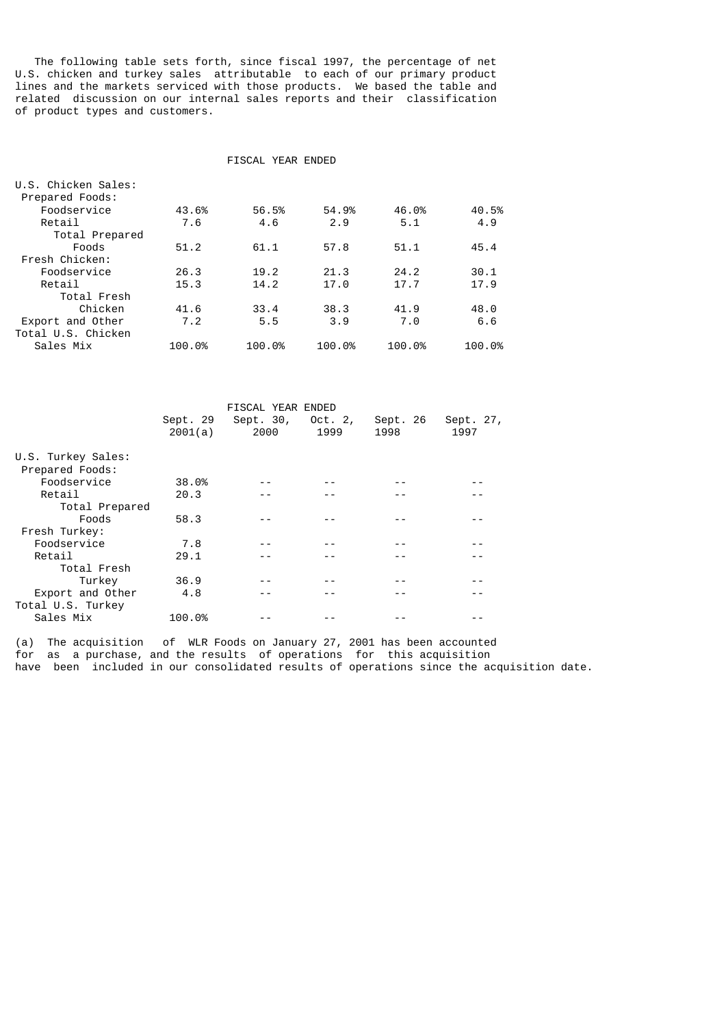The following table sets forth, since fiscal 1997, the percentage of net U.S. chicken and turkey sales attributable to each of our primary product lines and the markets serviced with those products. We based the table and related discussion on our internal sales reports and their classification of product types and customers.

| | FISCAL YEAR ENDED | | | | |
|---|---|---|---|---|---|
| U.S. Chicken Sales: | | | | | |
| Prepared Foods: | | | | | |
| Foodservice | 43.6% | 56.5% | 54.9% | 46.0% | 40.5% |
| Retail | 7.6 | 4.6 | 2.9 | 5.1 | 4.9 |
| Total Prepared Foods | 51.2 | 61.1 | 57.8 | 51.1 | 45.4 |
| Fresh Chicken: | | | | | |
| Foodservice | 26.3 | 19.2 | 21.3 | 24.2 | 30.1 |
| Retail | 15.3 | 14.2 | 17.0 | 17.7 | 17.9 |
| Total Fresh Chicken | 41.6 | 33.4 | 38.3 | 41.9 | 48.0 |
| Export and Other | 7.2 | 5.5 | 3.9 | 7.0 | 6.6 |
| Total U.S. Chicken Sales Mix | 100.0% | 100.0% | 100.0% | 100.0% | 100.0% |

| | FISCAL YEAR ENDED | | | | |
|---|---|---|---|---|---|
| | Sept. 29 2001(a) | Sept. 30, 2000 | Oct. 2, 1999 | Sept. 26 1998 | Sept. 27, 1997 |
| U.S. Turkey Sales: | | | | | |
| Prepared Foods: | | | | | |
| Foodservice | 38.0% | -- | -- | -- | -- |
| Retail | 20.3 | -- | -- | -- | -- |
| Total Prepared Foods | 58.3 | -- | -- | -- | -- |
| Fresh Turkey: | | | | | |
| Foodservice | 7.8 | -- | -- | -- | -- |
| Retail | 29.1 | -- | -- | -- | -- |
| Total Fresh Turkey | 36.9 | -- | -- | -- | -- |
| Export and Other | 4.8 | -- | -- | -- | -- |
| Total U.S. Turkey Sales Mix | 100.0% | -- | -- | -- | -- |

(a) The acquisition of WLR Foods on January 27, 2001 has been accounted for as a purchase, and the results of operations for this acquisition have been included in our consolidated results of operations since the acquisition date.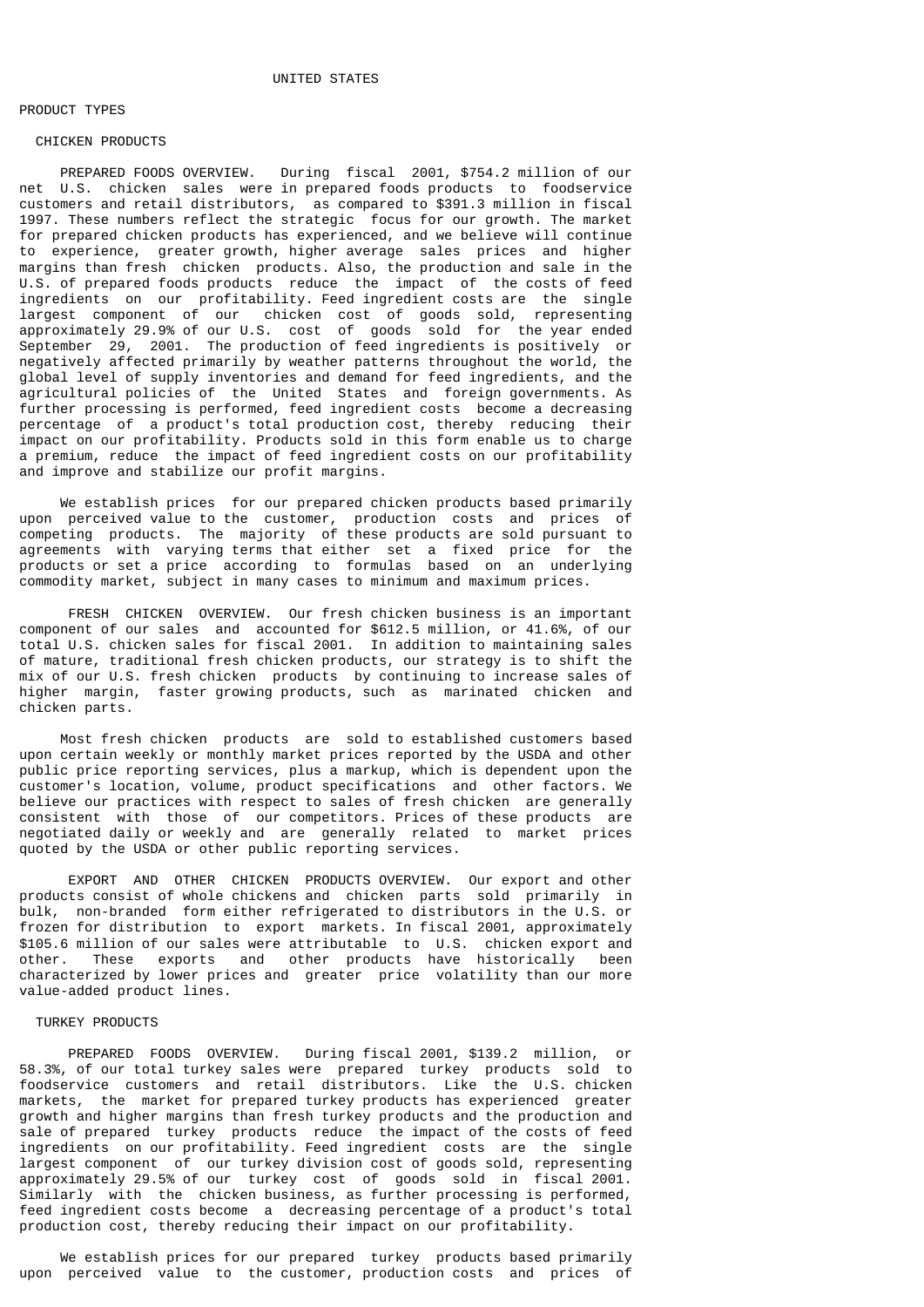## UNITED STATES

### PRODUCT TYPES

#### CHICKEN PRODUCTS

PREPARED FOODS OVERVIEW. During fiscal 2001, $754.2 million of our net U.S. chicken sales were in prepared foods products to foodservice customers and retail distributors, as compared to $391.3 million in fiscal 1997. These numbers reflect the strategic focus for our growth. The market for prepared chicken products has experienced, and we believe will continue to experience, greater growth, higher average sales prices and higher margins than fresh chicken products. Also, the production and sale in the U.S. of prepared foods products reduce the impact of the costs of feed ingredients on our profitability. Feed ingredient costs are the single largest component of our chicken cost of goods sold, representing approximately 29.9% of our U.S. cost of goods sold for the year ended September 29, 2001. The production of feed ingredients is positively or negatively affected primarily by weather patterns throughout the world, the global level of supply inventories and demand for feed ingredients, and the agricultural policies of the United States and foreign governments. As further processing is performed, feed ingredient costs become a decreasing percentage of a product's total production cost, thereby reducing their impact on our profitability. Products sold in this form enable us to charge a premium, reduce the impact of feed ingredient costs on our profitability and improve and stabilize our profit margins.

We establish prices for our prepared chicken products based primarily upon perceived value to the customer, production costs and prices of competing products. The majority of these products are sold pursuant to agreements with varying terms that either set a fixed price for the products or set a price according to formulas based on an underlying commodity market, subject in many cases to minimum and maximum prices.

FRESH CHICKEN OVERVIEW. Our fresh chicken business is an important component of our sales and accounted for $612.5 million, or 41.6%, of our total U.S. chicken sales for fiscal 2001. In addition to maintaining sales of mature, traditional fresh chicken products, our strategy is to shift the mix of our U.S. fresh chicken products by continuing to increase sales of higher margin, faster growing products, such as marinated chicken and chicken parts.

Most fresh chicken products are sold to established customers based upon certain weekly or monthly market prices reported by the USDA and other public price reporting services, plus a markup, which is dependent upon the customer's location, volume, product specifications and other factors. We believe our practices with respect to sales of fresh chicken are generally consistent with those of our competitors. Prices of these products are negotiated daily or weekly and are generally related to market prices quoted by the USDA or other public reporting services.

EXPORT AND OTHER CHICKEN PRODUCTS OVERVIEW. Our export and other products consist of whole chickens and chicken parts sold primarily in bulk, non-branded form either refrigerated to distributors in the U.S. or frozen for distribution to export markets. In fiscal 2001, approximately $105.6 million of our sales were attributable to U.S. chicken export and other. These exports and other products have historically been characterized by lower prices and greater price volatility than our more value-added product lines.

#### TURKEY PRODUCTS

PREPARED FOODS OVERVIEW. During fiscal 2001, $139.2 million, or 58.3%, of our total turkey sales were prepared turkey products sold to foodservice customers and retail distributors. Like the U.S. chicken markets, the market for prepared turkey products has experienced greater growth and higher margins than fresh turkey products and the production and sale of prepared turkey products reduce the impact of the costs of feed ingredients on our profitability. Feed ingredient costs are the single largest component of our turkey division cost of goods sold, representing approximately 29.5% of our turkey cost of goods sold in fiscal 2001. Similarly with the chicken business, as further processing is performed, feed ingredient costs become a decreasing percentage of a product's total production cost, thereby reducing their impact on our profitability.

We establish prices for our prepared turkey products based primarily upon perceived value to the customer, production costs and prices of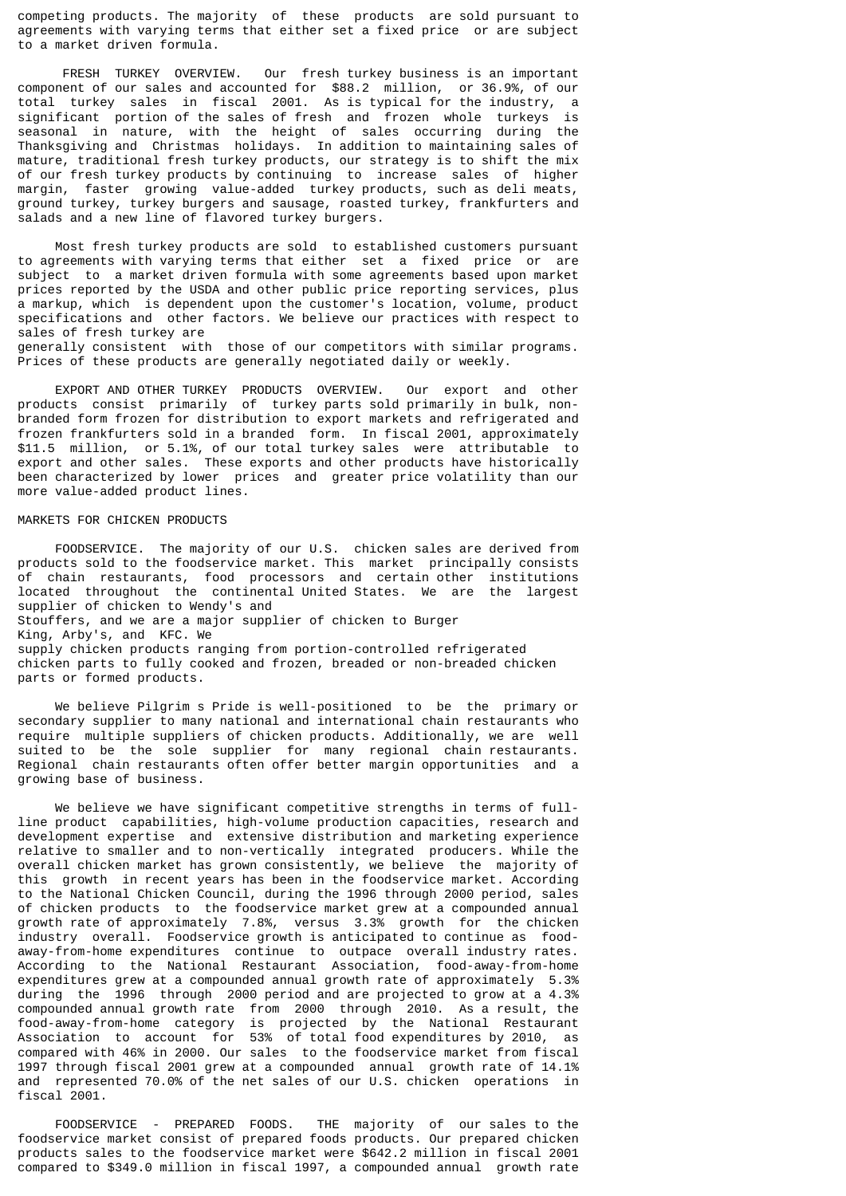competing products. The majority of these products are sold pursuant to agreements with varying terms that either set a fixed price or are subject to a market driven formula.

FRESH TURKEY OVERVIEW. Our fresh turkey business is an important component of our sales and accounted for $88.2 million, or 36.9%, of our total turkey sales in fiscal 2001. As is typical for the industry, a significant portion of the sales of fresh and frozen whole turkeys is seasonal in nature, with the height of sales occurring during the Thanksgiving and Christmas holidays. In addition to maintaining sales of mature, traditional fresh turkey products, our strategy is to shift the mix of our fresh turkey products by continuing to increase sales of higher margin, faster growing value-added turkey products, such as deli meats, ground turkey, turkey burgers and sausage, roasted turkey, frankfurters and salads and a new line of flavored turkey burgers.

Most fresh turkey products are sold to established customers pursuant to agreements with varying terms that either set a fixed price or are subject to a market driven formula with some agreements based upon market prices reported by the USDA and other public price reporting services, plus a markup, which is dependent upon the customer's location, volume, product specifications and other factors. We believe our practices with respect to sales of fresh turkey are generally consistent with those of our competitors with similar programs. Prices of these products are generally negotiated daily or weekly.

EXPORT AND OTHER TURKEY PRODUCTS OVERVIEW. Our export and other products consist primarily of turkey parts sold primarily in bulk, non-branded form frozen for distribution to export markets and refrigerated and frozen frankfurters sold in a branded form. In fiscal 2001, approximately $11.5 million, or 5.1%, of our total turkey sales were attributable to export and other sales. These exports and other products have historically been characterized by lower prices and greater price volatility than our more value-added product lines.

MARKETS FOR CHICKEN PRODUCTS

FOODSERVICE. The majority of our U.S. chicken sales are derived from products sold to the foodservice market. This market principally consists of chain restaurants, food processors and certain other institutions located throughout the continental United States. We are the largest supplier of chicken to Wendy's and Stouffers, and we are a major supplier of chicken to Burger King, Arby's, and KFC. We supply chicken products ranging from portion-controlled refrigerated chicken parts to fully cooked and frozen, breaded or non-breaded chicken parts or formed products.

We believe Pilgrim s Pride is well-positioned to be the primary or secondary supplier to many national and international chain restaurants who require multiple suppliers of chicken products. Additionally, we are well suited to be the sole supplier for many regional chain restaurants. Regional chain restaurants often offer better margin opportunities and a growing base of business.

We believe we have significant competitive strengths in terms of full-line product capabilities, high-volume production capacities, research and development expertise and extensive distribution and marketing experience relative to smaller and to non-vertically integrated producers. While the overall chicken market has grown consistently, we believe the majority of this growth in recent years has been in the foodservice market. According to the National Chicken Council, during the 1996 through 2000 period, sales of chicken products to the foodservice market grew at a compounded annual growth rate of approximately 7.8%, versus 3.3% growth for the chicken industry overall. Foodservice growth is anticipated to continue as food-away-from-home expenditures continue to outpace overall industry rates. According to the National Restaurant Association, food-away-from-home expenditures grew at a compounded annual growth rate of approximately 5.3% during the 1996 through 2000 period and are projected to grow at a 4.3% compounded annual growth rate from 2000 through 2010. As a result, the food-away-from-home category is projected by the National Restaurant Association to account for 53% of total food expenditures by 2010, as compared with 46% in 2000. Our sales to the foodservice market from fiscal 1997 through fiscal 2001 grew at a compounded annual growth rate of 14.1% and represented 70.0% of the net sales of our U.S. chicken operations in fiscal 2001.

FOODSERVICE - PREPARED FOODS. THE majority of our sales to the foodservice market consist of prepared foods products. Our prepared chicken products sales to the foodservice market were $642.2 million in fiscal 2001 compared to $349.0 million in fiscal 1997, a compounded annual growth rate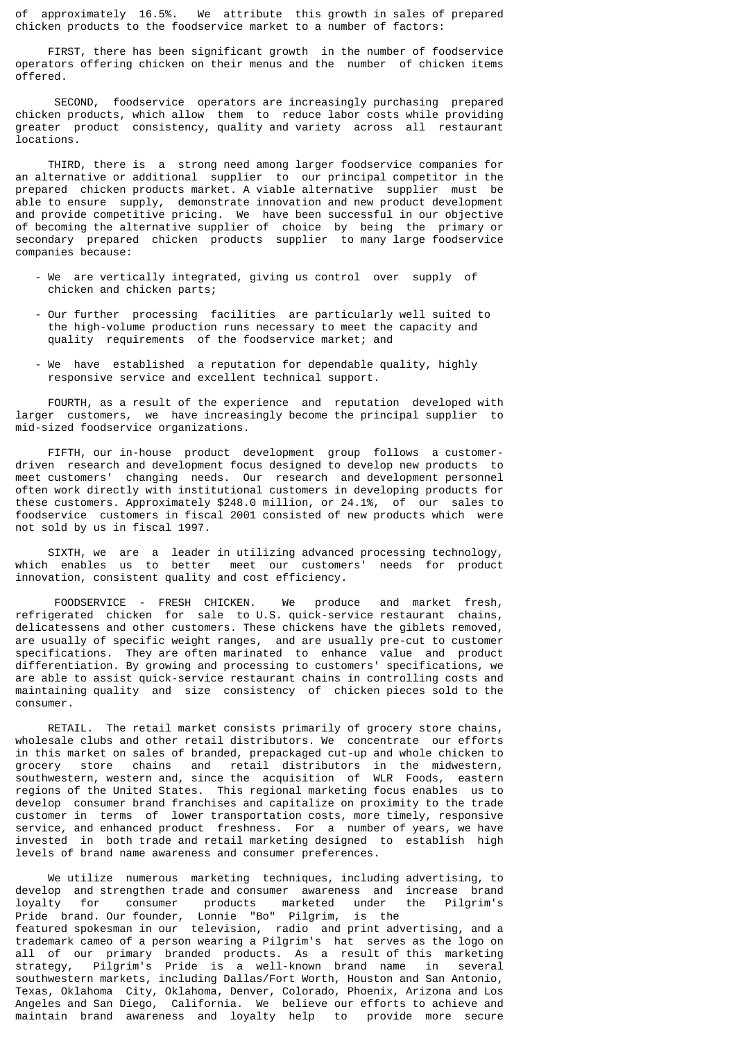of approximately 16.5%. We attribute this growth in sales of prepared chicken products to the foodservice market to a number of factors:

FIRST, there has been significant growth in the number of foodservice operators offering chicken on their menus and the number of chicken items offered.

SECOND, foodservice operators are increasingly purchasing prepared chicken products, which allow them to reduce labor costs while providing greater product consistency, quality and variety across all restaurant locations.

THIRD, there is a strong need among larger foodservice companies for an alternative or additional supplier to our principal competitor in the prepared chicken products market. A viable alternative supplier must be able to ensure supply, demonstrate innovation and new product development and provide competitive pricing. We have been successful in our objective of becoming the alternative supplier of choice by being the primary or secondary prepared chicken products supplier to many large foodservice companies because:

- We are vertically integrated, giving us control over supply of chicken and chicken parts;

- Our further processing facilities are particularly well suited to the high-volume production runs necessary to meet the capacity and quality requirements of the foodservice market; and

- We have established a reputation for dependable quality, highly responsive service and excellent technical support.

FOURTH, as a result of the experience and reputation developed with larger customers, we have increasingly become the principal supplier to mid-sized foodservice organizations.

FIFTH, our in-house product development group follows a customer-driven research and development focus designed to develop new products to meet customers' changing needs. Our research and development personnel often work directly with institutional customers in developing products for these customers. Approximately $248.0 million, or 24.1%, of our sales to foodservice customers in fiscal 2001 consisted of new products which were not sold by us in fiscal 1997.

SIXTH, we are a leader in utilizing advanced processing technology, which enables us to better meet our customers' needs for product innovation, consistent quality and cost efficiency.

FOODSERVICE - FRESH CHICKEN. We produce and market fresh, refrigerated chicken for sale to U.S. quick-service restaurant chains, delicatessens and other customers. These chickens have the giblets removed, are usually of specific weight ranges, and are usually pre-cut to customer specifications. They are often marinated to enhance value and product differentiation. By growing and processing to customers' specifications, we are able to assist quick-service restaurant chains in controlling costs and maintaining quality and size consistency of chicken pieces sold to the consumer.

RETAIL. The retail market consists primarily of grocery store chains, wholesale clubs and other retail distributors. We concentrate our efforts in this market on sales of branded, prepackaged cut-up and whole chicken to grocery store chains and retail distributors in the midwestern, southwestern, western and, since the acquisition of WLR Foods, eastern regions of the United States. This regional marketing focus enables us to develop consumer brand franchises and capitalize on proximity to the trade customer in terms of lower transportation costs, more timely, responsive service, and enhanced product freshness. For a number of years, we have invested in both trade and retail marketing designed to establish high levels of brand name awareness and consumer preferences.

We utilize numerous marketing techniques, including advertising, to develop and strengthen trade and consumer awareness and increase brand loyalty for consumer products marketed under the Pilgrim's Pride brand. Our founder, Lonnie "Bo" Pilgrim, is the featured spokesman in our television, radio and print advertising, and a trademark cameo of a person wearing a Pilgrim's hat serves as the logo on all of our primary branded products. As a result of this marketing strategy, Pilgrim's Pride is a well-known brand name in several southwestern markets, including Dallas/Fort Worth, Houston and San Antonio, Texas, Oklahoma City, Oklahoma, Denver, Colorado, Phoenix, Arizona and Los Angeles and San Diego, California. We believe our efforts to achieve and maintain brand awareness and loyalty help to provide more secure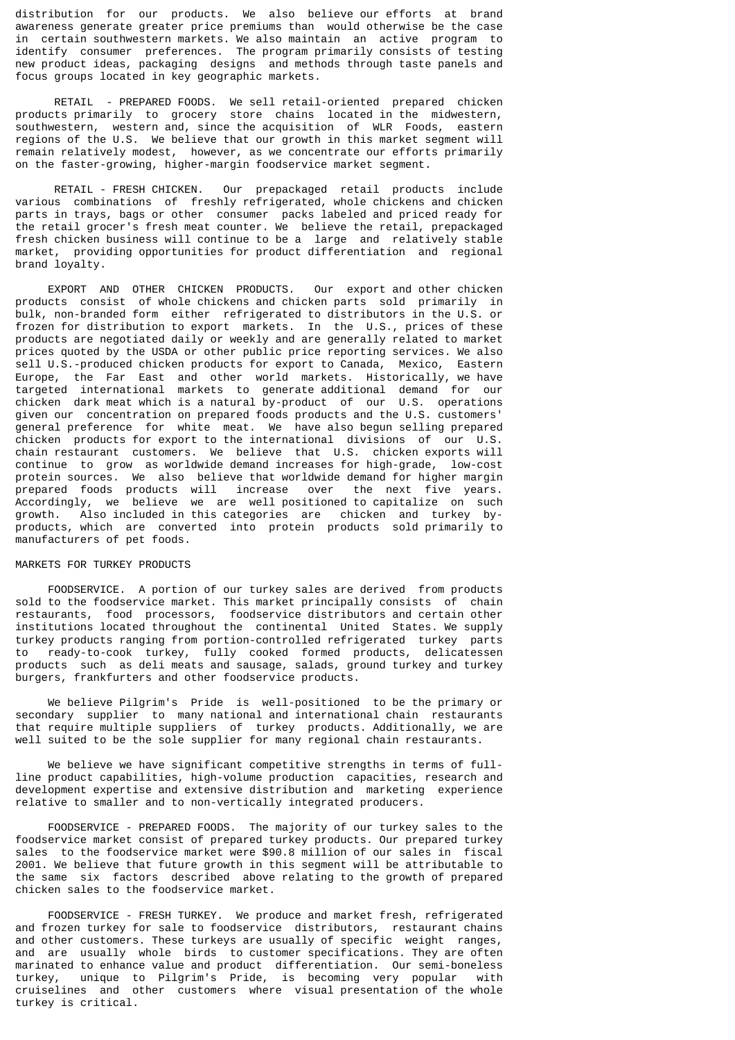distribution for our products. We also believe our efforts at brand awareness generate greater price premiums than would otherwise be the case in certain southwestern markets. We also maintain an active program to identify consumer preferences. The program primarily consists of testing new product ideas, packaging designs and methods through taste panels and focus groups located in key geographic markets.

RETAIL - PREPARED FOODS. We sell retail-oriented prepared chicken products primarily to grocery store chains located in the midwestern, southwestern, western and, since the acquisition of WLR Foods, eastern regions of the U.S. We believe that our growth in this market segment will remain relatively modest, however, as we concentrate our efforts primarily on the faster-growing, higher-margin foodservice market segment.

RETAIL - FRESH CHICKEN. Our prepackaged retail products include various combinations of freshly refrigerated, whole chickens and chicken parts in trays, bags or other consumer packs labeled and priced ready for the retail grocer's fresh meat counter. We believe the retail, prepackaged fresh chicken business will continue to be a large and relatively stable market, providing opportunities for product differentiation and regional brand loyalty.

EXPORT AND OTHER CHICKEN PRODUCTS. Our export and other chicken products consist of whole chickens and chicken parts sold primarily in bulk, non-branded form either refrigerated to distributors in the U.S. or frozen for distribution to export markets. In the U.S., prices of these products are negotiated daily or weekly and are generally related to market prices quoted by the USDA or other public price reporting services. We also sell U.S.-produced chicken products for export to Canada, Mexico, Eastern Europe, the Far East and other world markets. Historically, we have targeted international markets to generate additional demand for our chicken dark meat which is a natural by-product of our U.S. operations given our concentration on prepared foods products and the U.S. customers' general preference for white meat. We have also begun selling prepared chicken products for export to the international divisions of our U.S. chain restaurant customers. We believe that U.S. chicken exports will continue to grow as worldwide demand increases for high-grade, low-cost protein sources. We also believe that worldwide demand for higher margin prepared foods products will increase over the next five years. Accordingly, we believe we are well positioned to capitalize on such growth. Also included in this categories are chicken and turkey by-products, which are converted into protein products sold primarily to manufacturers of pet foods.

MARKETS FOR TURKEY PRODUCTS

FOODSERVICE. A portion of our turkey sales are derived from products sold to the foodservice market. This market principally consists of chain restaurants, food processors, foodservice distributors and certain other institutions located throughout the continental United States. We supply turkey products ranging from portion-controlled refrigerated turkey parts to ready-to-cook turkey, fully cooked formed products, delicatessen products such as deli meats and sausage, salads, ground turkey and turkey burgers, frankfurters and other foodservice products.

We believe Pilgrim's Pride is well-positioned to be the primary or secondary supplier to many national and international chain restaurants that require multiple suppliers of turkey products. Additionally, we are well suited to be the sole supplier for many regional chain restaurants.

We believe we have significant competitive strengths in terms of full-line product capabilities, high-volume production capacities, research and development expertise and extensive distribution and marketing experience relative to smaller and to non-vertically integrated producers.

FOODSERVICE - PREPARED FOODS. The majority of our turkey sales to the foodservice market consist of prepared turkey products. Our prepared turkey sales to the foodservice market were $90.8 million of our sales in fiscal 2001. We believe that future growth in this segment will be attributable to the same six factors described above relating to the growth of prepared chicken sales to the foodservice market.

FOODSERVICE - FRESH TURKEY. We produce and market fresh, refrigerated and frozen turkey for sale to foodservice distributors, restaurant chains and other customers. These turkeys are usually of specific weight ranges, and are usually whole birds to customer specifications. They are often marinated to enhance value and product differentiation. Our semi-boneless turkey, unique to Pilgrim's Pride, is becoming very popular with cruiselines and other customers where visual presentation of the whole turkey is critical.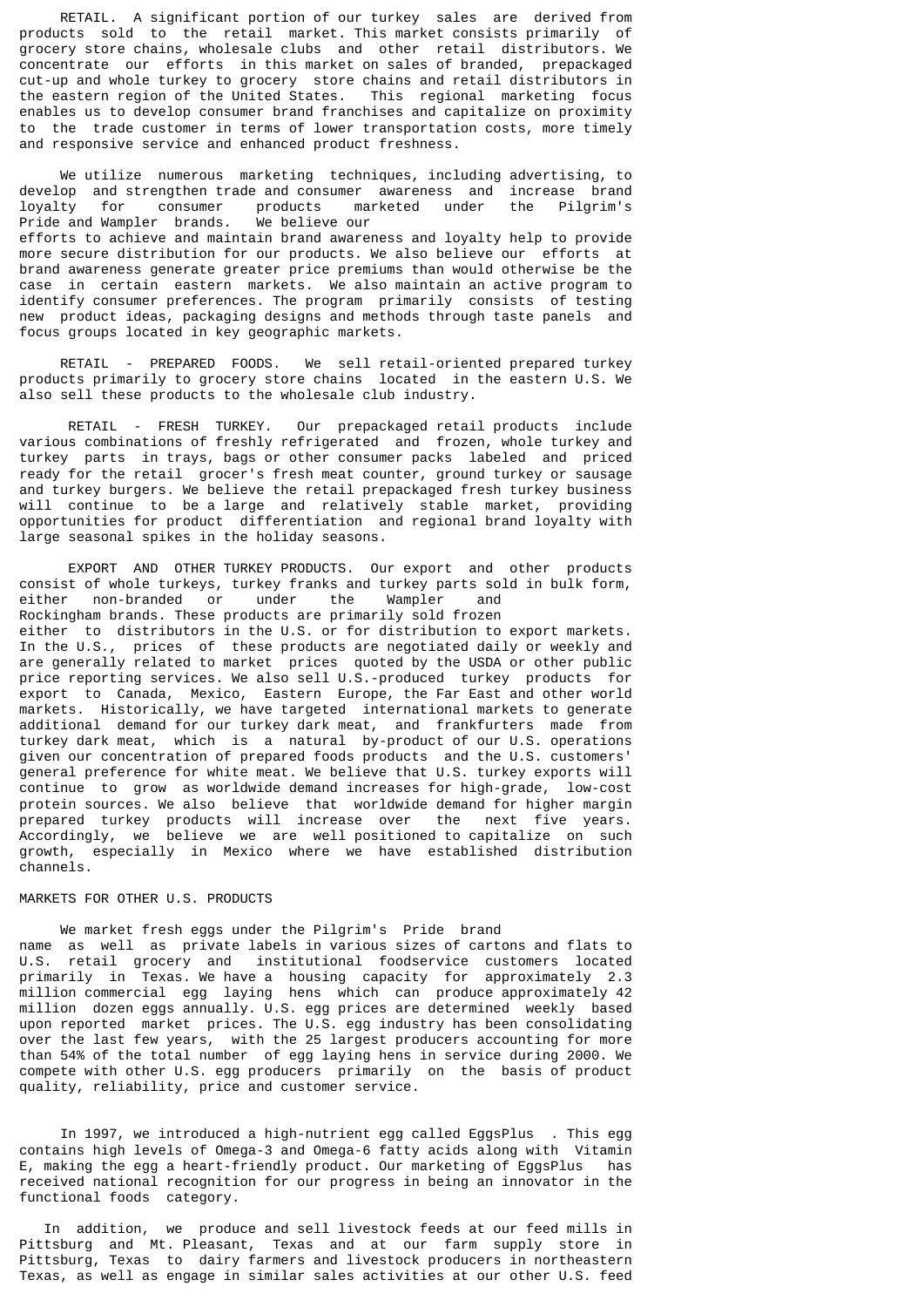RETAIL. A significant portion of our turkey sales are derived from products sold to the retail market. This market consists primarily of grocery store chains, wholesale clubs and other retail distributors. We concentrate our efforts in this market on sales of branded, prepackaged cut-up and whole turkey to grocery store chains and retail distributors in the eastern region of the United States. This regional marketing focus enables us to develop consumer brand franchises and capitalize on proximity to the trade customer in terms of lower transportation costs, more timely and responsive service and enhanced product freshness.

We utilize numerous marketing techniques, including advertising, to develop and strengthen trade and consumer awareness and increase brand loyalty for consumer products marketed under the Pilgrim's Pride and Wampler brands. We believe our efforts to achieve and maintain brand awareness and loyalty help to provide more secure distribution for our products. We also believe our efforts at brand awareness generate greater price premiums than would otherwise be the case in certain eastern markets. We also maintain an active program to identify consumer preferences. The program primarily consists of testing new product ideas, packaging designs and methods through taste panels and focus groups located in key geographic markets.

RETAIL - PREPARED FOODS. We sell retail-oriented prepared turkey products primarily to grocery store chains located in the eastern U.S. We also sell these products to the wholesale club industry.

RETAIL - FRESH TURKEY. Our prepackaged retail products include various combinations of freshly refrigerated and frozen, whole turkey and turkey parts in trays, bags or other consumer packs labeled and priced ready for the retail grocer's fresh meat counter, ground turkey or sausage and turkey burgers. We believe the retail prepackaged fresh turkey business will continue to be a large and relatively stable market, providing opportunities for product differentiation and regional brand loyalty with large seasonal spikes in the holiday seasons.

EXPORT AND OTHER TURKEY PRODUCTS. Our export and other products consist of whole turkeys, turkey franks and turkey parts sold in bulk form, either non-branded or under the Wampler and Rockingham brands. These products are primarily sold frozen either to distributors in the U.S. or for distribution to export markets. In the U.S., prices of these products are negotiated daily or weekly and are generally related to market prices quoted by the USDA or other public price reporting services. We also sell U.S.-produced turkey products for export to Canada, Mexico, Eastern Europe, the Far East and other world markets. Historically, we have targeted international markets to generate additional demand for our turkey dark meat, and frankfurters made from turkey dark meat, which is a natural by-product of our U.S. operations given our concentration of prepared foods products and the U.S. customers' general preference for white meat. We believe that U.S. turkey exports will continue to grow as worldwide demand increases for high-grade, low-cost protein sources. We also believe that worldwide demand for higher margin prepared turkey products will increase over the next five years. Accordingly, we believe we are well positioned to capitalize on such growth, especially in Mexico where we have established distribution channels.

MARKETS FOR OTHER U.S. PRODUCTS

We market fresh eggs under the Pilgrim's Pride brand name as well as private labels in various sizes of cartons and flats to U.S. retail grocery and institutional foodservice customers located primarily in Texas. We have a housing capacity for approximately 2.3 million commercial egg laying hens which can produce approximately 42 million dozen eggs annually. U.S. egg prices are determined weekly based upon reported market prices. The U.S. egg industry has been consolidating over the last few years, with the 25 largest producers accounting for more than 54% of the total number of egg laying hens in service during 2000. We compete with other U.S. egg producers primarily on the basis of product quality, reliability, price and customer service.

In 1997, we introduced a high-nutrient egg called EggsPlus. This egg contains high levels of Omega-3 and Omega-6 fatty acids along with Vitamin E, making the egg a heart-friendly product. Our marketing of EggsPlus has received national recognition for our progress in being an innovator in the functional foods category.

In addition, we produce and sell livestock feeds at our feed mills in Pittsburg and Mt. Pleasant, Texas and at our farm supply store in Pittsburg, Texas to dairy farmers and livestock producers in northeastern Texas, as well as engage in similar sales activities at our other U.S. feed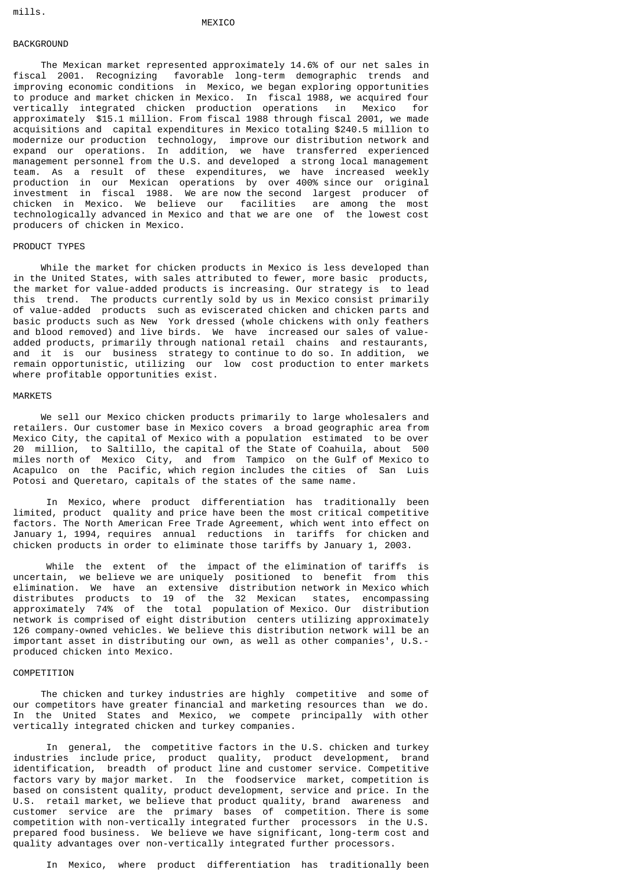mills.

## MEXICO

### BACKGROUND

The Mexican market represented approximately 14.6% of our net sales in fiscal 2001. Recognizing favorable long-term demographic trends and improving economic conditions in Mexico, we began exploring opportunities to produce and market chicken in Mexico. In fiscal 1988, we acquired four vertically integrated chicken production operations in Mexico for approximately \$15.1 million. From fiscal 1988 through fiscal 2001, we made acquisitions and capital expenditures in Mexico totaling \$240.5 million to modernize our production technology, improve our distribution network and expand our operations. In addition, we have transferred experienced management personnel from the U.S. and developed a strong local management team. As a result of these expenditures, we have increased weekly production in our Mexican operations by over 400% since our original investment in fiscal 1988. We are now the second largest producer of chicken in Mexico. We believe our facilities are among the most technologically advanced in Mexico and that we are one of the lowest cost producers of chicken in Mexico.

### PRODUCT TYPES

While the market for chicken products in Mexico is less developed than in the United States, with sales attributed to fewer, more basic products, the market for value-added products is increasing. Our strategy is to lead this trend. The products currently sold by us in Mexico consist primarily of value-added products such as eviscerated chicken and chicken parts and basic products such as New York dressed (whole chickens with only feathers and blood removed) and live birds. We have increased our sales of value-added products, primarily through national retail chains and restaurants, and it is our business strategy to continue to do so. In addition, we remain opportunistic, utilizing our low cost production to enter markets where profitable opportunities exist.

### MARKETS

We sell our Mexico chicken products primarily to large wholesalers and retailers. Our customer base in Mexico covers a broad geographic area from Mexico City, the capital of Mexico with a population estimated to be over 20 million, to Saltillo, the capital of the State of Coahuila, about 500 miles north of Mexico City, and from Tampico on the Gulf of Mexico to Acapulco on the Pacific, which region includes the cities of San Luis Potosi and Queretaro, capitals of the states of the same name.

In Mexico, where product differentiation has traditionally been limited, product quality and price have been the most critical competitive factors. The North American Free Trade Agreement, which went into effect on January 1, 1994, requires annual reductions in tariffs for chicken and chicken products in order to eliminate those tariffs by January 1, 2003.

While the extent of the impact of the elimination of tariffs is uncertain, we believe we are uniquely positioned to benefit from this elimination. We have an extensive distribution network in Mexico which distributes products to 19 of the 32 Mexican states, encompassing approximately 74% of the total population of Mexico. Our distribution network is comprised of eight distribution centers utilizing approximately 126 company-owned vehicles. We believe this distribution network will be an important asset in distributing our own, as well as other companies', U.S.-produced chicken into Mexico.

### COMPETITION

The chicken and turkey industries are highly competitive and some of our competitors have greater financial and marketing resources than we do. In the United States and Mexico, we compete principally with other vertically integrated chicken and turkey companies.

In general, the competitive factors in the U.S. chicken and turkey industries include price, product quality, product development, brand identification, breadth of product line and customer service. Competitive factors vary by major market. In the foodservice market, competition is based on consistent quality, product development, service and price. In the U.S. retail market, we believe that product quality, brand awareness and customer service are the primary bases of competition. There is some competition with non-vertically integrated further processors in the U.S. prepared food business. We believe we have significant, long-term cost and quality advantages over non-vertically integrated further processors.

In Mexico, where product differentiation has traditionally been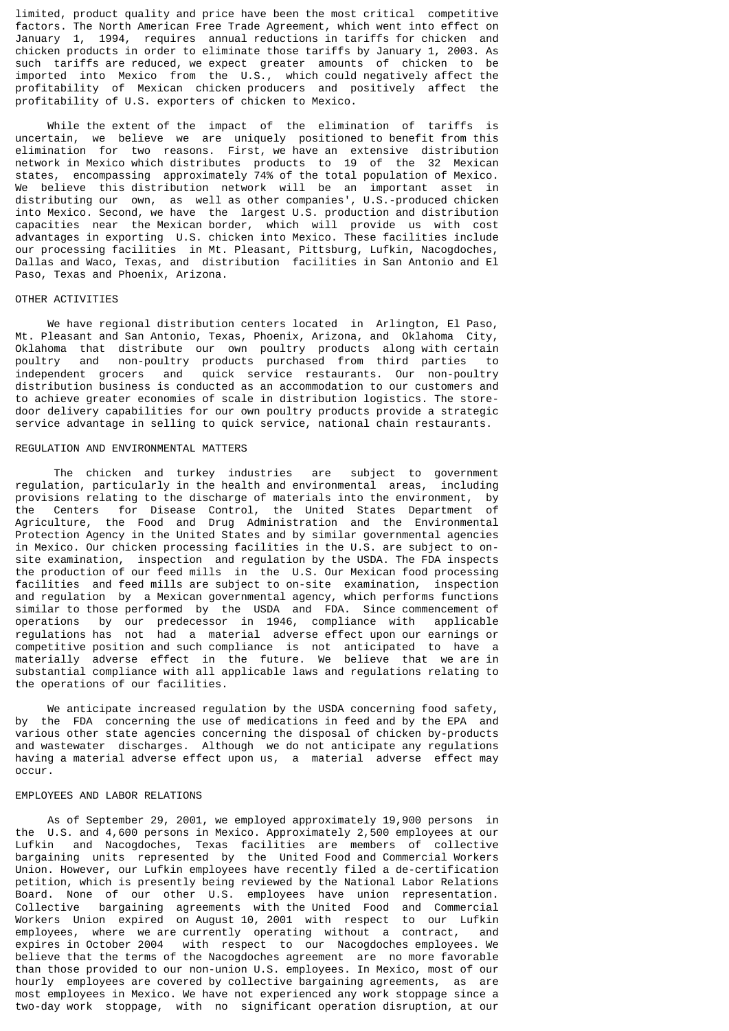limited, product quality and price have been the most critical competitive factors. The North American Free Trade Agreement, which went into effect on January 1, 1994, requires annual reductions in tariffs for chicken and chicken products in order to eliminate those tariffs by January 1, 2003. As such tariffs are reduced, we expect greater amounts of chicken to be imported into Mexico from the U.S., which could negatively affect the profitability of Mexican chicken producers and positively affect the profitability of U.S. exporters of chicken to Mexico.

While the extent of the impact of the elimination of tariffs is uncertain, we believe we are uniquely positioned to benefit from this elimination for two reasons. First, we have an extensive distribution network in Mexico which distributes products to 19 of the 32 Mexican states, encompassing approximately 74% of the total population of Mexico. We believe this distribution network will be an important asset in distributing our own, as well as other companies', U.S.-produced chicken into Mexico. Second, we have the largest U.S. production and distribution capacities near the Mexican border, which will provide us with cost advantages in exporting U.S. chicken into Mexico. These facilities include our processing facilities in Mt. Pleasant, Pittsburg, Lufkin, Nacogdoches, Dallas and Waco, Texas, and distribution facilities in San Antonio and El Paso, Texas and Phoenix, Arizona.

## OTHER ACTIVITIES

We have regional distribution centers located in Arlington, El Paso, Mt. Pleasant and San Antonio, Texas, Phoenix, Arizona, and Oklahoma City, Oklahoma that distribute our own poultry products along with certain poultry and non-poultry products purchased from third parties to independent grocers and quick service restaurants. Our non-poultry distribution business is conducted as an accommodation to our customers and to achieve greater economies of scale in distribution logistics. The store-door delivery capabilities for our own poultry products provide a strategic service advantage in selling to quick service, national chain restaurants.

## REGULATION AND ENVIRONMENTAL MATTERS

The chicken and turkey industries are subject to government regulation, particularly in the health and environmental areas, including provisions relating to the discharge of materials into the environment, by the Centers for Disease Control, the United States Department of Agriculture, the Food and Drug Administration and the Environmental Protection Agency in the United States and by similar governmental agencies in Mexico. Our chicken processing facilities in the U.S. are subject to on-site examination, inspection and regulation by the USDA. The FDA inspects the production of our feed mills in the U.S. Our Mexican food processing facilities and feed mills are subject to on-site examination, inspection and regulation by a Mexican governmental agency, which performs functions similar to those performed by the USDA and FDA. Since commencement of operations by our predecessor in 1946, compliance with applicable regulations has not had a material adverse effect upon our earnings or competitive position and such compliance is not anticipated to have a materially adverse effect in the future. We believe that we are in substantial compliance with all applicable laws and regulations relating to the operations of our facilities.

We anticipate increased regulation by the USDA concerning food safety, by the FDA concerning the use of medications in feed and by the EPA and various other state agencies concerning the disposal of chicken by-products and wastewater discharges. Although we do not anticipate any regulations having a material adverse effect upon us, a material adverse effect may occur.

## EMPLOYEES AND LABOR RELATIONS

As of September 29, 2001, we employed approximately 19,900 persons in the U.S. and 4,600 persons in Mexico. Approximately 2,500 employees at our Lufkin and Nacogdoches, Texas facilities are members of collective bargaining units represented by the United Food and Commercial Workers Union. However, our Lufkin employees have recently filed a de-certification petition, which is presently being reviewed by the National Labor Relations Board. None of our other U.S. employees have union representation. Collective bargaining agreements with the United Food and Commercial Workers Union expired on August 10, 2001 with respect to our Lufkin employees, where we are currently operating without a contract, and expires in October 2004 with respect to our Nacogdoches employees. We believe that the terms of the Nacogdoches agreement are no more favorable than those provided to our non-union U.S. employees. In Mexico, most of our hourly employees are covered by collective bargaining agreements, as are most employees in Mexico. We have not experienced any work stoppage since a two-day work stoppage, with no significant operation disruption, at our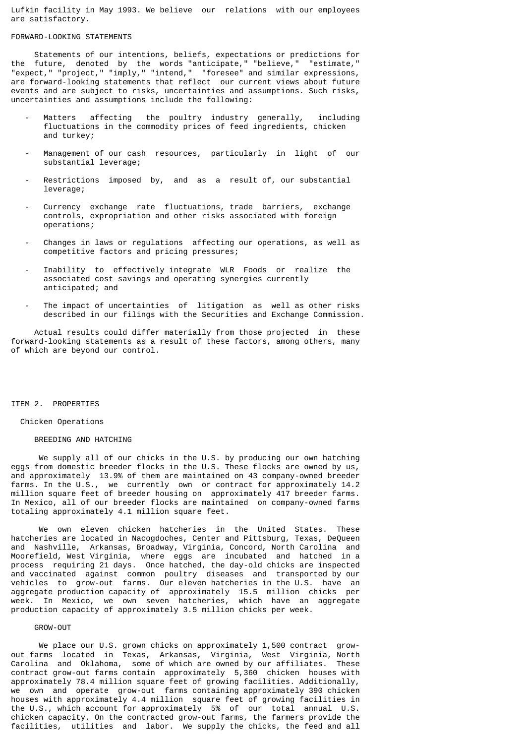Lufkin facility in May 1993. We believe our relations with our employees are satisfactory.

## FORWARD-LOOKING STATEMENTS

Statements of our intentions, beliefs, expectations or predictions for the future, denoted by the words "anticipate," "believe," "estimate," "expect," "project," "imply," "intend," "foresee" and similar expressions, are forward-looking statements that reflect our current views about future events and are subject to risks, uncertainties and assumptions. Such risks, uncertainties and assumptions include the following:

- Matters affecting the poultry industry generally, including fluctuations in the commodity prices of feed ingredients, chicken and turkey;
- Management of our cash resources, particularly in light of our substantial leverage;
- Restrictions imposed by, and as a result of, our substantial leverage;
- Currency exchange rate fluctuations, trade barriers, exchange controls, expropriation and other risks associated with foreign operations;
- Changes in laws or regulations affecting our operations, as well as competitive factors and pricing pressures;
- Inability to effectively integrate WLR Foods or realize the associated cost savings and operating synergies currently anticipated; and
- The impact of uncertainties of litigation as well as other risks described in our filings with the Securities and Exchange Commission.

Actual results could differ materially from those projected in these forward-looking statements as a result of these factors, among others, many of which are beyond our control.

# ITEM 2. PROPERTIES

## Chicken Operations

### BREEDING AND HATCHING

We supply all of our chicks in the U.S. by producing our own hatching eggs from domestic breeder flocks in the U.S. These flocks are owned by us, and approximately 13.9% of them are maintained on 43 company-owned breeder farms. In the U.S., we currently own or contract for approximately 14.2 million square feet of breeder housing on approximately 417 breeder farms. In Mexico, all of our breeder flocks are maintained on company-owned farms totaling approximately 4.1 million square feet.

We own eleven chicken hatcheries in the United States. These hatcheries are located in Nacogdoches, Center and Pittsburg, Texas, DeQueen and Nashville, Arkansas, Broadway, Virginia, Concord, North Carolina and Moorefield, West Virginia, where eggs are incubated and hatched in a process requiring 21 days. Once hatched, the day-old chicks are inspected and vaccinated against common poultry diseases and transported by our vehicles to grow-out farms. Our eleven hatcheries in the U.S. have an aggregate production capacity of approximately 15.5 million chicks per week. In Mexico, we own seven hatcheries, which have an aggregate production capacity of approximately 3.5 million chicks per week.

### GROW-OUT

We place our U.S. grown chicks on approximately 1,500 contract grow-out farms located in Texas, Arkansas, Virginia, West Virginia, North Carolina and Oklahoma, some of which are owned by our affiliates. These contract grow-out farms contain approximately 5,360 chicken houses with approximately 78.4 million square feet of growing facilities. Additionally, we own and operate grow-out farms containing approximately 390 chicken houses with approximately 4.4 million square feet of growing facilities in the U.S., which account for approximately 5% of our total annual U.S. chicken capacity. On the contracted grow-out farms, the farmers provide the facilities, utilities and labor. We supply the chicks, the feed and all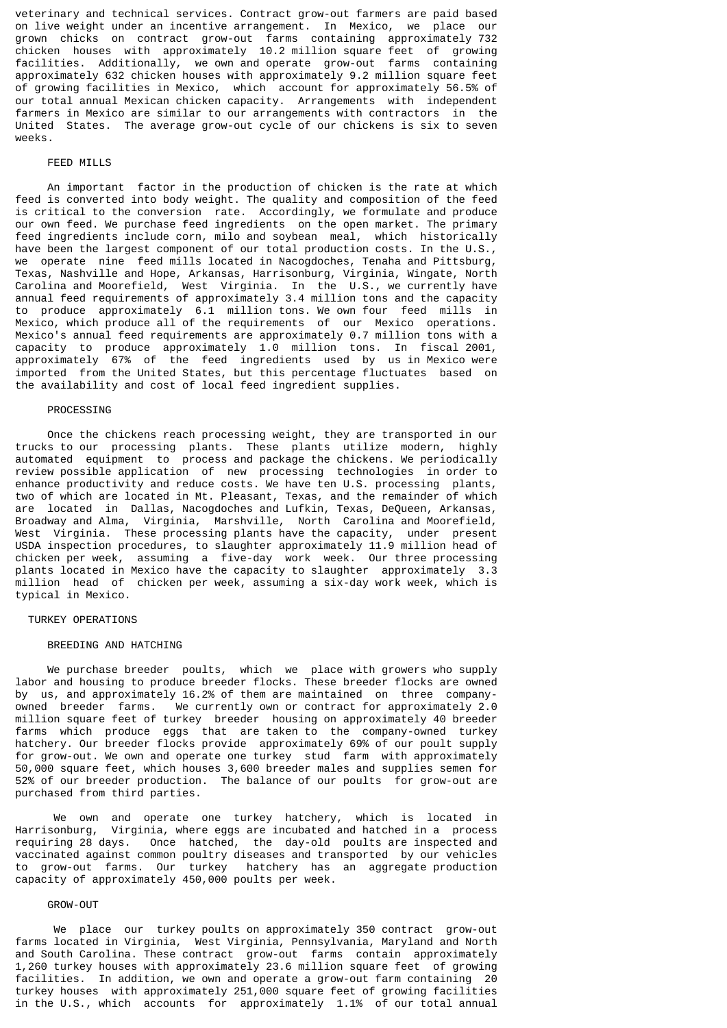veterinary and technical services. Contract grow-out farmers are paid based on live weight under an incentive arrangement. In Mexico, we place our grown chicks on contract grow-out farms containing approximately 732 chicken houses with approximately 10.2 million square feet of growing facilities. Additionally, we own and operate grow-out farms containing approximately 632 chicken houses with approximately 9.2 million square feet of growing facilities in Mexico, which account for approximately 56.5% of our total annual Mexican chicken capacity. Arrangements with independent farmers in Mexico are similar to our arrangements with contractors in the United States. The average grow-out cycle of our chickens is six to seven weeks.

### FEED MILLS

An important factor in the production of chicken is the rate at which feed is converted into body weight. The quality and composition of the feed is critical to the conversion rate. Accordingly, we formulate and produce our own feed. We purchase feed ingredients on the open market. The primary feed ingredients include corn, milo and soybean meal, which historically have been the largest component of our total production costs. In the U.S., we operate nine feed mills located in Nacogdoches, Tenaha and Pittsburg, Texas, Nashville and Hope, Arkansas, Harrisonburg, Virginia, Wingate, North Carolina and Moorefield, West Virginia. In the U.S., we currently have annual feed requirements of approximately 3.4 million tons and the capacity to produce approximately 6.1 million tons. We own four feed mills in Mexico, which produce all of the requirements of our Mexico operations. Mexico's annual feed requirements are approximately 0.7 million tons with a capacity to produce approximately 1.0 million tons. In fiscal 2001, approximately 67% of the feed ingredients used by us in Mexico were imported from the United States, but this percentage fluctuates based on the availability and cost of local feed ingredient supplies.

### PROCESSING

Once the chickens reach processing weight, they are transported in our trucks to our processing plants. These plants utilize modern, highly automated equipment to process and package the chickens. We periodically review possible application of new processing technologies in order to enhance productivity and reduce costs. We have ten U.S. processing plants, two of which are located in Mt. Pleasant, Texas, and the remainder of which are located in Dallas, Nacogdoches and Lufkin, Texas, DeQueen, Arkansas, Broadway and Alma, Virginia, Marshville, North Carolina and Moorefield, West Virginia. These processing plants have the capacity, under present USDA inspection procedures, to slaughter approximately 11.9 million head of chicken per week, assuming a five-day work week. Our three processing plants located in Mexico have the capacity to slaughter approximately 3.3 million head of chicken per week, assuming a six-day work week, which is typical in Mexico.

## TURKEY OPERATIONS

### BREEDING AND HATCHING

We purchase breeder poults, which we place with growers who supply labor and housing to produce breeder flocks. These breeder flocks are owned by us, and approximately 16.2% of them are maintained on three company-owned breeder farms. We currently own or contract for approximately 2.0 million square feet of turkey breeder housing on approximately 40 breeder farms which produce eggs that are taken to the company-owned turkey hatchery. Our breeder flocks provide approximately 69% of our poult supply for grow-out. We own and operate one turkey stud farm with approximately 50,000 square feet, which houses 3,600 breeder males and supplies semen for 52% of our breeder production. The balance of our poults for grow-out are purchased from third parties.

We own and operate one turkey hatchery, which is located in Harrisonburg, Virginia, where eggs are incubated and hatched in a process requiring 28 days. Once hatched, the day-old poults are inspected and vaccinated against common poultry diseases and transported by our vehicles to grow-out farms. Our turkey hatchery has an aggregate production capacity of approximately 450,000 poults per week.

### GROW-OUT

We place our turkey poults on approximately 350 contract grow-out farms located in Virginia, West Virginia, Pennsylvania, Maryland and North and South Carolina. These contract grow-out farms contain approximately 1,260 turkey houses with approximately 23.6 million square feet of growing facilities. In addition, we own and operate a grow-out farm containing 20 turkey houses with approximately 251,000 square feet of growing facilities in the U.S., which accounts for approximately 1.1% of our total annual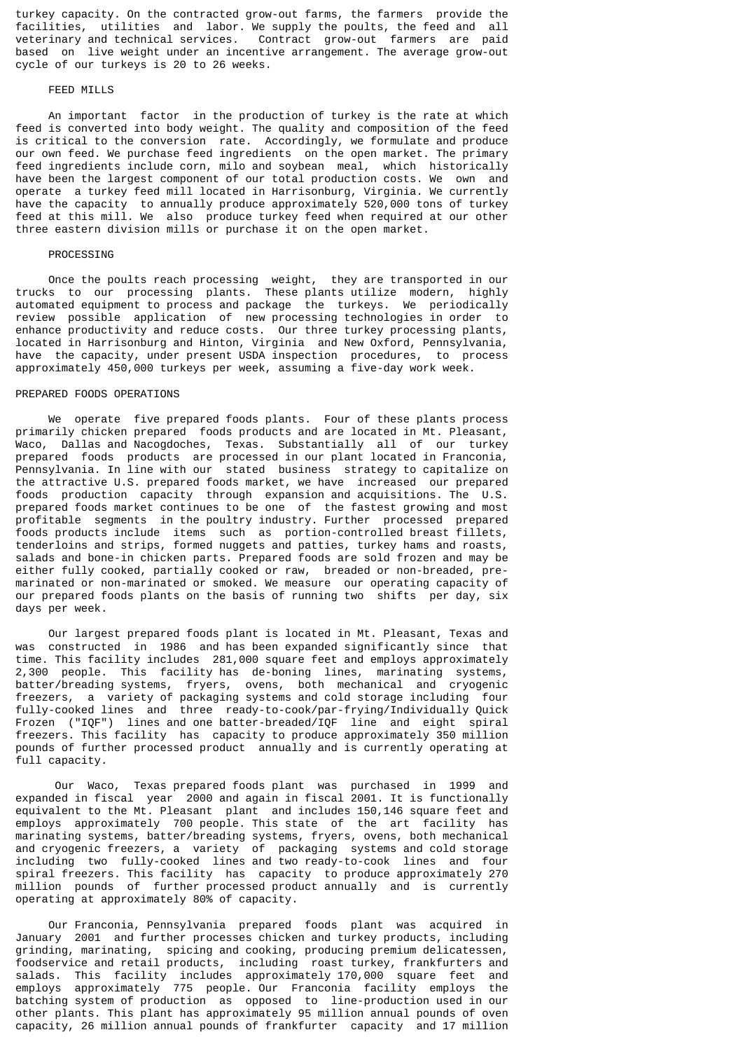turkey capacity. On the contracted grow-out farms, the farmers provide the facilities, utilities and labor. We supply the poults, the feed and all veterinary and technical services. Contract grow-out farmers are paid based on live weight under an incentive arrangement. The average grow-out cycle of our turkeys is 20 to 26 weeks.

### FEED MILLS

An important factor in the production of turkey is the rate at which feed is converted into body weight. The quality and composition of the feed is critical to the conversion rate. Accordingly, we formulate and produce our own feed. We purchase feed ingredients on the open market. The primary feed ingredients include corn, milo and soybean meal, which historically have been the largest component of our total production costs. We own and operate a turkey feed mill located in Harrisonburg, Virginia. We currently have the capacity to annually produce approximately 520,000 tons of turkey feed at this mill. We also produce turkey feed when required at our other three eastern division mills or purchase it on the open market.

### PROCESSING

Once the poults reach processing weight, they are transported in our trucks to our processing plants. These plants utilize modern, highly automated equipment to process and package the turkeys. We periodically review possible application of new processing technologies in order to enhance productivity and reduce costs. Our three turkey processing plants, located in Harrisonburg and Hinton, Virginia and New Oxford, Pennsylvania, have the capacity, under present USDA inspection procedures, to process approximately 450,000 turkeys per week, assuming a five-day work week.

## PREPARED FOODS OPERATIONS

We operate five prepared foods plants. Four of these plants process primarily chicken prepared foods products and are located in Mt. Pleasant, Waco, Dallas and Nacogdoches, Texas. Substantially all of our turkey prepared foods products are processed in our plant located in Franconia, Pennsylvania. In line with our stated business strategy to capitalize on the attractive U.S. prepared foods market, we have increased our prepared foods production capacity through expansion and acquisitions. The U.S. prepared foods market continues to be one of the fastest growing and most profitable segments in the poultry industry. Further processed prepared foods products include items such as portion-controlled breast fillets, tenderloins and strips, formed nuggets and patties, turkey hams and roasts, salads and bone-in chicken parts. Prepared foods are sold frozen and may be either fully cooked, partially cooked or raw, breaded or non-breaded, pre-marinated or non-marinated or smoked. We measure our operating capacity of our prepared foods plants on the basis of running two shifts per day, six days per week.

Our largest prepared foods plant is located in Mt. Pleasant, Texas and was constructed in 1986 and has been expanded significantly since that time. This facility includes 281,000 square feet and employs approximately 2,300 people. This facility has de-boning lines, marinating systems, batter/breading systems, fryers, ovens, both mechanical and cryogenic freezers, a variety of packaging systems and cold storage including four fully-cooked lines and three ready-to-cook/par-frying/Individually Quick Frozen ("IQF") lines and one batter-breaded/IQF line and eight spiral freezers. This facility has capacity to produce approximately 350 million pounds of further processed product annually and is currently operating at full capacity.

Our Waco, Texas prepared foods plant was purchased in 1999 and expanded in fiscal year 2000 and again in fiscal 2001. It is functionally equivalent to the Mt. Pleasant plant and includes 150,146 square feet and employs approximately 700 people. This state of the art facility has marinating systems, batter/breading systems, fryers, ovens, both mechanical and cryogenic freezers, a variety of packaging systems and cold storage including two fully-cooked lines and two ready-to-cook lines and four spiral freezers. This facility has capacity to produce approximately 270 million pounds of further processed product annually and is currently operating at approximately 80% of capacity.

Our Franconia, Pennsylvania prepared foods plant was acquired in January 2001 and further processes chicken and turkey products, including grinding, marinating, spicing and cooking, producing premium delicatessen, foodservice and retail products, including roast turkey, frankfurters and salads. This facility includes approximately 170,000 square feet and employs approximately 775 people. Our Franconia facility employs the batching system of production as opposed to line-production used in our other plants. This plant has approximately 95 million annual pounds of oven capacity, 26 million annual pounds of frankfurter capacity and 17 million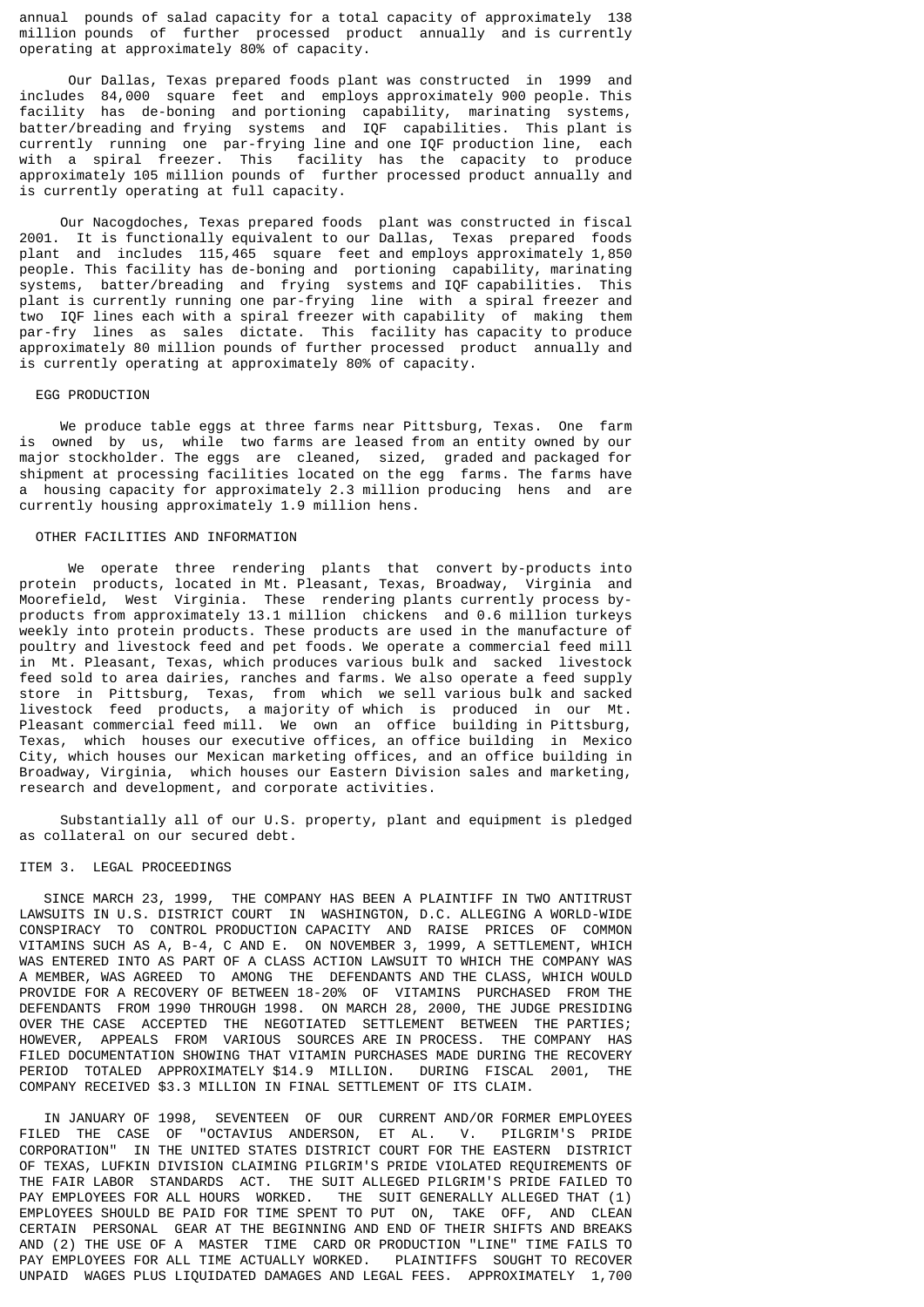annual pounds of salad capacity for a total capacity of approximately 138 million pounds of further processed product annually and is currently operating at approximately 80% of capacity.

Our Dallas, Texas prepared foods plant was constructed in 1999 and includes 84,000 square feet and employs approximately 900 people. This facility has de-boning and portioning capability, marinating systems, batter/breading and frying systems and IQF capabilities. This plant is currently running one par-frying line and one IQF production line, each with a spiral freezer. This facility has the capacity to produce approximately 105 million pounds of further processed product annually and is currently operating at full capacity.

Our Nacogdoches, Texas prepared foods plant was constructed in fiscal 2001. It is functionally equivalent to our Dallas, Texas prepared foods plant and includes 115,465 square feet and employs approximately 1,850 people. This facility has de-boning and portioning capability, marinating systems, batter/breading and frying systems and IQF capabilities. This plant is currently running one par-frying line with a spiral freezer and two IQF lines each with a spiral freezer with capability of making them par-fry lines as sales dictate. This facility has capacity to produce approximately 80 million pounds of further processed product annually and is currently operating at approximately 80% of capacity.

### EGG PRODUCTION

We produce table eggs at three farms near Pittsburg, Texas. One farm is owned by us, while two farms are leased from an entity owned by our major stockholder. The eggs are cleaned, sized, graded and packaged for shipment at processing facilities located on the egg farms. The farms have a housing capacity for approximately 2.3 million producing hens and are currently housing approximately 1.9 million hens.

### OTHER FACILITIES AND INFORMATION

We operate three rendering plants that convert by-products into protein products, located in Mt. Pleasant, Texas, Broadway, Virginia and Moorefield, West Virginia. These rendering plants currently process by-products from approximately 13.1 million chickens and 0.6 million turkeys weekly into protein products. These products are used in the manufacture of poultry and livestock feed and pet foods. We operate a commercial feed mill in Mt. Pleasant, Texas, which produces various bulk and sacked livestock feed sold to area dairies, ranches and farms. We also operate a feed supply store in Pittsburg, Texas, from which we sell various bulk and sacked livestock feed products, a majority of which is produced in our Mt. Pleasant commercial feed mill. We own an office building in Pittsburg, Texas, which houses our executive offices, an office building in Mexico City, which houses our Mexican marketing offices, and an office building in Broadway, Virginia, which houses our Eastern Division sales and marketing, research and development, and corporate activities.

Substantially all of our U.S. property, plant and equipment is pledged as collateral on our secured debt.

## ITEM 3. LEGAL PROCEEDINGS

SINCE MARCH 23, 1999, THE COMPANY HAS BEEN A PLAINTIFF IN TWO ANTITRUST LAWSUITS IN U.S. DISTRICT COURT IN WASHINGTON, D.C. ALLEGING A WORLD-WIDE CONSPIRACY TO CONTROL PRODUCTION CAPACITY AND RAISE PRICES OF COMMON VITAMINS SUCH AS A, B-4, C AND E. ON NOVEMBER 3, 1999, A SETTLEMENT, WHICH WAS ENTERED INTO AS PART OF A CLASS ACTION LAWSUIT TO WHICH THE COMPANY WAS A MEMBER, WAS AGREED TO AMONG THE DEFENDANTS AND THE CLASS, WHICH WOULD PROVIDE FOR A RECOVERY OF BETWEEN 18-20% OF VITAMINS PURCHASED FROM THE DEFENDANTS FROM 1990 THROUGH 1998. ON MARCH 28, 2000, THE JUDGE PRESIDING OVER THE CASE ACCEPTED THE NEGOTIATED SETTLEMENT BETWEEN THE PARTIES; HOWEVER, APPEALS FROM VARIOUS SOURCES ARE IN PROCESS. THE COMPANY HAS FILED DOCUMENTATION SHOWING THAT VITAMIN PURCHASES MADE DURING THE RECOVERY PERIOD TOTALED APPROXIMATELY $14.9 MILLION. DURING FISCAL 2001, THE COMPANY RECEIVED $3.3 MILLION IN FINAL SETTLEMENT OF ITS CLAIM.

IN JANUARY OF 1998, SEVENTEEN OF OUR CURRENT AND/OR FORMER EMPLOYEES FILED THE CASE OF "OCTAVIUS ANDERSON, ET AL. V. PILGRIM'S PRIDE CORPORATION" IN THE UNITED STATES DISTRICT COURT FOR THE EASTERN DISTRICT OF TEXAS, LUFKIN DIVISION CLAIMING PILGRIM'S PRIDE VIOLATED REQUIREMENTS OF THE FAIR LABOR STANDARDS ACT. THE SUIT ALLEGED PILGRIM'S PRIDE FAILED TO PAY EMPLOYEES FOR ALL HOURS WORKED. THE SUIT GENERALLY ALLEGED THAT (1) EMPLOYEES SHOULD BE PAID FOR TIME SPENT TO PUT ON, TAKE OFF, AND CLEAN CERTAIN PERSONAL GEAR AT THE BEGINNING AND END OF THEIR SHIFTS AND BREAKS AND (2) THE USE OF A MASTER TIME CARD OR PRODUCTION "LINE" TIME FAILS TO PAY EMPLOYEES FOR ALL TIME ACTUALLY WORKED. PLAINTIFFS SOUGHT TO RECOVER UNPAID WAGES PLUS LIQUIDATED DAMAGES AND LEGAL FEES. APPROXIMATELY 1,700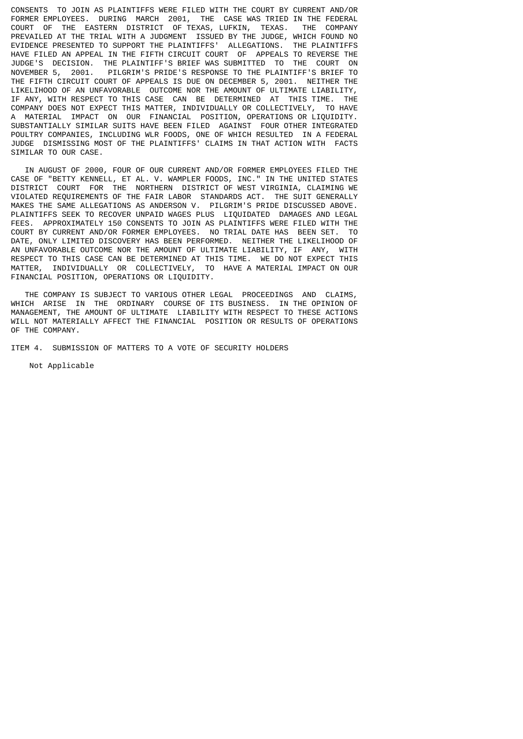CONSENTS TO JOIN AS PLAINTIFFS WERE FILED WITH THE COURT BY CURRENT AND/OR FORMER EMPLOYEES. DURING MARCH 2001, THE CASE WAS TRIED IN THE FEDERAL COURT OF THE EASTERN DISTRICT OF TEXAS, LUFKIN, TEXAS. THE COMPANY PREVAILED AT THE TRIAL WITH A JUDGMENT ISSUED BY THE JUDGE, WHICH FOUND NO EVIDENCE PRESENTED TO SUPPORT THE PLAINTIFFS' ALLEGATIONS. THE PLAINTIFFS HAVE FILED AN APPEAL IN THE FIFTH CIRCUIT COURT OF APPEALS TO REVERSE THE JUDGE'S DECISION. THE PLAINTIFF'S BRIEF WAS SUBMITTED TO THE COURT ON NOVEMBER 5, 2001. PILGRIM'S PRIDE'S RESPONSE TO THE PLAINTIFF'S BRIEF TO THE FIFTH CIRCUIT COURT OF APPEALS IS DUE ON DECEMBER 5, 2001. NEITHER THE LIKELIHOOD OF AN UNFAVORABLE OUTCOME NOR THE AMOUNT OF ULTIMATE LIABILITY, IF ANY, WITH RESPECT TO THIS CASE CAN BE DETERMINED AT THIS TIME. THE COMPANY DOES NOT EXPECT THIS MATTER, INDIVIDUALLY OR COLLECTIVELY, TO HAVE A MATERIAL IMPACT ON OUR FINANCIAL POSITION, OPERATIONS OR LIQUIDITY. SUBSTANTIALLY SIMILAR SUITS HAVE BEEN FILED AGAINST FOUR OTHER INTEGRATED POULTRY COMPANIES, INCLUDING WLR FOODS, ONE OF WHICH RESULTED IN A FEDERAL JUDGE DISMISSING MOST OF THE PLAINTIFFS' CLAIMS IN THAT ACTION WITH FACTS SIMILAR TO OUR CASE.

IN AUGUST OF 2000, FOUR OF OUR CURRENT AND/OR FORMER EMPLOYEES FILED THE CASE OF "BETTY KENNELL, ET AL. V. WAMPLER FOODS, INC." IN THE UNITED STATES DISTRICT COURT FOR THE NORTHERN DISTRICT OF WEST VIRGINIA, CLAIMING WE VIOLATED REQUIREMENTS OF THE FAIR LABOR STANDARDS ACT. THE SUIT GENERALLY MAKES THE SAME ALLEGATIONS AS ANDERSON V. PILGRIM'S PRIDE DISCUSSED ABOVE. PLAINTIFFS SEEK TO RECOVER UNPAID WAGES PLUS LIQUIDATED DAMAGES AND LEGAL FEES. APPROXIMATELY 150 CONSENTS TO JOIN AS PLAINTIFFS WERE FILED WITH THE COURT BY CURRENT AND/OR FORMER EMPLOYEES. NO TRIAL DATE HAS BEEN SET. TO DATE, ONLY LIMITED DISCOVERY HAS BEEN PERFORMED. NEITHER THE LIKELIHOOD OF AN UNFAVORABLE OUTCOME NOR THE AMOUNT OF ULTIMATE LIABILITY, IF ANY, WITH RESPECT TO THIS CASE CAN BE DETERMINED AT THIS TIME. WE DO NOT EXPECT THIS MATTER, INDIVIDUALLY OR COLLECTIVELY, TO HAVE A MATERIAL IMPACT ON OUR FINANCIAL POSITION, OPERATIONS OR LIQUIDITY.

THE COMPANY IS SUBJECT TO VARIOUS OTHER LEGAL PROCEEDINGS AND CLAIMS, WHICH ARISE IN THE ORDINARY COURSE OF ITS BUSINESS. IN THE OPINION OF MANAGEMENT, THE AMOUNT OF ULTIMATE LIABILITY WITH RESPECT TO THESE ACTIONS WILL NOT MATERIALLY AFFECT THE FINANCIAL POSITION OR RESULTS OF OPERATIONS OF THE COMPANY.

## ITEM 4. SUBMISSION OF MATTERS TO A VOTE OF SECURITY HOLDERS

Not Applicable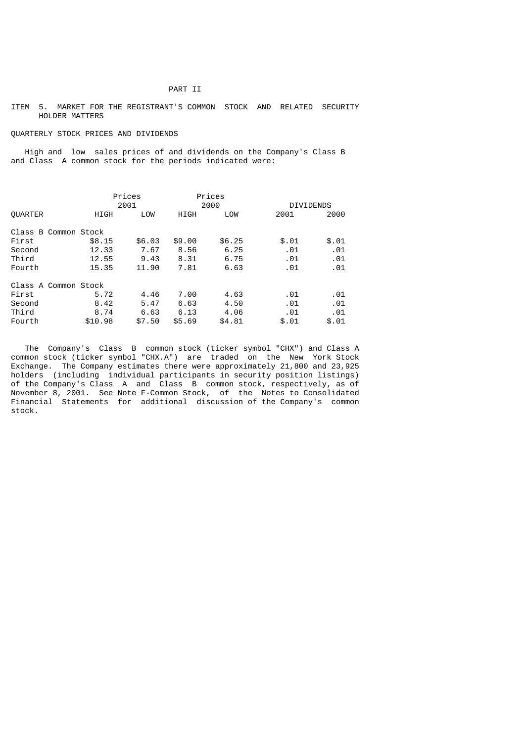# PART II

## ITEM 5. MARKET FOR THE REGISTRANT'S COMMON STOCK AND RELATED SECURITY HOLDER MATTERS

### QUARTERLY STOCK PRICES AND DIVIDENDS

High and low sales prices of and dividends on the Company's Class B and Class A common stock for the periods indicated were:

| | Prices 2001 | | Prices 2000 | | DIVIDENDS | |
|---|---|---|---|---|---|---|
| QUARTER | HIGH | LOW | HIGH | LOW | 2001 | 2000 |
| Class B Common Stock | | | | | | |
| First | $8.15 | $6.03 | $9.00 | $6.25 | $.01 | $.01 |
| Second | 12.33 | 7.67 | 8.56 | 6.25 | .01 | .01 |
| Third | 12.55 | 9.43 | 8.31 | 6.75 | .01 | .01 |
| Fourth | 15.35 | 11.90 | 7.81 | 6.63 | .01 | .01 |
| Class A Common Stock | | | | | | |
| First | 5.72 | 4.46 | 7.00 | 4.63 | .01 | .01 |
| Second | 8.42 | 5.47 | 6.63 | 4.50 | .01 | .01 |
| Third | 8.74 | 6.63 | 6.13 | 4.06 | .01 | .01 |
| Fourth | $10.98 | $7.50 | $5.69 | $4.81 | $.01 | $.01 |

The Company's Class B common stock (ticker symbol "CHX") and Class A common stock (ticker symbol "CHX.A") are traded on the New York Stock Exchange. The Company estimates there were approximately 21,800 and 23,925 holders (including individual participants in security position listings) of the Company's Class A and Class B common stock, respectively, as of November 8, 2001. See Note F-Common Stock, of the Notes to Consolidated Financial Statements for additional discussion of the Company's common stock.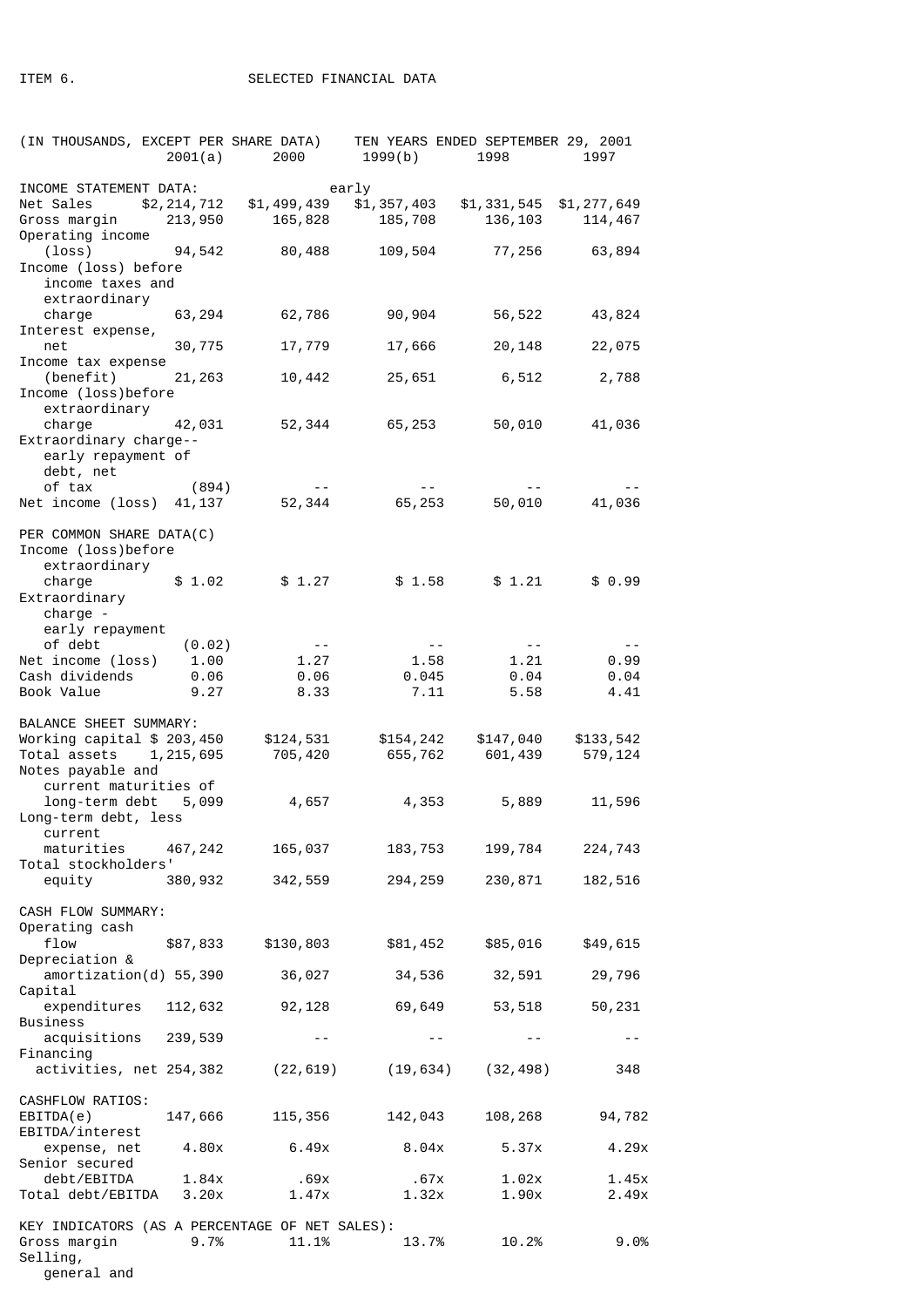ITEM 6. SELECTED FINANCIAL DATA

(IN THOUSANDS, EXCEPT PER SHARE DATA) TEN YEARS ENDED SEPTEMBER 29, 2001

| | 2001(a) | 2000 | 1999(b) | 1998 | 1997 |
|---|---|---|---|---|---|
| INCOME STATEMENT DATA: | | | early | | |
| Net Sales | $2,214,712 | $1,499,439 | $1,357,403 | $1,331,545 | $1,277,649 |
| Gross margin | 213,950 | 165,828 | 185,708 | 136,103 | 114,467 |
| Operating income (loss) | 94,542 | 80,488 | 109,504 | 77,256 | 63,894 |
| Income (loss) before income taxes and extraordinary charge | 63,294 | 62,786 | 90,904 | 56,522 | 43,824 |
| Interest expense, net | 30,775 | 17,779 | 17,666 | 20,148 | 22,075 |
| Income tax expense (benefit) | 21,263 | 10,442 | 25,651 | 6,512 | 2,788 |
| Income (loss)before extraordinary charge | 42,031 | 52,344 | 65,253 | 50,010 | 41,036 |
| Extraordinary charge--early repayment of debt, net of tax | (894) | -- | -- | -- | -- |
| Net income (loss) | 41,137 | 52,344 | 65,253 | 50,010 | 41,036 |
| PER COMMON SHARE DATA(C) | | | | | |
| Income (loss)before extraordinary charge | $ 1.02 | $ 1.27 | $ 1.58 | $ 1.21 | $ 0.99 |
| Extraordinary charge - early repayment of debt | (0.02) | -- | -- | -- | -- |
| Net income (loss) | 1.00 | 1.27 | 1.58 | 1.21 | 0.99 |
| Cash dividends | 0.06 | 0.06 | 0.045 | 0.04 | 0.04 |
| Book Value | 9.27 | 8.33 | 7.11 | 5.58 | 4.41 |
| BALANCE SHEET SUMMARY: | | | | | |
| Working capital | $ 203,450 | $124,531 | $154,242 | $147,040 | $133,542 |
| Total assets | 1,215,695 | 705,420 | 655,762 | 601,439 | 579,124 |
| Notes payable and current maturities of long-term debt | 5,099 | 4,657 | 4,353 | 5,889 | 11,596 |
| Long-term debt, less current maturities | 467,242 | 165,037 | 183,753 | 199,784 | 224,743 |
| Total stockholders' equity | 380,932 | 342,559 | 294,259 | 230,871 | 182,516 |
| CASH FLOW SUMMARY: | | | | | |
| Operating cash flow | $87,833 | $130,803 | $81,452 | $85,016 | $49,615 |
| Depreciation & amortization(d) | 55,390 | 36,027 | 34,536 | 32,591 | 29,796 |
| Capital expenditures | 112,632 | 92,128 | 69,649 | 53,518 | 50,231 |
| Business acquisitions | 239,539 | -- | -- | -- | -- |
| Financing activities, net | 254,382 | (22,619) | (19,634) | (32,498) | 348 |
| CASHFLOW RATIOS: | | | | | |
| EBITDA(e) | 147,666 | 115,356 | 142,043 | 108,268 | 94,782 |
| EBITDA/interest expense, net | 4.80x | 6.49x | 8.04x | 5.37x | 4.29x |
| Senior secured debt/EBITDA | 1.84x | .69x | .67x | 1.02x | 1.45x |
| Total debt/EBITDA | 3.20x | 1.47x | 1.32x | 1.90x | 2.49x |
| KEY INDICATORS (AS A PERCENTAGE OF NET SALES): | | | | | |
| Gross margin | 9.7% | 11.1% | 13.7% | 10.2% | 9.0% |
| Selling, general and | | | | | |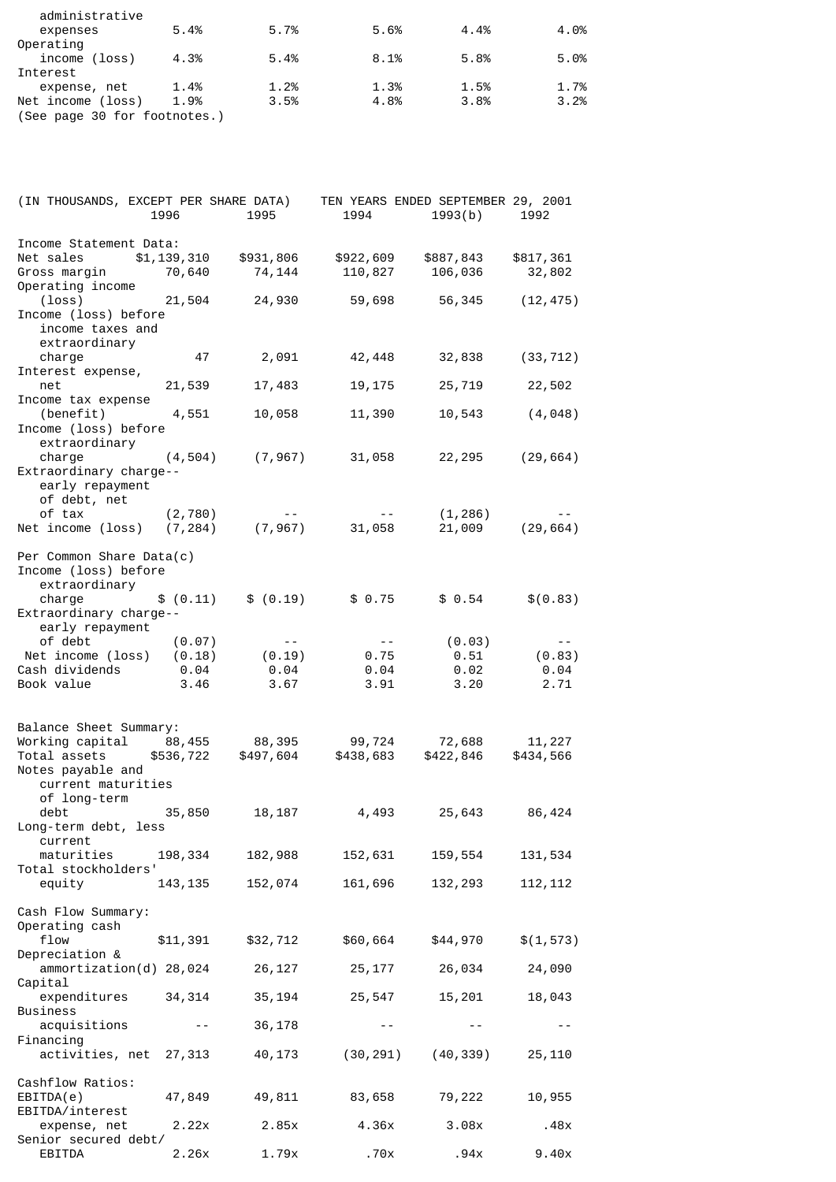| | | | | | |
|---|---|---|---|---|---|
| administrative expenses | 5.4% | 5.7% | 5.6% | 4.4% | 4.0% |
| Operating income (loss) | 4.3% | 5.4% | 8.1% | 5.8% | 5.0% |
| Interest expense, net | 1.4% | 1.2% | 1.3% | 1.5% | 1.7% |
| Net income (loss) | 1.9% | 3.5% | 4.8% | 3.8% | 3.2% |

(See page 30 for footnotes.)

| (IN THOUSANDS, EXCEPT PER SHARE DATA) | TEN YEARS ENDED SEPTEMBER 29, 2001 | | | | |
|---|---|---|---|---|---|
| | 1996 | 1995 | 1994 | 1993(b) | 1992 |
| **Income Statement Data:** | | | | | |
| Net sales | $1,139,310 | $931,806 | $922,609 | $887,843 | $817,361 |
| Gross margin | 70,640 | 74,144 | 110,827 | 106,036 | 32,802 |
| Operating income (loss) | 21,504 | 24,930 | 59,698 | 56,345 | (12,475) |
| Income (loss) before income taxes and extraordinary charge | 47 | 2,091 | 42,448 | 32,838 | (33,712) |
| Interest expense, net | 21,539 | 17,483 | 19,175 | 25,719 | 22,502 |
| Income tax expense (benefit) | 4,551 | 10,058 | 11,390 | 10,543 | (4,048) |
| Income (loss) before extraordinary charge | (4,504) | (7,967) | 31,058 | 22,295 | (29,664) |
| Extraordinary charge--early repayment of debt, net of tax | (2,780) | -- | -- | (1,286) | -- |
| Net income (loss) | (7,284) | (7,967) | 31,058 | 21,009 | (29,664) |
| **Per Common Share Data(c)** | | | | | |
| Income (loss) before extraordinary charge | $ (0.11) | $ (0.19) | $ 0.75 | $ 0.54 | $(0.83) |
| Extraordinary charge--early repayment of debt | (0.07) | -- | -- | (0.03) | -- |
| Net income (loss) | (0.18) | (0.19) | 0.75 | 0.51 | (0.83) |
| Cash dividends | 0.04 | 0.04 | 0.04 | 0.02 | 0.04 |
| Book value | 3.46 | 3.67 | 3.91 | 3.20 | 2.71 |
| **Balance Sheet Summary:** | | | | | |
| Working capital | 88,455 | 88,395 | 99,724 | 72,688 | 11,227 |
| Total assets | $536,722 | $497,604 | $438,683 | $422,846 | $434,566 |
| Notes payable and current maturities of long-term debt | 35,850 | 18,187 | 4,493 | 25,643 | 86,424 |
| Long-term debt, less current maturities | 198,334 | 182,988 | 152,631 | 159,554 | 131,534 |
| Total stockholders' equity | 143,135 | 152,074 | 161,696 | 132,293 | 112,112 |
| **Cash Flow Summary:** | | | | | |
| Operating cash flow | $11,391 | $32,712 | $60,664 | $44,970 | $(1,573) |
| Depreciation & amortization(d) | 28,024 | 26,127 | 25,177 | 26,034 | 24,090 |
| Capital expenditures | 34,314 | 35,194 | 25,547 | 15,201 | 18,043 |
| Business acquisitions | -- | 36,178 | -- | -- | -- |
| Financing activities, net | 27,313 | 40,173 | (30,291) | (40,339) | 25,110 |
| **Cashflow Ratios:** | | | | | |
| EBITDA(e) | 47,849 | 49,811 | 83,658 | 79,222 | 10,955 |
| EBITDA/interest expense, net | 2.22x | 2.85x | 4.36x | 3.08x | .48x |
| Senior secured debt/ EBITDA | 2.26x | 1.79x | .70x | .94x | 9.40x |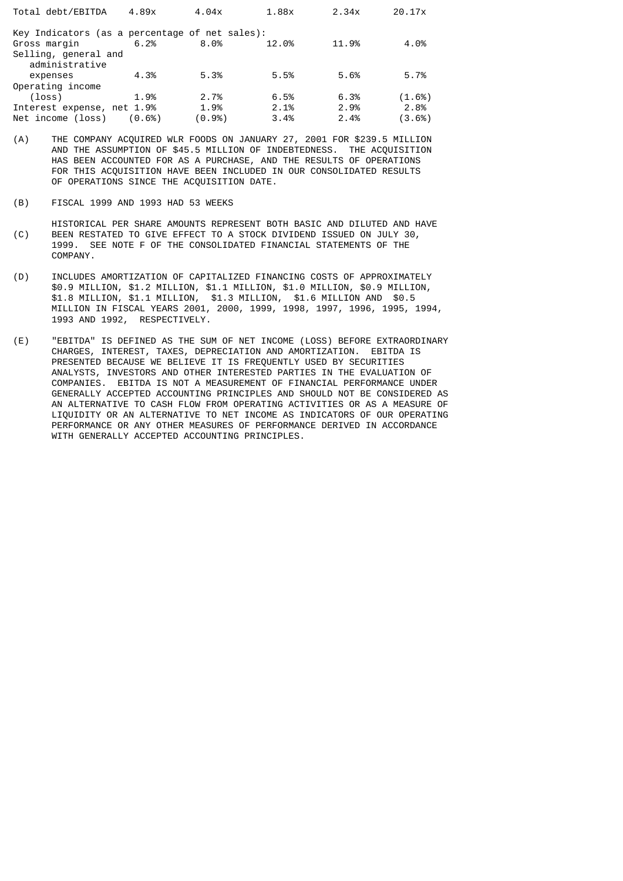| | | | | | |
|---|---|---|---|---|---|
| Total debt/EBITDA | 4.89x | 4.04x | 1.88x | 2.34x | 20.17x |
| Key Indicators (as a percentage of net sales): | | | | | |
| Gross margin | 6.2% | 8.0% | 12.0% | 11.9% | 4.0% |
| Selling, general and administrative expenses | 4.3% | 5.3% | 5.5% | 5.6% | 5.7% |
| Operating income (loss) | 1.9% | 2.7% | 6.5% | 6.3% | (1.6%) |
| Interest expense, net | 1.9% | 1.9% | 2.1% | 2.9% | 2.8% |
| Net income (loss) | (0.6%) | (0.9%) | 3.4% | 2.4% | (3.6%) |

(A) THE COMPANY ACQUIRED WLR FOODS ON JANUARY 27, 2001 FOR $239.5 MILLION AND THE ASSUMPTION OF $45.5 MILLION OF INDEBTEDNESS. THE ACQUISITION HAS BEEN ACCOUNTED FOR AS A PURCHASE, AND THE RESULTS OF OPERATIONS FOR THIS ACQUISITION HAVE BEEN INCLUDED IN OUR CONSOLIDATED RESULTS OF OPERATIONS SINCE THE ACQUISITION DATE.

(B) FISCAL 1999 AND 1993 HAD 53 WEEKS

(C) HISTORICAL PER SHARE AMOUNTS REPRESENT BOTH BASIC AND DILUTED AND HAVE BEEN RESTATED TO GIVE EFFECT TO A STOCK DIVIDEND ISSUED ON JULY 30, 1999. SEE NOTE F OF THE CONSOLIDATED FINANCIAL STATEMENTS OF THE COMPANY.

(D) INCLUDES AMORTIZATION OF CAPITALIZED FINANCING COSTS OF APPROXIMATELY $0.9 MILLION, $1.2 MILLION, $1.1 MILLION, $1.0 MILLION, $0.9 MILLION, $1.8 MILLION, $1.1 MILLION, $1.3 MILLION, $1.6 MILLION AND $0.5 MILLION IN FISCAL YEARS 2001, 2000, 1999, 1998, 1997, 1996, 1995, 1994, 1993 AND 1992, RESPECTIVELY.

(E) "EBITDA" IS DEFINED AS THE SUM OF NET INCOME (LOSS) BEFORE EXTRAORDINARY CHARGES, INTEREST, TAXES, DEPRECIATION AND AMORTIZATION. EBITDA IS PRESENTED BECAUSE WE BELIEVE IT IS FREQUENTLY USED BY SECURITIES ANALYSTS, INVESTORS AND OTHER INTERESTED PARTIES IN THE EVALUATION OF COMPANIES. EBITDA IS NOT A MEASUREMENT OF FINANCIAL PERFORMANCE UNDER GENERALLY ACCEPTED ACCOUNTING PRINCIPLES AND SHOULD NOT BE CONSIDERED AS AN ALTERNATIVE TO CASH FLOW FROM OPERATING ACTIVITIES OR AS A MEASURE OF LIQUIDITY OR AN ALTERNATIVE TO NET INCOME AS INDICATORS OF OUR OPERATING PERFORMANCE OR ANY OTHER MEASURES OF PERFORMANCE DERIVED IN ACCORDANCE WITH GENERALLY ACCEPTED ACCOUNTING PRINCIPLES.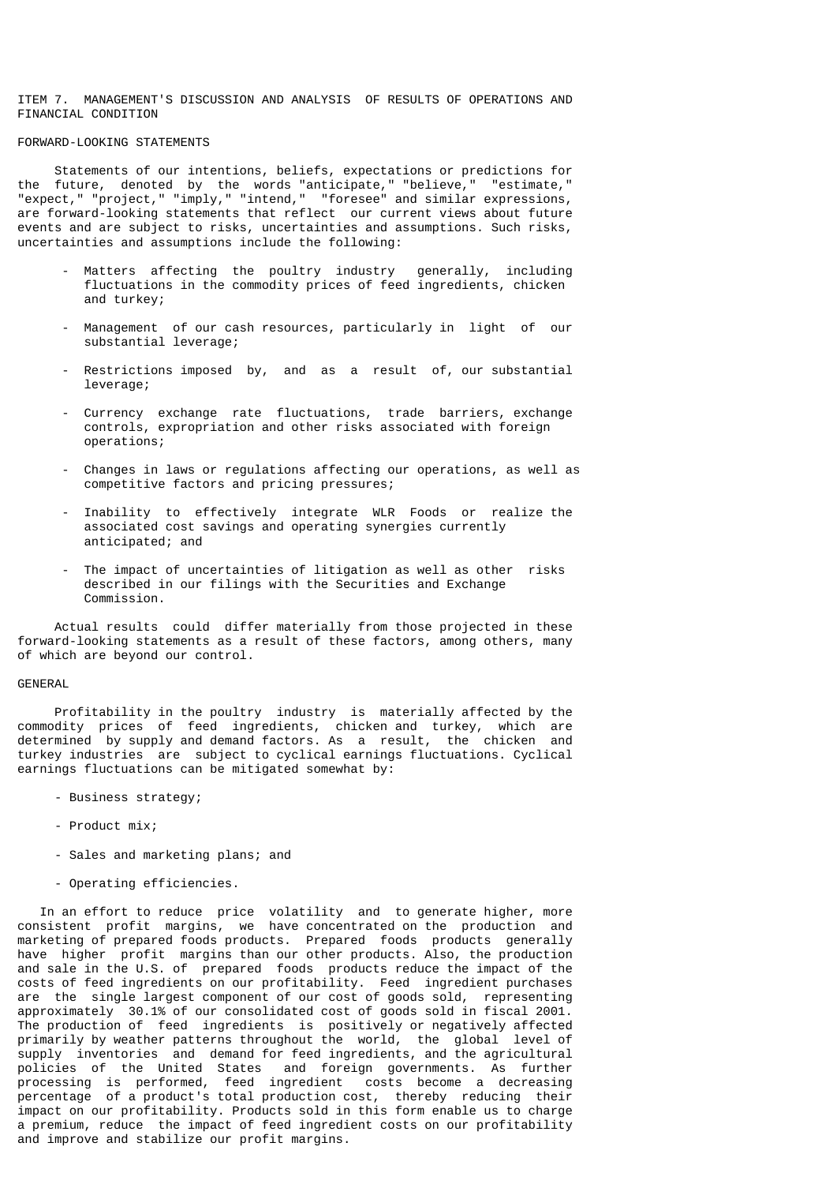## ITEM 7. MANAGEMENT'S DISCUSSION AND ANALYSIS OF RESULTS OF OPERATIONS AND FINANCIAL CONDITION

### FORWARD-LOOKING STATEMENTS

Statements of our intentions, beliefs, expectations or predictions for the future, denoted by the words "anticipate," "believe," "estimate," "expect," "project," "imply," "intend," "foresee" and similar expressions, are forward-looking statements that reflect our current views about future events and are subject to risks, uncertainties and assumptions. Such risks, uncertainties and assumptions include the following:

- Matters affecting the poultry industry generally, including fluctuations in the commodity prices of feed ingredients, chicken and turkey;
- Management of our cash resources, particularly in light of our substantial leverage;
- Restrictions imposed by, and as a result of, our substantial leverage;
- Currency exchange rate fluctuations, trade barriers, exchange controls, expropriation and other risks associated with foreign operations;
- Changes in laws or regulations affecting our operations, as well as competitive factors and pricing pressures;
- Inability to effectively integrate WLR Foods or realize the associated cost savings and operating synergies currently anticipated; and
- The impact of uncertainties of litigation as well as other risks described in our filings with the Securities and Exchange Commission.

Actual results could differ materially from those projected in these forward-looking statements as a result of these factors, among others, many of which are beyond our control.

### GENERAL

Profitability in the poultry industry is materially affected by the commodity prices of feed ingredients, chicken and turkey, which are determined by supply and demand factors. As a result, the chicken and turkey industries are subject to cyclical earnings fluctuations. Cyclical earnings fluctuations can be mitigated somewhat by:

- Business strategy;
- Product mix;
- Sales and marketing plans; and
- Operating efficiencies.

In an effort to reduce price volatility and to generate higher, more consistent profit margins, we have concentrated on the production and marketing of prepared foods products. Prepared foods products generally have higher profit margins than our other products. Also, the production and sale in the U.S. of prepared foods products reduce the impact of the costs of feed ingredients on our profitability. Feed ingredient purchases are the single largest component of our cost of goods sold, representing approximately 30.1% of our consolidated cost of goods sold in fiscal 2001. The production of feed ingredients is positively or negatively affected primarily by weather patterns throughout the world, the global level of supply inventories and demand for feed ingredients, and the agricultural policies of the United States and foreign governments. As further processing is performed, feed ingredient costs become a decreasing percentage of a product's total production cost, thereby reducing their impact on our profitability. Products sold in this form enable us to charge a premium, reduce the impact of feed ingredient costs on our profitability and improve and stabilize our profit margins.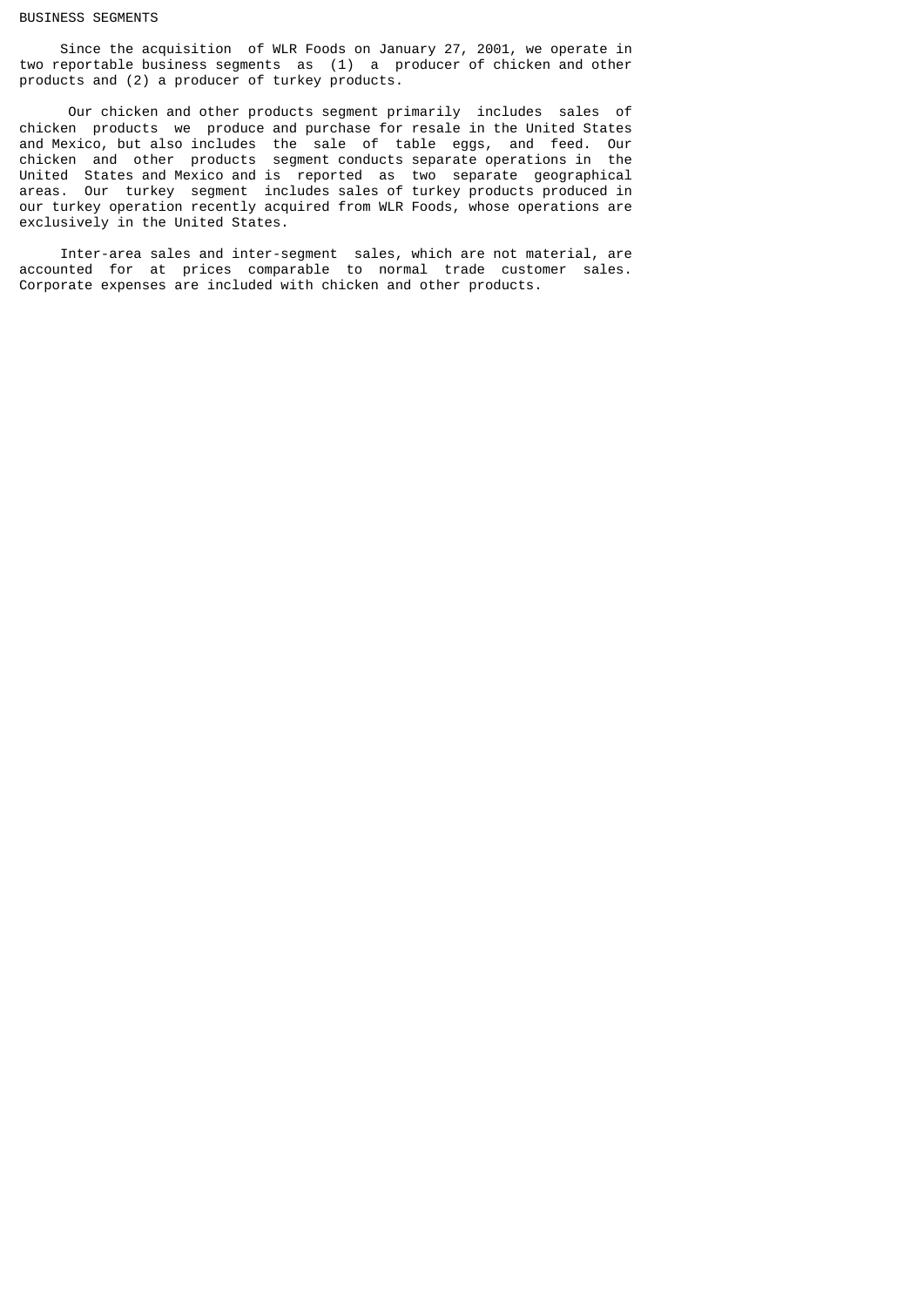## BUSINESS SEGMENTS

Since the acquisition of WLR Foods on January 27, 2001, we operate in two reportable business segments as (1) a producer of chicken and other products and (2) a producer of turkey products.

Our chicken and other products segment primarily includes sales of chicken products we produce and purchase for resale in the United States and Mexico, but also includes the sale of table eggs, and feed. Our chicken and other products segment conducts separate operations in the United States and Mexico and is reported as two separate geographical areas. Our turkey segment includes sales of turkey products produced in our turkey operation recently acquired from WLR Foods, whose operations are exclusively in the United States.

Inter-area sales and inter-segment sales, which are not material, are accounted for at prices comparable to normal trade customer sales. Corporate expenses are included with chicken and other products.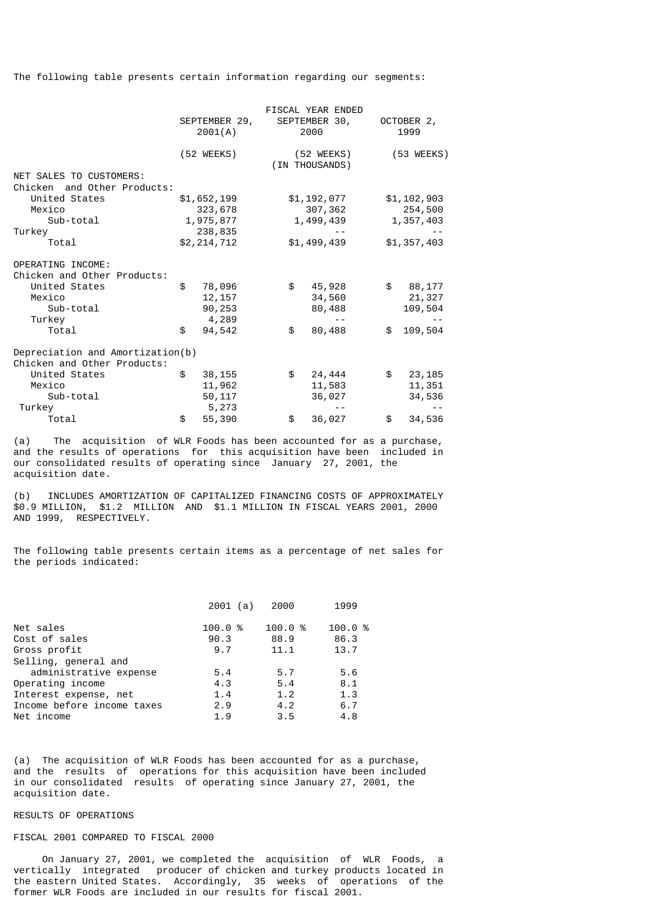The following table presents certain information regarding our segments:

| | FISCAL YEAR ENDED | | |
|---|---|---|---|
| | SEPTEMBER 29, 2001(A) | SEPTEMBER 30, 2000 | OCTOBER 2, 1999 |
| | (52 WEEKS) | (52 WEEKS) | (53 WEEKS) |
| | | (IN THOUSANDS) | |
| NET SALES TO CUSTOMERS: | | | |
| Chicken and Other Products: | | | |
| United States | $1,652,199 | $1,192,077 | $1,102,903 |
| Mexico | 323,678 | 307,362 | 254,500 |
| Sub-total | 1,975,877 | 1,499,439 | 1,357,403 |
| Turkey | 238,835 | -- | -- |
| Total | $2,214,712 | $1,499,439 | $1,357,403 |
| OPERATING INCOME: | | | |
| Chicken and Other Products: | | | |
| United States | $ 78,096 | $ 45,928 | $ 88,177 |
| Mexico | 12,157 | 34,560 | 21,327 |
| Sub-total | 90,253 | 80,488 | 109,504 |
| Turkey | 4,289 | -- | -- |
| Total | $ 94,542 | $ 80,488 | $ 109,504 |
| Depreciation and Amortization(b) | | | |
| Chicken and Other Products: | | | |
| United States | $ 38,155 | $ 24,444 | $ 23,185 |
| Mexico | 11,962 | 11,583 | 11,351 |
| Sub-total | 50,117 | 36,027 | 34,536 |
| Turkey | 5,273 | -- | -- |
| Total | $ 55,390 | $ 36,027 | $ 34,536 |

(a) The acquisition of WLR Foods has been accounted for as a purchase, and the results of operations for this acquisition have been included in our consolidated results of operating since January 27, 2001, the acquisition date.

(b) INCLUDES AMORTIZATION OF CAPITALIZED FINANCING COSTS OF APPROXIMATELY $0.9 MILLION, $1.2 MILLION AND $1.1 MILLION IN FISCAL YEARS 2001, 2000 AND 1999, RESPECTIVELY.

The following table presents certain items as a percentage of net sales for the periods indicated:

| | 2001 (a) | 2000 | 1999 |
|---|---|---|---|
| Net sales | 100.0 % | 100.0 % | 100.0 % |
| Cost of sales | 90.3 | 88.9 | 86.3 |
| Gross profit | 9.7 | 11.1 | 13.7 |
| Selling, general and administrative expense | 5.4 | 5.7 | 5.6 |
| Operating income | 4.3 | 5.4 | 8.1 |
| Interest expense, net | 1.4 | 1.2 | 1.3 |
| Income before income taxes | 2.9 | 4.2 | 6.7 |
| Net income | 1.9 | 3.5 | 4.8 |

(a) The acquisition of WLR Foods has been accounted for as a purchase, and the results of operations for this acquisition have been included in our consolidated results of operating since January 27, 2001, the acquisition date.

## RESULTS OF OPERATIONS

### FISCAL 2001 COMPARED TO FISCAL 2000

On January 27, 2001, we completed the acquisition of WLR Foods, a vertically integrated producer of chicken and turkey products located in the eastern United States. Accordingly, 35 weeks of operations of the former WLR Foods are included in our results for fiscal 2001.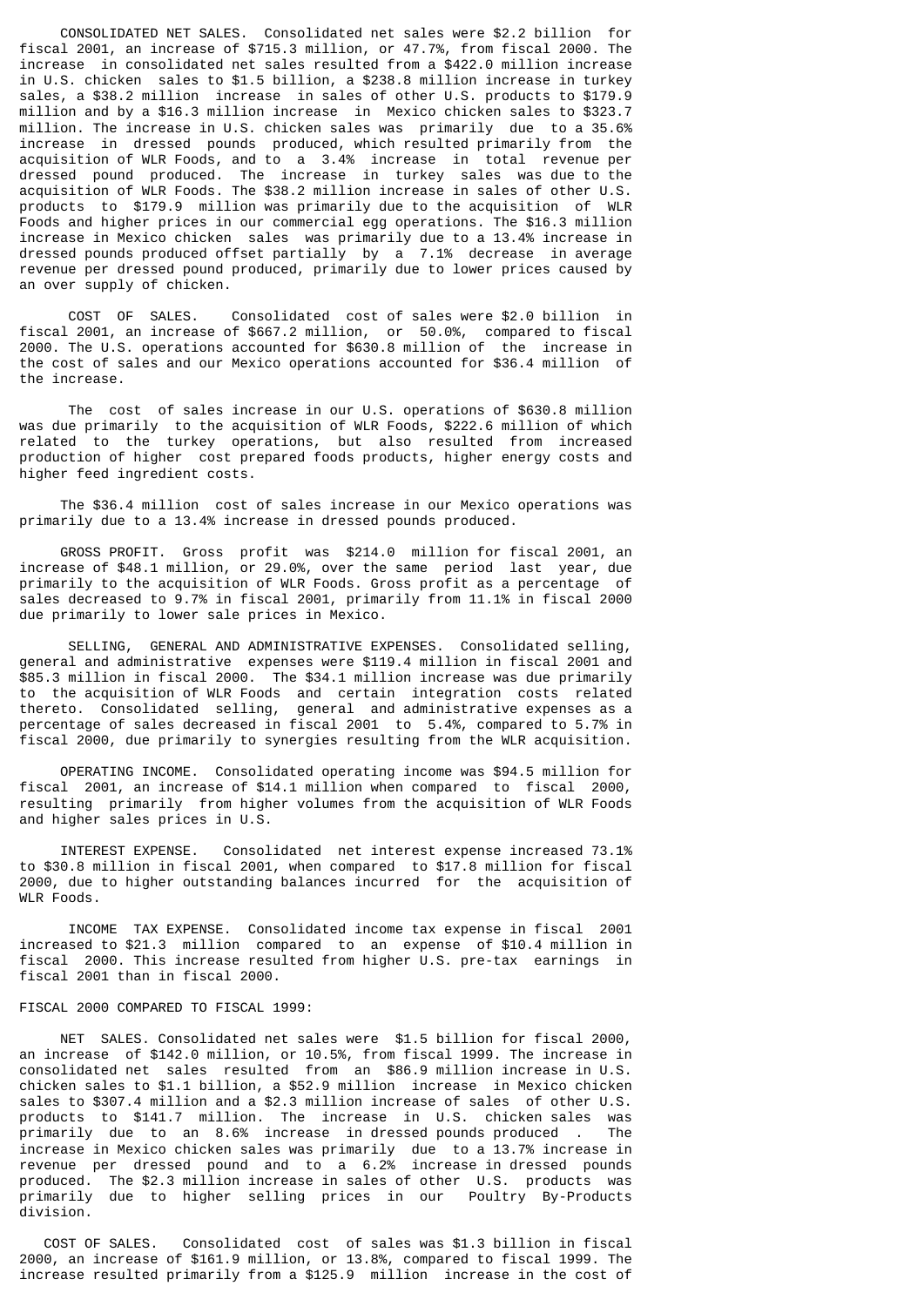**CONSOLIDATED NET SALES.** Consolidated net sales were $2.2 billion for fiscal 2001, an increase of $715.3 million, or 47.7%, from fiscal 2000. The increase in consolidated net sales resulted from a $422.0 million increase in U.S. chicken sales to $1.5 billion, a $238.8 million increase in turkey sales, a $38.2 million increase in sales of other U.S. products to $179.9 million and by a $16.3 million increase in Mexico chicken sales to $323.7 million. The increase in U.S. chicken sales was primarily due to a 35.6% increase in dressed pounds produced, which resulted primarily from the acquisition of WLR Foods, and to a 3.4% increase in total revenue per dressed pound produced. The increase in turkey sales was due to the acquisition of WLR Foods. The $38.2 million increase in sales of other U.S. products to $179.9 million was primarily due to the acquisition of WLR Foods and higher prices in our commercial egg operations. The $16.3 million increase in Mexico chicken sales was primarily due to a 13.4% increase in dressed pounds produced offset partially by a 7.1% decrease in average revenue per dressed pound produced, primarily due to lower prices caused by an over supply of chicken.

**COST OF SALES.** Consolidated cost of sales were $2.0 billion in fiscal 2001, an increase of $667.2 million, or 50.0%, compared to fiscal 2000. The U.S. operations accounted for $630.8 million of the increase in the cost of sales and our Mexico operations accounted for $36.4 million of the increase.

The cost of sales increase in our U.S. operations of $630.8 million was due primarily to the acquisition of WLR Foods, $222.6 million of which related to the turkey operations, but also resulted from increased production of higher cost prepared foods products, higher energy costs and higher feed ingredient costs.

The $36.4 million cost of sales increase in our Mexico operations was primarily due to a 13.4% increase in dressed pounds produced.

**GROSS PROFIT.** Gross profit was $214.0 million for fiscal 2001, an increase of $48.1 million, or 29.0%, over the same period last year, due primarily to the acquisition of WLR Foods. Gross profit as a percentage of sales decreased to 9.7% in fiscal 2001, primarily from 11.1% in fiscal 2000 due primarily to lower sale prices in Mexico.

**SELLING, GENERAL AND ADMINISTRATIVE EXPENSES.** Consolidated selling, general and administrative expenses were $119.4 million in fiscal 2001 and $85.3 million in fiscal 2000. The $34.1 million increase was due primarily to the acquisition of WLR Foods and certain integration costs related thereto. Consolidated selling, general and administrative expenses as a percentage of sales decreased in fiscal 2001 to 5.4%, compared to 5.7% in fiscal 2000, due primarily to synergies resulting from the WLR acquisition.

**OPERATING INCOME.** Consolidated operating income was $94.5 million for fiscal 2001, an increase of $14.1 million when compared to fiscal 2000, resulting primarily from higher volumes from the acquisition of WLR Foods and higher sales prices in U.S.

**INTEREST EXPENSE.** Consolidated net interest expense increased 73.1% to $30.8 million in fiscal 2001, when compared to $17.8 million for fiscal 2000, due to higher outstanding balances incurred for the acquisition of WLR Foods.

**INCOME TAX EXPENSE.** Consolidated income tax expense in fiscal 2001 increased to $21.3 million compared to an expense of $10.4 million in fiscal 2000. This increase resulted from higher U.S. pre-tax earnings in fiscal 2001 than in fiscal 2000.

FISCAL 2000 COMPARED TO FISCAL 1999:

**NET SALES.** Consolidated net sales were $1.5 billion for fiscal 2000, an increase of $142.0 million, or 10.5%, from fiscal 1999. The increase in consolidated net sales resulted from an $86.9 million increase in U.S. chicken sales to $1.1 billion, a $52.9 million increase in Mexico chicken sales to $307.4 million and a $2.3 million increase of sales of other U.S. products to $141.7 million. The increase in U.S. chicken sales was primarily due to an 8.6% increase in dressed pounds produced . The increase in Mexico chicken sales was primarily due to a 13.7% increase in revenue per dressed pound and to a 6.2% increase in dressed pounds produced. The $2.3 million increase in sales of other U.S. products was primarily due to higher selling prices in our Poultry By-Products division.

**COST OF SALES.** Consolidated cost of sales was $1.3 billion in fiscal 2000, an increase of $161.9 million, or 13.8%, compared to fiscal 1999. The increase resulted primarily from a $125.9 million increase in the cost of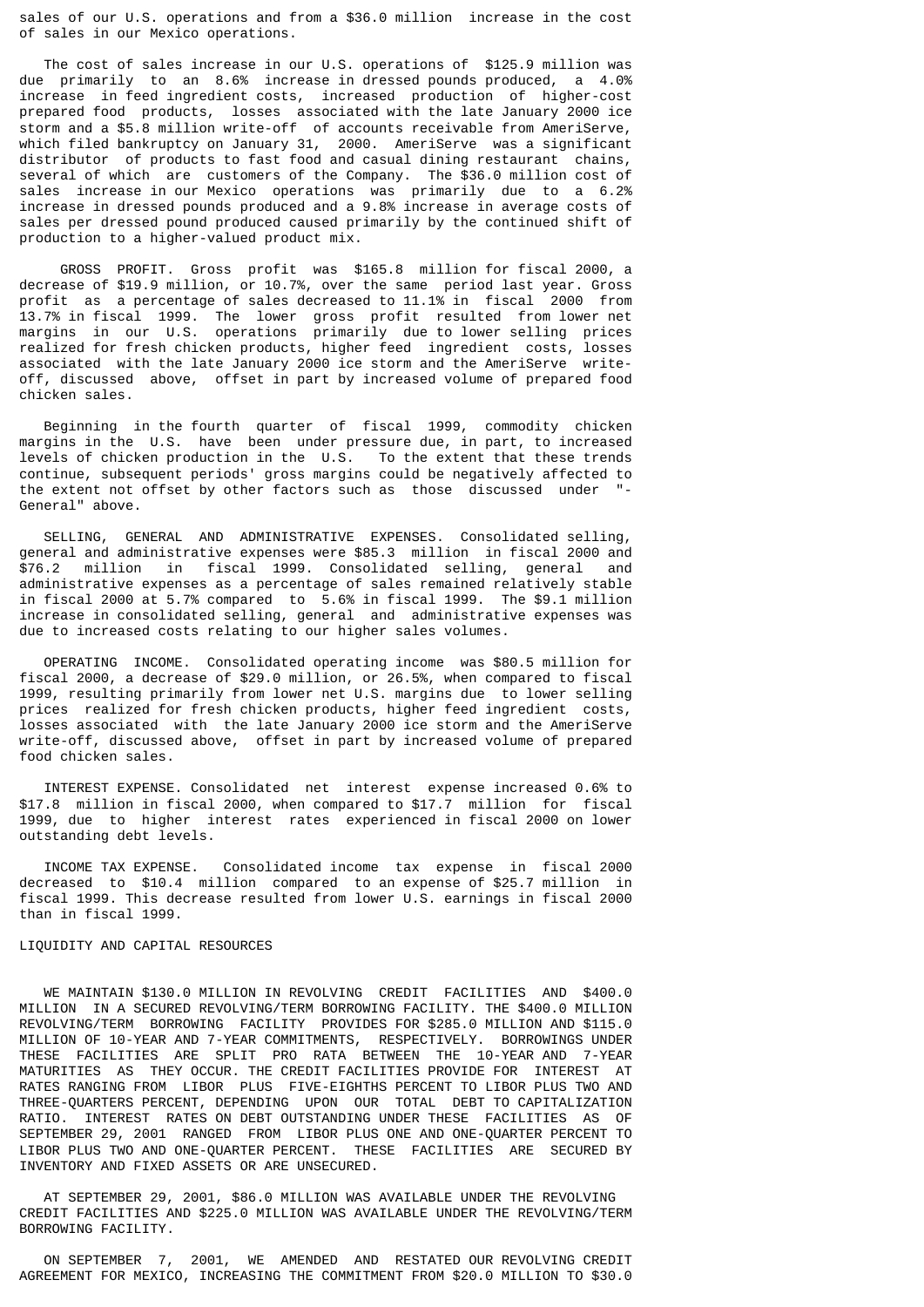sales of our U.S. operations and from a $36.0 million increase in the cost of sales in our Mexico operations.

The cost of sales increase in our U.S. operations of $125.9 million was due primarily to an 8.6% increase in dressed pounds produced, a 4.0% increase in feed ingredient costs, increased production of higher-cost prepared food products, losses associated with the late January 2000 ice storm and a $5.8 million write-off of accounts receivable from AmeriServe, which filed bankruptcy on January 31, 2000. AmeriServe was a significant distributor of products to fast food and casual dining restaurant chains, several of which are customers of the Company. The $36.0 million cost of sales increase in our Mexico operations was primarily due to a 6.2% increase in dressed pounds produced and a 9.8% increase in average costs of sales per dressed pound produced caused primarily by the continued shift of production to a higher-valued product mix.

GROSS PROFIT. Gross profit was $165.8 million for fiscal 2000, a decrease of $19.9 million, or 10.7%, over the same period last year. Gross profit as a percentage of sales decreased to 11.1% in fiscal 2000 from 13.7% in fiscal 1999. The lower gross profit resulted from lower net margins in our U.S. operations primarily due to lower selling prices realized for fresh chicken products, higher feed ingredient costs, losses associated with the late January 2000 ice storm and the AmeriServe write-off, discussed above, offset in part by increased volume of prepared food chicken sales.

Beginning in the fourth quarter of fiscal 1999, commodity chicken margins in the U.S. have been under pressure due, in part, to increased levels of chicken production in the U.S. To the extent that these trends continue, subsequent periods' gross margins could be negatively affected to the extent not offset by other factors such as those discussed under "-General" above.

SELLING, GENERAL AND ADMINISTRATIVE EXPENSES. Consolidated selling, general and administrative expenses were $85.3 million in fiscal 2000 and $76.2 million in fiscal 1999. Consolidated selling, general and administrative expenses as a percentage of sales remained relatively stable in fiscal 2000 at 5.7% compared to 5.6% in fiscal 1999. The $9.1 million increase in consolidated selling, general and administrative expenses was due to increased costs relating to our higher sales volumes.

OPERATING INCOME. Consolidated operating income was $80.5 million for fiscal 2000, a decrease of $29.0 million, or 26.5%, when compared to fiscal 1999, resulting primarily from lower net U.S. margins due to lower selling prices realized for fresh chicken products, higher feed ingredient costs, losses associated with the late January 2000 ice storm and the AmeriServe write-off, discussed above, offset in part by increased volume of prepared food chicken sales.

INTEREST EXPENSE. Consolidated net interest expense increased 0.6% to $17.8 million in fiscal 2000, when compared to $17.7 million for fiscal 1999, due to higher interest rates experienced in fiscal 2000 on lower outstanding debt levels.

INCOME TAX EXPENSE. Consolidated income tax expense in fiscal 2000 decreased to $10.4 million compared to an expense of $25.7 million in fiscal 1999. This decrease resulted from lower U.S. earnings in fiscal 2000 than in fiscal 1999.

## LIQUIDITY AND CAPITAL RESOURCES

WE MAINTAIN $130.0 MILLION IN REVOLVING CREDIT FACILITIES AND $400.0 MILLION IN A SECURED REVOLVING/TERM BORROWING FACILITY. THE $400.0 MILLION REVOLVING/TERM BORROWING FACILITY PROVIDES FOR $285.0 MILLION AND $115.0 MILLION OF 10-YEAR AND 7-YEAR COMMITMENTS, RESPECTIVELY. BORROWINGS UNDER THESE FACILITIES ARE SPLIT PRO RATA BETWEEN THE 10-YEAR AND 7-YEAR MATURITIES AS THEY OCCUR. THE CREDIT FACILITIES PROVIDE FOR INTEREST AT RATES RANGING FROM LIBOR PLUS FIVE-EIGHTHS PERCENT TO LIBOR PLUS TWO AND THREE-QUARTERS PERCENT, DEPENDING UPON OUR TOTAL DEBT TO CAPITALIZATION RATIO. INTEREST RATES ON DEBT OUTSTANDING UNDER THESE FACILITIES AS OF SEPTEMBER 29, 2001 RANGED FROM LIBOR PLUS ONE AND ONE-QUARTER PERCENT TO LIBOR PLUS TWO AND ONE-QUARTER PERCENT. THESE FACILITIES ARE SECURED BY INVENTORY AND FIXED ASSETS OR ARE UNSECURED.

AT SEPTEMBER 29, 2001, $86.0 MILLION WAS AVAILABLE UNDER THE REVOLVING CREDIT FACILITIES AND $225.0 MILLION WAS AVAILABLE UNDER THE REVOLVING/TERM BORROWING FACILITY.

ON SEPTEMBER 7, 2001, WE AMENDED AND RESTATED OUR REVOLVING CREDIT AGREEMENT FOR MEXICO, INCREASING THE COMMITMENT FROM $20.0 MILLION TO $30.0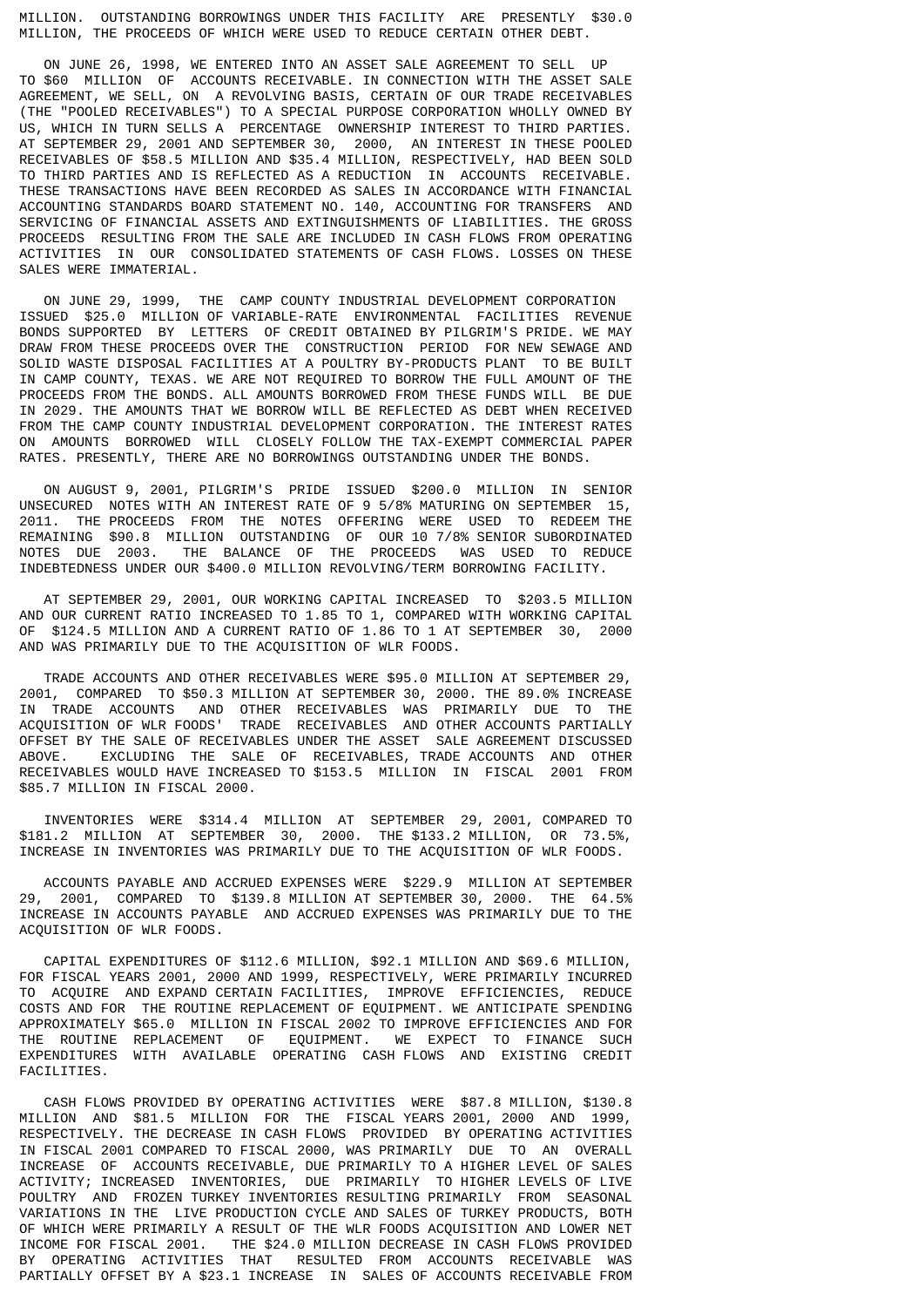MILLION. OUTSTANDING BORROWINGS UNDER THIS FACILITY ARE PRESENTLY $30.0 MILLION, THE PROCEEDS OF WHICH WERE USED TO REDUCE CERTAIN OTHER DEBT.

ON JUNE 26, 1998, WE ENTERED INTO AN ASSET SALE AGREEMENT TO SELL UP TO $60 MILLION OF ACCOUNTS RECEIVABLE. IN CONNECTION WITH THE ASSET SALE AGREEMENT, WE SELL, ON A REVOLVING BASIS, CERTAIN OF OUR TRADE RECEIVABLES (THE "POOLED RECEIVABLES") TO A SPECIAL PURPOSE CORPORATION WHOLLY OWNED BY US, WHICH IN TURN SELLS A PERCENTAGE OWNERSHIP INTEREST TO THIRD PARTIES. AT SEPTEMBER 29, 2001 AND SEPTEMBER 30, 2000, AN INTEREST IN THESE POOLED RECEIVABLES OF $58.5 MILLION AND $35.4 MILLION, RESPECTIVELY, HAD BEEN SOLD TO THIRD PARTIES AND IS REFLECTED AS A REDUCTION IN ACCOUNTS RECEIVABLE. THESE TRANSACTIONS HAVE BEEN RECORDED AS SALES IN ACCORDANCE WITH FINANCIAL ACCOUNTING STANDARDS BOARD STATEMENT NO. 140, ACCOUNTING FOR TRANSFERS AND SERVICING OF FINANCIAL ASSETS AND EXTINGUISHMENTS OF LIABILITIES. THE GROSS PROCEEDS RESULTING FROM THE SALE ARE INCLUDED IN CASH FLOWS FROM OPERATING ACTIVITIES IN OUR CONSOLIDATED STATEMENTS OF CASH FLOWS. LOSSES ON THESE SALES WERE IMMATERIAL.

ON JUNE 29, 1999, THE CAMP COUNTY INDUSTRIAL DEVELOPMENT CORPORATION ISSUED $25.0 MILLION OF VARIABLE-RATE ENVIRONMENTAL FACILITIES REVENUE BONDS SUPPORTED BY LETTERS OF CREDIT OBTAINED BY PILGRIM'S PRIDE. WE MAY DRAW FROM THESE PROCEEDS OVER THE CONSTRUCTION PERIOD FOR NEW SEWAGE AND SOLID WASTE DISPOSAL FACILITIES AT A POULTRY BY-PRODUCTS PLANT TO BE BUILT IN CAMP COUNTY, TEXAS. WE ARE NOT REQUIRED TO BORROW THE FULL AMOUNT OF THE PROCEEDS FROM THE BONDS. ALL AMOUNTS BORROWED FROM THESE FUNDS WILL BE DUE IN 2029. THE AMOUNTS THAT WE BORROW WILL BE REFLECTED AS DEBT WHEN RECEIVED FROM THE CAMP COUNTY INDUSTRIAL DEVELOPMENT CORPORATION. THE INTEREST RATES ON AMOUNTS BORROWED WILL CLOSELY FOLLOW THE TAX-EXEMPT COMMERCIAL PAPER RATES. PRESENTLY, THERE ARE NO BORROWINGS OUTSTANDING UNDER THE BONDS.

ON AUGUST 9, 2001, PILGRIM'S PRIDE ISSUED $200.0 MILLION IN SENIOR UNSECURED NOTES WITH AN INTEREST RATE OF 9 5/8% MATURING ON SEPTEMBER 15, 2011. THE PROCEEDS FROM THE NOTES OFFERING WERE USED TO REDEEM THE REMAINING $90.8 MILLION OUTSTANDING OF OUR 10 7/8% SENIOR SUBORDINATED NOTES DUE 2003. THE BALANCE OF THE PROCEEDS WAS USED TO REDUCE INDEBTEDNESS UNDER OUR $400.0 MILLION REVOLVING/TERM BORROWING FACILITY.

AT SEPTEMBER 29, 2001, OUR WORKING CAPITAL INCREASED TO $203.5 MILLION AND OUR CURRENT RATIO INCREASED TO 1.85 TO 1, COMPARED WITH WORKING CAPITAL OF $124.5 MILLION AND A CURRENT RATIO OF 1.86 TO 1 AT SEPTEMBER 30, 2000 AND WAS PRIMARILY DUE TO THE ACQUISITION OF WLR FOODS.

TRADE ACCOUNTS AND OTHER RECEIVABLES WERE $95.0 MILLION AT SEPTEMBER 29, 2001, COMPARED TO $50.3 MILLION AT SEPTEMBER 30, 2000. THE 89.0% INCREASE IN TRADE ACCOUNTS AND OTHER RECEIVABLES WAS PRIMARILY DUE TO THE ACQUISITION OF WLR FOODS' TRADE RECEIVABLES AND OTHER ACCOUNTS PARTIALLY OFFSET BY THE SALE OF RECEIVABLES UNDER THE ASSET SALE AGREEMENT DISCUSSED ABOVE. EXCLUDING THE SALE OF RECEIVABLES, TRADE ACCOUNTS AND OTHER RECEIVABLES WOULD HAVE INCREASED TO $153.5 MILLION IN FISCAL 2001 FROM $85.7 MILLION IN FISCAL 2000.

INVENTORIES WERE $314.4 MILLION AT SEPTEMBER 29, 2001, COMPARED TO $181.2 MILLION AT SEPTEMBER 30, 2000. THE $133.2 MILLION, OR 73.5%, INCREASE IN INVENTORIES WAS PRIMARILY DUE TO THE ACQUISITION OF WLR FOODS.

ACCOUNTS PAYABLE AND ACCRUED EXPENSES WERE $229.9 MILLION AT SEPTEMBER 29, 2001, COMPARED TO $139.8 MILLION AT SEPTEMBER 30, 2000. THE 64.5% INCREASE IN ACCOUNTS PAYABLE AND ACCRUED EXPENSES WAS PRIMARILY DUE TO THE ACQUISITION OF WLR FOODS.

CAPITAL EXPENDITURES OF $112.6 MILLION, $92.1 MILLION AND $69.6 MILLION, FOR FISCAL YEARS 2001, 2000 AND 1999, RESPECTIVELY, WERE PRIMARILY INCURRED TO ACQUIRE AND EXPAND CERTAIN FACILITIES, IMPROVE EFFICIENCIES, REDUCE COSTS AND FOR THE ROUTINE REPLACEMENT OF EQUIPMENT. WE ANTICIPATE SPENDING APPROXIMATELY $65.0 MILLION IN FISCAL 2002 TO IMPROVE EFFICIENCIES AND FOR THE ROUTINE REPLACEMENT OF EQUIPMENT. WE EXPECT TO FINANCE SUCH EXPENDITURES WITH AVAILABLE OPERATING CASH FLOWS AND EXISTING CREDIT FACILITIES.

CASH FLOWS PROVIDED BY OPERATING ACTIVITIES WERE $87.8 MILLION, $130.8 MILLION AND $81.5 MILLION FOR THE FISCAL YEARS 2001, 2000 AND 1999, RESPECTIVELY. THE DECREASE IN CASH FLOWS PROVIDED BY OPERATING ACTIVITIES IN FISCAL 2001 COMPARED TO FISCAL 2000, WAS PRIMARILY DUE TO AN OVERALL INCREASE OF ACCOUNTS RECEIVABLE, DUE PRIMARILY TO A HIGHER LEVEL OF SALES ACTIVITY; INCREASED INVENTORIES, DUE PRIMARILY TO HIGHER LEVELS OF LIVE POULTRY AND FROZEN TURKEY INVENTORIES RESULTING PRIMARILY FROM SEASONAL VARIATIONS IN THE LIVE PRODUCTION CYCLE AND SALES OF TURKEY PRODUCTS, BOTH OF WHICH WERE PRIMARILY A RESULT OF THE WLR FOODS ACQUISITION AND LOWER NET INCOME FOR FISCAL 2001. THE $24.0 MILLION DECREASE IN CASH FLOWS PROVIDED BY OPERATING ACTIVITIES THAT RESULTED FROM ACCOUNTS RECEIVABLE WAS PARTIALLY OFFSET BY A $23.1 INCREASE IN SALES OF ACCOUNTS RECEIVABLE FROM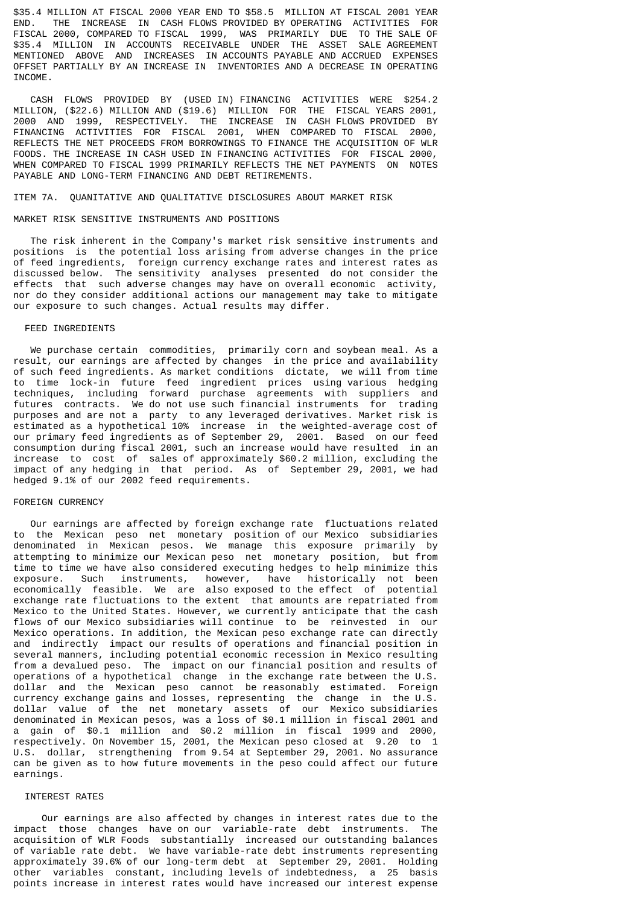$35.4 MILLION AT FISCAL 2000 YEAR END TO $58.5 MILLION AT FISCAL 2001 YEAR END. THE INCREASE IN CASH FLOWS PROVIDED BY OPERATING ACTIVITIES FOR FISCAL 2000, COMPARED TO FISCAL 1999, WAS PRIMARILY DUE TO THE SALE OF $35.4 MILLION IN ACCOUNTS RECEIVABLE UNDER THE ASSET SALE AGREEMENT MENTIONED ABOVE AND INCREASES IN ACCOUNTS PAYABLE AND ACCRUED EXPENSES OFFSET PARTIALLY BY AN INCREASE IN INVENTORIES AND A DECREASE IN OPERATING INCOME.

CASH FLOWS PROVIDED BY (USED IN) FINANCING ACTIVITIES WERE $254.2 MILLION, ($22.6) MILLION AND ($19.6) MILLION FOR THE FISCAL YEARS 2001, 2000 AND 1999, RESPECTIVELY. THE INCREASE IN CASH FLOWS PROVIDED BY FINANCING ACTIVITIES FOR FISCAL 2001, WHEN COMPARED TO FISCAL 2000, REFLECTS THE NET PROCEEDS FROM BORROWINGS TO FINANCE THE ACQUISITION OF WLR FOODS. THE INCREASE IN CASH USED IN FINANCING ACTIVITIES FOR FISCAL 2000, WHEN COMPARED TO FISCAL 1999 PRIMARILY REFLECTS THE NET PAYMENTS ON NOTES PAYABLE AND LONG-TERM FINANCING AND DEBT RETIREMENTS.

## ITEM 7A. QUANITATIVE AND QUALITATIVE DISCLOSURES ABOUT MARKET RISK

### MARKET RISK SENSITIVE INSTRUMENTS AND POSITIONS

The risk inherent in the Company's market risk sensitive instruments and positions is the potential loss arising from adverse changes in the price of feed ingredients, foreign currency exchange rates and interest rates as discussed below. The sensitivity analyses presented do not consider the effects that such adverse changes may have on overall economic activity, nor do they consider additional actions our management may take to mitigate our exposure to such changes. Actual results may differ.

### FEED INGREDIENTS

We purchase certain commodities, primarily corn and soybean meal. As a result, our earnings are affected by changes in the price and availability of such feed ingredients. As market conditions dictate, we will from time to time lock-in future feed ingredient prices using various hedging techniques, including forward purchase agreements with suppliers and futures contracts. We do not use such financial instruments for trading purposes and are not a party to any leveraged derivatives. Market risk is estimated as a hypothetical 10% increase in the weighted-average cost of our primary feed ingredients as of September 29, 2001. Based on our feed consumption during fiscal 2001, such an increase would have resulted in an increase to cost of sales of approximately $60.2 million, excluding the impact of any hedging in that period. As of September 29, 2001, we had hedged 9.1% of our 2002 feed requirements.

### FOREIGN CURRENCY

Our earnings are affected by foreign exchange rate fluctuations related to the Mexican peso net monetary position of our Mexico subsidiaries denominated in Mexican pesos. We manage this exposure primarily by attempting to minimize our Mexican peso net monetary position, but from time to time we have also considered executing hedges to help minimize this exposure. Such instruments, however, have historically not been economically feasible. We are also exposed to the effect of potential exchange rate fluctuations to the extent that amounts are repatriated from Mexico to the United States. However, we currently anticipate that the cash flows of our Mexico subsidiaries will continue to be reinvested in our Mexico operations. In addition, the Mexican peso exchange rate can directly and indirectly impact our results of operations and financial position in several manners, including potential economic recession in Mexico resulting from a devalued peso. The impact on our financial position and results of operations of a hypothetical change in the exchange rate between the U.S. dollar and the Mexican peso cannot be reasonably estimated. Foreign currency exchange gains and losses, representing the change in the U.S. dollar value of the net monetary assets of our Mexico subsidiaries denominated in Mexican pesos, was a loss of $0.1 million in fiscal 2001 and a gain of $0.1 million and $0.2 million in fiscal 1999 and 2000, respectively. On November 15, 2001, the Mexican peso closed at 9.20 to 1 U.S. dollar, strengthening from 9.54 at September 29, 2001. No assurance can be given as to how future movements in the peso could affect our future earnings.

### INTEREST RATES

Our earnings are also affected by changes in interest rates due to the impact those changes have on our variable-rate debt instruments. The acquisition of WLR Foods substantially increased our outstanding balances of variable rate debt. We have variable-rate debt instruments representing approximately 39.6% of our long-term debt at September 29, 2001. Holding other variables constant, including levels of indebtedness, a 25 basis points increase in interest rates would have increased our interest expense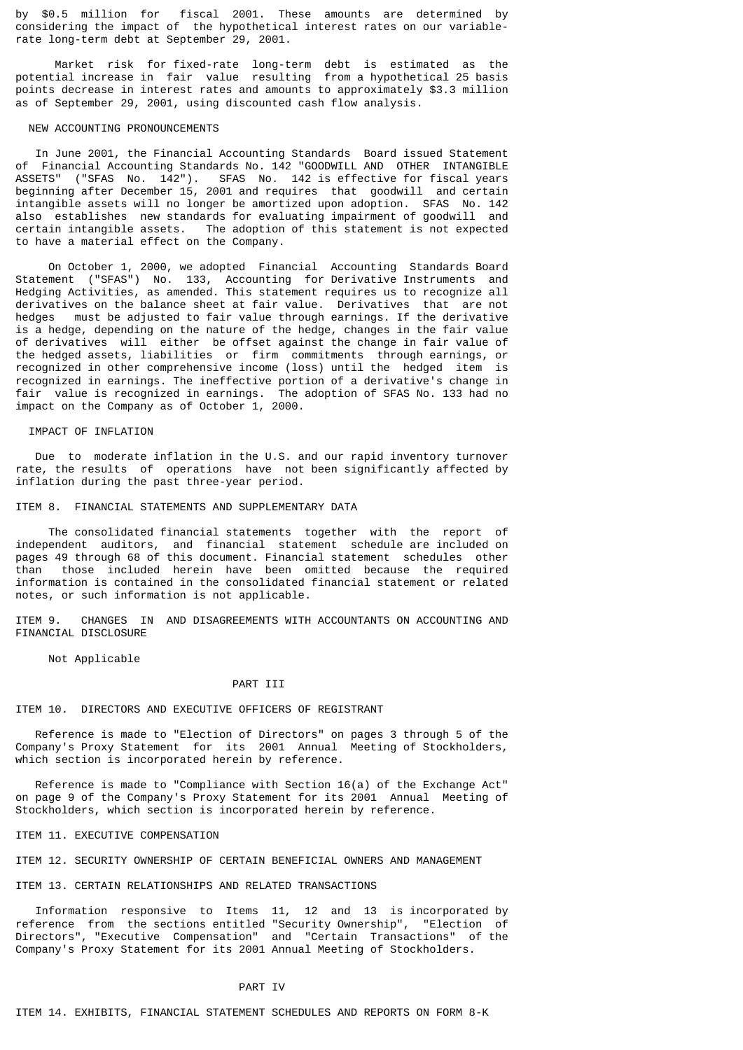by $0.5 million for fiscal 2001. These amounts are determined by considering the impact of the hypothetical interest rates on our variable-rate long-term debt at September 29, 2001.

Market risk for fixed-rate long-term debt is estimated as the potential increase in fair value resulting from a hypothetical 25 basis points decrease in interest rates and amounts to approximately $3.3 million as of September 29, 2001, using discounted cash flow analysis.

### NEW ACCOUNTING PRONOUNCEMENTS

In June 2001, the Financial Accounting Standards Board issued Statement of Financial Accounting Standards No. 142 "GOODWILL AND OTHER INTANGIBLE ASSETS" ("SFAS No. 142"). SFAS No. 142 is effective for fiscal years beginning after December 15, 2001 and requires that goodwill and certain intangible assets will no longer be amortized upon adoption. SFAS No. 142 also establishes new standards for evaluating impairment of goodwill and certain intangible assets. The adoption of this statement is not expected to have a material effect on the Company.

On October 1, 2000, we adopted Financial Accounting Standards Board Statement ("SFAS") No. 133, Accounting for Derivative Instruments and Hedging Activities, as amended. This statement requires us to recognize all derivatives on the balance sheet at fair value. Derivatives that are not hedges must be adjusted to fair value through earnings. If the derivative is a hedge, depending on the nature of the hedge, changes in the fair value of derivatives will either be offset against the change in fair value of the hedged assets, liabilities or firm commitments through earnings, or recognized in other comprehensive income (loss) until the hedged item is recognized in earnings. The ineffective portion of a derivative's change in fair value is recognized in earnings. The adoption of SFAS No. 133 had no impact on the Company as of October 1, 2000.

### IMPACT OF INFLATION

Due to moderate inflation in the U.S. and our rapid inventory turnover rate, the results of operations have not been significantly affected by inflation during the past three-year period.

## ITEM 8. FINANCIAL STATEMENTS AND SUPPLEMENTARY DATA

The consolidated financial statements together with the report of independent auditors, and financial statement schedule are included on pages 49 through 68 of this document. Financial statement schedules other than those included herein have been omitted because the required information is contained in the consolidated financial statement or related notes, or such information is not applicable.

## ITEM 9. CHANGES IN AND DISAGREEMENTS WITH ACCOUNTANTS ON ACCOUNTING AND FINANCIAL DISCLOSURE

Not Applicable

# PART III

## ITEM 10. DIRECTORS AND EXECUTIVE OFFICERS OF REGISTRANT

Reference is made to "Election of Directors" on pages 3 through 5 of the Company's Proxy Statement for its 2001 Annual Meeting of Stockholders, which section is incorporated herein by reference.

Reference is made to "Compliance with Section 16(a) of the Exchange Act" on page 9 of the Company's Proxy Statement for its 2001 Annual Meeting of Stockholders, which section is incorporated herein by reference.

## ITEM 11. EXECUTIVE COMPENSATION

## ITEM 12. SECURITY OWNERSHIP OF CERTAIN BENEFICIAL OWNERS AND MANAGEMENT

## ITEM 13. CERTAIN RELATIONSHIPS AND RELATED TRANSACTIONS

Information responsive to Items 11, 12 and 13 is incorporated by reference from the sections entitled "Security Ownership", "Election of Directors", "Executive Compensation" and "Certain Transactions" of the Company's Proxy Statement for its 2001 Annual Meeting of Stockholders.

# PART IV

## ITEM 14. EXHIBITS, FINANCIAL STATEMENT SCHEDULES AND REPORTS ON FORM 8-K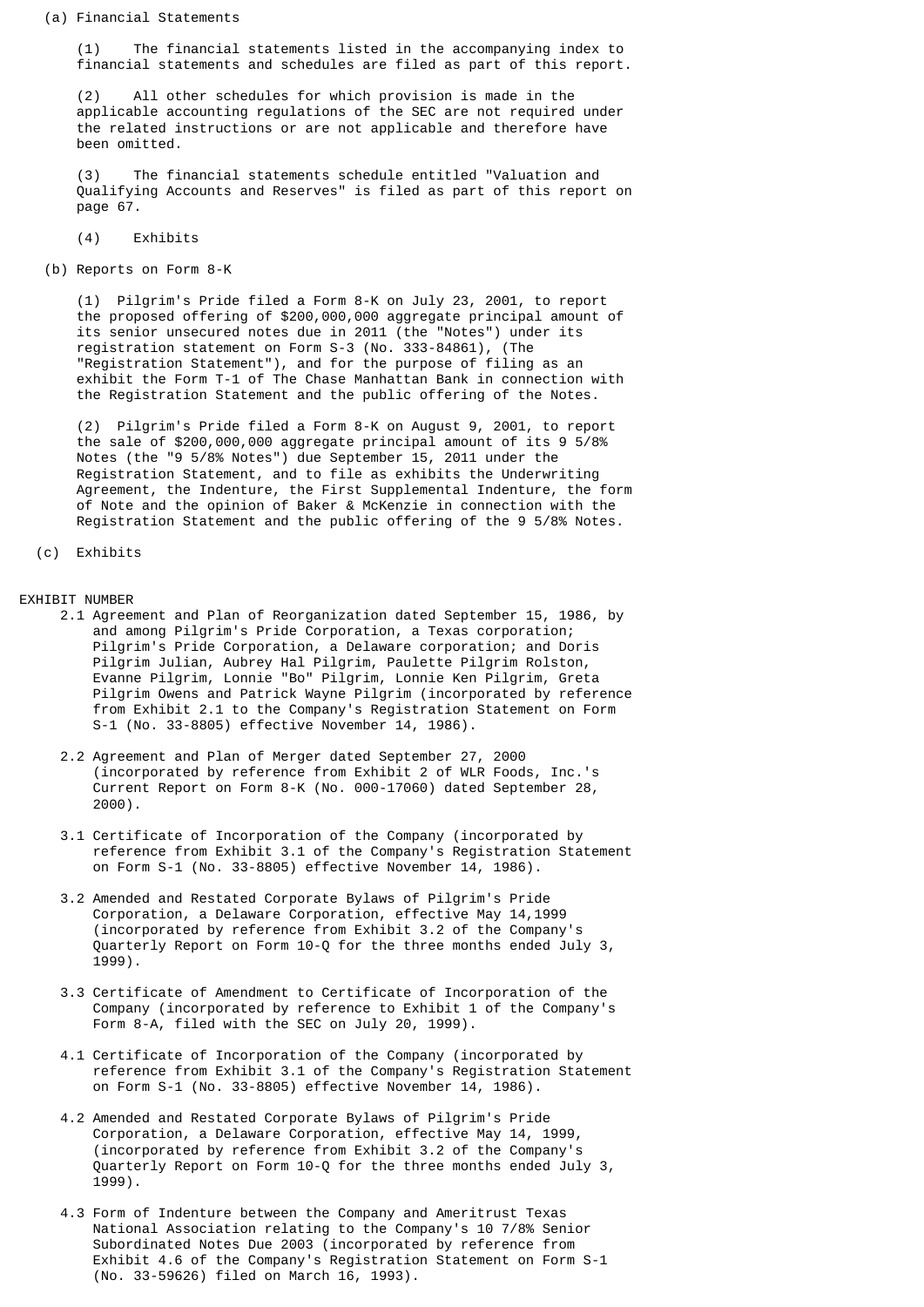(a) Financial Statements

(1) The financial statements listed in the accompanying index to financial statements and schedules are filed as part of this report.

(2) All other schedules for which provision is made in the applicable accounting regulations of the SEC are not required under the related instructions or are not applicable and therefore have been omitted.

(3) The financial statements schedule entitled "Valuation and Qualifying Accounts and Reserves" is filed as part of this report on page 67.

(4) Exhibits

(b) Reports on Form 8-K

(1) Pilgrim's Pride filed a Form 8-K on July 23, 2001, to report the proposed offering of $200,000,000 aggregate principal amount of its senior unsecured notes due in 2011 (the "Notes") under its registration statement on Form S-3 (No. 333-84861), (The "Registration Statement"), and for the purpose of filing as an exhibit the Form T-1 of The Chase Manhattan Bank in connection with the Registration Statement and the public offering of the Notes.

(2) Pilgrim's Pride filed a Form 8-K on August 9, 2001, to report the sale of $200,000,000 aggregate principal amount of its 9 5/8% Notes (the "9 5/8% Notes") due September 15, 2011 under the Registration Statement, and to file as exhibits the Underwriting Agreement, the Indenture, the First Supplemental Indenture, the form of Note and the opinion of Baker & McKenzie in connection with the Registration Statement and the public offering of the 9 5/8% Notes.

(c) Exhibits

EXHIBIT NUMBER

2.1 Agreement and Plan of Reorganization dated September 15, 1986, by and among Pilgrim's Pride Corporation, a Texas corporation; Pilgrim's Pride Corporation, a Delaware corporation; and Doris Pilgrim Julian, Aubrey Hal Pilgrim, Paulette Pilgrim Rolston, Evanne Pilgrim, Lonnie "Bo" Pilgrim, Lonnie Ken Pilgrim, Greta Pilgrim Owens and Patrick Wayne Pilgrim (incorporated by reference from Exhibit 2.1 to the Company's Registration Statement on Form S-1 (No. 33-8805) effective November 14, 1986).

2.2 Agreement and Plan of Merger dated September 27, 2000 (incorporated by reference from Exhibit 2 of WLR Foods, Inc.'s Current Report on Form 8-K (No. 000-17060) dated September 28, 2000).

3.1 Certificate of Incorporation of the Company (incorporated by reference from Exhibit 3.1 of the Company's Registration Statement on Form S-1 (No. 33-8805) effective November 14, 1986).

3.2 Amended and Restated Corporate Bylaws of Pilgrim's Pride Corporation, a Delaware Corporation, effective May 14,1999 (incorporated by reference from Exhibit 3.2 of the Company's Quarterly Report on Form 10-Q for the three months ended July 3, 1999).

3.3 Certificate of Amendment to Certificate of Incorporation of the Company (incorporated by reference to Exhibit 1 of the Company's Form 8-A, filed with the SEC on July 20, 1999).

4.1 Certificate of Incorporation of the Company (incorporated by reference from Exhibit 3.1 of the Company's Registration Statement on Form S-1 (No. 33-8805) effective November 14, 1986).

4.2 Amended and Restated Corporate Bylaws of Pilgrim's Pride Corporation, a Delaware Corporation, effective May 14, 1999, (incorporated by reference from Exhibit 3.2 of the Company's Quarterly Report on Form 10-Q for the three months ended July 3, 1999).

4.3 Form of Indenture between the Company and Ameritrust Texas National Association relating to the Company's 10 7/8% Senior Subordinated Notes Due 2003 (incorporated by reference from Exhibit 4.6 of the Company's Registration Statement on Form S-1 (No. 33-59626) filed on March 16, 1993).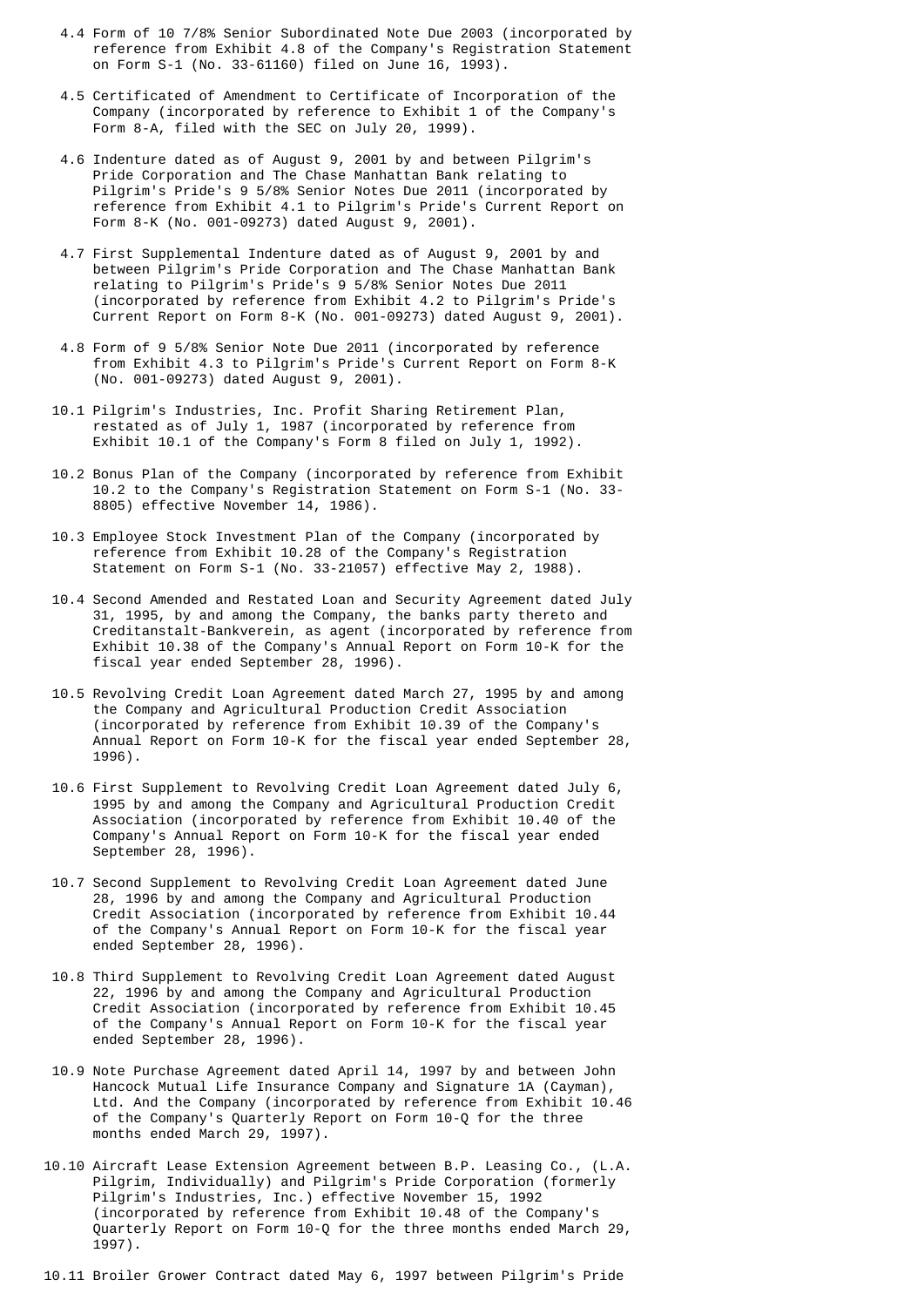4.4 Form of 10 7/8% Senior Subordinated Note Due 2003 (incorporated by reference from Exhibit 4.8 of the Company's Registration Statement on Form S-1 (No. 33-61160) filed on June 16, 1993).

4.5 Certificated of Amendment to Certificate of Incorporation of the Company (incorporated by reference to Exhibit 1 of the Company's Form 8-A, filed with the SEC on July 20, 1999).

4.6 Indenture dated as of August 9, 2001 by and between Pilgrim's Pride Corporation and The Chase Manhattan Bank relating to Pilgrim's Pride's 9 5/8% Senior Notes Due 2011 (incorporated by reference from Exhibit 4.1 to Pilgrim's Pride's Current Report on Form 8-K (No. 001-09273) dated August 9, 2001).

4.7 First Supplemental Indenture dated as of August 9, 2001 by and between Pilgrim's Pride Corporation and The Chase Manhattan Bank relating to Pilgrim's Pride's 9 5/8% Senior Notes Due 2011 (incorporated by reference from Exhibit 4.2 to Pilgrim's Pride's Current Report on Form 8-K (No. 001-09273) dated August 9, 2001).

4.8 Form of 9 5/8% Senior Note Due 2011 (incorporated by reference from Exhibit 4.3 to Pilgrim's Pride's Current Report on Form 8-K (No. 001-09273) dated August 9, 2001).

10.1 Pilgrim's Industries, Inc. Profit Sharing Retirement Plan, restated as of July 1, 1987 (incorporated by reference from Exhibit 10.1 of the Company's Form 8 filed on July 1, 1992).

10.2 Bonus Plan of the Company (incorporated by reference from Exhibit 10.2 to the Company's Registration Statement on Form S-1 (No. 33-8805) effective November 14, 1986).

10.3 Employee Stock Investment Plan of the Company (incorporated by reference from Exhibit 10.28 of the Company's Registration Statement on Form S-1 (No. 33-21057) effective May 2, 1988).

10.4 Second Amended and Restated Loan and Security Agreement dated July 31, 1995, by and among the Company, the banks party thereto and Creditanstalt-Bankverein, as agent (incorporated by reference from Exhibit 10.38 of the Company's Annual Report on Form 10-K for the fiscal year ended September 28, 1996).

10.5 Revolving Credit Loan Agreement dated March 27, 1995 by and among the Company and Agricultural Production Credit Association (incorporated by reference from Exhibit 10.39 of the Company's Annual Report on Form 10-K for the fiscal year ended September 28, 1996).

10.6 First Supplement to Revolving Credit Loan Agreement dated July 6, 1995 by and among the Company and Agricultural Production Credit Association (incorporated by reference from Exhibit 10.40 of the Company's Annual Report on Form 10-K for the fiscal year ended September 28, 1996).

10.7 Second Supplement to Revolving Credit Loan Agreement dated June 28, 1996 by and among the Company and Agricultural Production Credit Association (incorporated by reference from Exhibit 10.44 of the Company's Annual Report on Form 10-K for the fiscal year ended September 28, 1996).

10.8 Third Supplement to Revolving Credit Loan Agreement dated August 22, 1996 by and among the Company and Agricultural Production Credit Association (incorporated by reference from Exhibit 10.45 of the Company's Annual Report on Form 10-K for the fiscal year ended September 28, 1996).

10.9 Note Purchase Agreement dated April 14, 1997 by and between John Hancock Mutual Life Insurance Company and Signature 1A (Cayman), Ltd. And the Company (incorporated by reference from Exhibit 10.46 of the Company's Quarterly Report on Form 10-Q for the three months ended March 29, 1997).

10.10 Aircraft Lease Extension Agreement between B.P. Leasing Co., (L.A. Pilgrim, Individually) and Pilgrim's Pride Corporation (formerly Pilgrim's Industries, Inc.) effective November 15, 1992 (incorporated by reference from Exhibit 10.48 of the Company's Quarterly Report on Form 10-Q for the three months ended March 29, 1997).

10.11 Broiler Grower Contract dated May 6, 1997 between Pilgrim's Pride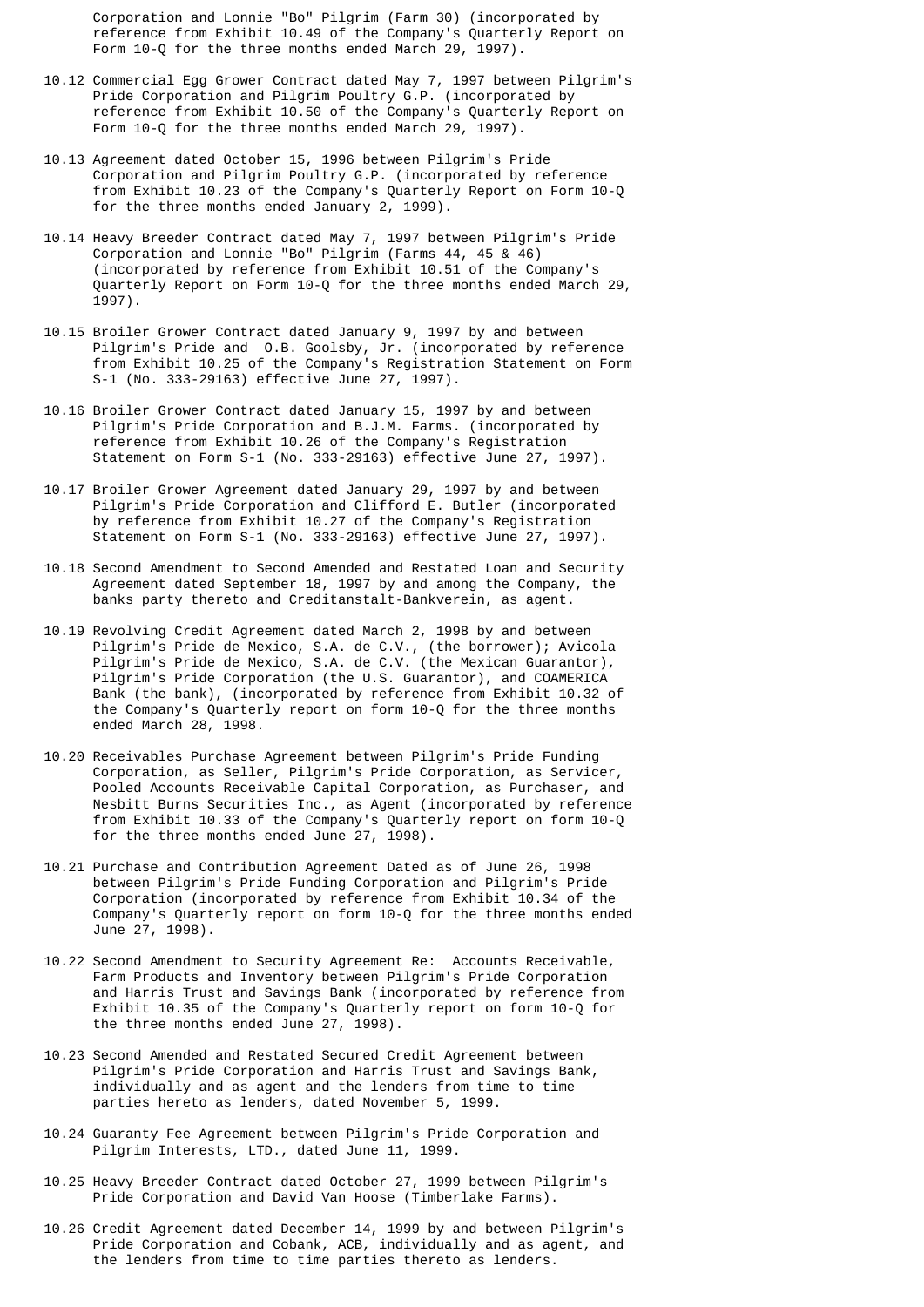Corporation and Lonnie "Bo" Pilgrim (Farm 30) (incorporated by reference from Exhibit 10.49 of the Company's Quarterly Report on Form 10-Q for the three months ended March 29, 1997).

10.12 Commercial Egg Grower Contract dated May 7, 1997 between Pilgrim's Pride Corporation and Pilgrim Poultry G.P. (incorporated by reference from Exhibit 10.50 of the Company's Quarterly Report on Form 10-Q for the three months ended March 29, 1997).

10.13 Agreement dated October 15, 1996 between Pilgrim's Pride Corporation and Pilgrim Poultry G.P. (incorporated by reference from Exhibit 10.23 of the Company's Quarterly Report on Form 10-Q for the three months ended January 2, 1999).

10.14 Heavy Breeder Contract dated May 7, 1997 between Pilgrim's Pride Corporation and Lonnie "Bo" Pilgrim (Farms 44, 45 & 46) (incorporated by reference from Exhibit 10.51 of the Company's Quarterly Report on Form 10-Q for the three months ended March 29, 1997).

10.15 Broiler Grower Contract dated January 9, 1997 by and between Pilgrim's Pride and O.B. Goolsby, Jr. (incorporated by reference from Exhibit 10.25 of the Company's Registration Statement on Form S-1 (No. 333-29163) effective June 27, 1997).

10.16 Broiler Grower Contract dated January 15, 1997 by and between Pilgrim's Pride Corporation and B.J.M. Farms. (incorporated by reference from Exhibit 10.26 of the Company's Registration Statement on Form S-1 (No. 333-29163) effective June 27, 1997).

10.17 Broiler Grower Agreement dated January 29, 1997 by and between Pilgrim's Pride Corporation and Clifford E. Butler (incorporated by reference from Exhibit 10.27 of the Company's Registration Statement on Form S-1 (No. 333-29163) effective June 27, 1997).

10.18 Second Amendment to Second Amended and Restated Loan and Security Agreement dated September 18, 1997 by and among the Company, the banks party thereto and Creditanstalt-Bankverein, as agent.

10.19 Revolving Credit Agreement dated March 2, 1998 by and between Pilgrim's Pride de Mexico, S.A. de C.V., (the borrower); Avicola Pilgrim's Pride de Mexico, S.A. de C.V. (the Mexican Guarantor), Pilgrim's Pride Corporation (the U.S. Guarantor), and COAMERICA Bank (the bank), (incorporated by reference from Exhibit 10.32 of the Company's Quarterly report on form 10-Q for the three months ended March 28, 1998.

10.20 Receivables Purchase Agreement between Pilgrim's Pride Funding Corporation, as Seller, Pilgrim's Pride Corporation, as Servicer, Pooled Accounts Receivable Capital Corporation, as Purchaser, and Nesbitt Burns Securities Inc., as Agent (incorporated by reference from Exhibit 10.33 of the Company's Quarterly report on form 10-Q for the three months ended June 27, 1998).

10.21 Purchase and Contribution Agreement Dated as of June 26, 1998 between Pilgrim's Pride Funding Corporation and Pilgrim's Pride Corporation (incorporated by reference from Exhibit 10.34 of the Company's Quarterly report on form 10-Q for the three months ended June 27, 1998).

10.22 Second Amendment to Security Agreement Re: Accounts Receivable, Farm Products and Inventory between Pilgrim's Pride Corporation and Harris Trust and Savings Bank (incorporated by reference from Exhibit 10.35 of the Company's Quarterly report on form 10-Q for the three months ended June 27, 1998).

10.23 Second Amended and Restated Secured Credit Agreement between Pilgrim's Pride Corporation and Harris Trust and Savings Bank, individually and as agent and the lenders from time to time parties hereto as lenders, dated November 5, 1999.

10.24 Guaranty Fee Agreement between Pilgrim's Pride Corporation and Pilgrim Interests, LTD., dated June 11, 1999.

10.25 Heavy Breeder Contract dated October 27, 1999 between Pilgrim's Pride Corporation and David Van Hoose (Timberlake Farms).

10.26 Credit Agreement dated December 14, 1999 by and between Pilgrim's Pride Corporation and Cobank, ACB, individually and as agent, and the lenders from time to time parties thereto as lenders.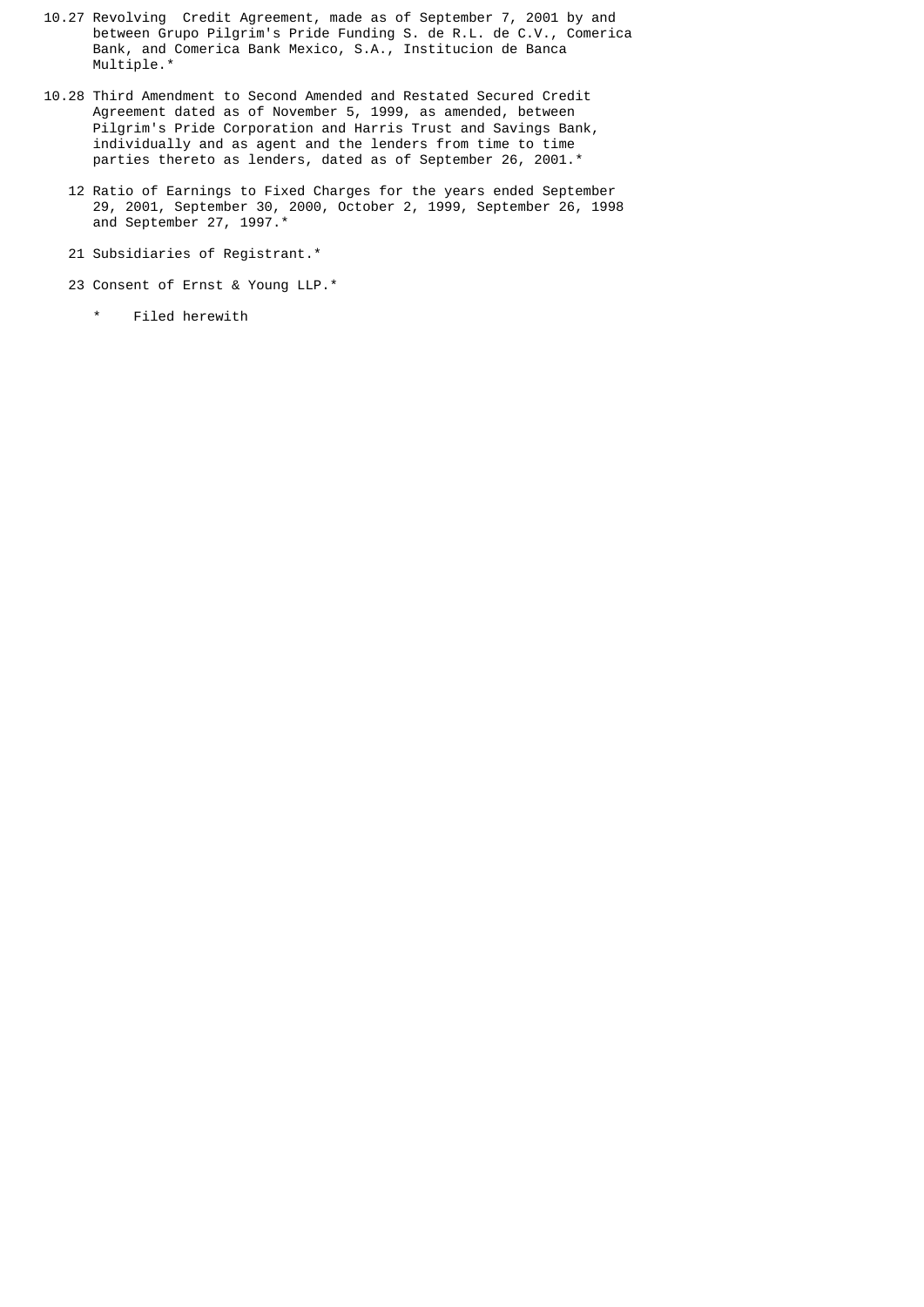10.27 Revolving Credit Agreement, made as of September 7, 2001 by and between Grupo Pilgrim's Pride Funding S. de R.L. de C.V., Comerica Bank, and Comerica Bank Mexico, S.A., Institucion de Banca Multiple.*

10.28 Third Amendment to Second Amended and Restated Secured Credit Agreement dated as of November 5, 1999, as amended, between Pilgrim's Pride Corporation and Harris Trust and Savings Bank, individually and as agent and the lenders from time to time parties thereto as lenders, dated as of September 26, 2001.*

12 Ratio of Earnings to Fixed Charges for the years ended September 29, 2001, September 30, 2000, October 2, 1999, September 26, 1998 and September 27, 1997.*

21 Subsidiaries of Registrant.*

23 Consent of Ernst & Young LLP.*

\* Filed herewith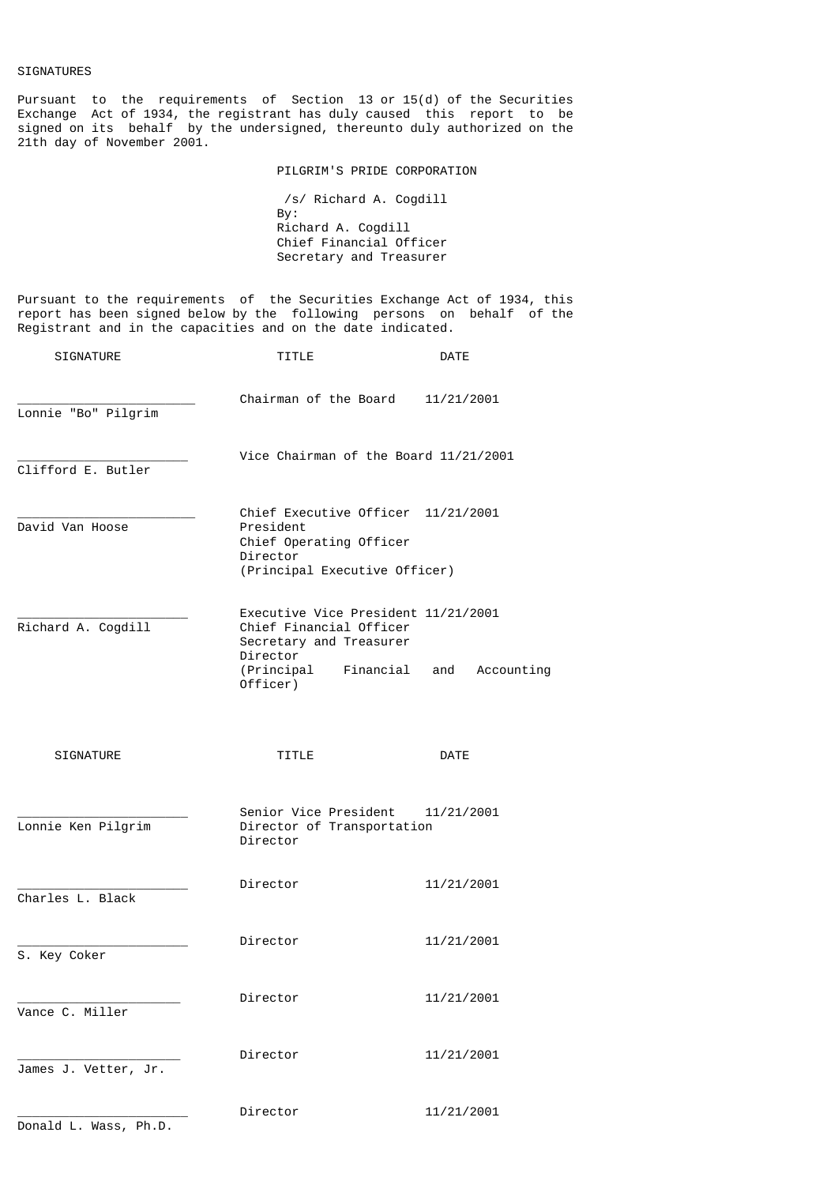SIGNATURES

Pursuant to the requirements of Section 13 or 15(d) of the Securities Exchange Act of 1934, the registrant has duly caused this report to be signed on its behalf by the undersigned, thereunto duly authorized on the 21th day of November 2001.

PILGRIM'S PRIDE CORPORATION

/s/ Richard A. Cogdill
By:
Richard A. Cogdill
Chief Financial Officer
Secretary and Treasurer

Pursuant to the requirements of the Securities Exchange Act of 1934, this report has been signed below by the following persons on behalf of the Registrant and in the capacities and on the date indicated.

| SIGNATURE | TITLE | DATE |
|---|---|---|
| _______________________ Lonnie "Bo" Pilgrim | Chairman of the Board | 11/21/2001 |
| _______________________ Clifford E. Butler | Vice Chairman of the Board | 11/21/2001 |
| _______________________ David Van Hoose | Chief Executive Officer<br>President<br>Chief Operating Officer<br>Director<br>(Principal Executive Officer) | 11/21/2001 |
| _______________________ Richard A. Cogdill | Executive Vice President<br>Chief Financial Officer<br>Secretary and Treasurer<br>Director<br>(Principal Financial and Accounting Officer) | 11/21/2001 |

| SIGNATURE | TITLE | DATE |
|---|---|---|
| _______________________ Lonnie Ken Pilgrim | Senior Vice President<br>Director of Transportation<br>Director | 11/21/2001 |
| _______________________ Charles L. Black | Director | 11/21/2001 |
| _______________________ S. Key Coker | Director | 11/21/2001 |
| _______________________ Vance C. Miller | Director | 11/21/2001 |
| _______________________ James J. Vetter, Jr. | Director | 11/21/2001 |
| _______________________ Donald L. Wass, Ph.D. | Director | 11/21/2001 |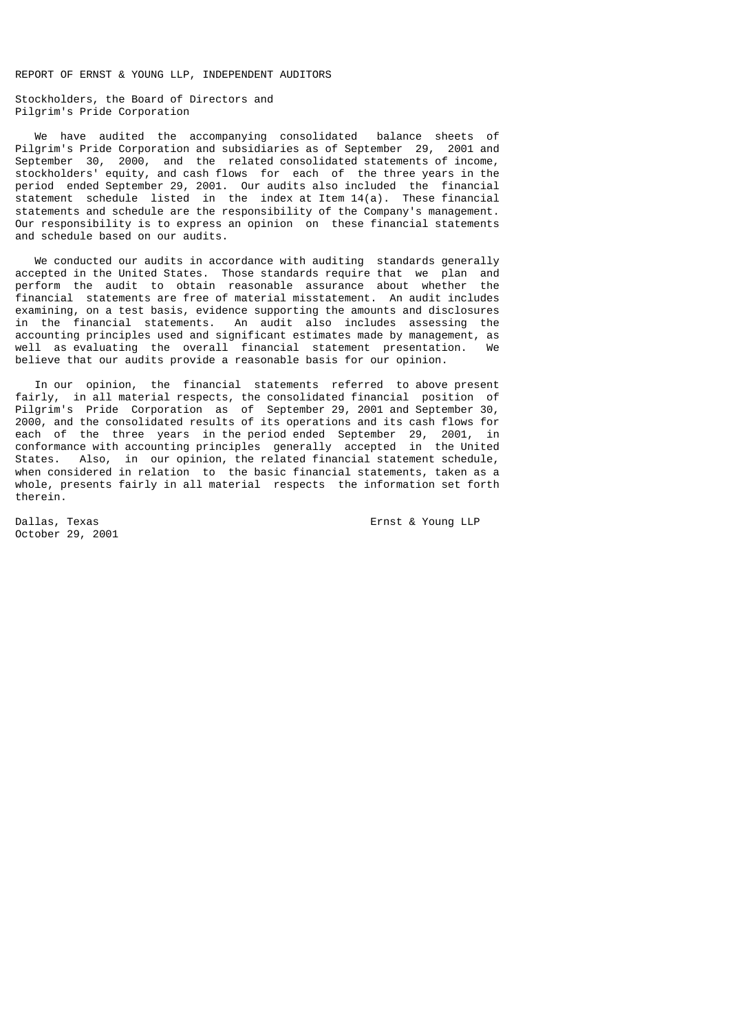## REPORT OF ERNST & YOUNG LLP, INDEPENDENT AUDITORS

Stockholders, the Board of Directors and
Pilgrim's Pride Corporation

We have audited the accompanying consolidated balance sheets of Pilgrim's Pride Corporation and subsidiaries as of September 29, 2001 and September 30, 2000, and the related consolidated statements of income, stockholders' equity, and cash flows for each of the three years in the period ended September 29, 2001. Our audits also included the financial statement schedule listed in the index at Item 14(a). These financial statements and schedule are the responsibility of the Company's management. Our responsibility is to express an opinion on these financial statements and schedule based on our audits.

We conducted our audits in accordance with auditing standards generally accepted in the United States. Those standards require that we plan and perform the audit to obtain reasonable assurance about whether the financial statements are free of material misstatement. An audit includes examining, on a test basis, evidence supporting the amounts and disclosures in the financial statements. An audit also includes assessing the accounting principles used and significant estimates made by management, as well as evaluating the overall financial statement presentation. We believe that our audits provide a reasonable basis for our opinion.

In our opinion, the financial statements referred to above present fairly, in all material respects, the consolidated financial position of Pilgrim's Pride Corporation as of September 29, 2001 and September 30, 2000, and the consolidated results of its operations and its cash flows for each of the three years in the period ended September 29, 2001, in conformance with accounting principles generally accepted in the United States. Also, in our opinion, the related financial statement schedule, when considered in relation to the basic financial statements, taken as a whole, presents fairly in all material respects the information set forth therein.

Dallas, Texas
October 29, 2001

Ernst & Young LLP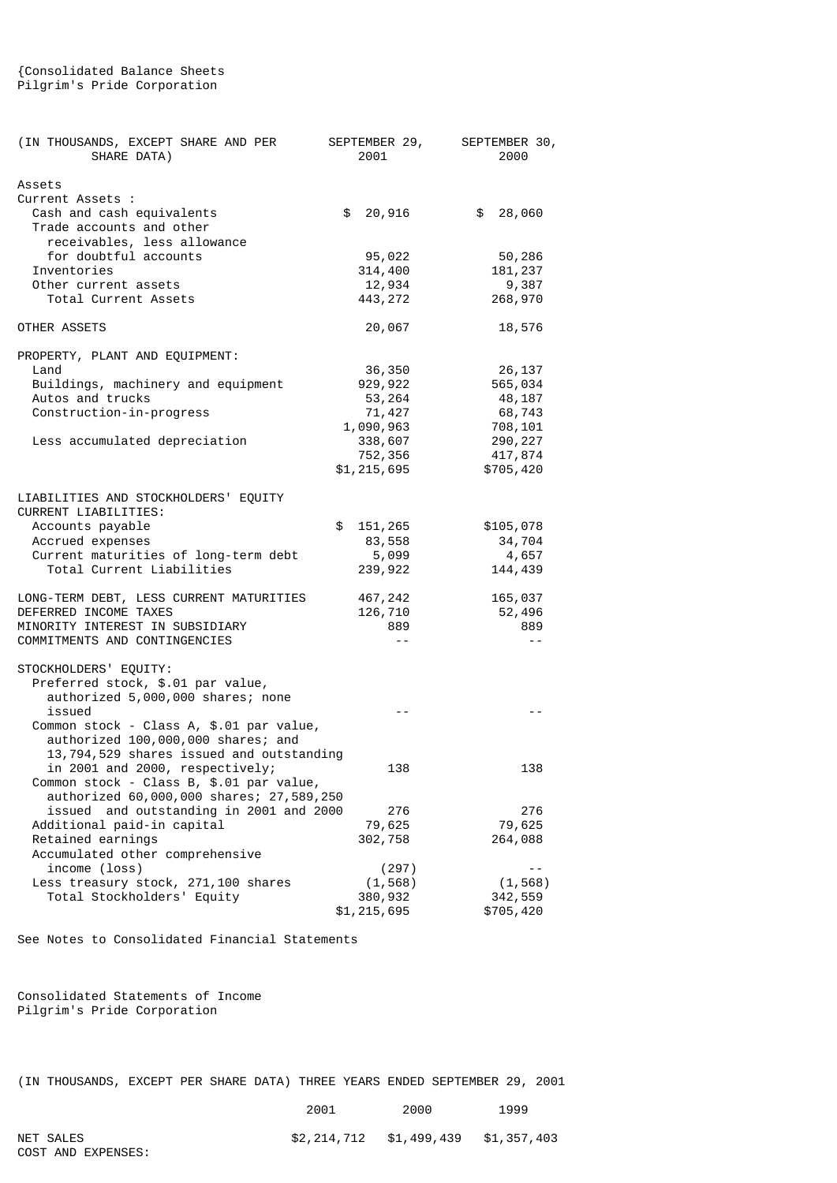{Consolidated Balance Sheets
Pilgrim's Pride Corporation

| (IN THOUSANDS, EXCEPT SHARE AND PER SHARE DATA) | SEPTEMBER 29, 2001 | SEPTEMBER 30, 2000 |
|---|---|---|
| Assets | | |
| Current Assets : | | |
| Cash and cash equivalents | $ 20,916 | $ 28,060 |
| Trade accounts and other receivables, less allowance for doubtful accounts | 95,022 | 50,286 |
| Inventories | 314,400 | 181,237 |
| Other current assets | 12,934 | 9,387 |
| Total Current Assets | 443,272 | 268,970 |
| OTHER ASSETS | 20,067 | 18,576 |
| PROPERTY, PLANT AND EQUIPMENT: | | |
| Land | 36,350 | 26,137 |
| Buildings, machinery and equipment | 929,922 | 565,034 |
| Autos and trucks | 53,264 | 48,187 |
| Construction-in-progress | 71,427 | 68,743 |
| | 1,090,963 | 708,101 |
| Less accumulated depreciation | 338,607 | 290,227 |
| | 752,356 | 417,874 |
| | $1,215,695 | $705,420 |
| LIABILITIES AND STOCKHOLDERS' EQUITY | | |
| CURRENT LIABILITIES: | | |
| Accounts payable | $ 151,265 | $105,078 |
| Accrued expenses | 83,558 | 34,704 |
| Current maturities of long-term debt | 5,099 | 4,657 |
| Total Current Liabilities | 239,922 | 144,439 |
| LONG-TERM DEBT, LESS CURRENT MATURITIES | 467,242 | 165,037 |
| DEFERRED INCOME TAXES | 126,710 | 52,496 |
| MINORITY INTEREST IN SUBSIDIARY | 889 | 889 |
| COMMITMENTS AND CONTINGENCIES | -- | -- |
| STOCKHOLDERS' EQUITY: | | |
| Preferred stock, $.01 par value, authorized 5,000,000 shares; none issued | -- | -- |
| Common stock - Class A, $.01 par value, authorized 100,000,000 shares; and 13,794,529 shares issued and outstanding in 2001 and 2000, respectively; | 138 | 138 |
| Common stock - Class B, $.01 par value, authorized 60,000,000 shares; 27,589,250 issued and outstanding in 2001 and 2000 | 276 | 276 |
| Additional paid-in capital | 79,625 | 79,625 |
| Retained earnings | 302,758 | 264,088 |
| Accumulated other comprehensive income (loss) | (297) | -- |
| Less treasury stock, 271,100 shares | (1,568) | (1,568) |
| Total Stockholders' Equity | 380,932 | 342,559 |
| | $1,215,695 | $705,420 |

See Notes to Consolidated Financial Statements

Consolidated Statements of Income
Pilgrim's Pride Corporation

(IN THOUSANDS, EXCEPT PER SHARE DATA) THREE YEARS ENDED SEPTEMBER 29, 2001

| | 2001 | 2000 | 1999 |
|---|---|---|---|
| NET SALES | $2,214,712 | $1,499,439 | $1,357,403 |
| COST AND EXPENSES: | | | |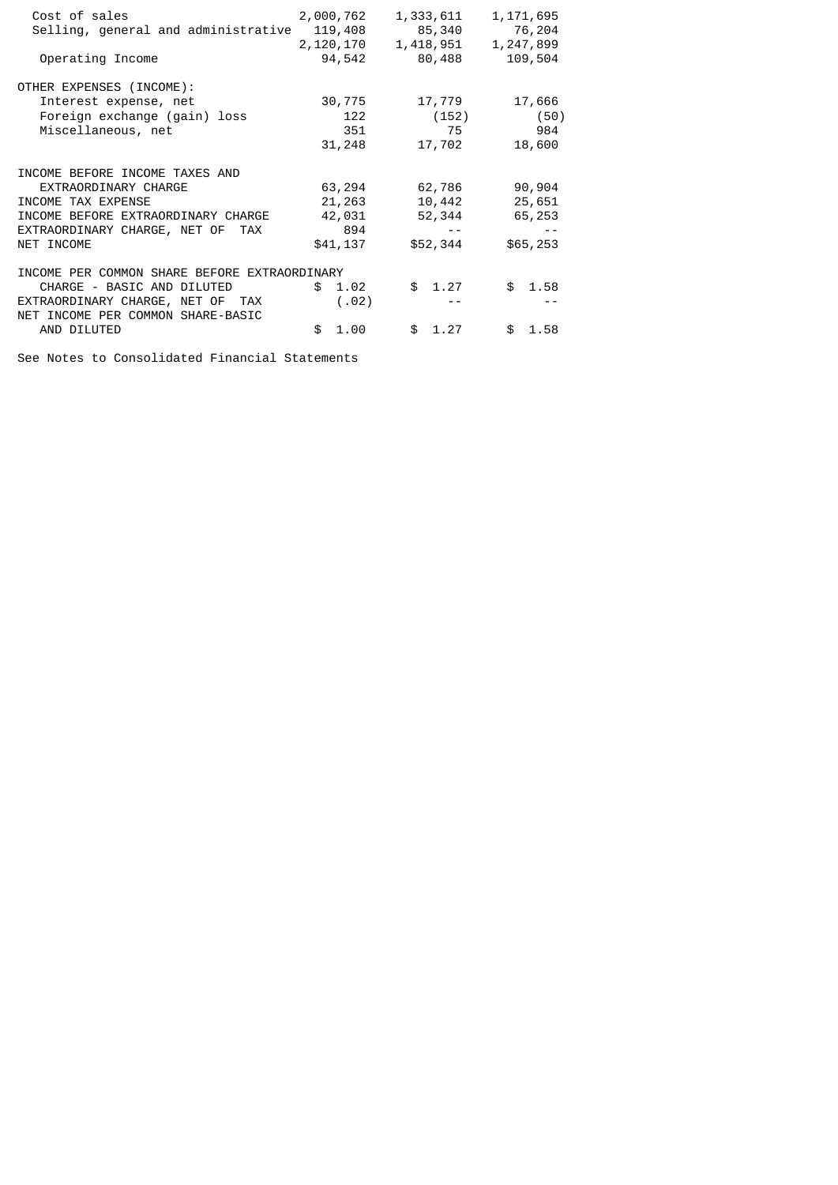| | | | |
|---|---|---|---|
| Cost of sales | 2,000,762 | 1,333,611 | 1,171,695 |
| Selling, general and administrative | 119,408 | 85,340 | 76,204 |
| | 2,120,170 | 1,418,951 | 1,247,899 |
| Operating Income | 94,542 | 80,488 | 109,504 |
| | | | |
| OTHER EXPENSES (INCOME): | | | |
| Interest expense, net | 30,775 | 17,779 | 17,666 |
| Foreign exchange (gain) loss | 122 | (152) | (50) |
| Miscellaneous, net | 351 | 75 | 984 |
| | 31,248 | 17,702 | 18,600 |
| | | | |
| INCOME BEFORE INCOME TAXES AND EXTRAORDINARY CHARGE | 63,294 | 62,786 | 90,904 |
| INCOME TAX EXPENSE | 21,263 | 10,442 | 25,651 |
| INCOME BEFORE EXTRAORDINARY CHARGE | 42,031 | 52,344 | 65,253 |
| EXTRAORDINARY CHARGE, NET OF TAX | 894 | -- | -- |
| NET INCOME | $41,137 | $52,344 | $65,253 |
| | | | |
| INCOME PER COMMON SHARE BEFORE EXTRAORDINARY CHARGE - BASIC AND DILUTED | $ 1.02 | $ 1.27 | $ 1.58 |
| EXTRAORDINARY CHARGE, NET OF TAX | (.02) | -- | -- |
| NET INCOME PER COMMON SHARE-BASIC AND DILUTED | $ 1.00 | $ 1.27 | $ 1.58 |

See Notes to Consolidated Financial Statements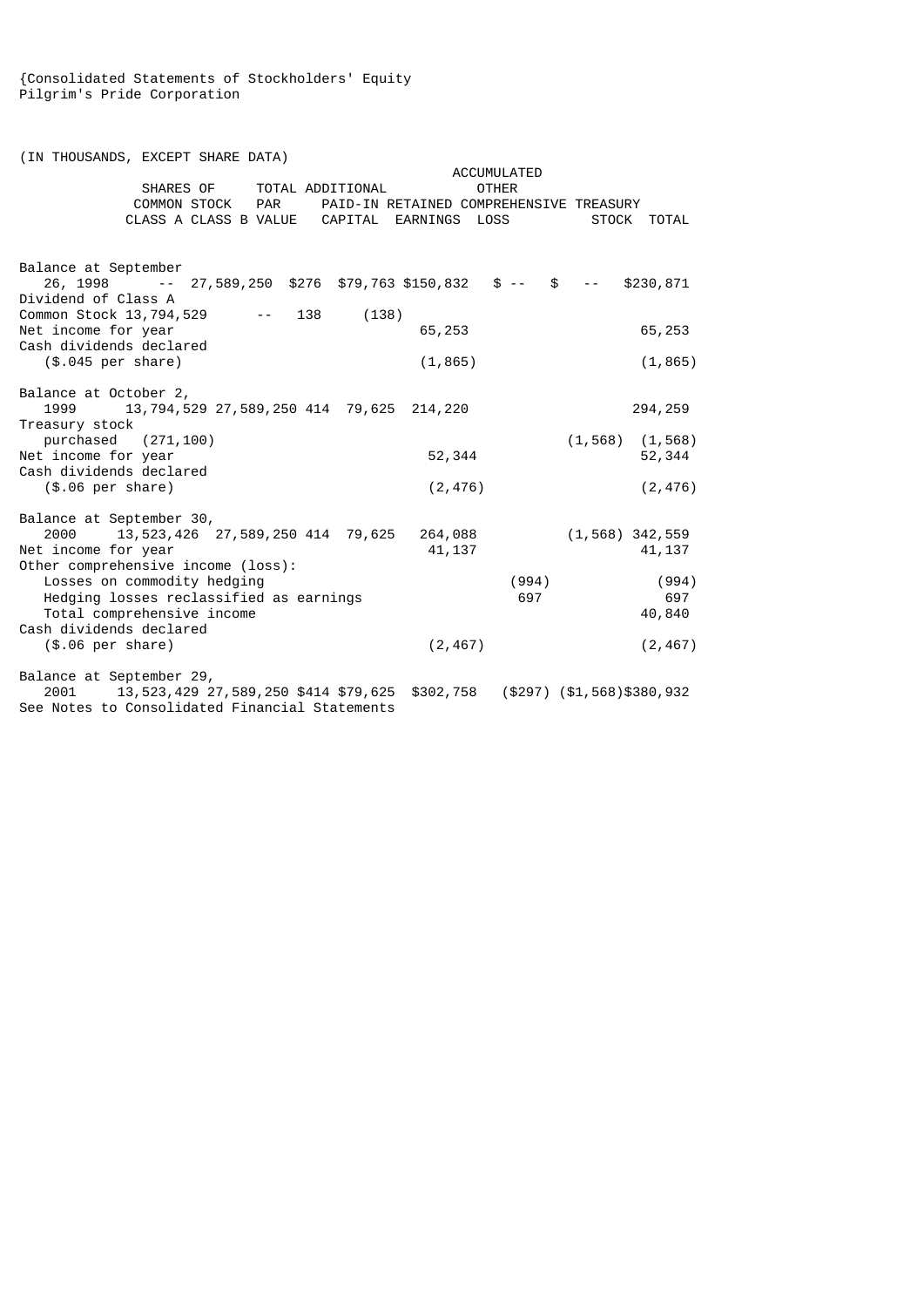{Consolidated Statements of Stockholders' Equity
Pilgrim's Pride Corporation

(IN THOUSANDS, EXCEPT SHARE DATA)

| | SHARES OF COMMON STOCK CLASS A | CLASS B | TOTAL PAR VALUE | ADDITIONAL PAID-IN CAPITAL | RETAINED EARNINGS | ACCUMULATED OTHER COMPREHENSIVE LOSS | TREASURY STOCK | TOTAL |
|---|---|---|---|---|---|---|---|---|
| Balance at September 26, 1998 | -- | 27,589,250 | $276 | $79,763 | $150,832 | $ -- | $ -- | $230,871 |
| Dividend of Class A Common Stock | 13,794,529 | -- | 138 | (138) | | | | |
| Net income for year | | | | | 65,253 | | | 65,253 |
| Cash dividends declared ($.045 per share) | | | | | (1,865) | | | (1,865) |
| Balance at October 2, 1999 | 13,794,529 | 27,589,250 | 414 | 79,625 | 214,220 | | | 294,259 |
| Treasury stock purchased | (271,100) | | | | | | (1,568) | (1,568) |
| Net income for year | | | | | 52,344 | | | 52,344 |
| Cash dividends declared ($.06 per share) | | | | | (2,476) | | | (2,476) |
| Balance at September 30, 2000 | 13,523,426 | 27,589,250 | 414 | 79,625 | 264,088 | | (1,568) | 342,559 |
| Net income for year | | | | | 41,137 | | | 41,137 |
| Other comprehensive income (loss): | | | | | | | | |
| Losses on commodity hedging | | | | | | (994) | | (994) |
| Hedging losses reclassified as earnings | | | | | | 697 | | 697 |
| Total comprehensive income | | | | | | | | 40,840 |
| Cash dividends declared ($.06 per share) | | | | | (2,467) | | | (2,467) |
| Balance at September 29, 2001 | 13,523,429 | 27,589,250 | $414 | $79,625 | $302,758 | ($297) | ($1,568) | $380,932 |

See Notes to Consolidated Financial Statements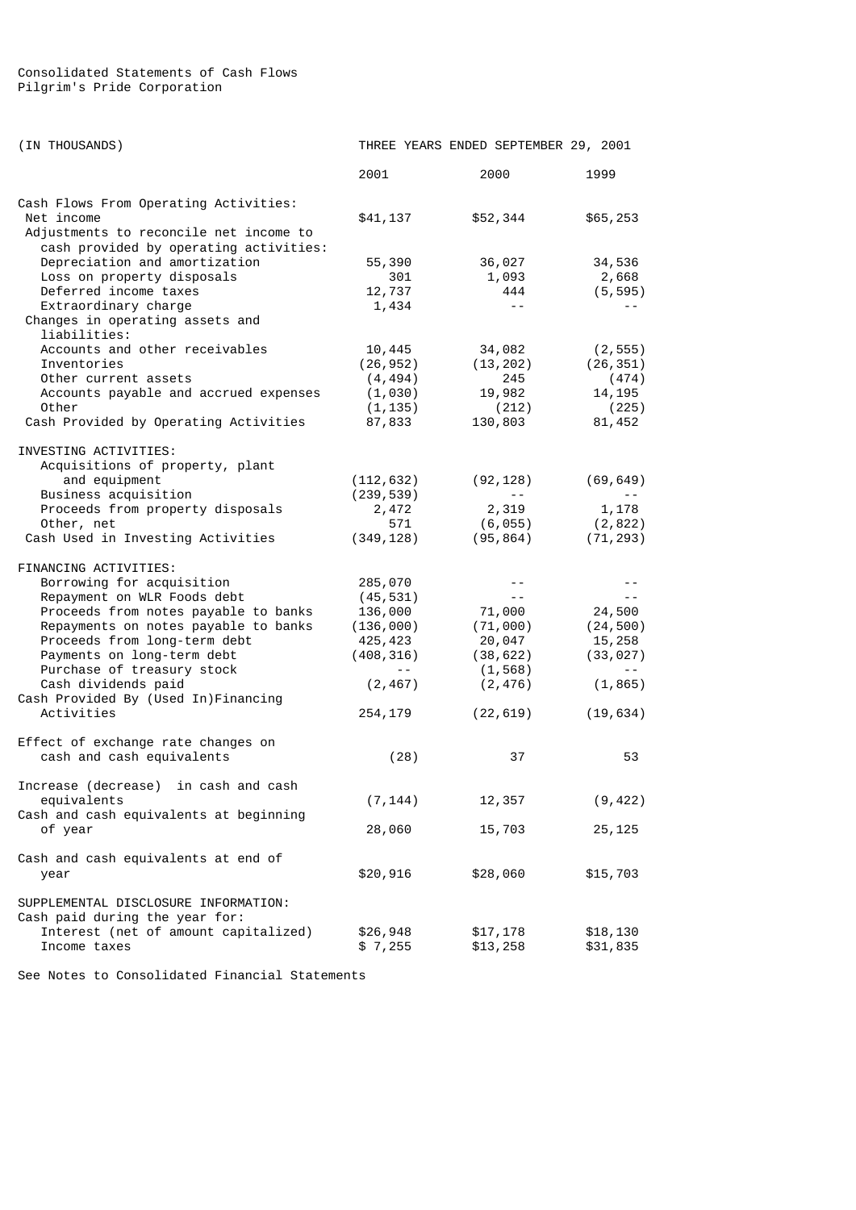Consolidated Statements of Cash Flows
Pilgrim's Pride Corporation

| (IN THOUSANDS) | THREE YEARS ENDED SEPTEMBER 29, 2001 | | |
|---|---|---|---|
| | 2001 | 2000 | 1999 |
| Cash Flows From Operating Activities: | | | |
| Net income | $41,137 | $52,344 | $65,253 |
| Adjustments to reconcile net income to cash provided by operating activities: | | | |
| Depreciation and amortization | 55,390 | 36,027 | 34,536 |
| Loss on property disposals | 301 | 1,093 | 2,668 |
| Deferred income taxes | 12,737 | 444 | (5,595) |
| Extraordinary charge | 1,434 | -- | -- |
| Changes in operating assets and liabilities: | | | |
| Accounts and other receivables | 10,445 | 34,082 | (2,555) |
| Inventories | (26,952) | (13,202) | (26,351) |
| Other current assets | (4,494) | 245 | (474) |
| Accounts payable and accrued expenses | (1,030) | 19,982 | 14,195 |
| Other | (1,135) | (212) | (225) |
| Cash Provided by Operating Activities | 87,833 | 130,803 | 81,452 |
| INVESTING ACTIVITIES: | | | |
| Acquisitions of property, plant and equipment | (112,632) | (92,128) | (69,649) |
| Business acquisition | (239,539) | -- | -- |
| Proceeds from property disposals | 2,472 | 2,319 | 1,178 |
| Other, net | 571 | (6,055) | (2,822) |
| Cash Used in Investing Activities | (349,128) | (95,864) | (71,293) |
| FINANCING ACTIVITIES: | | | |
| Borrowing for acquisition | 285,070 | -- | -- |
| Repayment on WLR Foods debt | (45,531) | -- | -- |
| Proceeds from notes payable to banks | 136,000 | 71,000 | 24,500 |
| Repayments on notes payable to banks | (136,000) | (71,000) | (24,500) |
| Proceeds from long-term debt | 425,423 | 20,047 | 15,258 |
| Payments on long-term debt | (408,316) | (38,622) | (33,027) |
| Purchase of treasury stock | -- | (1,568) | -- |
| Cash dividends paid | (2,467) | (2,476) | (1,865) |
| Cash Provided By (Used In)Financing Activities | 254,179 | (22,619) | (19,634) |
| Effect of exchange rate changes on cash and cash equivalents | (28) | 37 | 53 |
| Increase (decrease) in cash and cash equivalents | (7,144) | 12,357 | (9,422) |
| Cash and cash equivalents at beginning of year | 28,060 | 15,703 | 25,125 |
| Cash and cash equivalents at end of year | $20,916 | $28,060 | $15,703 |
| SUPPLEMENTAL DISCLOSURE INFORMATION: | | | |
| Cash paid during the year for: | | | |
| Interest (net of amount capitalized) | $26,948 | $17,178 | $18,130 |
| Income taxes | $ 7,255 | $13,258 | $31,835 |

See Notes to Consolidated Financial Statements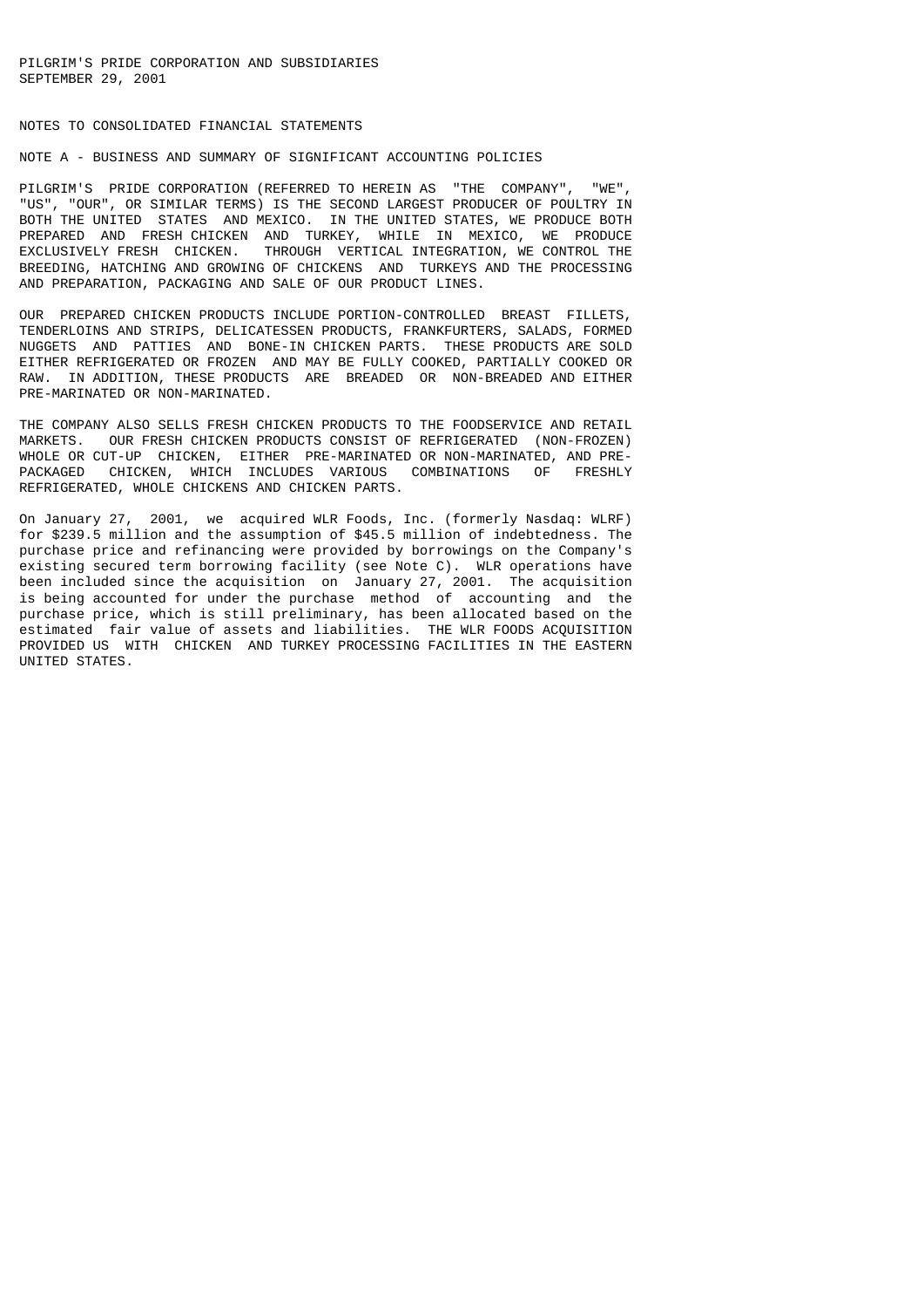PILGRIM'S PRIDE CORPORATION AND SUBSIDIARIES
SEPTEMBER 29, 2001

# NOTES TO CONSOLIDATED FINANCIAL STATEMENTS

## NOTE A - BUSINESS AND SUMMARY OF SIGNIFICANT ACCOUNTING POLICIES

PILGRIM'S PRIDE CORPORATION (REFERRED TO HEREIN AS "THE COMPANY", "WE", "US", "OUR", OR SIMILAR TERMS) IS THE SECOND LARGEST PRODUCER OF POULTRY IN BOTH THE UNITED STATES AND MEXICO. IN THE UNITED STATES, WE PRODUCE BOTH PREPARED AND FRESH CHICKEN AND TURKEY, WHILE IN MEXICO, WE PRODUCE EXCLUSIVELY FRESH CHICKEN. THROUGH VERTICAL INTEGRATION, WE CONTROL THE BREEDING, HATCHING AND GROWING OF CHICKENS AND TURKEYS AND THE PROCESSING AND PREPARATION, PACKAGING AND SALE OF OUR PRODUCT LINES.

OUR PREPARED CHICKEN PRODUCTS INCLUDE PORTION-CONTROLLED BREAST FILLETS, TENDERLOINS AND STRIPS, DELICATESSEN PRODUCTS, FRANKFURTERS, SALADS, FORMED NUGGETS AND PATTIES AND BONE-IN CHICKEN PARTS. THESE PRODUCTS ARE SOLD EITHER REFRIGERATED OR FROZEN AND MAY BE FULLY COOKED, PARTIALLY COOKED OR RAW. IN ADDITION, THESE PRODUCTS ARE BREADED OR NON-BREADED AND EITHER PRE-MARINATED OR NON-MARINATED.

THE COMPANY ALSO SELLS FRESH CHICKEN PRODUCTS TO THE FOODSERVICE AND RETAIL MARKETS. OUR FRESH CHICKEN PRODUCTS CONSIST OF REFRIGERATED (NON-FROZEN) WHOLE OR CUT-UP CHICKEN, EITHER PRE-MARINATED OR NON-MARINATED, AND PRE-PACKAGED CHICKEN, WHICH INCLUDES VARIOUS COMBINATIONS OF FRESHLY REFRIGERATED, WHOLE CHICKENS AND CHICKEN PARTS.

On January 27, 2001, we acquired WLR Foods, Inc. (formerly Nasdaq: WLRF) for $239.5 million and the assumption of $45.5 million of indebtedness. The purchase price and refinancing were provided by borrowings on the Company's existing secured term borrowing facility (see Note C). WLR operations have been included since the acquisition on January 27, 2001. The acquisition is being accounted for under the purchase method of accounting and the purchase price, which is still preliminary, has been allocated based on the estimated fair value of assets and liabilities. THE WLR FOODS ACQUISITION PROVIDED US WITH CHICKEN AND TURKEY PROCESSING FACILITIES IN THE EASTERN UNITED STATES.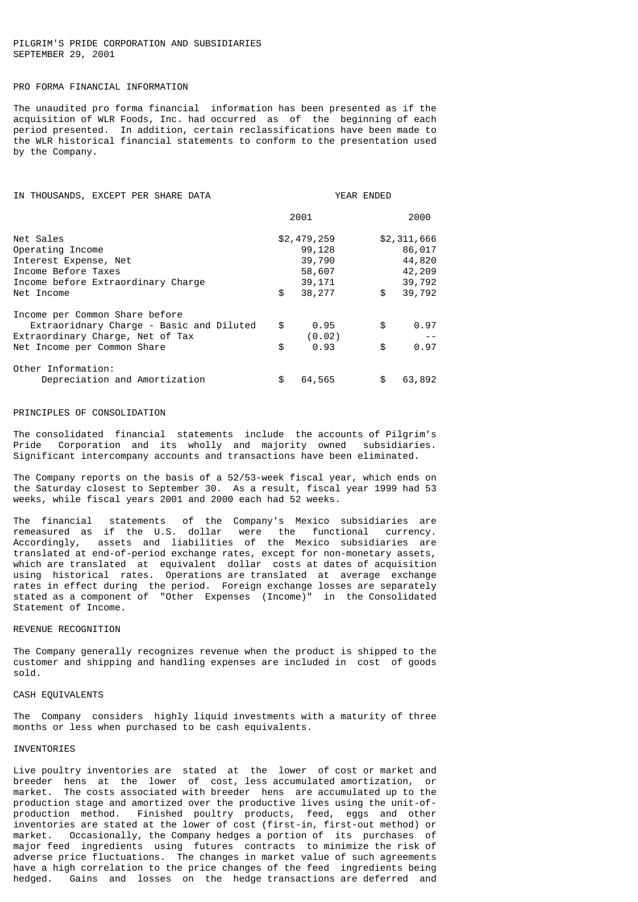PILGRIM'S PRIDE CORPORATION AND SUBSIDIARIES
SEPTEMBER 29, 2001

## PRO FORMA FINANCIAL INFORMATION

The unaudited pro forma financial information has been presented as if the acquisition of WLR Foods, Inc. had occurred as of the beginning of each period presented. In addition, certain reclassifications have been made to the WLR historical financial statements to conform to the presentation used by the Company.

| IN THOUSANDS, EXCEPT PER SHARE DATA | YEAR ENDED | |
|---|---|---|
| | 2001 | 2000 |
| Net Sales | $2,479,259 | $2,311,666 |
| Operating Income | 99,128 | 86,017 |
| Interest Expense, Net | 39,790 | 44,820 |
| Income Before Taxes | 58,607 | 42,209 |
| Income before Extraordinary Charge | 39,171 | 39,792 |
| Net Income | $ 38,277 | $ 39,792 |
| Income per Common Share before Extraoridnary Charge - Basic and Diluted | $ 0.95 | $ 0.97 |
| Extraordinary Charge, Net of Tax | (0.02) | -- |
| Net Income per Common Share | $ 0.93 | $ 0.97 |
| Other Information: | | |
| Depreciation and Amortization | $ 64,565 | $ 63,892 |

## PRINCIPLES OF CONSOLIDATION

The consolidated financial statements include the accounts of Pilgrim's Pride Corporation and its wholly and majority owned subsidiaries. Significant intercompany accounts and transactions have been eliminated.

The Company reports on the basis of a 52/53-week fiscal year, which ends on the Saturday closest to September 30. As a result, fiscal year 1999 had 53 weeks, while fiscal years 2001 and 2000 each had 52 weeks.

The financial statements of the Company's Mexico subsidiaries are remeasured as if the U.S. dollar were the functional currency. Accordingly, assets and liabilities of the Mexico subsidiaries are translated at end-of-period exchange rates, except for non-monetary assets, which are translated at equivalent dollar costs at dates of acquisition using historical rates. Operations are translated at average exchange rates in effect during the period. Foreign exchange losses are separately stated as a component of "Other Expenses (Income)" in the Consolidated Statement of Income.

## REVENUE RECOGNITION

The Company generally recognizes revenue when the product is shipped to the customer and shipping and handling expenses are included in cost of goods sold.

## CASH EQUIVALENTS

The Company considers highly liquid investments with a maturity of three months or less when purchased to be cash equivalents.

## INVENTORIES

Live poultry inventories are stated at the lower of cost or market and breeder hens at the lower of cost, less accumulated amortization, or market. The costs associated with breeder hens are accumulated up to the production stage and amortized over the productive lives using the unit-of-production method. Finished poultry products, feed, eggs and other inventories are stated at the lower of cost (first-in, first-out method) or market. Occasionally, the Company hedges a portion of its purchases of major feed ingredients using futures contracts to minimize the risk of adverse price fluctuations. The changes in market value of such agreements have a high correlation to the price changes of the feed ingredients being hedged. Gains and losses on the hedge transactions are deferred and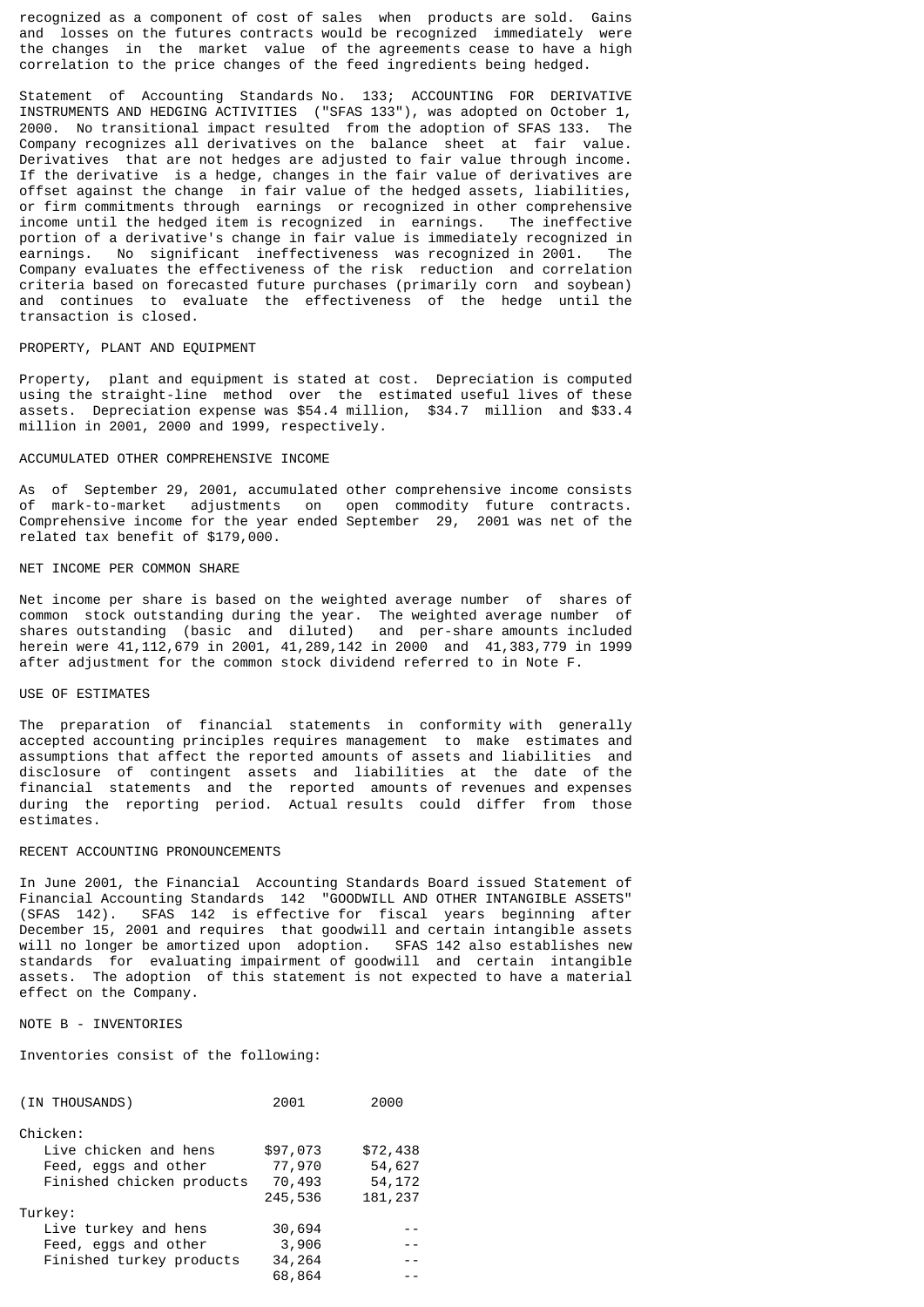recognized as a component of cost of sales when products are sold. Gains and losses on the futures contracts would be recognized immediately were the changes in the market value of the agreements cease to have a high correlation to the price changes of the feed ingredients being hedged.

Statement of Accounting Standards No. 133; ACCOUNTING FOR DERIVATIVE INSTRUMENTS AND HEDGING ACTIVITIES ("SFAS 133"), was adopted on October 1, 2000. No transitional impact resulted from the adoption of SFAS 133. The Company recognizes all derivatives on the balance sheet at fair value. Derivatives that are not hedges are adjusted to fair value through income. If the derivative is a hedge, changes in the fair value of derivatives are offset against the change in fair value of the hedged assets, liabilities, or firm commitments through earnings or recognized in other comprehensive income until the hedged item is recognized in earnings. The ineffective portion of a derivative's change in fair value is immediately recognized in earnings. No significant ineffectiveness was recognized in 2001. The Company evaluates the effectiveness of the risk reduction and correlation criteria based on forecasted future purchases (primarily corn and soybean) and continues to evaluate the effectiveness of the hedge until the transaction is closed.

PROPERTY, PLANT AND EQUIPMENT

Property, plant and equipment is stated at cost. Depreciation is computed using the straight-line method over the estimated useful lives of these assets. Depreciation expense was $54.4 million, $34.7 million and $33.4 million in 2001, 2000 and 1999, respectively.

ACCUMULATED OTHER COMPREHENSIVE INCOME

As of September 29, 2001, accumulated other comprehensive income consists of mark-to-market adjustments on open commodity future contracts. Comprehensive income for the year ended September 29, 2001 was net of the related tax benefit of $179,000.

NET INCOME PER COMMON SHARE

Net income per share is based on the weighted average number of shares of common stock outstanding during the year. The weighted average number of shares outstanding (basic and diluted) and per-share amounts included herein were 41,112,679 in 2001, 41,289,142 in 2000 and 41,383,779 in 1999 after adjustment for the common stock dividend referred to in Note F.

USE OF ESTIMATES

The preparation of financial statements in conformity with generally accepted accounting principles requires management to make estimates and assumptions that affect the reported amounts of assets and liabilities and disclosure of contingent assets and liabilities at the date of the financial statements and the reported amounts of revenues and expenses during the reporting period. Actual results could differ from those estimates.

RECENT ACCOUNTING PRONOUNCEMENTS

In June 2001, the Financial Accounting Standards Board issued Statement of Financial Accounting Standards 142 "GOODWILL AND OTHER INTANGIBLE ASSETS" (SFAS 142). SFAS 142 is effective for fiscal years beginning after December 15, 2001 and requires that goodwill and certain intangible assets will no longer be amortized upon adoption. SFAS 142 also establishes new standards for evaluating impairment of goodwill and certain intangible assets. The adoption of this statement is not expected to have a material effect on the Company.

NOTE B - INVENTORIES

Inventories consist of the following:

| (IN THOUSANDS) | 2001 | 2000 |
|---|---|---|
| Chicken: | | |
| Live chicken and hens | $97,073 | $72,438 |
| Feed, eggs and other | 77,970 | 54,627 |
| Finished chicken products | 70,493 | 54,172 |
| | 245,536 | 181,237 |
| Turkey: | | |
| Live turkey and hens | 30,694 | -- |
| Feed, eggs and other | 3,906 | -- |
| Finished turkey products | 34,264 | -- |
| | 68,864 | -- |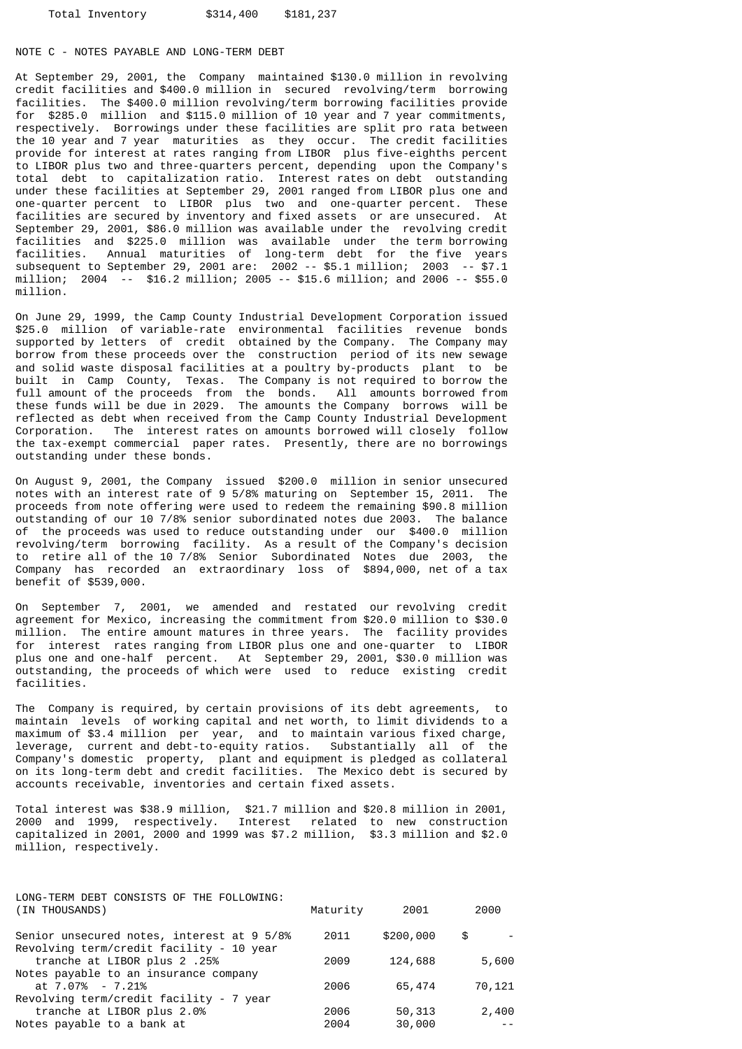| Total Inventory | $314,400 | $181,237 |
|---|---|---|

## NOTE C - NOTES PAYABLE AND LONG-TERM DEBT

At September 29, 2001, the Company maintained $130.0 million in revolving credit facilities and $400.0 million in secured revolving/term borrowing facilities. The $400.0 million revolving/term borrowing facilities provide for $285.0 million and $115.0 million of 10 year and 7 year commitments, respectively. Borrowings under these facilities are split pro rata between the 10 year and 7 year maturities as they occur. The credit facilities provide for interest at rates ranging from LIBOR plus five-eighths percent to LIBOR plus two and three-quarters percent, depending upon the Company's total debt to capitalization ratio. Interest rates on debt outstanding under these facilities at September 29, 2001 ranged from LIBOR plus one and one-quarter percent to LIBOR plus two and one-quarter percent. These facilities are secured by inventory and fixed assets or are unsecured. At September 29, 2001, $86.0 million was available under the revolving credit facilities and $225.0 million was available under the term borrowing facilities. Annual maturities of long-term debt for the five years subsequent to September 29, 2001 are: 2002 -- $5.1 million; 2003 -- $7.1 million; 2004 -- $16.2 million; 2005 -- $15.6 million; and 2006 -- $55.0 million.

On June 29, 1999, the Camp County Industrial Development Corporation issued $25.0 million of variable-rate environmental facilities revenue bonds supported by letters of credit obtained by the Company. The Company may borrow from these proceeds over the construction period of its new sewage and solid waste disposal facilities at a poultry by-products plant to be built in Camp County, Texas. The Company is not required to borrow the full amount of the proceeds from the bonds. All amounts borrowed from these funds will be due in 2029. The amounts the Company borrows will be reflected as debt when received from the Camp County Industrial Development Corporation. The interest rates on amounts borrowed will closely follow the tax-exempt commercial paper rates. Presently, there are no borrowings outstanding under these bonds.

On August 9, 2001, the Company issued $200.0 million in senior unsecured notes with an interest rate of 9 5/8% maturing on September 15, 2011. The proceeds from note offering were used to redeem the remaining $90.8 million outstanding of our 10 7/8% senior subordinated notes due 2003. The balance of the proceeds was used to reduce outstanding under our $400.0 million revolving/term borrowing facility. As a result of the Company's decision to retire all of the 10 7/8% Senior Subordinated Notes due 2003, the Company has recorded an extraordinary loss of $894,000, net of a tax benefit of $539,000.

On September 7, 2001, we amended and restated our revolving credit agreement for Mexico, increasing the commitment from $20.0 million to $30.0 million. The entire amount matures in three years. The facility provides for interest rates ranging from LIBOR plus one and one-quarter to LIBOR plus one and one-half percent. At September 29, 2001, $30.0 million was outstanding, the proceeds of which were used to reduce existing credit facilities.

The Company is required, by certain provisions of its debt agreements, to maintain levels of working capital and net worth, to limit dividends to a maximum of $3.4 million per year, and to maintain various fixed charge, leverage, current and debt-to-equity ratios. Substantially all of the Company's domestic property, plant and equipment is pledged as collateral on its long-term debt and credit facilities. The Mexico debt is secured by accounts receivable, inventories and certain fixed assets.

Total interest was $38.9 million, $21.7 million and $20.8 million in 2001, 2000 and 1999, respectively. Interest related to new construction capitalized in 2001, 2000 and 1999 was $7.2 million, $3.3 million and $2.0 million, respectively.

LONG-TERM DEBT CONSISTS OF THE FOLLOWING:

| (IN THOUSANDS) | Maturity | 2001 | 2000 |
|---|---|---|---|
| Senior unsecured notes, interest at 9 5/8% | 2011 | $200,000 | $ - |
| Revolving term/credit facility - 10 year tranche at LIBOR plus 2 .25% | 2009 | 124,688 | 5,600 |
| Notes payable to an insurance company at 7.07% - 7.21% | 2006 | 65,474 | 70,121 |
| Revolving term/credit facility - 7 year tranche at LIBOR plus 2.0% | 2006 | 50,313 | 2,400 |
| Notes payable to a bank at | 2004 | 30,000 | -- |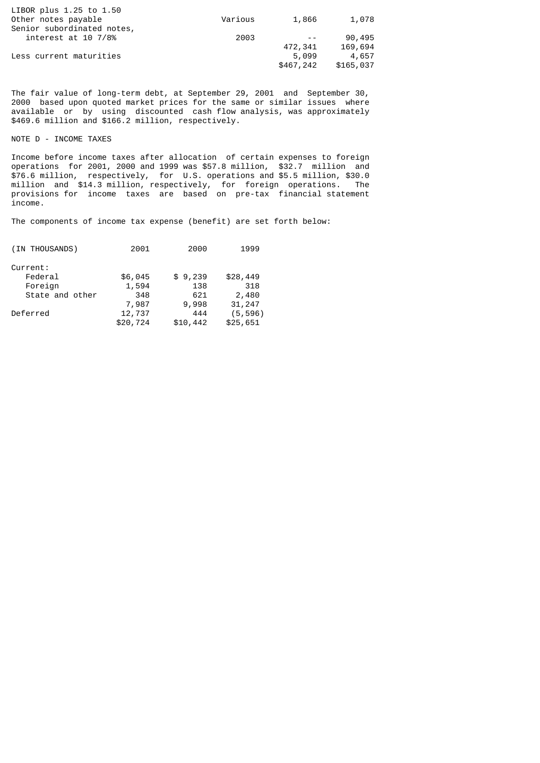| | | | |
|---|---|---|---|
| LIBOR plus 1.25 to 1.50 | | | |
| Other notes payable | Various | 1,866 | 1,078 |
| Senior subordinated notes, interest at 10 7/8% | 2003 | -- | 90,495 |
| | | 472,341 | 169,694 |
| Less current maturities | | 5,099 | 4,657 |
| | | $467,242 | $165,037 |

The fair value of long-term debt, at September 29, 2001 and September 30, 2000 based upon quoted market prices for the same or similar issues where available or by using discounted cash flow analysis, was approximately $469.6 million and $166.2 million, respectively.

NOTE D - INCOME TAXES

Income before income taxes after allocation of certain expenses to foreign operations for 2001, 2000 and 1999 was $57.8 million, $32.7 million and $76.6 million, respectively, for U.S. operations and $5.5 million, $30.0 million and $14.3 million, respectively, for foreign operations. The provisions for income taxes are based on pre-tax financial statement income.

The components of income tax expense (benefit) are set forth below:

| (IN THOUSANDS) | 2001 | 2000 | 1999 |
|---|---|---|---|
| Current: | | | |
| Federal | $6,045 | $ 9,239 | $28,449 |
| Foreign | 1,594 | 138 | 318 |
| State and other | 348 | 621 | 2,480 |
| | 7,987 | 9,998 | 31,247 |
| Deferred | 12,737 | 444 | (5,596) |
| | $20,724 | $10,442 | $25,651 |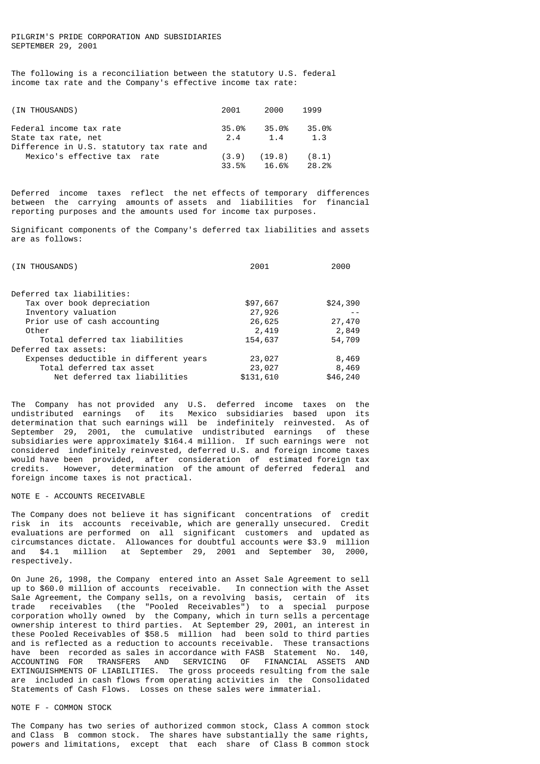PILGRIM'S PRIDE CORPORATION AND SUBSIDIARIES
SEPTEMBER 29, 2001

The following is a reconciliation between the statutory U.S. federal income tax rate and the Company's effective income tax rate:

| (IN THOUSANDS) | 2001 | 2000 | 1999 |
|---|---|---|---|
| Federal income tax rate | 35.0% | 35.0% | 35.0% |
| State tax rate, net | 2.4 | 1.4 | 1.3 |
| Difference in U.S. statutory tax rate and Mexico's effective tax rate | (3.9) | (19.8) | (8.1) |
| | 33.5% | 16.6% | 28.2% |

Deferred income taxes reflect the net effects of temporary differences between the carrying amounts of assets and liabilities for financial reporting purposes and the amounts used for income tax purposes.

Significant components of the Company's deferred tax liabilities and assets are as follows:

| (IN THOUSANDS) | 2001 | 2000 |
|---|---|---|
| Deferred tax liabilities: | | |
| Tax over book depreciation | $97,667 | $24,390 |
| Inventory valuation | 27,926 | -- |
| Prior use of cash accounting | 26,625 | 27,470 |
| Other | 2,419 | 2,849 |
| Total deferred tax liabilities | 154,637 | 54,709 |
| Deferred tax assets: | | |
| Expenses deductible in different years | 23,027 | 8,469 |
| Total deferred tax asset | 23,027 | 8,469 |
| Net deferred tax liabilities | $131,610 | $46,240 |

The Company has not provided any U.S. deferred income taxes on the undistributed earnings of its Mexico subsidiaries based upon its determination that such earnings will be indefinitely reinvested. As of September 29, 2001, the cumulative undistributed earnings of these subsidiaries were approximately $164.4 million. If such earnings were not considered indefinitely reinvested, deferred U.S. and foreign income taxes would have been provided, after consideration of estimated foreign tax credits. However, determination of the amount of deferred federal and foreign income taxes is not practical.

NOTE E - ACCOUNTS RECEIVABLE

The Company does not believe it has significant concentrations of credit risk in its accounts receivable, which are generally unsecured. Credit evaluations are performed on all significant customers and updated as circumstances dictate. Allowances for doubtful accounts were $3.9 million and $4.1 million at September 29, 2001 and September 30, 2000, respectively.

On June 26, 1998, the Company entered into an Asset Sale Agreement to sell up to $60.0 million of accounts receivable. In connection with the Asset Sale Agreement, the Company sells, on a revolving basis, certain of its trade receivables (the "Pooled Receivables") to a special purpose corporation wholly owned by the Company, which in turn sells a percentage ownership interest to third parties. At September 29, 2001, an interest in these Pooled Receivables of $58.5 million had been sold to third parties and is reflected as a reduction to accounts receivable. These transactions have been recorded as sales in accordance with FASB Statement No. 140, ACCOUNTING FOR TRANSFERS AND SERVICING OF FINANCIAL ASSETS AND EXTINGUISHMENTS OF LIABILITIES. The gross proceeds resulting from the sale are included in cash flows from operating activities in the Consolidated Statements of Cash Flows. Losses on these sales were immaterial.

NOTE F - COMMON STOCK

The Company has two series of authorized common stock, Class A common stock and Class B common stock. The shares have substantially the same rights, powers and limitations, except that each share of Class B common stock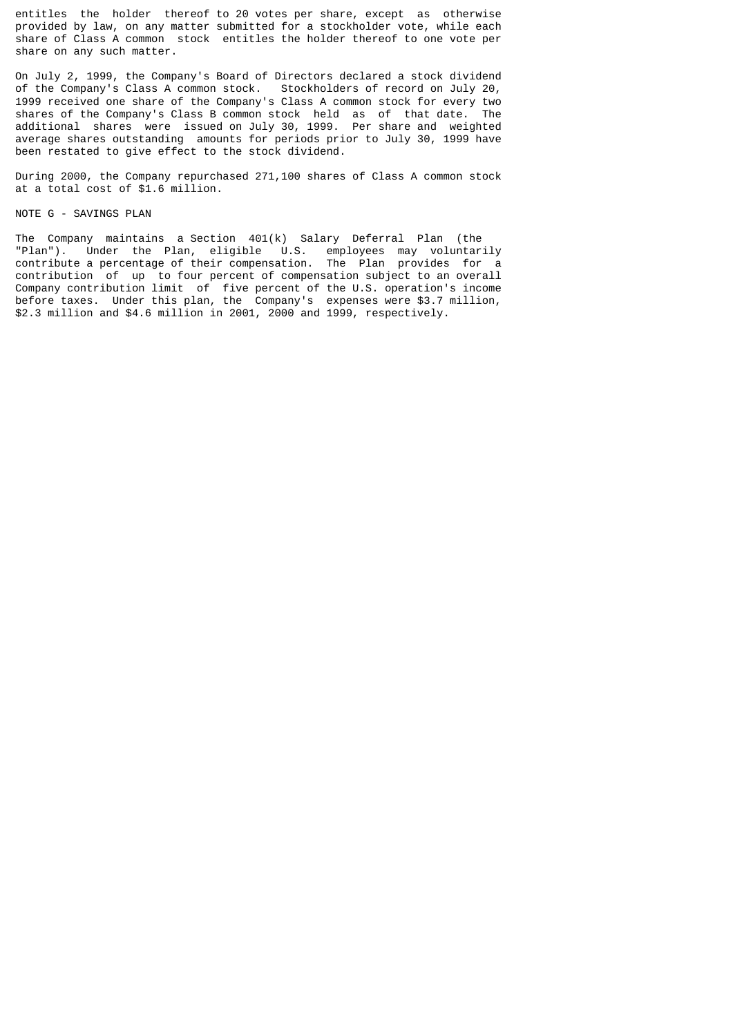entitles the holder thereof to 20 votes per share, except as otherwise provided by law, on any matter submitted for a stockholder vote, while each share of Class A common stock entitles the holder thereof to one vote per share on any such matter.

On July 2, 1999, the Company's Board of Directors declared a stock dividend of the Company's Class A common stock. Stockholders of record on July 20, 1999 received one share of the Company's Class A common stock for every two shares of the Company's Class B common stock held as of that date. The additional shares were issued on July 30, 1999. Per share and weighted average shares outstanding amounts for periods prior to July 30, 1999 have been restated to give effect to the stock dividend.

During 2000, the Company repurchased 271,100 shares of Class A common stock at a total cost of $1.6 million.

## NOTE G - SAVINGS PLAN

The Company maintains a Section 401(k) Salary Deferral Plan (the "Plan"). Under the Plan, eligible U.S. employees may voluntarily contribute a percentage of their compensation. The Plan provides for a contribution of up to four percent of compensation subject to an overall Company contribution limit of five percent of the U.S. operation's income before taxes. Under this plan, the Company's expenses were $3.7 million, $2.3 million and $4.6 million in 2001, 2000 and 1999, respectively.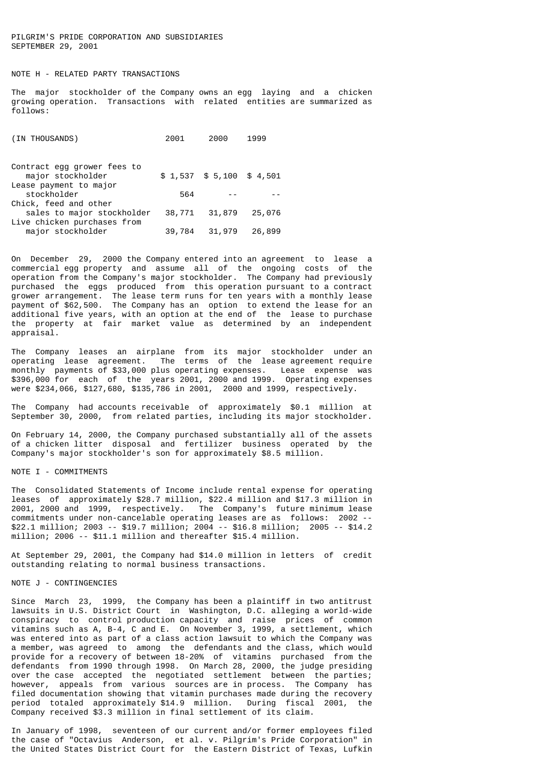PILGRIM'S PRIDE CORPORATION AND SUBSIDIARIES
SEPTEMBER 29, 2001

## NOTE H - RELATED PARTY TRANSACTIONS

The major stockholder of the Company owns an egg laying and a chicken growing operation. Transactions with related entities are summarized as follows:

| (IN THOUSANDS) | 2001 | 2000 | 1999 |
|---|---|---|---|
| Contract egg grower fees to major stockholder | $ 1,537 | $ 5,100 | $ 4,501 |
| Lease payment to major stockholder | 564 | -- | -- |
| Chick, feed and other sales to major stockholder | 38,771 | 31,879 | 25,076 |
| Live chicken purchases from major stockholder | 39,784 | 31,979 | 26,899 |

On December 29, 2000 the Company entered into an agreement to lease a commercial egg property and assume all of the ongoing costs of the operation from the Company's major stockholder. The Company had previously purchased the eggs produced from this operation pursuant to a contract grower arrangement. The lease term runs for ten years with a monthly lease payment of $62,500. The Company has an option to extend the lease for an additional five years, with an option at the end of the lease to purchase the property at fair market value as determined by an independent appraisal.

The Company leases an airplane from its major stockholder under an operating lease agreement. The terms of the lease agreement require monthly payments of $33,000 plus operating expenses. Lease expense was $396,000 for each of the years 2001, 2000 and 1999. Operating expenses were $234,066, $127,680, $135,786 in 2001, 2000 and 1999, respectively.

The Company had accounts receivable of approximately $0.1 million at September 30, 2000, from related parties, including its major stockholder.

On February 14, 2000, the Company purchased substantially all of the assets of a chicken litter disposal and fertilizer business operated by the Company's major stockholder's son for approximately $8.5 million.

## NOTE I - COMMITMENTS

The Consolidated Statements of Income include rental expense for operating leases of approximately $28.7 million, $22.4 million and $17.3 million in 2001, 2000 and 1999, respectively. The Company's future minimum lease commitments under non-cancelable operating leases are as follows: 2002 -- $22.1 million; 2003 -- $19.7 million; 2004 -- $16.8 million; 2005 -- $14.2 million; 2006 -- $11.1 million and thereafter $15.4 million.

At September 29, 2001, the Company had $14.0 million in letters of credit outstanding relating to normal business transactions.

## NOTE J - CONTINGENCIES

Since March 23, 1999, the Company has been a plaintiff in two antitrust lawsuits in U.S. District Court in Washington, D.C. alleging a world-wide conspiracy to control production capacity and raise prices of common vitamins such as A, B-4, C and E. On November 3, 1999, a settlement, which was entered into as part of a class action lawsuit to which the Company was a member, was agreed to among the defendants and the class, which would provide for a recovery of between 18-20% of vitamins purchased from the defendants from 1990 through 1998. On March 28, 2000, the judge presiding over the case accepted the negotiated settlement between the parties; however, appeals from various sources are in process. The Company has filed documentation showing that vitamin purchases made during the recovery period totaled approximately $14.9 million. During fiscal 2001, the Company received $3.3 million in final settlement of its claim.

In January of 1998, seventeen of our current and/or former employees filed the case of "Octavius Anderson, et al. v. Pilgrim's Pride Corporation" in the United States District Court for the Eastern District of Texas, Lufkin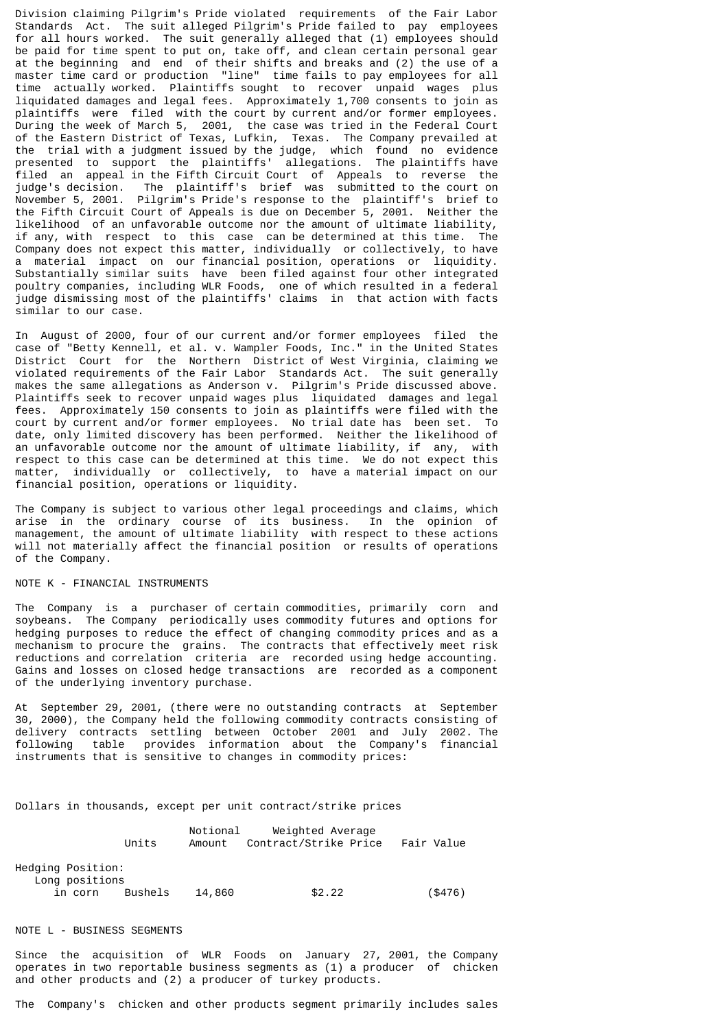Division claiming Pilgrim's Pride violated requirements of the Fair Labor Standards Act. The suit alleged Pilgrim's Pride failed to pay employees for all hours worked. The suit generally alleged that (1) employees should be paid for time spent to put on, take off, and clean certain personal gear at the beginning and end of their shifts and breaks and (2) the use of a master time card or production "line" time fails to pay employees for all time actually worked. Plaintiffs sought to recover unpaid wages plus liquidated damages and legal fees. Approximately 1,700 consents to join as plaintiffs were filed with the court by current and/or former employees. During the week of March 5, 2001, the case was tried in the Federal Court of the Eastern District of Texas, Lufkin, Texas. The Company prevailed at the trial with a judgment issued by the judge, which found no evidence presented to support the plaintiffs' allegations. The plaintiffs have filed an appeal in the Fifth Circuit Court of Appeals to reverse the judge's decision. The plaintiff's brief was submitted to the court on November 5, 2001. Pilgrim's Pride's response to the plaintiff's brief to the Fifth Circuit Court of Appeals is due on December 5, 2001. Neither the likelihood of an unfavorable outcome nor the amount of ultimate liability, if any, with respect to this case can be determined at this time. The Company does not expect this matter, individually or collectively, to have a material impact on our financial position, operations or liquidity. Substantially similar suits have been filed against four other integrated poultry companies, including WLR Foods, one of which resulted in a federal judge dismissing most of the plaintiffs' claims in that action with facts similar to our case.

In August of 2000, four of our current and/or former employees filed the case of "Betty Kennell, et al. v. Wampler Foods, Inc." in the United States District Court for the Northern District of West Virginia, claiming we violated requirements of the Fair Labor Standards Act. The suit generally makes the same allegations as Anderson v. Pilgrim's Pride discussed above. Plaintiffs seek to recover unpaid wages plus liquidated damages and legal fees. Approximately 150 consents to join as plaintiffs were filed with the court by current and/or former employees. No trial date has been set. To date, only limited discovery has been performed. Neither the likelihood of an unfavorable outcome nor the amount of ultimate liability, if any, with respect to this case can be determined at this time. We do not expect this matter, individually or collectively, to have a material impact on our financial position, operations or liquidity.

The Company is subject to various other legal proceedings and claims, which arise in the ordinary course of its business. In the opinion of management, the amount of ultimate liability with respect to these actions will not materially affect the financial position or results of operations of the Company.

## NOTE K - FINANCIAL INSTRUMENTS

The Company is a purchaser of certain commodities, primarily corn and soybeans. The Company periodically uses commodity futures and options for hedging purposes to reduce the effect of changing commodity prices and as a mechanism to procure the grains. The contracts that effectively meet risk reductions and correlation criteria are recorded using hedge accounting. Gains and losses on closed hedge transactions are recorded as a component of the underlying inventory purchase.

At September 29, 2001, (there were no outstanding contracts at September 30, 2000), the Company held the following commodity contracts consisting of delivery contracts settling between October 2001 and July 2002. The following table provides information about the Company's financial instruments that is sensitive to changes in commodity prices:

Dollars in thousands, except per unit contract/strike prices

| | Units | Notional Amount | Weighted Average Contract/Strike Price | Fair Value |
|---|---|---|---|---|
| Hedging Position: | | | | |
| Long positions in corn | Bushels | 14,860 | $2.22 | ($476) |

## NOTE L - BUSINESS SEGMENTS

Since the acquisition of WLR Foods on January 27, 2001, the Company operates in two reportable business segments as (1) a producer of chicken and other products and (2) a producer of turkey products.

The Company's chicken and other products segment primarily includes sales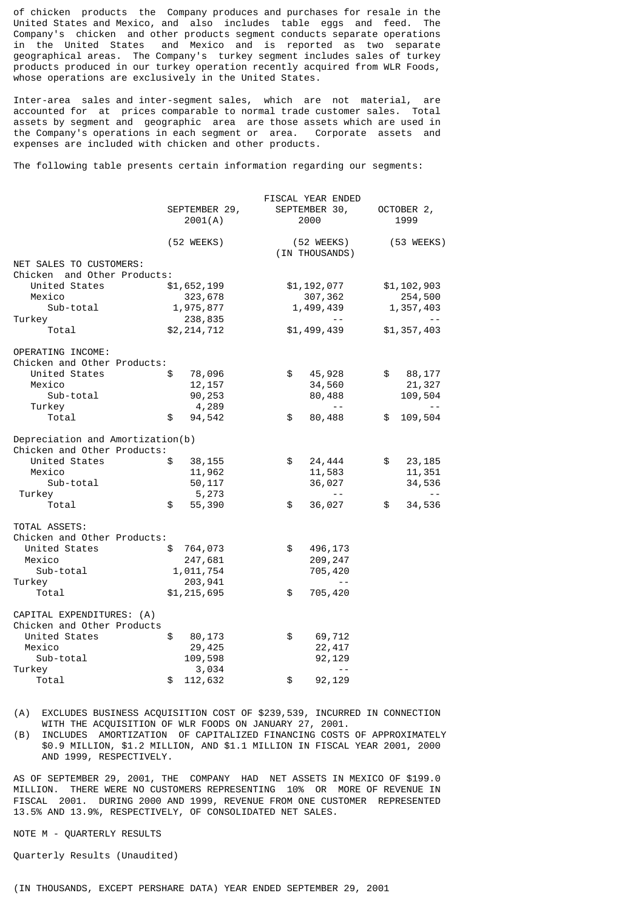of chicken products the Company produces and purchases for resale in the United States and Mexico, and also includes table eggs and feed. The Company's chicken and other products segment conducts separate operations in the United States and Mexico and is reported as two separate geographical areas. The Company's turkey segment includes sales of turkey products produced in our turkey operation recently acquired from WLR Foods, whose operations are exclusively in the United States.

Inter-area sales and inter-segment sales, which are not material, are accounted for at prices comparable to normal trade customer sales. Total assets by segment and geographic area are those assets which are used in the Company's operations in each segment or area. Corporate assets and expenses are included with chicken and other products.

The following table presents certain information regarding our segments:

| | FISCAL YEAR ENDED | | |
|---|---|---|---|
| | SEPTEMBER 29, 2001(A) | SEPTEMBER 30, 2000 | OCTOBER 2, 1999 |
| | (52 WEEKS) | (52 WEEKS) (IN THOUSANDS) | (53 WEEKS) |
| NET SALES TO CUSTOMERS: | | | |
| Chicken and Other Products: | | | |
| United States | $1,652,199 | $1,192,077 | $1,102,903 |
| Mexico | 323,678 | 307,362 | 254,500 |
| Sub-total | 1,975,877 | 1,499,439 | 1,357,403 |
| Turkey | 238,835 | -- | -- |
| Total | $2,214,712 | $1,499,439 | $1,357,403 |
| OPERATING INCOME: | | | |
| Chicken and Other Products: | | | |
| United States | $ 78,096 | $ 45,928 | $ 88,177 |
| Mexico | 12,157 | 34,560 | 21,327 |
| Sub-total | 90,253 | 80,488 | 109,504 |
| Turkey | 4,289 | -- | -- |
| Total | $ 94,542 | $ 80,488 | $ 109,504 |
| Depreciation and Amortization(b) | | | |
| Chicken and Other Products: | | | |
| United States | $ 38,155 | $ 24,444 | $ 23,185 |
| Mexico | 11,962 | 11,583 | 11,351 |
| Sub-total | 50,117 | 36,027 | 34,536 |
| Turkey | 5,273 | -- | -- |
| Total | $ 55,390 | $ 36,027 | $ 34,536 |
| TOTAL ASSETS: | | | |
| Chicken and Other Products: | | | |
| United States | $ 764,073 | $ 496,173 | |
| Mexico | 247,681 | 209,247 | |
| Sub-total | 1,011,754 | 705,420 | |
| Turkey | 203,941 | -- | |
| Total | $1,215,695 | $ 705,420 | |
| CAPITAL EXPENDITURES: (A) | | | |
| Chicken and Other Products | | | |
| United States | $ 80,173 | $ 69,712 | |
| Mexico | 29,425 | 22,417 | |
| Sub-total | 109,598 | 92,129 | |
| Turkey | 3,034 | -- | |
| Total | $ 112,632 | $ 92,129 | |

(A) EXCLUDES BUSINESS ACQUISITION COST OF $239,539, INCURRED IN CONNECTION WITH THE ACQUISITION OF WLR FOODS ON JANUARY 27, 2001.

(B) INCLUDES AMORTIZATION OF CAPITALIZED FINANCING COSTS OF APPROXIMATELY $0.9 MILLION, $1.2 MILLION, AND $1.1 MILLION IN FISCAL YEAR 2001, 2000 AND 1999, RESPECTIVELY.

AS OF SEPTEMBER 29, 2001, THE COMPANY HAD NET ASSETS IN MEXICO OF $199.0 MILLION. THERE WERE NO CUSTOMERS REPRESENTING 10% OR MORE OF REVENUE IN FISCAL 2001. DURING 2000 AND 1999, REVENUE FROM ONE CUSTOMER REPRESENTED 13.5% AND 13.9%, RESPECTIVELY, OF CONSOLIDATED NET SALES.

NOTE M - QUARTERLY RESULTS

Quarterly Results (Unaudited)

(IN THOUSANDS, EXCEPT PERSHARE DATA) YEAR ENDED SEPTEMBER 29, 2001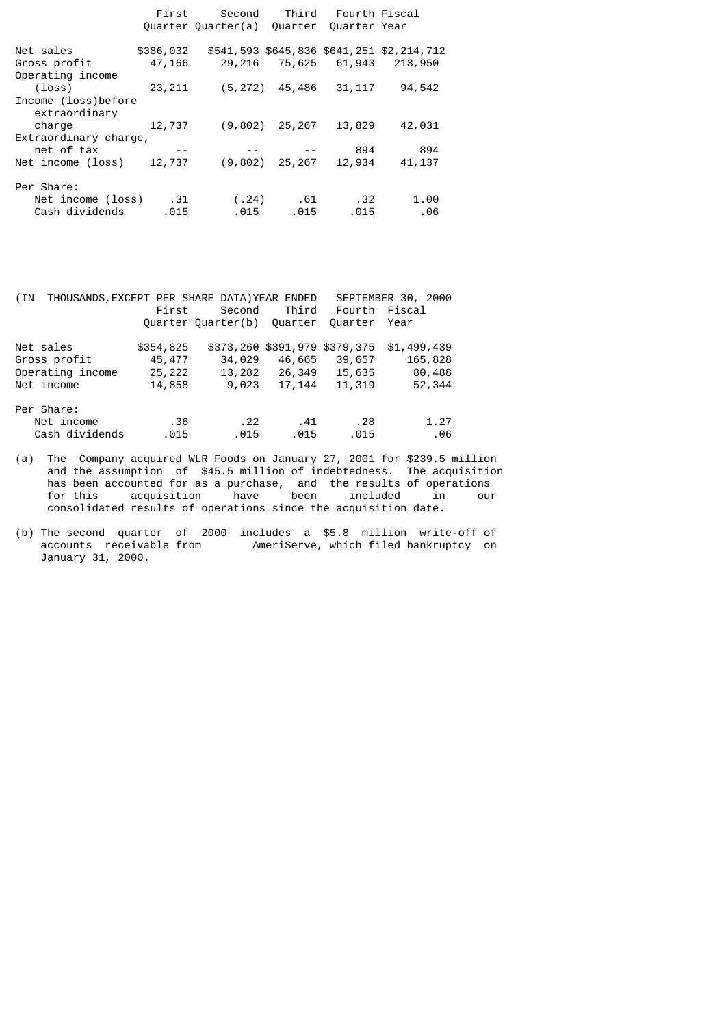| | First Quarter | Second Quarter(a) | Third Quarter | Fourth Quarter | Fiscal Year |
|---|---|---|---|---|---|
| Net sales | $386,032 | $541,593 | $645,836 | $641,251 | $2,214,712 |
| Gross profit | 47,166 | 29,216 | 75,625 | 61,943 | 213,950 |
| Operating income (loss) | 23,211 | (5,272) | 45,486 | 31,117 | 94,542 |
| Income (loss)before extraordinary charge | 12,737 | (9,802) | 25,267 | 13,829 | 42,031 |
| Extraordinary charge, net of tax | -- | -- | -- | 894 | 894 |
| Net income (loss) | 12,737 | (9,802) | 25,267 | 12,934 | 41,137 |
| Per Share: | | | | | |
| Net income (loss) | .31 | (.24) | .61 | .32 | 1.00 |
| Cash dividends | .015 | .015 | .015 | .015 | .06 |

| (IN THOUSANDS,EXCEPT PER SHARE DATA)YEAR ENDED SEPTEMBER 30, 2000 | First Quarter | Second Quarter(b) | Third Quarter | Fourth Quarter | Fiscal Year |
|---|---|---|---|---|---|
| Net sales | $354,825 | $373,260 | $391,979 | $379,375 | $1,499,439 |
| Gross profit | 45,477 | 34,029 | 46,665 | 39,657 | 165,828 |
| Operating income | 25,222 | 13,282 | 26,349 | 15,635 | 80,488 |
| Net income | 14,858 | 9,023 | 17,144 | 11,319 | 52,344 |
| Per Share: | | | | | |
| Net income | .36 | .22 | .41 | .28 | 1.27 |
| Cash dividends | .015 | .015 | .015 | .015 | .06 |

(a) The Company acquired WLR Foods on January 27, 2001 for $239.5 million and the assumption of $45.5 million of indebtedness. The acquisition has been accounted for as a purchase, and the results of operations for this acquisition have been included in our consolidated results of operations since the acquisition date.

(b) The second quarter of 2000 includes a $5.8 million write-off of accounts receivable from AmeriServe, which filed bankruptcy on January 31, 2000.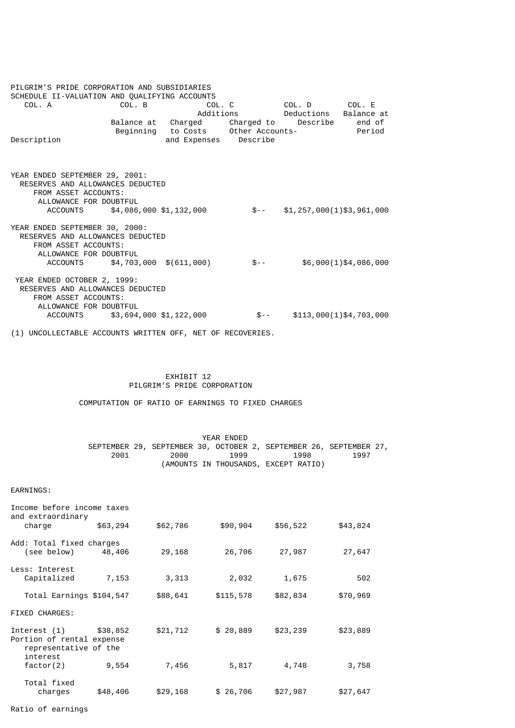PILGRIM'S PRIDE CORPORATION AND SUBSIDIARIES
SCHEDULE II-VALUATION AND QUALIFYING ACCOUNTS

| COL. A | COL. B | COL. C | | COL. D | COL. E |
|---|---|---|---|---|---|
| | | Additions | | Deductions | Balance at |
| Description | Balance at Beginning | Charged to Costs and Expenses | Charged to Other Accounts-Describe | Describe | end of Period |
| YEAR ENDED SEPTEMBER 29, 2001: | | | | | |
| RESERVES AND ALLOWANCES DEDUCTED FROM ASSET ACCOUNTS: | | | | | |
| ALLOWANCE FOR DOUBTFUL ACCOUNTS | $4,086,000 | $1,132,000 | $-- | $1,257,000(1) | $3,961,000 |
| YEAR ENDED SEPTEMBER 30, 2000: | | | | | |
| RESERVES AND ALLOWANCES DEDUCTED FROM ASSET ACCOUNTS: | | | | | |
| ALLOWANCE FOR DOUBTFUL ACCOUNTS | $4,703,000 | $(611,000) | $-- | $6,000(1) | $4,086,000 |
| YEAR ENDED OCTOBER 2, 1999: | | | | | |
| RESERVES AND ALLOWANCES DEDUCTED FROM ASSET ACCOUNTS: | | | | | |
| ALLOWANCE FOR DOUBTFUL ACCOUNTS | $3,694,000 | $1,122,000 | $-- | $113,000(1) | $4,703,000 |

(1) UNCOLLECTABLE ACCOUNTS WRITTEN OFF, NET OF RECOVERIES.

EXHIBIT 12
PILGRIM'S PRIDE CORPORATION

COMPUTATION OF RATIO OF EARNINGS TO FIXED CHARGES

| | YEAR ENDED | | | | |
|---|---|---|---|---|---|
| | SEPTEMBER 29, 2001 | SEPTEMBER 30, 2000 | OCTOBER 2, 1999 | SEPTEMBER 26, 1998 | SEPTEMBER 27, 1997 |
| | (AMOUNTS IN THOUSANDS, EXCEPT RATIO) | | | | |
| EARNINGS: | | | | | |
| Income before income taxes and extraordinary charge | $63,294 | $62,786 | $90,904 | $56,522 | $43,824 |
| Add: Total fixed charges (see below) | 48,406 | 29,168 | 26,706 | 27,987 | 27,647 |
| Less: Interest Capitalized | 7,153 | 3,313 | 2,032 | 1,675 | 502 |
| Total Earnings | $104,547 | $88,641 | $115,578 | $82,834 | $70,969 |
| FIXED CHARGES: | | | | | |
| Interest (1) | $38,852 | $21,712 | $ 20,889 | $23,239 | $23,889 |
| Portion of rental expense representative of the interest factor(2) | 9,554 | 7,456 | 5,817 | 4,748 | 3,758 |
| Total fixed charges | $48,406 | $29,168 | $ 26,706 | $27,987 | $27,647 |

Ratio of earnings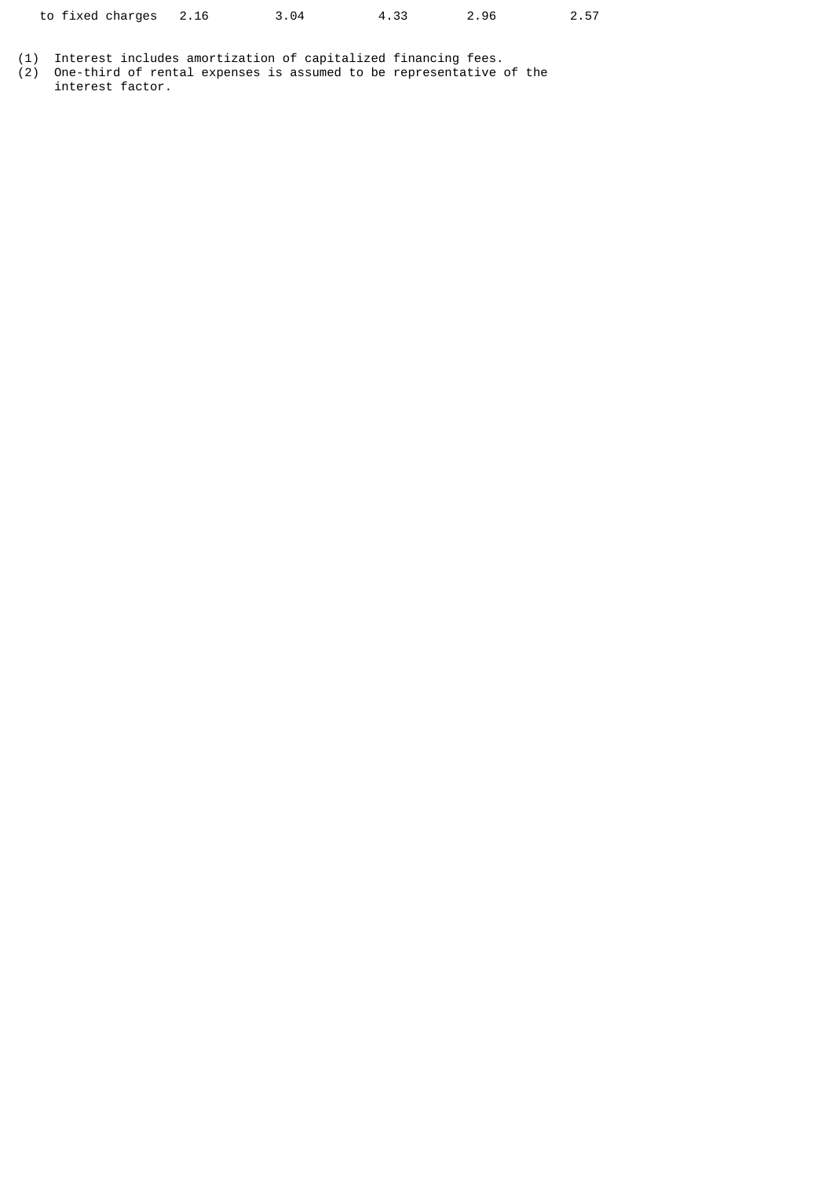| to fixed charges | 2.16 | 3.04 | 4.33 | 2.96 | 2.57 |
|---|---|---|---|---|---|

(1) Interest includes amortization of capitalized financing fees.
(2) One-third of rental expenses is assumed to be representative of the interest factor.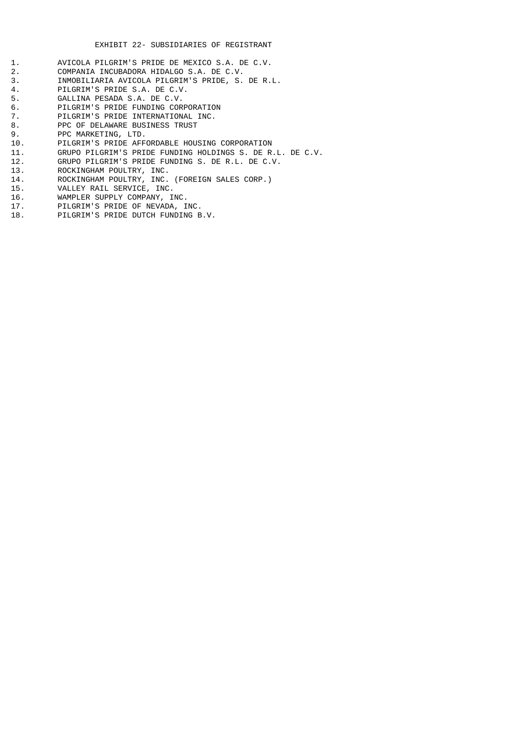# EXHIBIT 22- SUBSIDIARIES OF REGISTRANT

1. AVICOLA PILGRIM'S PRIDE DE MEXICO S.A. DE C.V.
2. COMPANIA INCUBADORA HIDALGO S.A. DE C.V.
3. INMOBILIARIA AVICOLA PILGRIM'S PRIDE, S. DE R.L.
4. PILGRIM'S PRIDE S.A. DE C.V.
5. GALLINA PESADA S.A. DE C.V.
6. PILGRIM'S PRIDE FUNDING CORPORATION
7. PILGRIM'S PRIDE INTERNATIONAL INC.
8. PPC OF DELAWARE BUSINESS TRUST
9. PPC MARKETING, LTD.
10. PILGRIM'S PRIDE AFFORDABLE HOUSING CORPORATION
11. GRUPO PILGRIM'S PRIDE FUNDING HOLDINGS S. DE R.L. DE C.V.
12. GRUPO PILGRIM'S PRIDE FUNDING S. DE R.L. DE C.V.
13. ROCKINGHAM POULTRY, INC.
14. ROCKINGHAM POULTRY, INC. (FOREIGN SALES CORP.)
15. VALLEY RAIL SERVICE, INC.
16. WAMPLER SUPPLY COMPANY, INC.
17. PILGRIM'S PRIDE OF NEVADA, INC.
18. PILGRIM'S PRIDE DUTCH FUNDING B.V.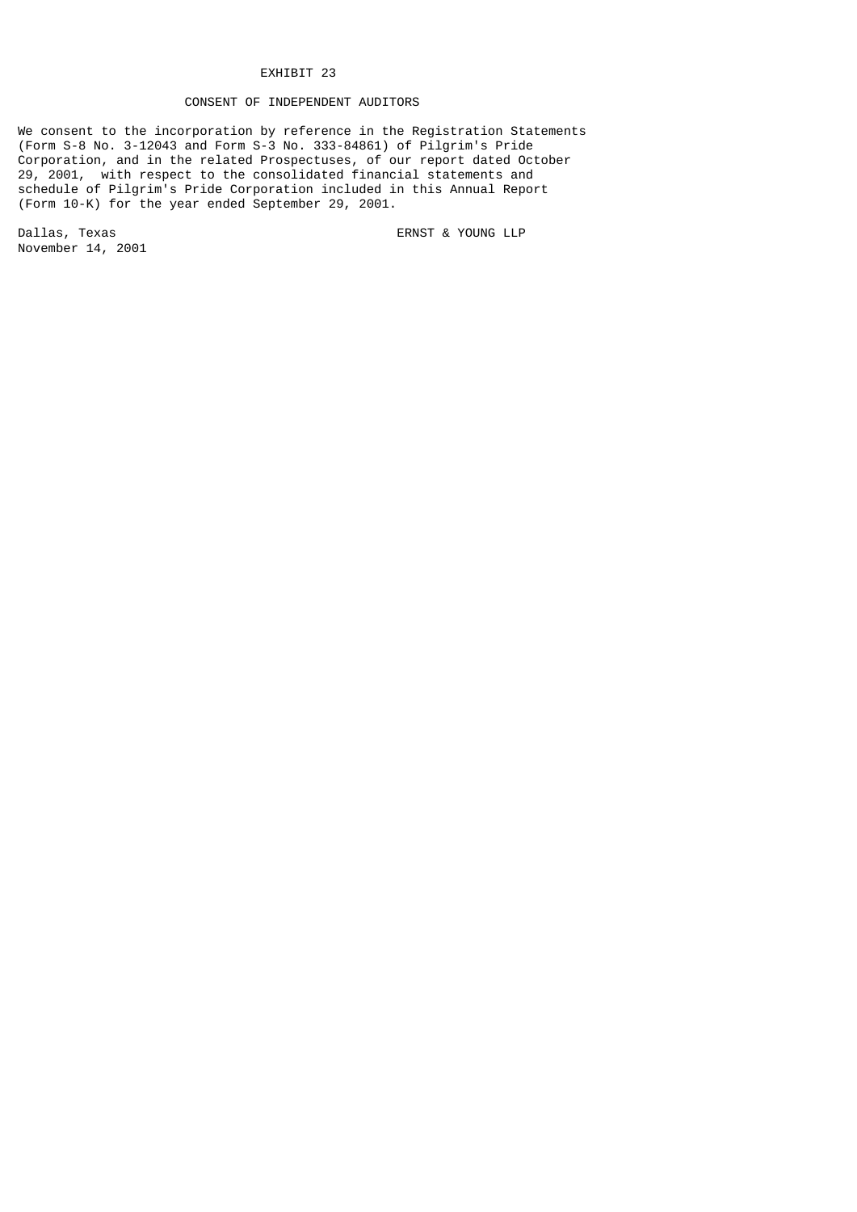# EXHIBIT 23

## CONSENT OF INDEPENDENT AUDITORS

We consent to the incorporation by reference in the Registration Statements (Form S-8 No. 3-12043 and Form S-3 No. 333-84861) of Pilgrim's Pride Corporation, and in the related Prospectuses, of our report dated October 29, 2001, with respect to the consolidated financial statements and schedule of Pilgrim's Pride Corporation included in this Annual Report (Form 10-K) for the year ended September 29, 2001.

Dallas, Texas
November 14, 2001

ERNST & YOUNG LLP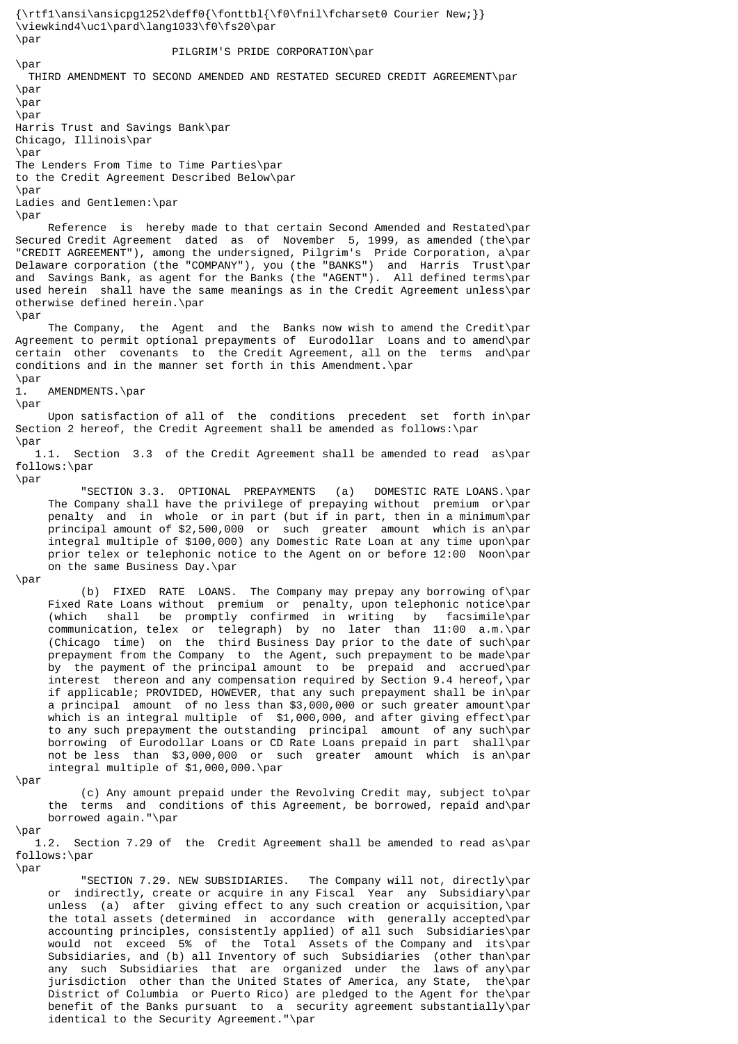PILGRIM'S PRIDE CORPORATION

THIRD AMENDMENT TO SECOND AMENDED AND RESTATED SECURED CREDIT AGREEMENT

Harris Trust and Savings Bank
Chicago, Illinois

The Lenders From Time to Time Parties
to the Credit Agreement Described Below

Ladies and Gentlemen:

Reference is hereby made to that certain Second Amended and Restated Secured Credit Agreement dated as of November 5, 1999, as amended (the "CREDIT AGREEMENT"), among the undersigned, Pilgrim's Pride Corporation, a Delaware corporation (the "COMPANY"), you (the "BANKS") and Harris Trust and Savings Bank, as agent for the Banks (the "AGENT"). All defined terms used herein shall have the same meanings as in the Credit Agreement unless otherwise defined herein.

The Company, the Agent and the Banks now wish to amend the Credit Agreement to permit optional prepayments of Eurodollar Loans and to amend certain other covenants to the Credit Agreement, all on the terms and conditions and in the manner set forth in this Amendment.

1. AMENDMENTS.

Upon satisfaction of all of the conditions precedent set forth in Section 2 hereof, the Credit Agreement shall be amended as follows:

1.1. Section 3.3 of the Credit Agreement shall be amended to read as follows:

"SECTION 3.3. OPTIONAL PREPAYMENTS (a) DOMESTIC RATE LOANS. The Company shall have the privilege of prepaying without premium or penalty and in whole or in part (but if in part, then in a minimum principal amount of $2,500,000 or such greater amount which is an integral multiple of $100,000) any Domestic Rate Loan at any time upon prior telex or telephonic notice to the Agent on or before 12:00 Noon on the same Business Day.

(b) FIXED RATE LOANS. The Company may prepay any borrowing of Fixed Rate Loans without premium or penalty, upon telephonic notice (which shall be promptly confirmed in writing by facsimile communication, telex or telegraph) by no later than 11:00 a.m. (Chicago time) on the third Business Day prior to the date of such prepayment from the Company to the Agent, such prepayment to be made by the payment of the principal amount to be prepaid and accrued interest thereon and any compensation required by Section 9.4 hereof, if applicable; PROVIDED, HOWEVER, that any such prepayment shall be in a principal amount of no less than $3,000,000 or such greater amount which is an integral multiple of $1,000,000, and after giving effect to any such prepayment the outstanding principal amount of any such borrowing of Eurodollar Loans or CD Rate Loans prepaid in part shall not be less than $3,000,000 or such greater amount which is an integral multiple of $1,000,000.

(c) Any amount prepaid under the Revolving Credit may, subject to the terms and conditions of this Agreement, be borrowed, repaid and borrowed again."

1.2. Section 7.29 of the Credit Agreement shall be amended to read as follows:

"SECTION 7.29. NEW SUBSIDIARIES. The Company will not, directly or indirectly, create or acquire in any Fiscal Year any Subsidiary unless (a) after giving effect to any such creation or acquisition, the total assets (determined in accordance with generally accepted accounting principles, consistently applied) of all such Subsidiaries would not exceed 5% of the Total Assets of the Company and its Subsidiaries, and (b) all Inventory of such Subsidiaries (other than any such Subsidiaries that are organized under the laws of any jurisdiction other than the United States of America, any State, the District of Columbia or Puerto Rico) are pledged to the Agent for the benefit of the Banks pursuant to a security agreement substantially identical to the Security Agreement."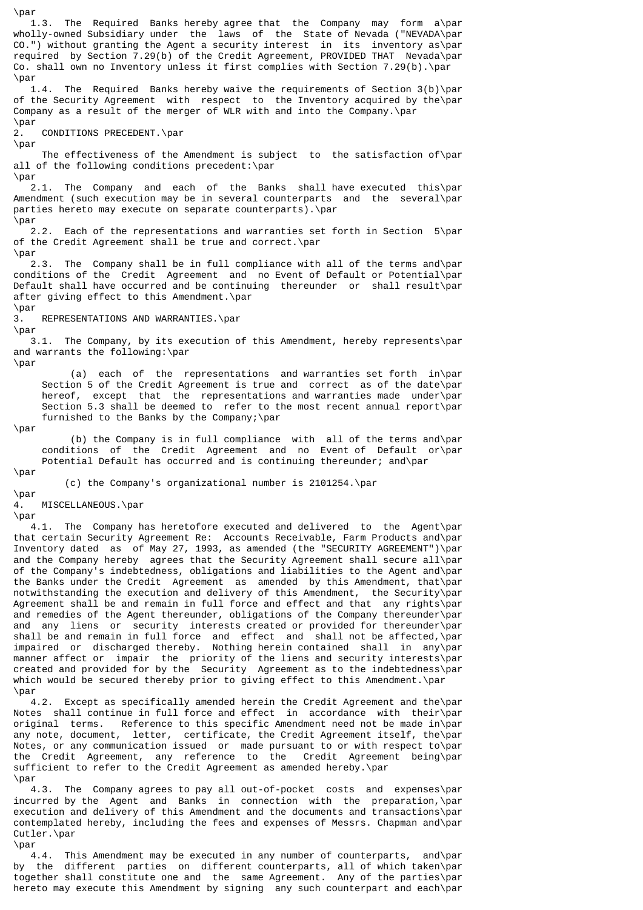1.3. The Required Banks hereby agree that the Company may form a wholly-owned Subsidiary under the laws of the State of Nevada ("NEVADA CO.") without granting the Agent a security interest in its inventory as required by Section 7.29(b) of the Credit Agreement, PROVIDED THAT Nevada Co. shall own no Inventory unless it first complies with Section 7.29(b).

1.4. The Required Banks hereby waive the requirements of Section 3(b) of the Security Agreement with respect to the Inventory acquired by the Company as a result of the merger of WLR with and into the Company.

## 2. CONDITIONS PRECEDENT.

The effectiveness of the Amendment is subject to the satisfaction of all of the following conditions precedent:

2.1. The Company and each of the Banks shall have executed this Amendment (such execution may be in several counterparts and the several parties hereto may execute on separate counterparts).

2.2. Each of the representations and warranties set forth in Section 5 of the Credit Agreement shall be true and correct.

2.3. The Company shall be in full compliance with all of the terms and conditions of the Credit Agreement and no Event of Default or Potential Default shall have occurred and be continuing thereunder or shall result after giving effect to this Amendment.

## 3. REPRESENTATIONS AND WARRANTIES.

3.1. The Company, by its execution of this Amendment, hereby represents and warrants the following:

(a) each of the representations and warranties set forth in Section 5 of the Credit Agreement is true and correct as of the date hereof, except that the representations and warranties made under Section 5.3 shall be deemed to refer to the most recent annual report furnished to the Banks by the Company;

(b) the Company is in full compliance with all of the terms and conditions of the Credit Agreement and no Event of Default or Potential Default has occurred and is continuing thereunder; and

(c) the Company's organizational number is 2101254.

## 4. MISCELLANEOUS.

4.1. The Company has heretofore executed and delivered to the Agent that certain Security Agreement Re: Accounts Receivable, Farm Products and Inventory dated as of May 27, 1993, as amended (the "SECURITY AGREEMENT") and the Company hereby agrees that the Security Agreement shall secure all of the Company's indebtedness, obligations and liabilities to the Agent and the Banks under the Credit Agreement as amended by this Amendment, that notwithstanding the execution and delivery of this Amendment, the Security Agreement shall be and remain in full force and effect and that any rights and remedies of the Agent thereunder, obligations of the Company thereunder and any liens or security interests created or provided for thereunder shall be and remain in full force and effect and shall not be affected, impaired or discharged thereby. Nothing herein contained shall in any manner affect or impair the priority of the liens and security interests created and provided for by the Security Agreement as to the indebtedness which would be secured thereby prior to giving effect to this Amendment.

4.2. Except as specifically amended herein the Credit Agreement and the Notes shall continue in full force and effect in accordance with their original terms. Reference to this specific Amendment need not be made in any note, document, letter, certificate, the Credit Agreement itself, the Notes, or any communication issued or made pursuant to or with respect to the Credit Agreement, any reference to the Credit Agreement being sufficient to refer to the Credit Agreement as amended hereby.

4.3. The Company agrees to pay all out-of-pocket costs and expenses incurred by the Agent and Banks in connection with the preparation, execution and delivery of this Amendment and the documents and transactions contemplated hereby, including the fees and expenses of Messrs. Chapman and Cutler.

4.4. This Amendment may be executed in any number of counterparts, and by the different parties on different counterparts, all of which taken together shall constitute one and the same Agreement. Any of the parties hereto may execute this Amendment by signing any such counterpart and each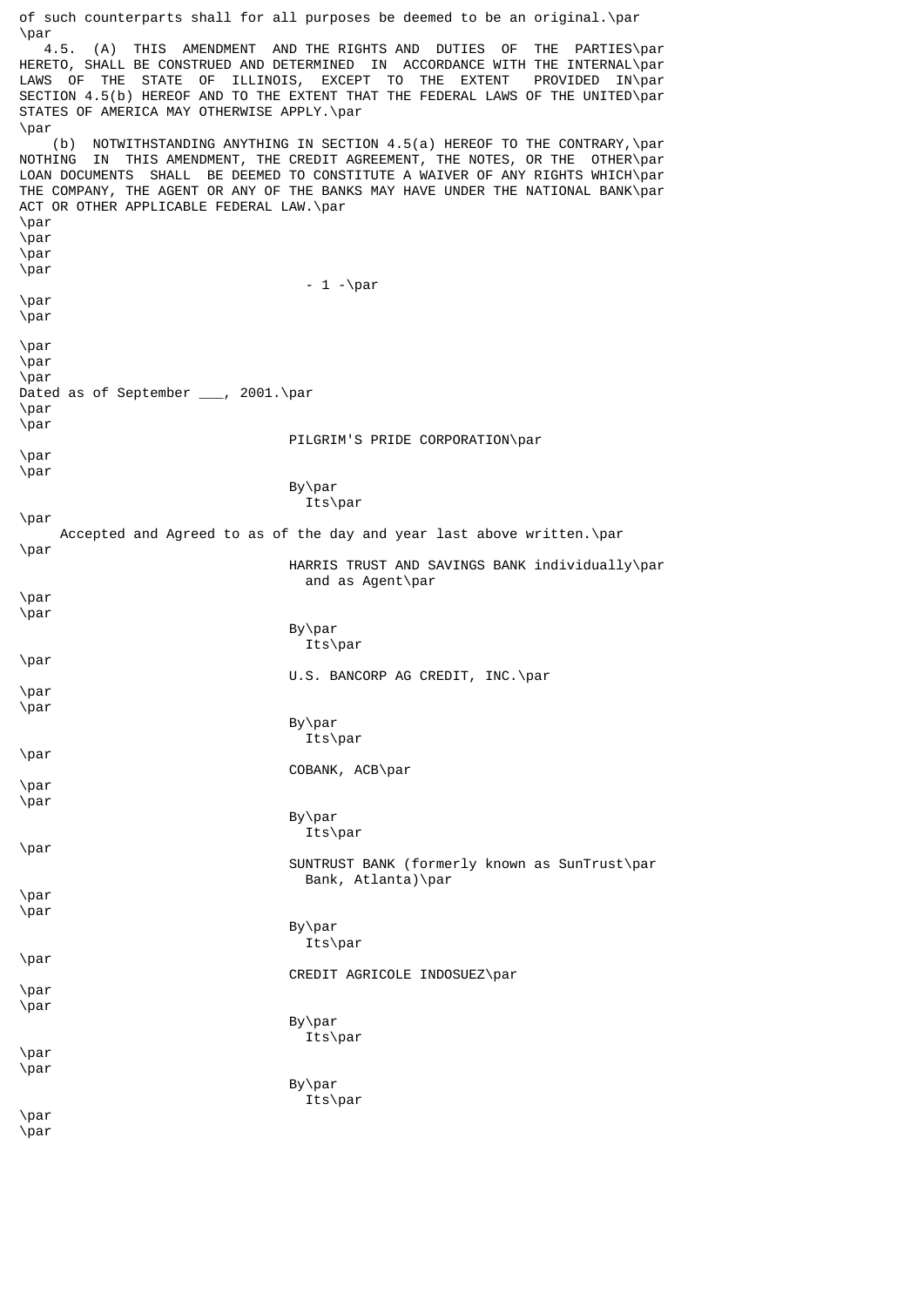of such counterparts shall for all purposes be deemed to be an original.

4.5. (A) THIS AMENDMENT AND THE RIGHTS AND DUTIES OF THE PARTIES HERETO, SHALL BE CONSTRUED AND DETERMINED IN ACCORDANCE WITH THE INTERNAL LAWS OF THE STATE OF ILLINOIS, EXCEPT TO THE EXTENT PROVIDED IN SECTION 4.5(b) HEREOF AND TO THE EXTENT THAT THE FEDERAL LAWS OF THE UNITED STATES OF AMERICA MAY OTHERWISE APPLY.

(b) NOTWITHSTANDING ANYTHING IN SECTION 4.5(a) HEREOF TO THE CONTRARY, NOTHING IN THIS AMENDMENT, THE CREDIT AGREEMENT, THE NOTES, OR THE OTHER LOAN DOCUMENTS SHALL BE DEEMED TO CONSTITUTE A WAIVER OF ANY RIGHTS WHICH THE COMPANY, THE AGENT OR ANY OF THE BANKS MAY HAVE UNDER THE NATIONAL BANK ACT OR OTHER APPLICABLE FEDERAL LAW.

Dated as of September ___, 2001.

PILGRIM'S PRIDE CORPORATION

By
Its

Accepted and Agreed to as of the day and year last above written.

HARRIS TRUST AND SAVINGS BANK individually and as Agent

By
Its

U.S. BANCORP AG CREDIT, INC.

By
Its

COBANK, ACB

By
Its

SUNTRUST BANK (formerly known as SunTrust Bank, Atlanta)

By
Its

CREDIT AGRICOLE INDOSUEZ

By
Its

By
Its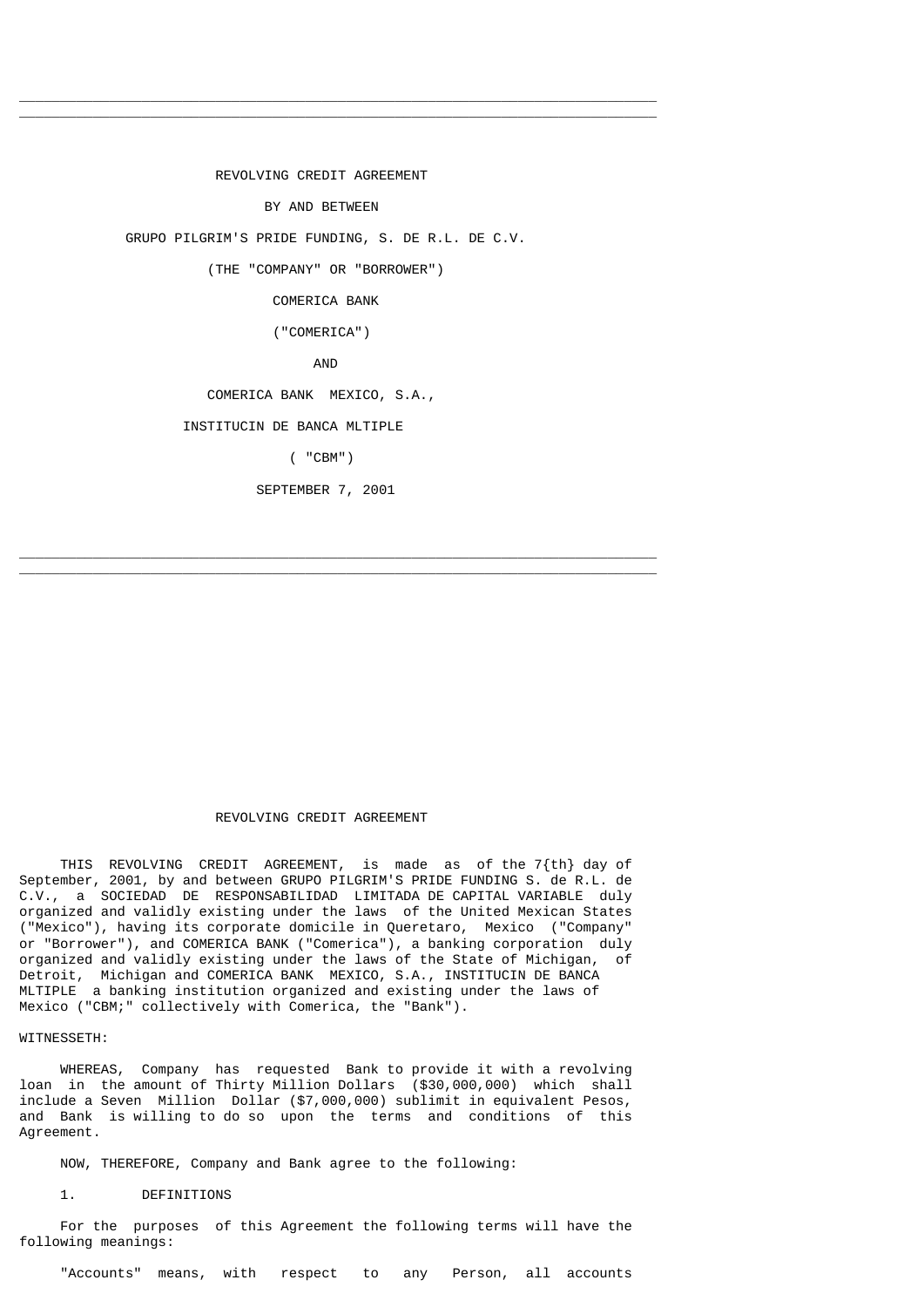---

REVOLVING CREDIT AGREEMENT

BY AND BETWEEN

GRUPO PILGRIM'S PRIDE FUNDING, S. DE R.L. DE C.V.

(THE "COMPANY" OR "BORROWER")

COMERICA BANK

("COMERICA")

AND

COMERICA BANK MEXICO, S.A.,

INSTITUCIN DE BANCA MLTIPLE

( "CBM")

SEPTEMBER 7, 2001

---

REVOLVING CREDIT AGREEMENT

THIS REVOLVING CREDIT AGREEMENT, is made as of the 7{th} day of September, 2001, by and between GRUPO PILGRIM'S PRIDE FUNDING S. de R.L. de C.V., a SOCIEDAD DE RESPONSABILIDAD LIMITADA DE CAPITAL VARIABLE duly organized and validly existing under the laws of the United Mexican States ("Mexico"), having its corporate domicile in Queretaro, Mexico ("Company" or "Borrower"), and COMERICA BANK ("Comerica"), a banking corporation duly organized and validly existing under the laws of the State of Michigan, of Detroit, Michigan and COMERICA BANK MEXICO, S.A., INSTITUCIN DE BANCA MLTIPLE a banking institution organized and existing under the laws of Mexico ("CBM;" collectively with Comerica, the "Bank").

WITNESSETH:

WHEREAS, Company has requested Bank to provide it with a revolving loan in the amount of Thirty Million Dollars ($30,000,000) which shall include a Seven Million Dollar ($7,000,000) sublimit in equivalent Pesos, and Bank is willing to do so upon the terms and conditions of this Agreement.

NOW, THEREFORE, Company and Bank agree to the following:

1. DEFINITIONS

For the purposes of this Agreement the following terms will have the following meanings:

"Accounts" means, with respect to any Person, all accounts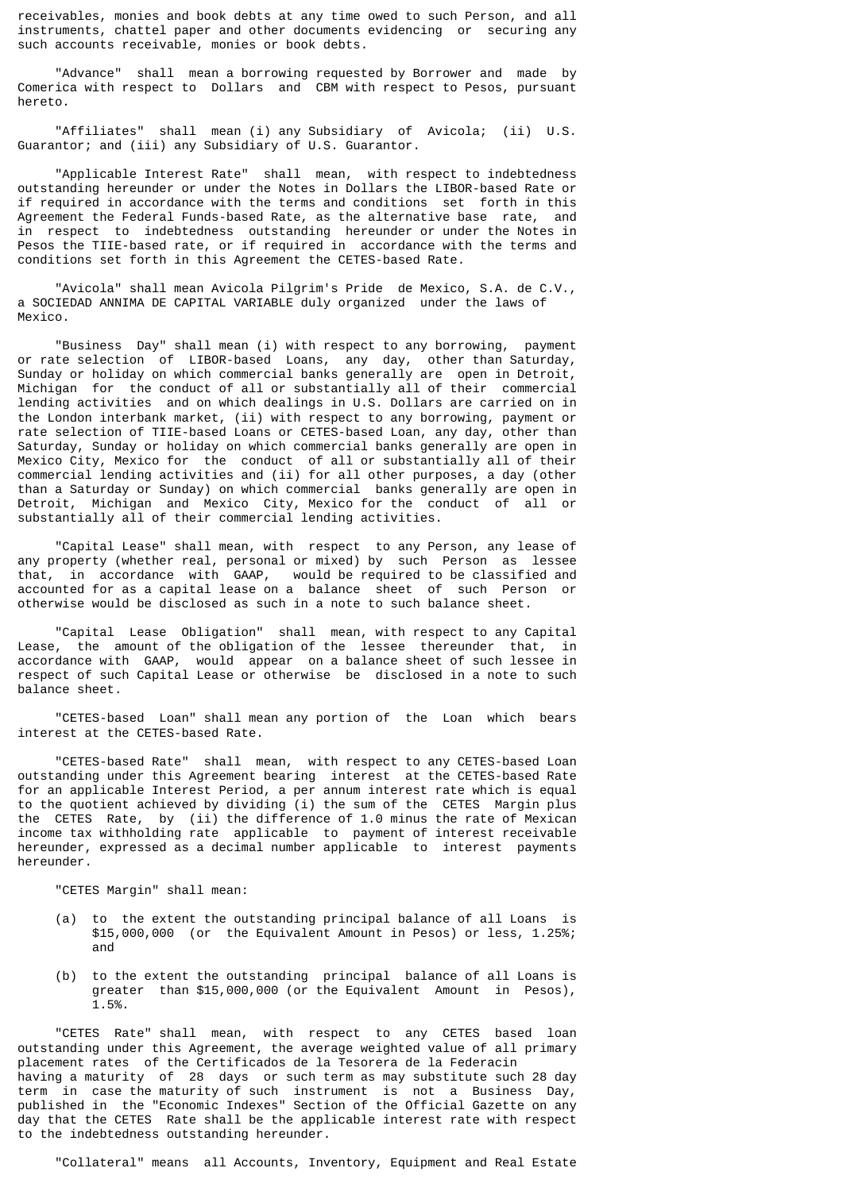receivables, monies and book debts at any time owed to such Person, and all instruments, chattel paper and other documents evidencing or securing any such accounts receivable, monies or book debts.

"Advance" shall mean a borrowing requested by Borrower and made by Comerica with respect to Dollars and CBM with respect to Pesos, pursuant hereto.

"Affiliates" shall mean (i) any Subsidiary of Avicola; (ii) U.S. Guarantor; and (iii) any Subsidiary of U.S. Guarantor.

"Applicable Interest Rate" shall mean, with respect to indebtedness outstanding hereunder or under the Notes in Dollars the LIBOR-based Rate or if required in accordance with the terms and conditions set forth in this Agreement the Federal Funds-based Rate, as the alternative base rate, and in respect to indebtedness outstanding hereunder or under the Notes in Pesos the TIIE-based rate, or if required in accordance with the terms and conditions set forth in this Agreement the CETES-based Rate.

"Avicola" shall mean Avicola Pilgrim's Pride de Mexico, S.A. de C.V., a SOCIEDAD ANNIMA DE CAPITAL VARIABLE duly organized under the laws of Mexico.

"Business Day" shall mean (i) with respect to any borrowing, payment or rate selection of LIBOR-based Loans, any day, other than Saturday, Sunday or holiday on which commercial banks generally are open in Detroit, Michigan for the conduct of all or substantially all of their commercial lending activities and on which dealings in U.S. Dollars are carried on in the London interbank market, (ii) with respect to any borrowing, payment or rate selection of TIIE-based Loans or CETES-based Loan, any day, other than Saturday, Sunday or holiday on which commercial banks generally are open in Mexico City, Mexico for the conduct of all or substantially all of their commercial lending activities and (ii) for all other purposes, a day (other than a Saturday or Sunday) on which commercial banks generally are open in Detroit, Michigan and Mexico City, Mexico for the conduct of all or substantially all of their commercial lending activities.

"Capital Lease" shall mean, with respect to any Person, any lease of any property (whether real, personal or mixed) by such Person as lessee that, in accordance with GAAP, would be required to be classified and accounted for as a capital lease on a balance sheet of such Person or otherwise would be disclosed as such in a note to such balance sheet.

"Capital Lease Obligation" shall mean, with respect to any Capital Lease, the amount of the obligation of the lessee thereunder that, in accordance with GAAP, would appear on a balance sheet of such lessee in respect of such Capital Lease or otherwise be disclosed in a note to such balance sheet.

"CETES-based Loan" shall mean any portion of the Loan which bears interest at the CETES-based Rate.

"CETES-based Rate" shall mean, with respect to any CETES-based Loan outstanding under this Agreement bearing interest at the CETES-based Rate for an applicable Interest Period, a per annum interest rate which is equal to the quotient achieved by dividing (i) the sum of the CETES Margin plus the CETES Rate, by (ii) the difference of 1.0 minus the rate of Mexican income tax withholding rate applicable to payment of interest receivable hereunder, expressed as a decimal number applicable to interest payments hereunder.

"CETES Margin" shall mean:

(a) to the extent the outstanding principal balance of all Loans is $15,000,000 (or the Equivalent Amount in Pesos) or less, 1.25%; and

(b) to the extent the outstanding principal balance of all Loans is greater than $15,000,000 (or the Equivalent Amount in Pesos), 1.5%.

"CETES Rate" shall mean, with respect to any CETES based loan outstanding under this Agreement, the average weighted value of all primary placement rates of the Certificados de la Tesorera de la Federacin having a maturity of 28 days or such term as may substitute such 28 day term in case the maturity of such instrument is not a Business Day, published in the "Economic Indexes" Section of the Official Gazette on any day that the CETES Rate shall be the applicable interest rate with respect to the indebtedness outstanding hereunder.

"Collateral" means all Accounts, Inventory, Equipment and Real Estate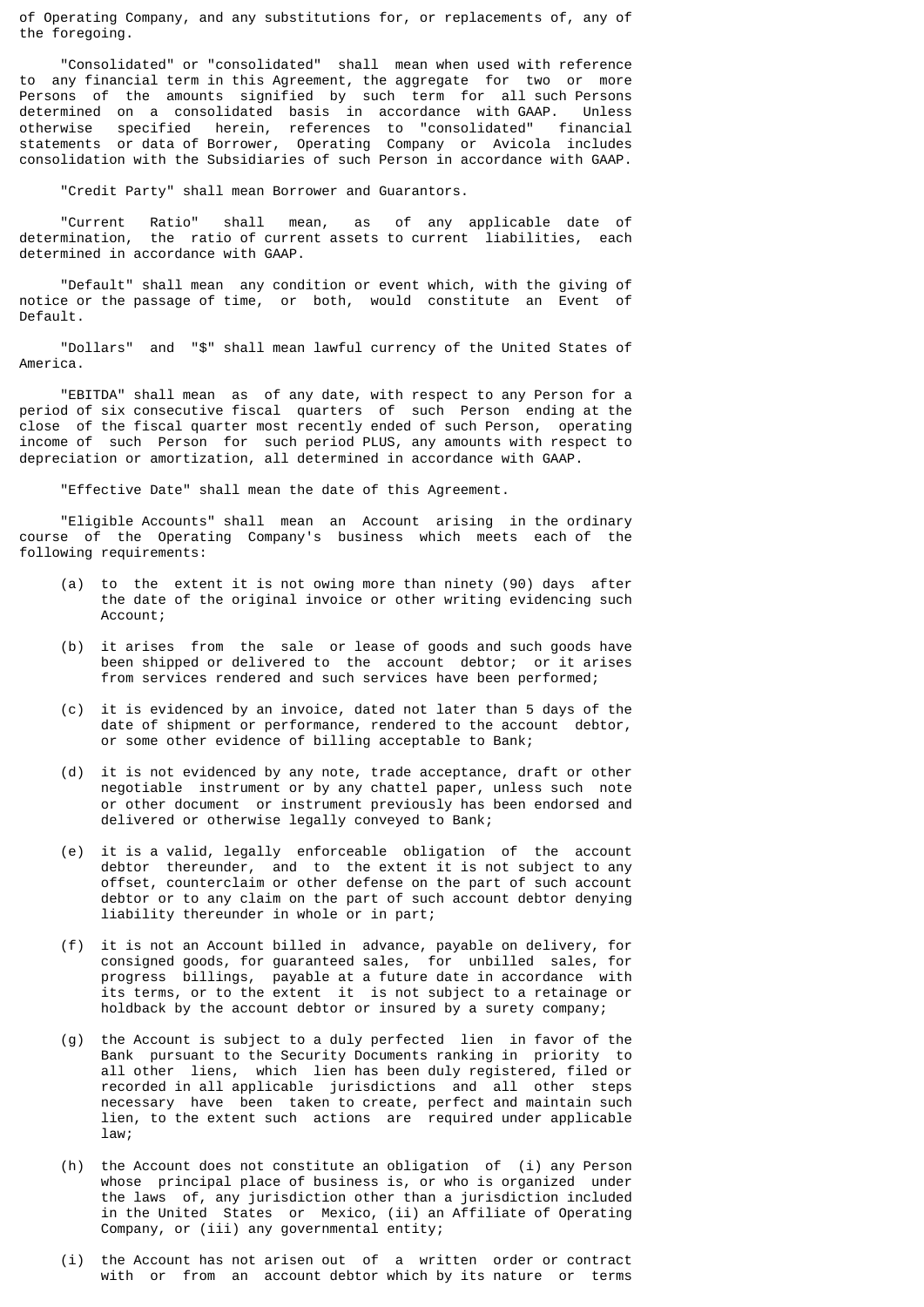of Operating Company, and any substitutions for, or replacements of, any of the foregoing.

"Consolidated" or "consolidated" shall mean when used with reference to any financial term in this Agreement, the aggregate for two or more Persons of the amounts signified by such term for all such Persons determined on a consolidated basis in accordance with GAAP. Unless otherwise specified herein, references to "consolidated" financial statements or data of Borrower, Operating Company or Avicola includes consolidation with the Subsidiaries of such Person in accordance with GAAP.

"Credit Party" shall mean Borrower and Guarantors.

"Current Ratio" shall mean, as of any applicable date of determination, the ratio of current assets to current liabilities, each determined in accordance with GAAP.

"Default" shall mean any condition or event which, with the giving of notice or the passage of time, or both, would constitute an Event of Default.

"Dollars" and "$" shall mean lawful currency of the United States of America.

"EBITDA" shall mean as of any date, with respect to any Person for a period of six consecutive fiscal quarters of such Person ending at the close of the fiscal quarter most recently ended of such Person, operating income of such Person for such period PLUS, any amounts with respect to depreciation or amortization, all determined in accordance with GAAP.

"Effective Date" shall mean the date of this Agreement.

"Eligible Accounts" shall mean an Account arising in the ordinary course of the Operating Company's business which meets each of the following requirements:

(a) to the extent it is not owing more than ninety (90) days after the date of the original invoice or other writing evidencing such Account;

(b) it arises from the sale or lease of goods and such goods have been shipped or delivered to the account debtor; or it arises from services rendered and such services have been performed;

(c) it is evidenced by an invoice, dated not later than 5 days of the date of shipment or performance, rendered to the account debtor, or some other evidence of billing acceptable to Bank;

(d) it is not evidenced by any note, trade acceptance, draft or other negotiable instrument or by any chattel paper, unless such note or other document or instrument previously has been endorsed and delivered or otherwise legally conveyed to Bank;

(e) it is a valid, legally enforceable obligation of the account debtor thereunder, and to the extent it is not subject to any offset, counterclaim or other defense on the part of such account debtor or to any claim on the part of such account debtor denying liability thereunder in whole or in part;

(f) it is not an Account billed in advance, payable on delivery, for consigned goods, for guaranteed sales, for unbilled sales, for progress billings, payable at a future date in accordance with its terms, or to the extent it is not subject to a retainage or holdback by the account debtor or insured by a surety company;

(g) the Account is subject to a duly perfected lien in favor of the Bank pursuant to the Security Documents ranking in priority to all other liens, which lien has been duly registered, filed or recorded in all applicable jurisdictions and all other steps necessary have been taken to create, perfect and maintain such lien, to the extent such actions are required under applicable law;

(h) the Account does not constitute an obligation of (i) any Person whose principal place of business is, or who is organized under the laws of, any jurisdiction other than a jurisdiction included in the United States or Mexico, (ii) an Affiliate of Operating Company, or (iii) any governmental entity;

(i) the Account has not arisen out of a written order or contract with or from an account debtor which by its nature or terms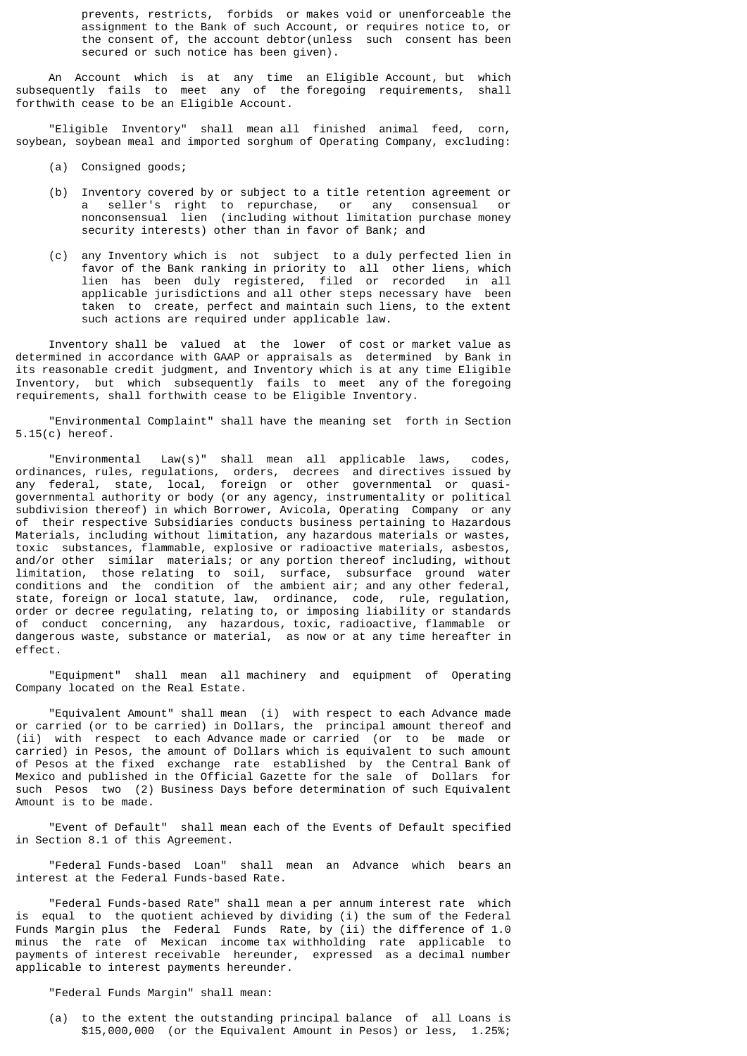prevents, restricts, forbids or makes void or unenforceable the assignment to the Bank of such Account, or requires notice to, or the consent of, the account debtor(unless such consent has been secured or such notice has been given).

An Account which is at any time an Eligible Account, but which subsequently fails to meet any of the foregoing requirements, shall forthwith cease to be an Eligible Account.

"Eligible Inventory" shall mean all finished animal feed, corn, soybean, soybean meal and imported sorghum of Operating Company, excluding:

(a) Consigned goods;

(b) Inventory covered by or subject to a title retention agreement or a seller's right to repurchase, or any consensual or nonconsensual lien (including without limitation purchase money security interests) other than in favor of Bank; and

(c) any Inventory which is not subject to a duly perfected lien in favor of the Bank ranking in priority to all other liens, which lien has been duly registered, filed or recorded in all applicable jurisdictions and all other steps necessary have been taken to create, perfect and maintain such liens, to the extent such actions are required under applicable law.

Inventory shall be valued at the lower of cost or market value as determined in accordance with GAAP or appraisals as determined by Bank in its reasonable credit judgment, and Inventory which is at any time Eligible Inventory, but which subsequently fails to meet any of the foregoing requirements, shall forthwith cease to be Eligible Inventory.

"Environmental Complaint" shall have the meaning set forth in Section 5.15(c) hereof.

"Environmental Law(s)" shall mean all applicable laws, codes, ordinances, rules, regulations, orders, decrees and directives issued by any federal, state, local, foreign or other governmental or quasi-governmental authority or body (or any agency, instrumentality or political subdivision thereof) in which Borrower, Avicola, Operating Company or any of their respective Subsidiaries conducts business pertaining to Hazardous Materials, including without limitation, any hazardous materials or wastes, toxic substances, flammable, explosive or radioactive materials, asbestos, and/or other similar materials; or any portion thereof including, without limitation, those relating to soil, surface, subsurface ground water conditions and the condition of the ambient air; and any other federal, state, foreign or local statute, law, ordinance, code, rule, regulation, order or decree regulating, relating to, or imposing liability or standards of conduct concerning, any hazardous, toxic, radioactive, flammable or dangerous waste, substance or material, as now or at any time hereafter in effect.

"Equipment" shall mean all machinery and equipment of Operating Company located on the Real Estate.

"Equivalent Amount" shall mean (i) with respect to each Advance made or carried (or to be carried) in Dollars, the principal amount thereof and (ii) with respect to each Advance made or carried (or to be made or carried) in Pesos, the amount of Dollars which is equivalent to such amount of Pesos at the fixed exchange rate established by the Central Bank of Mexico and published in the Official Gazette for the sale of Dollars for such Pesos two (2) Business Days before determination of such Equivalent Amount is to be made.

"Event of Default" shall mean each of the Events of Default specified in Section 8.1 of this Agreement.

"Federal Funds-based Loan" shall mean an Advance which bears an interest at the Federal Funds-based Rate.

"Federal Funds-based Rate" shall mean a per annum interest rate which is equal to the quotient achieved by dividing (i) the sum of the Federal Funds Margin plus the Federal Funds Rate, by (ii) the difference of 1.0 minus the rate of Mexican income tax withholding rate applicable to payments of interest receivable hereunder, expressed as a decimal number applicable to interest payments hereunder.

"Federal Funds Margin" shall mean:

(a) to the extent the outstanding principal balance of all Loans is $15,000,000 (or the Equivalent Amount in Pesos) or less, 1.25%;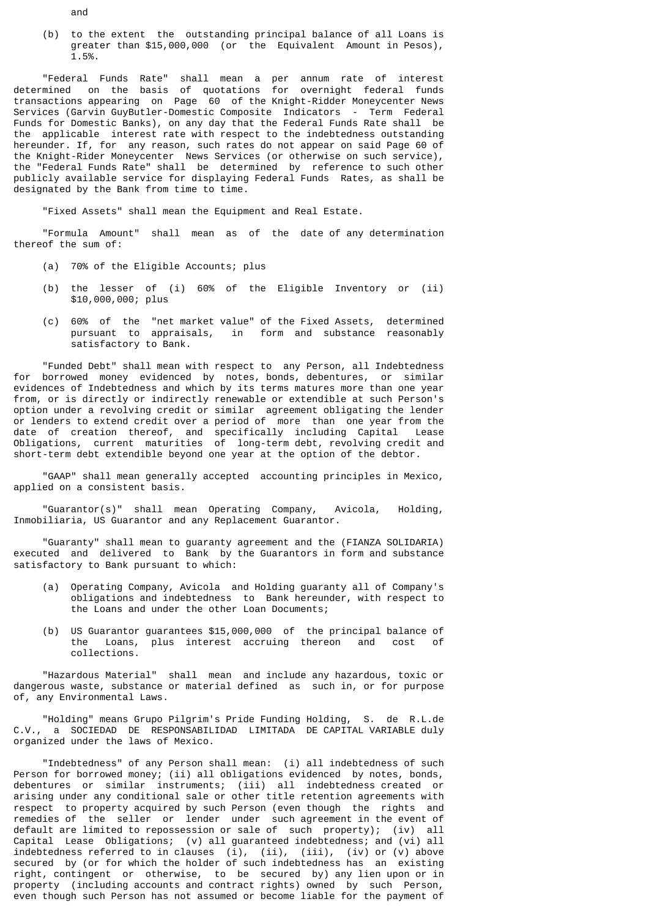and

(b) to the extent the outstanding principal balance of all Loans is greater than $15,000,000 (or the Equivalent Amount in Pesos), 1.5%.

"Federal Funds Rate" shall mean a per annum rate of interest determined on the basis of quotations for overnight federal funds transactions appearing on Page 60 of the Knight-Ridder Moneycenter News Services (Garvin GuyButler-Domestic Composite Indicators - Term Federal Funds for Domestic Banks), on any day that the Federal Funds Rate shall be the applicable interest rate with respect to the indebtedness outstanding hereunder. If, for any reason, such rates do not appear on said Page 60 of the Knight-Rider Moneycenter News Services (or otherwise on such service), the "Federal Funds Rate" shall be determined by reference to such other publicly available service for displaying Federal Funds Rates, as shall be designated by the Bank from time to time.

"Fixed Assets" shall mean the Equipment and Real Estate.

"Formula Amount" shall mean as of the date of any determination thereof the sum of:

(a) 70% of the Eligible Accounts; plus

(b) the lesser of (i) 60% of the Eligible Inventory or (ii) $10,000,000; plus

(c) 60% of the "net market value" of the Fixed Assets, determined pursuant to appraisals, in form and substance reasonably satisfactory to Bank.

"Funded Debt" shall mean with respect to any Person, all Indebtedness for borrowed money evidenced by notes, bonds, debentures, or similar evidences of Indebtedness and which by its terms matures more than one year from, or is directly or indirectly renewable or extendible at such Person's option under a revolving credit or similar agreement obligating the lender or lenders to extend credit over a period of more than one year from the date of creation thereof, and specifically including Capital Lease Obligations, current maturities of long-term debt, revolving credit and short-term debt extendible beyond one year at the option of the debtor.

"GAAP" shall mean generally accepted accounting principles in Mexico, applied on a consistent basis.

"Guarantor(s)" shall mean Operating Company, Avicola, Holding, Inmobiliaria, US Guarantor and any Replacement Guarantor.

"Guaranty" shall mean to guaranty agreement and the (FIANZA SOLIDARIA) executed and delivered to Bank by the Guarantors in form and substance satisfactory to Bank pursuant to which:

(a) Operating Company, Avicola and Holding guaranty all of Company's obligations and indebtedness to Bank hereunder, with respect to the Loans and under the other Loan Documents;

(b) US Guarantor guarantees $15,000,000 of the principal balance of the Loans, plus interest accruing thereon and cost of collections.

"Hazardous Material" shall mean and include any hazardous, toxic or dangerous waste, substance or material defined as such in, or for purpose of, any Environmental Laws.

"Holding" means Grupo Pilgrim's Pride Funding Holding, S. de R.L.de C.V., a SOCIEDAD DE RESPONSABILIDAD LIMITADA DE CAPITAL VARIABLE duly organized under the laws of Mexico.

"Indebtedness" of any Person shall mean: (i) all indebtedness of such Person for borrowed money; (ii) all obligations evidenced by notes, bonds, debentures or similar instruments; (iii) all indebtedness created or arising under any conditional sale or other title retention agreements with respect to property acquired by such Person (even though the rights and remedies of the seller or lender under such agreement in the event of default are limited to repossession or sale of such property); (iv) all Capital Lease Obligations; (v) all guaranteed indebtedness; and (vi) all indebtedness referred to in clauses (i), (ii), (iii), (iv) or (v) above secured by (or for which the holder of such indebtedness has an existing right, contingent or otherwise, to be secured by) any lien upon or in property (including accounts and contract rights) owned by such Person, even though such Person has not assumed or become liable for the payment of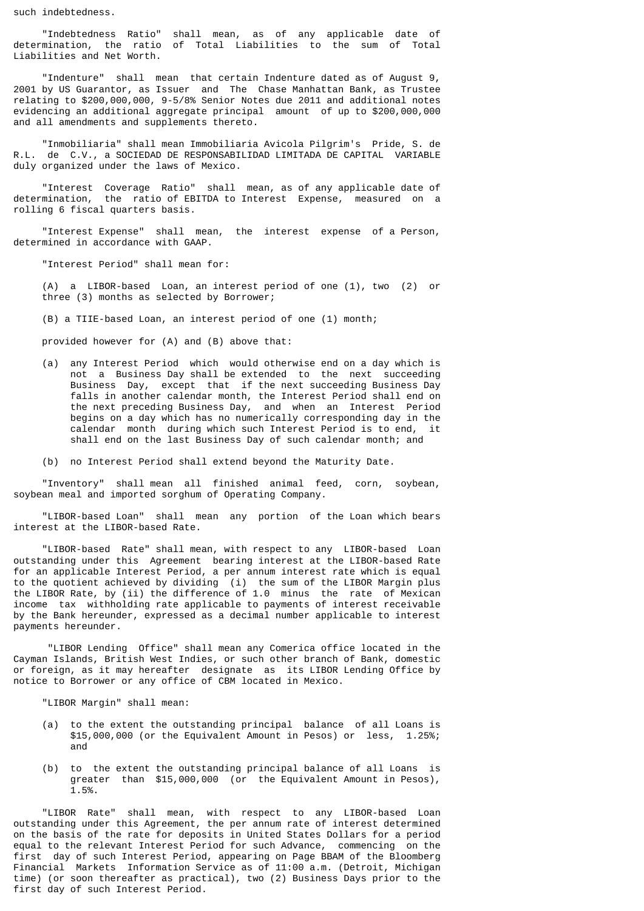such indebtedness.

"Indebtedness Ratio" shall mean, as of any applicable date of determination, the ratio of Total Liabilities to the sum of Total Liabilities and Net Worth.

"Indenture" shall mean that certain Indenture dated as of August 9, 2001 by US Guarantor, as Issuer and The Chase Manhattan Bank, as Trustee relating to $200,000,000, 9-5/8% Senior Notes due 2011 and additional notes evidencing an additional aggregate principal amount of up to $200,000,000 and all amendments and supplements thereto.

"Inmobiliaria" shall mean Immobiliaria Avicola Pilgrim's Pride, S. de R.L. de C.V., a SOCIEDAD DE RESPONSABILIDAD LIMITADA DE CAPITAL VARIABLE duly organized under the laws of Mexico.

"Interest Coverage Ratio" shall mean, as of any applicable date of determination, the ratio of EBITDA to Interest Expense, measured on a rolling 6 fiscal quarters basis.

"Interest Expense" shall mean, the interest expense of a Person, determined in accordance with GAAP.

"Interest Period" shall mean for:

(A) a LIBOR-based Loan, an interest period of one (1), two (2) or three (3) months as selected by Borrower;

(B) a TIIE-based Loan, an interest period of one (1) month;

provided however for (A) and (B) above that:

(a) any Interest Period which would otherwise end on a day which is not a Business Day shall be extended to the next succeeding Business Day, except that if the next succeeding Business Day falls in another calendar month, the Interest Period shall end on the next preceding Business Day, and when an Interest Period begins on a day which has no numerically corresponding day in the calendar month during which such Interest Period is to end, it shall end on the last Business Day of such calendar month; and

(b) no Interest Period shall extend beyond the Maturity Date.

"Inventory" shall mean all finished animal feed, corn, soybean, soybean meal and imported sorghum of Operating Company.

"LIBOR-based Loan" shall mean any portion of the Loan which bears interest at the LIBOR-based Rate.

"LIBOR-based Rate" shall mean, with respect to any LIBOR-based Loan outstanding under this Agreement bearing interest at the LIBOR-based Rate for an applicable Interest Period, a per annum interest rate which is equal to the quotient achieved by dividing (i) the sum of the LIBOR Margin plus the LIBOR Rate, by (ii) the difference of 1.0 minus the rate of Mexican income tax withholding rate applicable to payments of interest receivable by the Bank hereunder, expressed as a decimal number applicable to interest payments hereunder.

"LIBOR Lending Office" shall mean any Comerica office located in the Cayman Islands, British West Indies, or such other branch of Bank, domestic or foreign, as it may hereafter designate as its LIBOR Lending Office by notice to Borrower or any office of CBM located in Mexico.

"LIBOR Margin" shall mean:

(a) to the extent the outstanding principal balance of all Loans is $15,000,000 (or the Equivalent Amount in Pesos) or less, 1.25%; and

(b) to the extent the outstanding principal balance of all Loans is greater than $15,000,000 (or the Equivalent Amount in Pesos), 1.5%.

"LIBOR Rate" shall mean, with respect to any LIBOR-based Loan outstanding under this Agreement, the per annum rate of interest determined on the basis of the rate for deposits in United States Dollars for a period equal to the relevant Interest Period for such Advance, commencing on the first day of such Interest Period, appearing on Page BBAM of the Bloomberg Financial Markets Information Service as of 11:00 a.m. (Detroit, Michigan time) (or soon thereafter as practical), two (2) Business Days prior to the first day of such Interest Period.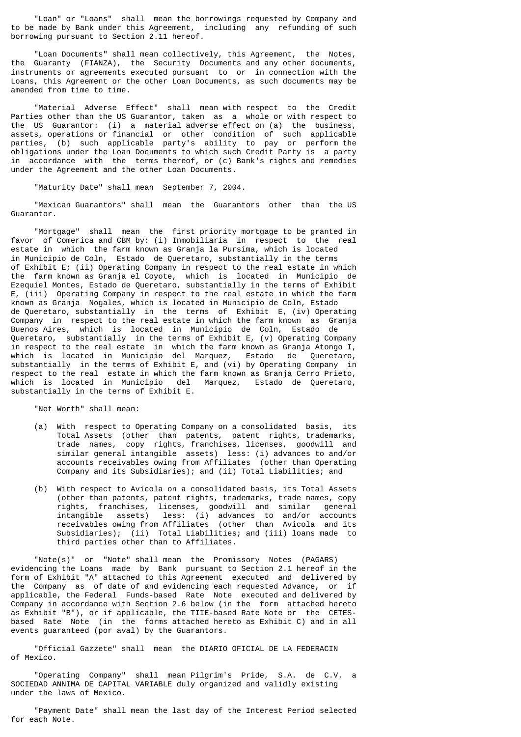"Loan" or "Loans" shall mean the borrowings requested by Company and to be made by Bank under this Agreement, including any refunding of such borrowing pursuant to Section 2.11 hereof.

"Loan Documents" shall mean collectively, this Agreement, the Notes, the Guaranty (FIANZA), the Security Documents and any other documents, instruments or agreements executed pursuant to or in connection with the Loans, this Agreement or the other Loan Documents, as such documents may be amended from time to time.

"Material Adverse Effect" shall mean with respect to the Credit Parties other than the US Guarantor, taken as a whole or with respect to the US Guarantor: (i) a material adverse effect on (a) the business, assets, operations or financial or other condition of such applicable parties, (b) such applicable party's ability to pay or perform the obligations under the Loan Documents to which such Credit Party is a party in accordance with the terms thereof, or (c) Bank's rights and remedies under the Agreement and the other Loan Documents.

"Maturity Date" shall mean September 7, 2004.

"Mexican Guarantors" shall mean the Guarantors other than the US Guarantor.

"Mortgage" shall mean the first priority mortgage to be granted in favor of Comerica and CBM by: (i) Inmobiliaria in respect to the real estate in which the farm known as Granja la Pursima, which is located in Municipio de Coln, Estado de Queretaro, substantially in the terms of Exhibit E; (ii) Operating Company in respect to the real estate in which the farm known as Granja el Coyote, which is located in Municipio de Ezequiel Montes, Estado de Queretaro, substantially in the terms of Exhibit E, (iii) Operating Company in respect to the real estate in which the farm known as Granja Nogales, which is located in Municipio de Coln, Estado de Queretaro, substantially in the terms of Exhibit E, (iv) Operating Company in respect to the real estate in which the farm known as Granja Buenos Aires, which is located in Municipio de Coln, Estado de Queretaro, substantially in the terms of Exhibit E, (v) Operating Company in respect to the real estate in which the farm known as Granja Atongo I, which is located in Municipio del Marquez, Estado de Queretaro, substantially in the terms of Exhibit E, and (vi) by Operating Company in respect to the real estate in which the farm known as Granja Cerro Prieto, which is located in Municipio del Marquez, Estado de Queretaro, substantially in the terms of Exhibit E.

"Net Worth" shall mean:

(a) With respect to Operating Company on a consolidated basis, its Total Assets (other than patents, patent rights, trademarks, trade names, copy rights, franchises, licenses, goodwill and similar general intangible assets) less: (i) advances to and/or accounts receivables owing from Affiliates (other than Operating Company and its Subsidiaries); and (ii) Total Liabilities; and

(b) With respect to Avicola on a consolidated basis, its Total Assets (other than patents, patent rights, trademarks, trade names, copy rights, franchises, licenses, goodwill and similar general intangible assets) less: (i) advances to and/or accounts receivables owing from Affiliates (other than Avicola and its Subsidiaries); (ii) Total Liabilities; and (iii) loans made to third parties other than to Affiliates.

"Note(s)" or "Note" shall mean the Promissory Notes (PAGARS) evidencing the Loans made by Bank pursuant to Section 2.1 hereof in the form of Exhibit "A" attached to this Agreement executed and delivered by the Company as of date of and evidencing each requested Advance, or if applicable, the Federal Funds-based Rate Note executed and delivered by Company in accordance with Section 2.6 below (in the form attached hereto as Exhibit "B"), or if applicable, the TIIE-based Rate Note or the CETES-based Rate Note (in the forms attached hereto as Exhibit C) and in all events guaranteed (por aval) by the Guarantors.

"Official Gazzete" shall mean the DIARIO OFICIAL DE LA FEDERACIN of Mexico.

"Operating Company" shall mean Pilgrim's Pride, S.A. de C.V. a SOCIEDAD ANNIMA DE CAPITAL VARIABLE duly organized and validly existing under the laws of Mexico.

"Payment Date" shall mean the last day of the Interest Period selected for each Note.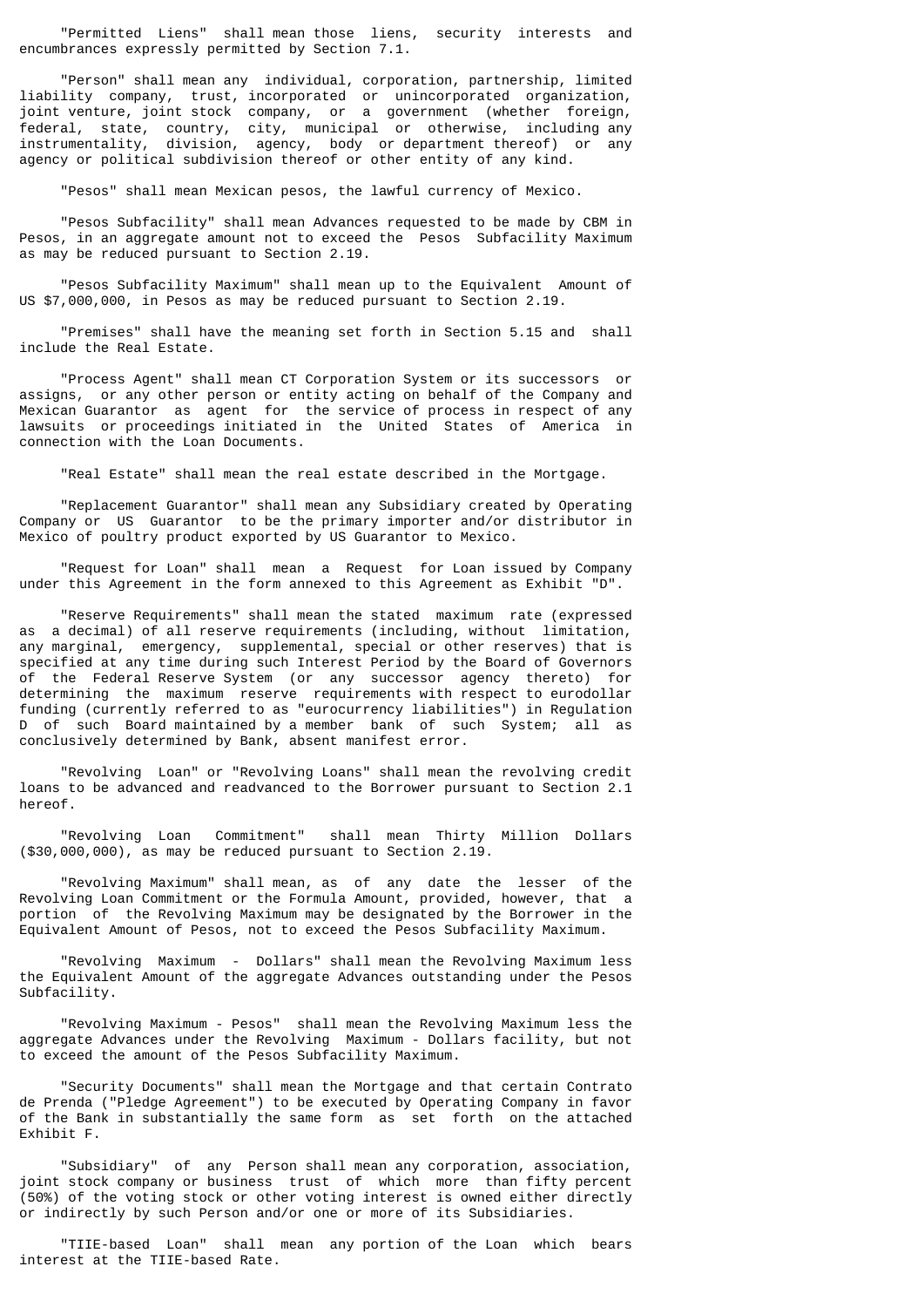"Permitted Liens" shall mean those liens, security interests and encumbrances expressly permitted by Section 7.1.

"Person" shall mean any individual, corporation, partnership, limited liability company, trust, incorporated or unincorporated organization, joint venture, joint stock company, or a government (whether foreign, federal, state, country, city, municipal or otherwise, including any instrumentality, division, agency, body or department thereof) or any agency or political subdivision thereof or other entity of any kind.

"Pesos" shall mean Mexican pesos, the lawful currency of Mexico.

"Pesos Subfacility" shall mean Advances requested to be made by CBM in Pesos, in an aggregate amount not to exceed the Pesos Subfacility Maximum as may be reduced pursuant to Section 2.19.

"Pesos Subfacility Maximum" shall mean up to the Equivalent Amount of US $7,000,000, in Pesos as may be reduced pursuant to Section 2.19.

"Premises" shall have the meaning set forth in Section 5.15 and shall include the Real Estate.

"Process Agent" shall mean CT Corporation System or its successors or assigns, or any other person or entity acting on behalf of the Company and Mexican Guarantor as agent for the service of process in respect of any lawsuits or proceedings initiated in the United States of America in connection with the Loan Documents.

"Real Estate" shall mean the real estate described in the Mortgage.

"Replacement Guarantor" shall mean any Subsidiary created by Operating Company or US Guarantor to be the primary importer and/or distributor in Mexico of poultry product exported by US Guarantor to Mexico.

"Request for Loan" shall mean a Request for Loan issued by Company under this Agreement in the form annexed to this Agreement as Exhibit "D".

"Reserve Requirements" shall mean the stated maximum rate (expressed as a decimal) of all reserve requirements (including, without limitation, any marginal, emergency, supplemental, special or other reserves) that is specified at any time during such Interest Period by the Board of Governors of the Federal Reserve System (or any successor agency thereto) for determining the maximum reserve requirements with respect to eurodollar funding (currently referred to as "eurocurrency liabilities") in Regulation D of such Board maintained by a member bank of such System; all as conclusively determined by Bank, absent manifest error.

"Revolving Loan" or "Revolving Loans" shall mean the revolving credit loans to be advanced and readvanced to the Borrower pursuant to Section 2.1 hereof.

"Revolving Loan Commitment" shall mean Thirty Million Dollars ($30,000,000), as may be reduced pursuant to Section 2.19.

"Revolving Maximum" shall mean, as of any date the lesser of the Revolving Loan Commitment or the Formula Amount, provided, however, that a portion of the Revolving Maximum may be designated by the Borrower in the Equivalent Amount of Pesos, not to exceed the Pesos Subfacility Maximum.

"Revolving Maximum - Dollars" shall mean the Revolving Maximum less the Equivalent Amount of the aggregate Advances outstanding under the Pesos Subfacility.

"Revolving Maximum - Pesos" shall mean the Revolving Maximum less the aggregate Advances under the Revolving Maximum - Dollars facility, but not to exceed the amount of the Pesos Subfacility Maximum.

"Security Documents" shall mean the Mortgage and that certain Contrato de Prenda ("Pledge Agreement") to be executed by Operating Company in favor of the Bank in substantially the same form as set forth on the attached Exhibit F.

"Subsidiary" of any Person shall mean any corporation, association, joint stock company or business trust of which more than fifty percent (50%) of the voting stock or other voting interest is owned either directly or indirectly by such Person and/or one or more of its Subsidiaries.

"TIIE-based Loan" shall mean any portion of the Loan which bears interest at the TIIE-based Rate.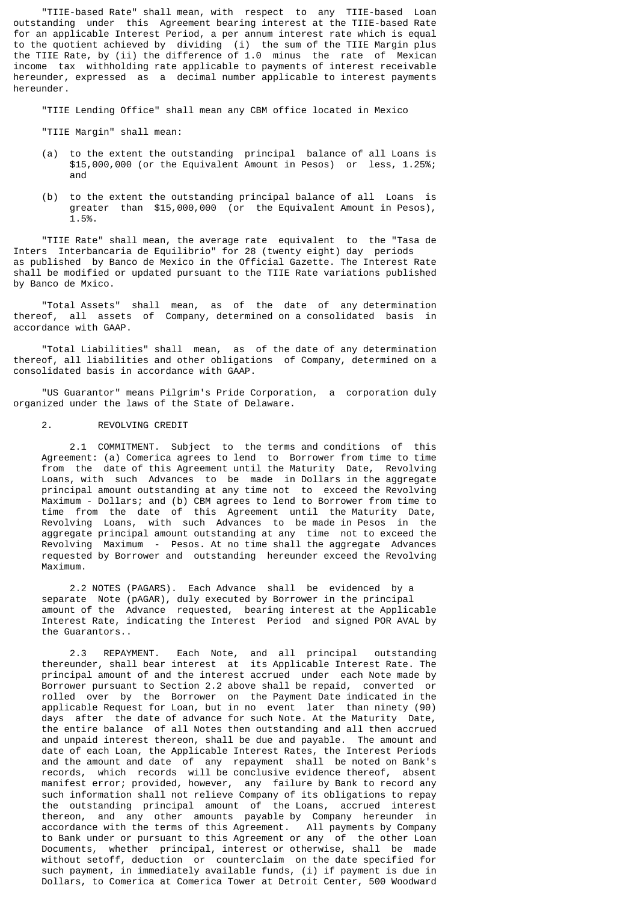"TIIE-based Rate" shall mean, with respect to any TIIE-based Loan outstanding under this Agreement bearing interest at the TIIE-based Rate for an applicable Interest Period, a per annum interest rate which is equal to the quotient achieved by dividing (i) the sum of the TIIE Margin plus the TIIE Rate, by (ii) the difference of 1.0 minus the rate of Mexican income tax withholding rate applicable to payments of interest receivable hereunder, expressed as a decimal number applicable to interest payments hereunder.

"TIIE Lending Office" shall mean any CBM office located in Mexico

"TIIE Margin" shall mean:

(a) to the extent the outstanding principal balance of all Loans is $15,000,000 (or the Equivalent Amount in Pesos) or less, 1.25%; and

(b) to the extent the outstanding principal balance of all Loans is greater than $15,000,000 (or the Equivalent Amount in Pesos), 1.5%.

"TIIE Rate" shall mean, the average rate equivalent to the "Tasa de Inters Interbancaria de Equilibrio" for 28 (twenty eight) day periods as published by Banco de Mexico in the Official Gazette. The Interest Rate shall be modified or updated pursuant to the TIIE Rate variations published by Banco de Mxico.

"Total Assets" shall mean, as of the date of any determination thereof, all assets of Company, determined on a consolidated basis in accordance with GAAP.

"Total Liabilities" shall mean, as of the date of any determination thereof, all liabilities and other obligations of Company, determined on a consolidated basis in accordance with GAAP.

"US Guarantor" means Pilgrim's Pride Corporation, a corporation duly organized under the laws of the State of Delaware.

2. REVOLVING CREDIT

2.1 COMMITMENT. Subject to the terms and conditions of this Agreement: (a) Comerica agrees to lend to Borrower from time to time from the date of this Agreement until the Maturity Date, Revolving Loans, with such Advances to be made in Dollars in the aggregate principal amount outstanding at any time not to exceed the Revolving Maximum - Dollars; and (b) CBM agrees to lend to Borrower from time to time from the date of this Agreement until the Maturity Date, Revolving Loans, with such Advances to be made in Pesos in the aggregate principal amount outstanding at any time not to exceed the Revolving Maximum - Pesos. At no time shall the aggregate Advances requested by Borrower and outstanding hereunder exceed the Revolving Maximum.

2.2 NOTES (PAGARS). Each Advance shall be evidenced by a separate Note (pAGAR), duly executed by Borrower in the principal amount of the Advance requested, bearing interest at the Applicable Interest Rate, indicating the Interest Period and signed POR AVAL by the Guarantors..

2.3 REPAYMENT. Each Note, and all principal outstanding thereunder, shall bear interest at its Applicable Interest Rate. The principal amount of and the interest accrued under each Note made by Borrower pursuant to Section 2.2 above shall be repaid, converted or rolled over by the Borrower on the Payment Date indicated in the applicable Request for Loan, but in no event later than ninety (90) days after the date of advance for such Note. At the Maturity Date, the entire balance of all Notes then outstanding and all then accrued and unpaid interest thereon, shall be due and payable. The amount and date of each Loan, the Applicable Interest Rates, the Interest Periods and the amount and date of any repayment shall be noted on Bank's records, which records will be conclusive evidence thereof, absent manifest error; provided, however, any failure by Bank to record any such information shall not relieve Company of its obligations to repay the outstanding principal amount of the Loans, accrued interest thereon, and any other amounts payable by Company hereunder in accordance with the terms of this Agreement. All payments by Company to Bank under or pursuant to this Agreement or any of the other Loan Documents, whether principal, interest or otherwise, shall be made without setoff, deduction or counterclaim on the date specified for such payment, in immediately available funds, (i) if payment is due in Dollars, to Comerica at Comerica Tower at Detroit Center, 500 Woodward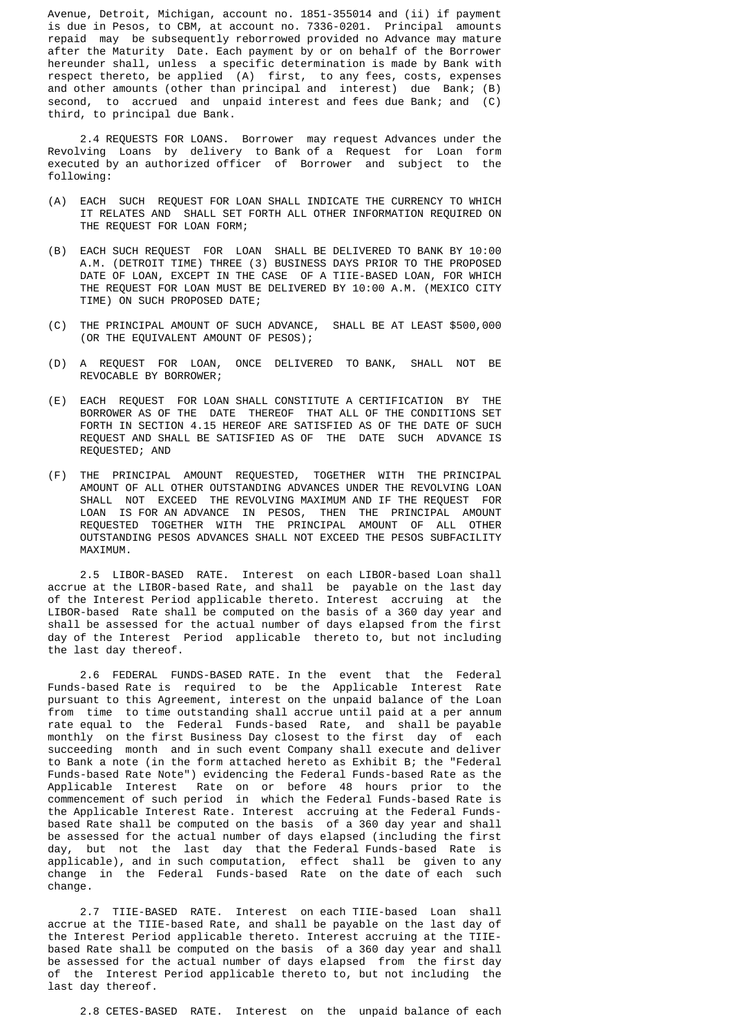Avenue, Detroit, Michigan, account no. 1851-355014 and (ii) if payment is due in Pesos, to CBM, at account no. 7336-0201. Principal amounts repaid may be subsequently reborrowed provided no Advance may mature after the Maturity Date. Each payment by or on behalf of the Borrower hereunder shall, unless a specific determination is made by Bank with respect thereto, be applied (A) first, to any fees, costs, expenses and other amounts (other than principal and interest) due Bank; (B) second, to accrued and unpaid interest and fees due Bank; and (C) third, to principal due Bank.

2.4 REQUESTS FOR LOANS. Borrower may request Advances under the Revolving Loans by delivery to Bank of a Request for Loan form executed by an authorized officer of Borrower and subject to the following:

(A) EACH SUCH REQUEST FOR LOAN SHALL INDICATE THE CURRENCY TO WHICH IT RELATES AND SHALL SET FORTH ALL OTHER INFORMATION REQUIRED ON THE REQUEST FOR LOAN FORM;

(B) EACH SUCH REQUEST FOR LOAN SHALL BE DELIVERED TO BANK BY 10:00 A.M. (DETROIT TIME) THREE (3) BUSINESS DAYS PRIOR TO THE PROPOSED DATE OF LOAN, EXCEPT IN THE CASE OF A TIIE-BASED LOAN, FOR WHICH THE REQUEST FOR LOAN MUST BE DELIVERED BY 10:00 A.M. (MEXICO CITY TIME) ON SUCH PROPOSED DATE;

(C) THE PRINCIPAL AMOUNT OF SUCH ADVANCE, SHALL BE AT LEAST $500,000 (OR THE EQUIVALENT AMOUNT OF PESOS);

(D) A REQUEST FOR LOAN, ONCE DELIVERED TO BANK, SHALL NOT BE REVOCABLE BY BORROWER;

(E) EACH REQUEST FOR LOAN SHALL CONSTITUTE A CERTIFICATION BY THE BORROWER AS OF THE DATE THEREOF THAT ALL OF THE CONDITIONS SET FORTH IN SECTION 4.15 HEREOF ARE SATISFIED AS OF THE DATE OF SUCH REQUEST AND SHALL BE SATISFIED AS OF THE DATE SUCH ADVANCE IS REQUESTED; AND

(F) THE PRINCIPAL AMOUNT REQUESTED, TOGETHER WITH THE PRINCIPAL AMOUNT OF ALL OTHER OUTSTANDING ADVANCES UNDER THE REVOLVING LOAN SHALL NOT EXCEED THE REVOLVING MAXIMUM AND IF THE REQUEST FOR LOAN IS FOR AN ADVANCE IN PESOS, THEN THE PRINCIPAL AMOUNT REQUESTED TOGETHER WITH THE PRINCIPAL AMOUNT OF ALL OTHER OUTSTANDING PESOS ADVANCES SHALL NOT EXCEED THE PESOS SUBFACILITY MAXIMUM.

2.5 LIBOR-BASED RATE. Interest on each LIBOR-based Loan shall accrue at the LIBOR-based Rate, and shall be payable on the last day of the Interest Period applicable thereto. Interest accruing at the LIBOR-based Rate shall be computed on the basis of a 360 day year and shall be assessed for the actual number of days elapsed from the first day of the Interest Period applicable thereto to, but not including the last day thereof.

2.6 FEDERAL FUNDS-BASED RATE. In the event that the Federal Funds-based Rate is required to be the Applicable Interest Rate pursuant to this Agreement, interest on the unpaid balance of the Loan from time to time outstanding shall accrue until paid at a per annum rate equal to the Federal Funds-based Rate, and shall be payable monthly on the first Business Day closest to the first day of each succeeding month and in such event Company shall execute and deliver to Bank a note (in the form attached hereto as Exhibit B; the "Federal Funds-based Rate Note") evidencing the Federal Funds-based Rate as the Applicable Interest Rate on or before 48 hours prior to the commencement of such period in which the Federal Funds-based Rate is the Applicable Interest Rate. Interest accruing at the Federal Funds-based Rate shall be computed on the basis of a 360 day year and shall be assessed for the actual number of days elapsed (including the first day, but not the last day that the Federal Funds-based Rate is applicable), and in such computation, effect shall be given to any change in the Federal Funds-based Rate on the date of each such change.

2.7 TIIE-BASED RATE. Interest on each TIIE-based Loan shall accrue at the TIIE-based Rate, and shall be payable on the last day of the Interest Period applicable thereto. Interest accruing at the TIIE-based Rate shall be computed on the basis of a 360 day year and shall be assessed for the actual number of days elapsed from the first day of the Interest Period applicable thereto to, but not including the last day thereof.

2.8 CETES-BASED RATE. Interest on the unpaid balance of each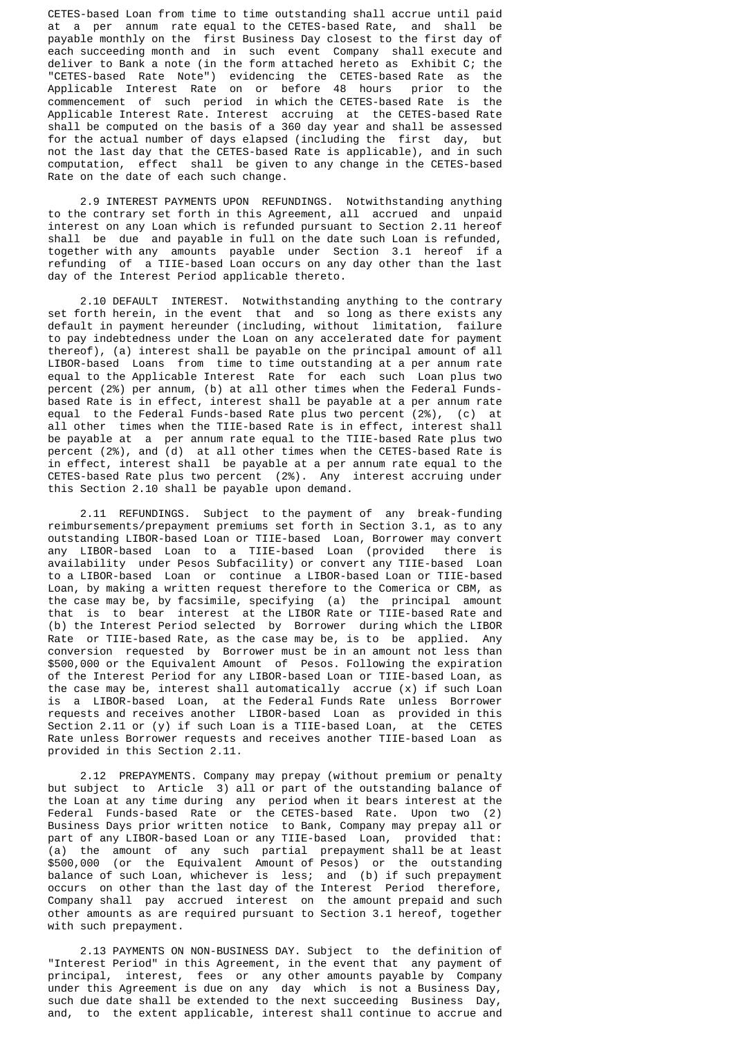CETES-based Loan from time to time outstanding shall accrue until paid at a per annum rate equal to the CETES-based Rate, and shall be payable monthly on the first Business Day closest to the first day of each succeeding month and in such event Company shall execute and deliver to Bank a note (in the form attached hereto as Exhibit C; the "CETES-based Rate Note") evidencing the CETES-based Rate as the Applicable Interest Rate on or before 48 hours prior to the commencement of such period in which the CETES-based Rate is the Applicable Interest Rate. Interest accruing at the CETES-based Rate shall be computed on the basis of a 360 day year and shall be assessed for the actual number of days elapsed (including the first day, but not the last day that the CETES-based Rate is applicable), and in such computation, effect shall be given to any change in the CETES-based Rate on the date of each such change.

2.9 INTEREST PAYMENTS UPON REFUNDINGS. Notwithstanding anything to the contrary set forth in this Agreement, all accrued and unpaid interest on any Loan which is refunded pursuant to Section 2.11 hereof shall be due and payable in full on the date such Loan is refunded, together with any amounts payable under Section 3.1 hereof if a refunding of a TIIE-based Loan occurs on any day other than the last day of the Interest Period applicable thereto.

2.10 DEFAULT INTEREST. Notwithstanding anything to the contrary set forth herein, in the event that and so long as there exists any default in payment hereunder (including, without limitation, failure to pay indebtedness under the Loan on any accelerated date for payment thereof), (a) interest shall be payable on the principal amount of all LIBOR-based Loans from time to time outstanding at a per annum rate equal to the Applicable Interest Rate for each such Loan plus two percent (2%) per annum, (b) at all other times when the Federal Funds-based Rate is in effect, interest shall be payable at a per annum rate equal to the Federal Funds-based Rate plus two percent (2%), (c) at all other times when the TIIE-based Rate is in effect, interest shall be payable at a per annum rate equal to the TIIE-based Rate plus two percent (2%), and (d) at all other times when the CETES-based Rate is in effect, interest shall be payable at a per annum rate equal to the CETES-based Rate plus two percent (2%). Any interest accruing under this Section 2.10 shall be payable upon demand.

2.11 REFUNDINGS. Subject to the payment of any break-funding reimbursements/prepayment premiums set forth in Section 3.1, as to any outstanding LIBOR-based Loan or TIIE-based Loan, Borrower may convert any LIBOR-based Loan to a TIIE-based Loan (provided there is availability under Pesos Subfacility) or convert any TIIE-based Loan to a LIBOR-based Loan or continue a LIBOR-based Loan or TIIE-based Loan, by making a written request therefore to the Comerica or CBM, as the case may be, by facsimile, specifying (a) the principal amount that is to bear interest at the LIBOR Rate or TIIE-based Rate and (b) the Interest Period selected by Borrower during which the LIBOR Rate or TIIE-based Rate, as the case may be, is to be applied. Any conversion requested by Borrower must be in an amount not less than $500,000 or the Equivalent Amount of Pesos. Following the expiration of the Interest Period for any LIBOR-based Loan or TIIE-based Loan, as the case may be, interest shall automatically accrue (x) if such Loan is a LIBOR-based Loan, at the Federal Funds Rate unless Borrower requests and receives another LIBOR-based Loan as provided in this Section 2.11 or (y) if such Loan is a TIIE-based Loan, at the CETES Rate unless Borrower requests and receives another TIIE-based Loan as provided in this Section 2.11.

2.12 PREPAYMENTS. Company may prepay (without premium or penalty but subject to Article 3) all or part of the outstanding balance of the Loan at any time during any period when it bears interest at the Federal Funds-based Rate or the CETES-based Rate. Upon two (2) Business Days prior written notice to Bank, Company may prepay all or part of any LIBOR-based Loan or any TIIE-based Loan, provided that: (a) the amount of any such partial prepayment shall be at least $500,000 (or the Equivalent Amount of Pesos) or the outstanding balance of such Loan, whichever is less; and (b) if such prepayment occurs on other than the last day of the Interest Period therefore, Company shall pay accrued interest on the amount prepaid and such other amounts as are required pursuant to Section 3.1 hereof, together with such prepayment.

2.13 PAYMENTS ON NON-BUSINESS DAY. Subject to the definition of "Interest Period" in this Agreement, in the event that any payment of principal, interest, fees or any other amounts payable by Company under this Agreement is due on any day which is not a Business Day, such due date shall be extended to the next succeeding Business Day, and, to the extent applicable, interest shall continue to accrue and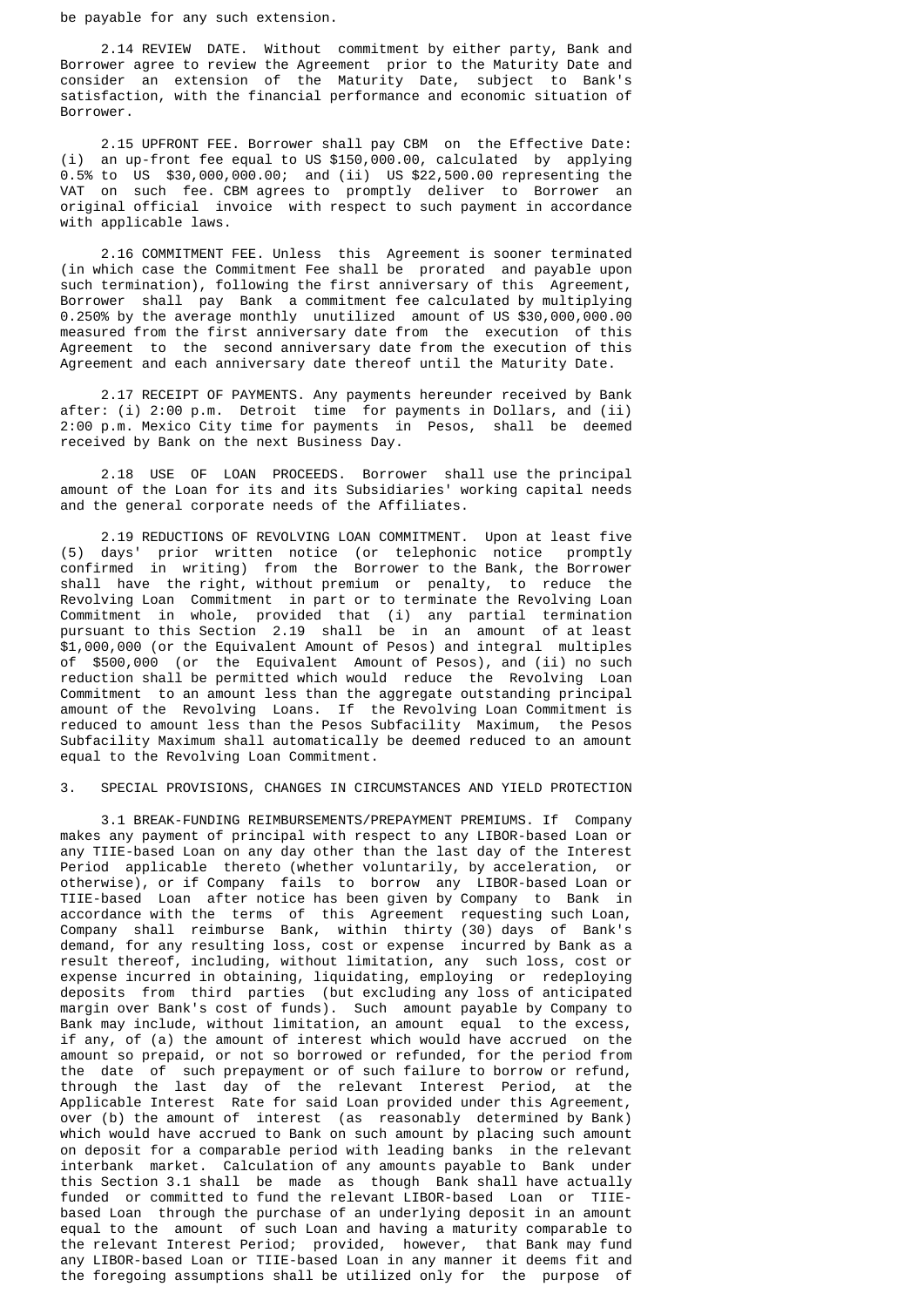be payable for any such extension.

2.14 REVIEW DATE. Without commitment by either party, Bank and Borrower agree to review the Agreement prior to the Maturity Date and consider an extension of the Maturity Date, subject to Bank's satisfaction, with the financial performance and economic situation of Borrower.

2.15 UPFRONT FEE. Borrower shall pay CBM on the Effective Date: (i) an up-front fee equal to US $150,000.00, calculated by applying 0.5% to US $30,000,000.00; and (ii) US $22,500.00 representing the VAT on such fee. CBM agrees to promptly deliver to Borrower an original official invoice with respect to such payment in accordance with applicable laws.

2.16 COMMITMENT FEE. Unless this Agreement is sooner terminated (in which case the Commitment Fee shall be prorated and payable upon such termination), following the first anniversary of this Agreement, Borrower shall pay Bank a commitment fee calculated by multiplying 0.250% by the average monthly unutilized amount of US $30,000,000.00 measured from the first anniversary date from the execution of this Agreement to the second anniversary date from the execution of this Agreement and each anniversary date thereof until the Maturity Date.

2.17 RECEIPT OF PAYMENTS. Any payments hereunder received by Bank after: (i) 2:00 p.m. Detroit time for payments in Dollars, and (ii) 2:00 p.m. Mexico City time for payments in Pesos, shall be deemed received by Bank on the next Business Day.

2.18 USE OF LOAN PROCEEDS. Borrower shall use the principal amount of the Loan for its and its Subsidiaries' working capital needs and the general corporate needs of the Affiliates.

2.19 REDUCTIONS OF REVOLVING LOAN COMMITMENT. Upon at least five (5) days' prior written notice (or telephonic notice promptly confirmed in writing) from the Borrower to the Bank, the Borrower shall have the right, without premium or penalty, to reduce the Revolving Loan Commitment in part or to terminate the Revolving Loan Commitment in whole, provided that (i) any partial termination pursuant to this Section 2.19 shall be in an amount of at least $1,000,000 (or the Equivalent Amount of Pesos) and integral multiples of $500,000 (or the Equivalent Amount of Pesos), and (ii) no such reduction shall be permitted which would reduce the Revolving Loan Commitment to an amount less than the aggregate outstanding principal amount of the Revolving Loans. If the Revolving Loan Commitment is reduced to amount less than the Pesos Subfacility Maximum, the Pesos Subfacility Maximum shall automatically be deemed reduced to an amount equal to the Revolving Loan Commitment.

## 3. SPECIAL PROVISIONS, CHANGES IN CIRCUMSTANCES AND YIELD PROTECTION

3.1 BREAK-FUNDING REIMBURSEMENTS/PREPAYMENT PREMIUMS. If Company makes any payment of principal with respect to any LIBOR-based Loan or any TIIE-based Loan on any day other than the last day of the Interest Period applicable thereto (whether voluntarily, by acceleration, or otherwise), or if Company fails to borrow any LIBOR-based Loan or TIIE-based Loan after notice has been given by Company to Bank in accordance with the terms of this Agreement requesting such Loan, Company shall reimburse Bank, within thirty (30) days of Bank's demand, for any resulting loss, cost or expense incurred by Bank as a result thereof, including, without limitation, any such loss, cost or expense incurred in obtaining, liquidating, employing or redeploying deposits from third parties (but excluding any loss of anticipated margin over Bank's cost of funds). Such amount payable by Company to Bank may include, without limitation, an amount equal to the excess, if any, of (a) the amount of interest which would have accrued on the amount so prepaid, or not so borrowed or refunded, for the period from the date of such prepayment or of such failure to borrow or refund, through the last day of the relevant Interest Period, at the Applicable Interest Rate for said Loan provided under this Agreement, over (b) the amount of interest (as reasonably determined by Bank) which would have accrued to Bank on such amount by placing such amount on deposit for a comparable period with leading banks in the relevant interbank market. Calculation of any amounts payable to Bank under this Section 3.1 shall be made as though Bank shall have actually funded or committed to fund the relevant LIBOR-based Loan or TIIE-based Loan through the purchase of an underlying deposit in an amount equal to the amount of such Loan and having a maturity comparable to the relevant Interest Period; provided, however, that Bank may fund any LIBOR-based Loan or TIIE-based Loan in any manner it deems fit and the foregoing assumptions shall be utilized only for the purpose of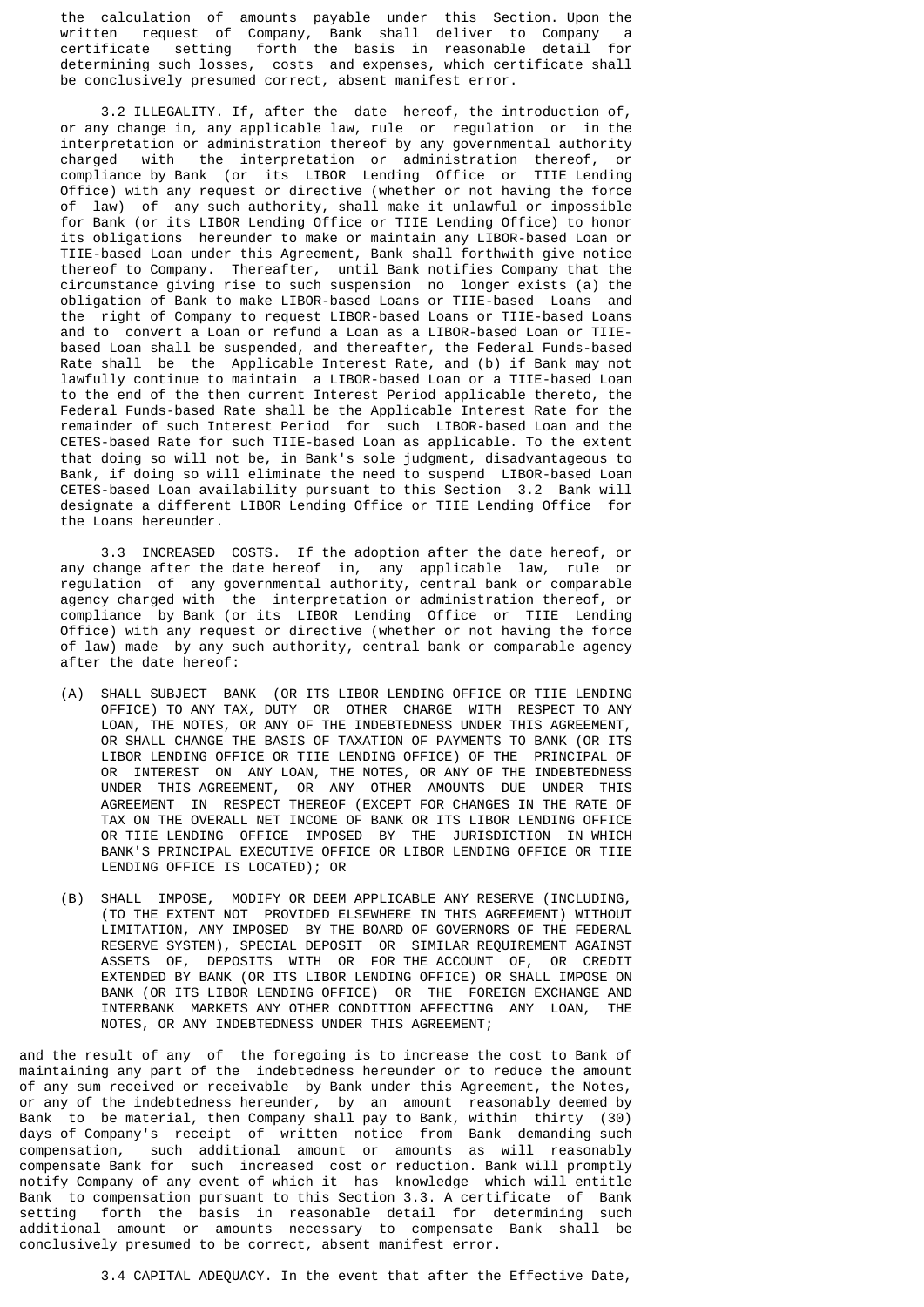the calculation of amounts payable under this Section. Upon the written request of Company, Bank shall deliver to Company a certificate setting forth the basis in reasonable detail for determining such losses, costs and expenses, which certificate shall be conclusively presumed correct, absent manifest error.

3.2 ILLEGALITY. If, after the date hereof, the introduction of, or any change in, any applicable law, rule or regulation or in the interpretation or administration thereof by any governmental authority charged with the interpretation or administration thereof, or compliance by Bank (or its LIBOR Lending Office or TIIE Lending Office) with any request or directive (whether or not having the force of law) of any such authority, shall make it unlawful or impossible for Bank (or its LIBOR Lending Office or TIIE Lending Office) to honor its obligations hereunder to make or maintain any LIBOR-based Loan or TIIE-based Loan under this Agreement, Bank shall forthwith give notice thereof to Company. Thereafter, until Bank notifies Company that the circumstance giving rise to such suspension no longer exists (a) the obligation of Bank to make LIBOR-based Loans or TIIE-based Loans and the right of Company to request LIBOR-based Loans or TIIE-based Loans and to convert a Loan or refund a Loan as a LIBOR-based Loan or TIIE-based Loan shall be suspended, and thereafter, the Federal Funds-based Rate shall be the Applicable Interest Rate, and (b) if Bank may not lawfully continue to maintain a LIBOR-based Loan or a TIIE-based Loan to the end of the then current Interest Period applicable thereto, the Federal Funds-based Rate shall be the Applicable Interest Rate for the remainder of such Interest Period for such LIBOR-based Loan and the CETES-based Rate for such TIIE-based Loan as applicable. To the extent that doing so will not be, in Bank's sole judgment, disadvantageous to Bank, if doing so will eliminate the need to suspend LIBOR-based Loan CETES-based Loan availability pursuant to this Section 3.2 Bank will designate a different LIBOR Lending Office or TIIE Lending Office for the Loans hereunder.

3.3 INCREASED COSTS. If the adoption after the date hereof, or any change after the date hereof in, any applicable law, rule or regulation of any governmental authority, central bank or comparable agency charged with the interpretation or administration thereof, or compliance by Bank (or its LIBOR Lending Office or TIIE Lending Office) with any request or directive (whether or not having the force of law) made by any such authority, central bank or comparable agency after the date hereof:

(A) SHALL SUBJECT BANK (OR ITS LIBOR LENDING OFFICE OR TIIE LENDING OFFICE) TO ANY TAX, DUTY OR OTHER CHARGE WITH RESPECT TO ANY LOAN, THE NOTES, OR ANY OF THE INDEBTEDNESS UNDER THIS AGREEMENT, OR SHALL CHANGE THE BASIS OF TAXATION OF PAYMENTS TO BANK (OR ITS LIBOR LENDING OFFICE OR TIIE LENDING OFFICE) OF THE PRINCIPAL OF OR INTEREST ON ANY LOAN, THE NOTES, OR ANY OF THE INDEBTEDNESS UNDER THIS AGREEMENT, OR ANY OTHER AMOUNTS DUE UNDER THIS AGREEMENT IN RESPECT THEREOF (EXCEPT FOR CHANGES IN THE RATE OF TAX ON THE OVERALL NET INCOME OF BANK OR ITS LIBOR LENDING OFFICE OR TIIE LENDING OFFICE IMPOSED BY THE JURISDICTION IN WHICH BANK'S PRINCIPAL EXECUTIVE OFFICE OR LIBOR LENDING OFFICE OR TIIE LENDING OFFICE IS LOCATED); OR

(B) SHALL IMPOSE, MODIFY OR DEEM APPLICABLE ANY RESERVE (INCLUDING, (TO THE EXTENT NOT PROVIDED ELSEWHERE IN THIS AGREEMENT) WITHOUT LIMITATION, ANY IMPOSED BY THE BOARD OF GOVERNORS OF THE FEDERAL RESERVE SYSTEM), SPECIAL DEPOSIT OR SIMILAR REQUIREMENT AGAINST ASSETS OF, DEPOSITS WITH OR FOR THE ACCOUNT OF, OR CREDIT EXTENDED BY BANK (OR ITS LIBOR LENDING OFFICE) OR SHALL IMPOSE ON BANK (OR ITS LIBOR LENDING OFFICE) OR THE FOREIGN EXCHANGE AND INTERBANK MARKETS ANY OTHER CONDITION AFFECTING ANY LOAN, THE NOTES, OR ANY INDEBTEDNESS UNDER THIS AGREEMENT;

and the result of any of the foregoing is to increase the cost to Bank of maintaining any part of the indebtedness hereunder or to reduce the amount of any sum received or receivable by Bank under this Agreement, the Notes, or any of the indebtedness hereunder, by an amount reasonably deemed by Bank to be material, then Company shall pay to Bank, within thirty (30) days of Company's receipt of written notice from Bank demanding such compensation, such additional amount or amounts as will reasonably compensate Bank for such increased cost or reduction. Bank will promptly notify Company of any event of which it has knowledge which will entitle Bank to compensation pursuant to this Section 3.3. A certificate of Bank setting forth the basis in reasonable detail for determining such additional amount or amounts necessary to compensate Bank shall be conclusively presumed to be correct, absent manifest error.

3.4 CAPITAL ADEQUACY. In the event that after the Effective Date,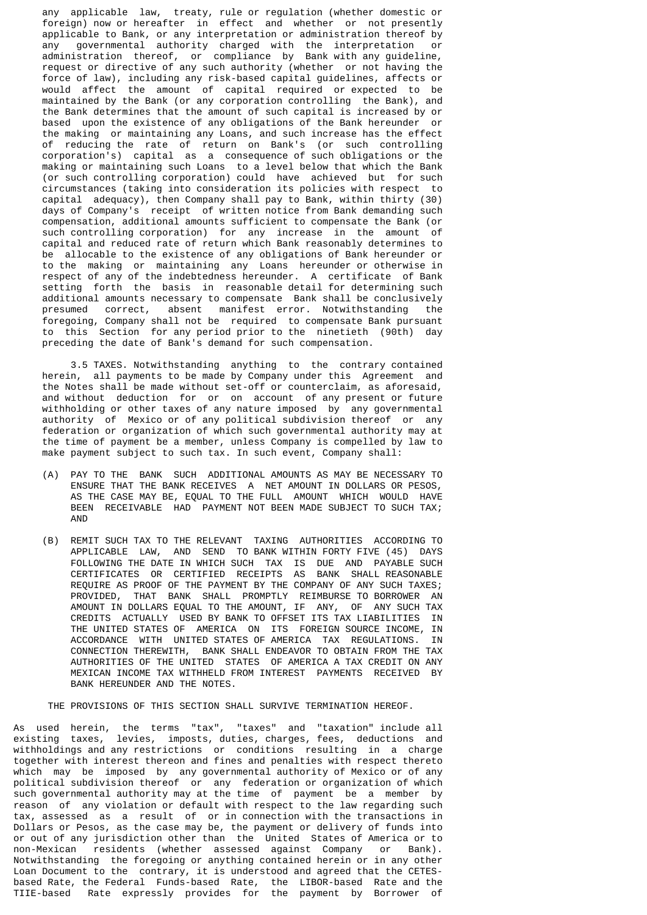any applicable law, treaty, rule or regulation (whether domestic or foreign) now or hereafter in effect and whether or not presently applicable to Bank, or any interpretation or administration thereof by any governmental authority charged with the interpretation or administration thereof, or compliance by Bank with any guideline, request or directive of any such authority (whether or not having the force of law), including any risk-based capital guidelines, affects or would affect the amount of capital required or expected to be maintained by the Bank (or any corporation controlling the Bank), and the Bank determines that the amount of such capital is increased by or based upon the existence of any obligations of the Bank hereunder or the making or maintaining any Loans, and such increase has the effect of reducing the rate of return on Bank's (or such controlling corporation's) capital as a consequence of such obligations or the making or maintaining such Loans to a level below that which the Bank (or such controlling corporation) could have achieved but for such circumstances (taking into consideration its policies with respect to capital adequacy), then Company shall pay to Bank, within thirty (30) days of Company's receipt of written notice from Bank demanding such compensation, additional amounts sufficient to compensate the Bank (or such controlling corporation) for any increase in the amount of capital and reduced rate of return which Bank reasonably determines to be allocable to the existence of any obligations of Bank hereunder or to the making or maintaining any Loans hereunder or otherwise in respect of any of the indebtedness hereunder. A certificate of Bank setting forth the basis in reasonable detail for determining such additional amounts necessary to compensate Bank shall be conclusively presumed correct, absent manifest error. Notwithstanding the foregoing, Company shall not be required to compensate Bank pursuant to this Section for any period prior to the ninetieth (90th) day preceding the date of Bank's demand for such compensation.

3.5 TAXES. Notwithstanding anything to the contrary contained herein, all payments to be made by Company under this Agreement and the Notes shall be made without set-off or counterclaim, as aforesaid, and without deduction for or on account of any present or future withholding or other taxes of any nature imposed by any governmental authority of Mexico or of any political subdivision thereof or any federation or organization of which such governmental authority may at the time of payment be a member, unless Company is compelled by law to make payment subject to such tax. In such event, Company shall:

(A) PAY TO THE BANK SUCH ADDITIONAL AMOUNTS AS MAY BE NECESSARY TO ENSURE THAT THE BANK RECEIVES A NET AMOUNT IN DOLLARS OR PESOS, AS THE CASE MAY BE, EQUAL TO THE FULL AMOUNT WHICH WOULD HAVE BEEN RECEIVABLE HAD PAYMENT NOT BEEN MADE SUBJECT TO SUCH TAX; AND

(B) REMIT SUCH TAX TO THE RELEVANT TAXING AUTHORITIES ACCORDING TO APPLICABLE LAW, AND SEND TO BANK WITHIN FORTY FIVE (45) DAYS FOLLOWING THE DATE IN WHICH SUCH TAX IS DUE AND PAYABLE SUCH CERTIFICATES OR CERTIFIED RECEIPTS AS BANK SHALL REASONABLE REQUIRE AS PROOF OF THE PAYMENT BY THE COMPANY OF ANY SUCH TAXES; PROVIDED, THAT BANK SHALL PROMPTLY REIMBURSE TO BORROWER AN AMOUNT IN DOLLARS EQUAL TO THE AMOUNT, IF ANY, OF ANY SUCH TAX CREDITS ACTUALLY USED BY BANK TO OFFSET ITS TAX LIABILITIES IN THE UNITED STATES OF AMERICA ON ITS FOREIGN SOURCE INCOME, IN ACCORDANCE WITH UNITED STATES OF AMERICA TAX REGULATIONS. IN CONNECTION THEREWITH, BANK SHALL ENDEAVOR TO OBTAIN FROM THE TAX AUTHORITIES OF THE UNITED STATES OF AMERICA A TAX CREDIT ON ANY MEXICAN INCOME TAX WITHHELD FROM INTEREST PAYMENTS RECEIVED BY BANK HEREUNDER AND THE NOTES.

THE PROVISIONS OF THIS SECTION SHALL SURVIVE TERMINATION HEREOF.

As used herein, the terms "tax", "taxes" and "taxation" include all existing taxes, levies, imposts, duties, charges, fees, deductions and withholdings and any restrictions or conditions resulting in a charge together with interest thereon and fines and penalties with respect thereto which may be imposed by any governmental authority of Mexico or of any political subdivision thereof or any federation or organization of which such governmental authority may at the time of payment be a member by reason of any violation or default with respect to the law regarding such tax, assessed as a result of or in connection with the transactions in Dollars or Pesos, as the case may be, the payment or delivery of funds into or out of any jurisdiction other than the United States of America or to non-Mexican residents (whether assessed against Company or Bank). Notwithstanding the foregoing or anything contained herein or in any other Loan Document to the contrary, it is understood and agreed that the CETES-based Rate, the Federal Funds-based Rate, the LIBOR-based Rate and the TIIE-based Rate expressly provides for the payment by Borrower of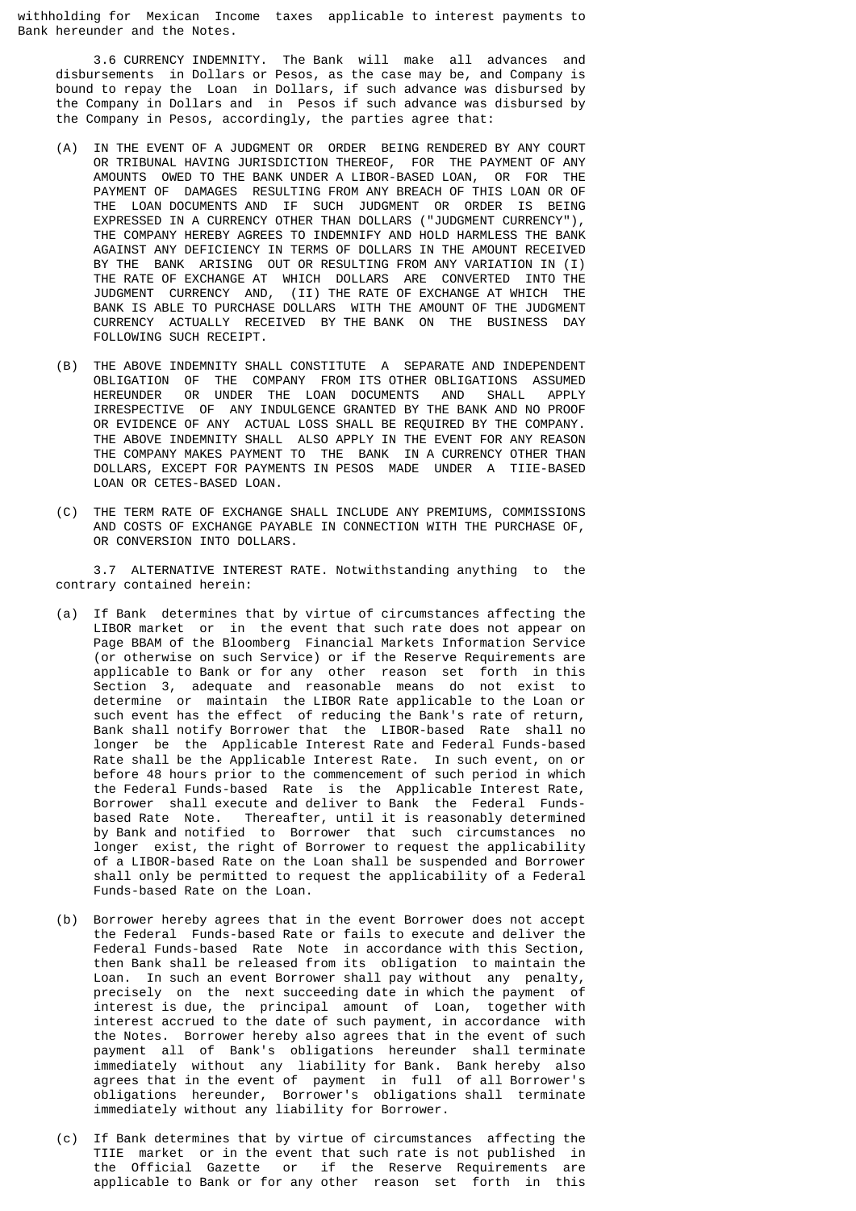withholding for Mexican Income taxes applicable to interest payments to Bank hereunder and the Notes.

3.6 CURRENCY INDEMNITY. The Bank will make all advances and disbursements in Dollars or Pesos, as the case may be, and Company is bound to repay the Loan in Dollars, if such advance was disbursed by the Company in Dollars and in Pesos if such advance was disbursed by the Company in Pesos, accordingly, the parties agree that:

(A) IN THE EVENT OF A JUDGMENT OR ORDER BEING RENDERED BY ANY COURT OR TRIBUNAL HAVING JURISDICTION THEREOF, FOR THE PAYMENT OF ANY AMOUNTS OWED TO THE BANK UNDER A LIBOR-BASED LOAN, OR FOR THE PAYMENT OF DAMAGES RESULTING FROM ANY BREACH OF THIS LOAN OR OF THE LOAN DOCUMENTS AND IF SUCH JUDGMENT OR ORDER IS BEING EXPRESSED IN A CURRENCY OTHER THAN DOLLARS ("JUDGMENT CURRENCY"), THE COMPANY HEREBY AGREES TO INDEMNIFY AND HOLD HARMLESS THE BANK AGAINST ANY DEFICIENCY IN TERMS OF DOLLARS IN THE AMOUNT RECEIVED BY THE BANK ARISING OUT OR RESULTING FROM ANY VARIATION IN (I) THE RATE OF EXCHANGE AT WHICH DOLLARS ARE CONVERTED INTO THE JUDGMENT CURRENCY AND, (II) THE RATE OF EXCHANGE AT WHICH THE BANK IS ABLE TO PURCHASE DOLLARS WITH THE AMOUNT OF THE JUDGMENT CURRENCY ACTUALLY RECEIVED BY THE BANK ON THE BUSINESS DAY FOLLOWING SUCH RECEIPT.

(B) THE ABOVE INDEMNITY SHALL CONSTITUTE A SEPARATE AND INDEPENDENT OBLIGATION OF THE COMPANY FROM ITS OTHER OBLIGATIONS ASSUMED HEREUNDER OR UNDER THE LOAN DOCUMENTS AND SHALL APPLY IRRESPECTIVE OF ANY INDULGENCE GRANTED BY THE BANK AND NO PROOF OR EVIDENCE OF ANY ACTUAL LOSS SHALL BE REQUIRED BY THE COMPANY. THE ABOVE INDEMNITY SHALL ALSO APPLY IN THE EVENT FOR ANY REASON THE COMPANY MAKES PAYMENT TO THE BANK IN A CURRENCY OTHER THAN DOLLARS, EXCEPT FOR PAYMENTS IN PESOS MADE UNDER A TIIE-BASED LOAN OR CETES-BASED LOAN.

(C) THE TERM RATE OF EXCHANGE SHALL INCLUDE ANY PREMIUMS, COMMISSIONS AND COSTS OF EXCHANGE PAYABLE IN CONNECTION WITH THE PURCHASE OF, OR CONVERSION INTO DOLLARS.

3.7 ALTERNATIVE INTEREST RATE. Notwithstanding anything to the contrary contained herein:

(a) If Bank determines that by virtue of circumstances affecting the LIBOR market or in the event that such rate does not appear on Page BBAM of the Bloomberg Financial Markets Information Service (or otherwise on such Service) or if the Reserve Requirements are applicable to Bank or for any other reason set forth in this Section 3, adequate and reasonable means do not exist to determine or maintain the LIBOR Rate applicable to the Loan or such event has the effect of reducing the Bank's rate of return, Bank shall notify Borrower that the LIBOR-based Rate shall no longer be the Applicable Interest Rate and Federal Funds-based Rate shall be the Applicable Interest Rate. In such event, on or before 48 hours prior to the commencement of such period in which the Federal Funds-based Rate is the Applicable Interest Rate, Borrower shall execute and deliver to Bank the Federal Funds-based Rate Note. Thereafter, until it is reasonably determined by Bank and notified to Borrower that such circumstances no longer exist, the right of Borrower to request the applicability of a LIBOR-based Rate on the Loan shall be suspended and Borrower shall only be permitted to request the applicability of a Federal Funds-based Rate on the Loan.

(b) Borrower hereby agrees that in the event Borrower does not accept the Federal Funds-based Rate or fails to execute and deliver the Federal Funds-based Rate Note in accordance with this Section, then Bank shall be released from its obligation to maintain the Loan. In such an event Borrower shall pay without any penalty, precisely on the next succeeding date in which the payment of interest is due, the principal amount of Loan, together with interest accrued to the date of such payment, in accordance with the Notes. Borrower hereby also agrees that in the event of such payment all of Bank's obligations hereunder shall terminate immediately without any liability for Bank. Bank hereby also agrees that in the event of payment in full of all Borrower's obligations hereunder, Borrower's obligations shall terminate immediately without any liability for Borrower.

(c) If Bank determines that by virtue of circumstances affecting the TIIE market or in the event that such rate is not published in the Official Gazette or if the Reserve Requirements are applicable to Bank or for any other reason set forth in this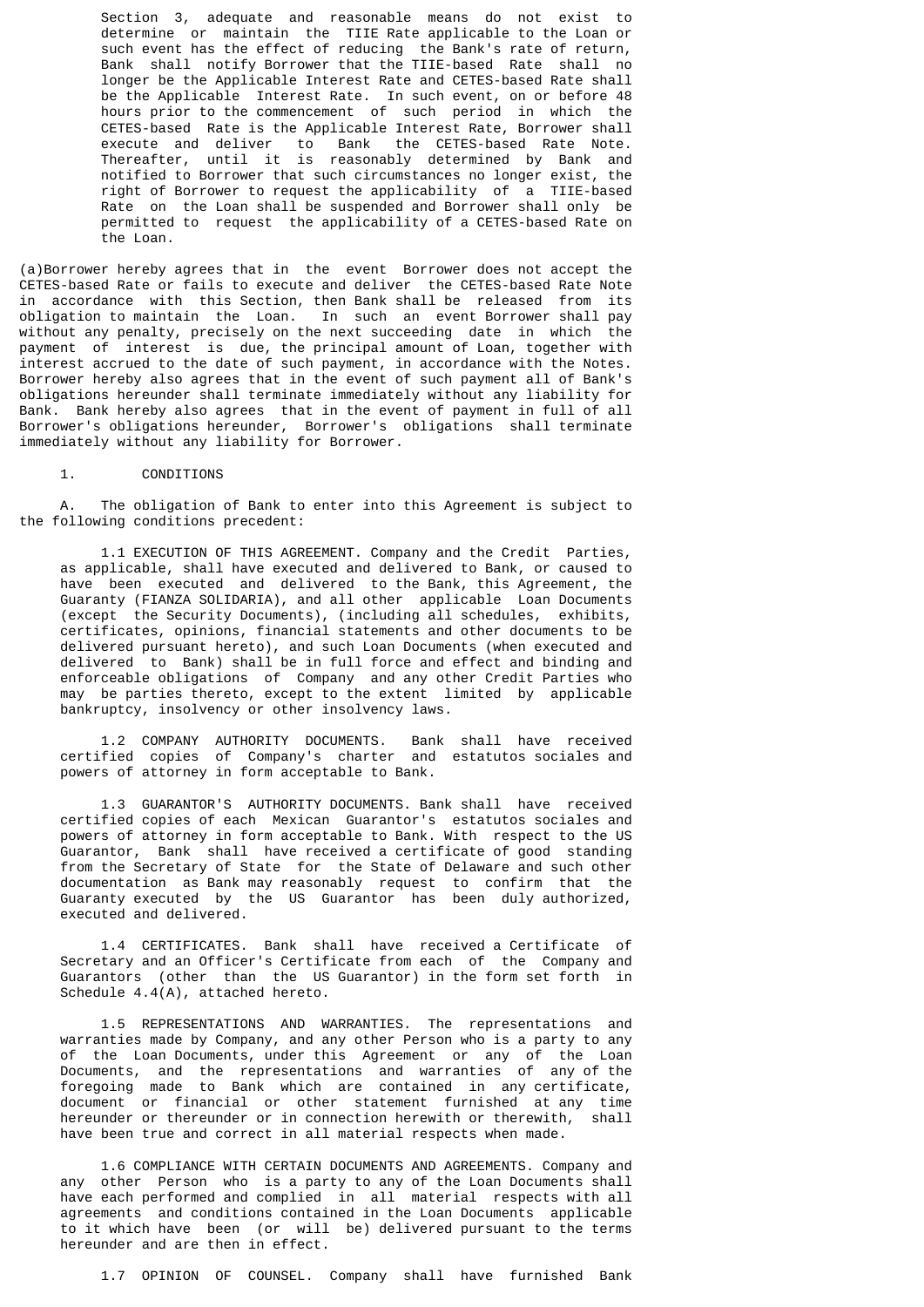Section 3, adequate and reasonable means do not exist to determine or maintain the TIIE Rate applicable to the Loan or such event has the effect of reducing the Bank's rate of return, Bank shall notify Borrower that the TIIE-based Rate shall no longer be the Applicable Interest Rate and CETES-based Rate shall be the Applicable Interest Rate. In such event, on or before 48 hours prior to the commencement of such period in which the CETES-based Rate is the Applicable Interest Rate, Borrower shall execute and deliver to Bank the CETES-based Rate Note. Thereafter, until it is reasonably determined by Bank and notified to Borrower that such circumstances no longer exist, the right of Borrower to request the applicability of a TIIE-based Rate on the Loan shall be suspended and Borrower shall only be permitted to request the applicability of a CETES-based Rate on the Loan.

(a) Borrower hereby agrees that in the event Borrower does not accept the CETES-based Rate or fails to execute and deliver the CETES-based Rate Note in accordance with this Section, then Bank shall be released from its obligation to maintain the Loan. In such an event Borrower shall pay without any penalty, precisely on the next succeeding date in which the payment of interest is due, the principal amount of Loan, together with interest accrued to the date of such payment, in accordance with the Notes. Borrower hereby also agrees that in the event of such payment all of Bank's obligations hereunder shall terminate immediately without any liability for Bank. Bank hereby also agrees that in the event of payment in full of all Borrower's obligations hereunder, Borrower's obligations shall terminate immediately without any liability for Borrower.

1. CONDITIONS

A. The obligation of Bank to enter into this Agreement is subject to the following conditions precedent:

1.1 EXECUTION OF THIS AGREEMENT. Company and the Credit Parties, as applicable, shall have executed and delivered to Bank, or caused to have been executed and delivered to the Bank, this Agreement, the Guaranty (FIANZA SOLIDARIA), and all other applicable Loan Documents (except the Security Documents), (including all schedules, exhibits, certificates, opinions, financial statements and other documents to be delivered pursuant hereto), and such Loan Documents (when executed and delivered to Bank) shall be in full force and effect and binding and enforceable obligations of Company and any other Credit Parties who may be parties thereto, except to the extent limited by applicable bankruptcy, insolvency or other insolvency laws.

1.2 COMPANY AUTHORITY DOCUMENTS. Bank shall have received certified copies of Company's charter and estatutos sociales and powers of attorney in form acceptable to Bank.

1.3 GUARANTOR'S AUTHORITY DOCUMENTS. Bank shall have received certified copies of each Mexican Guarantor's estatutos sociales and powers of attorney in form acceptable to Bank. With respect to the US Guarantor, Bank shall have received a certificate of good standing from the Secretary of State for the State of Delaware and such other documentation as Bank may reasonably request to confirm that the Guaranty executed by the US Guarantor has been duly authorized, executed and delivered.

1.4 CERTIFICATES. Bank shall have received a Certificate of Secretary and an Officer's Certificate from each of the Company and Guarantors (other than the US Guarantor) in the form set forth in Schedule 4.4(A), attached hereto.

1.5 REPRESENTATIONS AND WARRANTIES. The representations and warranties made by Company, and any other Person who is a party to any of the Loan Documents, under this Agreement or any of the Loan Documents, and the representations and warranties of any of the foregoing made to Bank which are contained in any certificate, document or financial or other statement furnished at any time hereunder or thereunder or in connection herewith or therewith, shall have been true and correct in all material respects when made.

1.6 COMPLIANCE WITH CERTAIN DOCUMENTS AND AGREEMENTS. Company and any other Person who is a party to any of the Loan Documents shall have each performed and complied in all material respects with all agreements and conditions contained in the Loan Documents applicable to it which have been (or will be) delivered pursuant to the terms hereunder and are then in effect.

1.7 OPINION OF COUNSEL. Company shall have furnished Bank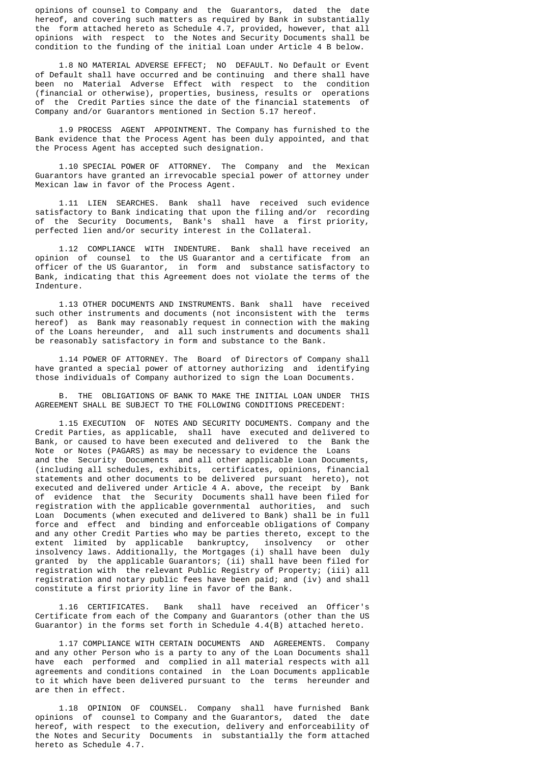opinions of counsel to Company and the Guarantors, dated the date hereof, and covering such matters as required by Bank in substantially the form attached hereto as Schedule 4.7, provided, however, that all opinions with respect to the Notes and Security Documents shall be condition to the funding of the initial Loan under Article 4 B below.

1.8 NO MATERIAL ADVERSE EFFECT; NO DEFAULT. No Default or Event of Default shall have occurred and be continuing and there shall have been no Material Adverse Effect with respect to the condition (financial or otherwise), properties, business, results or operations of the Credit Parties since the date of the financial statements of Company and/or Guarantors mentioned in Section 5.17 hereof.

1.9 PROCESS AGENT APPOINTMENT. The Company has furnished to the Bank evidence that the Process Agent has been duly appointed, and that the Process Agent has accepted such designation.

1.10 SPECIAL POWER OF ATTORNEY. The Company and the Mexican Guarantors have granted an irrevocable special power of attorney under Mexican law in favor of the Process Agent.

1.11 LIEN SEARCHES. Bank shall have received such evidence satisfactory to Bank indicating that upon the filing and/or recording of the Security Documents, Bank's shall have a first priority, perfected lien and/or security interest in the Collateral.

1.12 COMPLIANCE WITH INDENTURE. Bank shall have received an opinion of counsel to the US Guarantor and a certificate from an officer of the US Guarantor, in form and substance satisfactory to Bank, indicating that this Agreement does not violate the terms of the Indenture.

1.13 OTHER DOCUMENTS AND INSTRUMENTS. Bank shall have received such other instruments and documents (not inconsistent with the terms hereof) as Bank may reasonably request in connection with the making of the Loans hereunder, and all such instruments and documents shall be reasonably satisfactory in form and substance to the Bank.

1.14 POWER OF ATTORNEY. The Board of Directors of Company shall have granted a special power of attorney authorizing and identifying those individuals of Company authorized to sign the Loan Documents.

B. THE OBLIGATIONS OF BANK TO MAKE THE INITIAL LOAN UNDER THIS AGREEMENT SHALL BE SUBJECT TO THE FOLLOWING CONDITIONS PRECEDENT:

1.15 EXECUTION OF NOTES AND SECURITY DOCUMENTS. Company and the Credit Parties, as applicable, shall have executed and delivered to Bank, or caused to have been executed and delivered to the Bank the Note or Notes (PAGARS) as may be necessary to evidence the Loans and the Security Documents and all other applicable Loan Documents, (including all schedules, exhibits, certificates, opinions, financial statements and other documents to be delivered pursuant hereto), not executed and delivered under Article 4 A. above, the receipt by Bank of evidence that the Security Documents shall have been filed for registration with the applicable governmental authorities, and such Loan Documents (when executed and delivered to Bank) shall be in full force and effect and binding and enforceable obligations of Company and any other Credit Parties who may be parties thereto, except to the extent limited by applicable bankruptcy, insolvency or other insolvency laws. Additionally, the Mortgages (i) shall have been duly granted by the applicable Guarantors; (ii) shall have been filed for registration with the relevant Public Registry of Property; (iii) all registration and notary public fees have been paid; and (iv) and shall constitute a first priority line in favor of the Bank.

1.16 CERTIFICATES. Bank shall have received an Officer's Certificate from each of the Company and Guarantors (other than the US Guarantor) in the forms set forth in Schedule 4.4(B) attached hereto.

1.17 COMPLIANCE WITH CERTAIN DOCUMENTS AND AGREEMENTS. Company and any other Person who is a party to any of the Loan Documents shall have each performed and complied in all material respects with all agreements and conditions contained in the Loan Documents applicable to it which have been delivered pursuant to the terms hereunder and are then in effect.

1.18 OPINION OF COUNSEL. Company shall have furnished Bank opinions of counsel to Company and the Guarantors, dated the date hereof, with respect to the execution, delivery and enforceability of the Notes and Security Documents in substantially the form attached hereto as Schedule 4.7.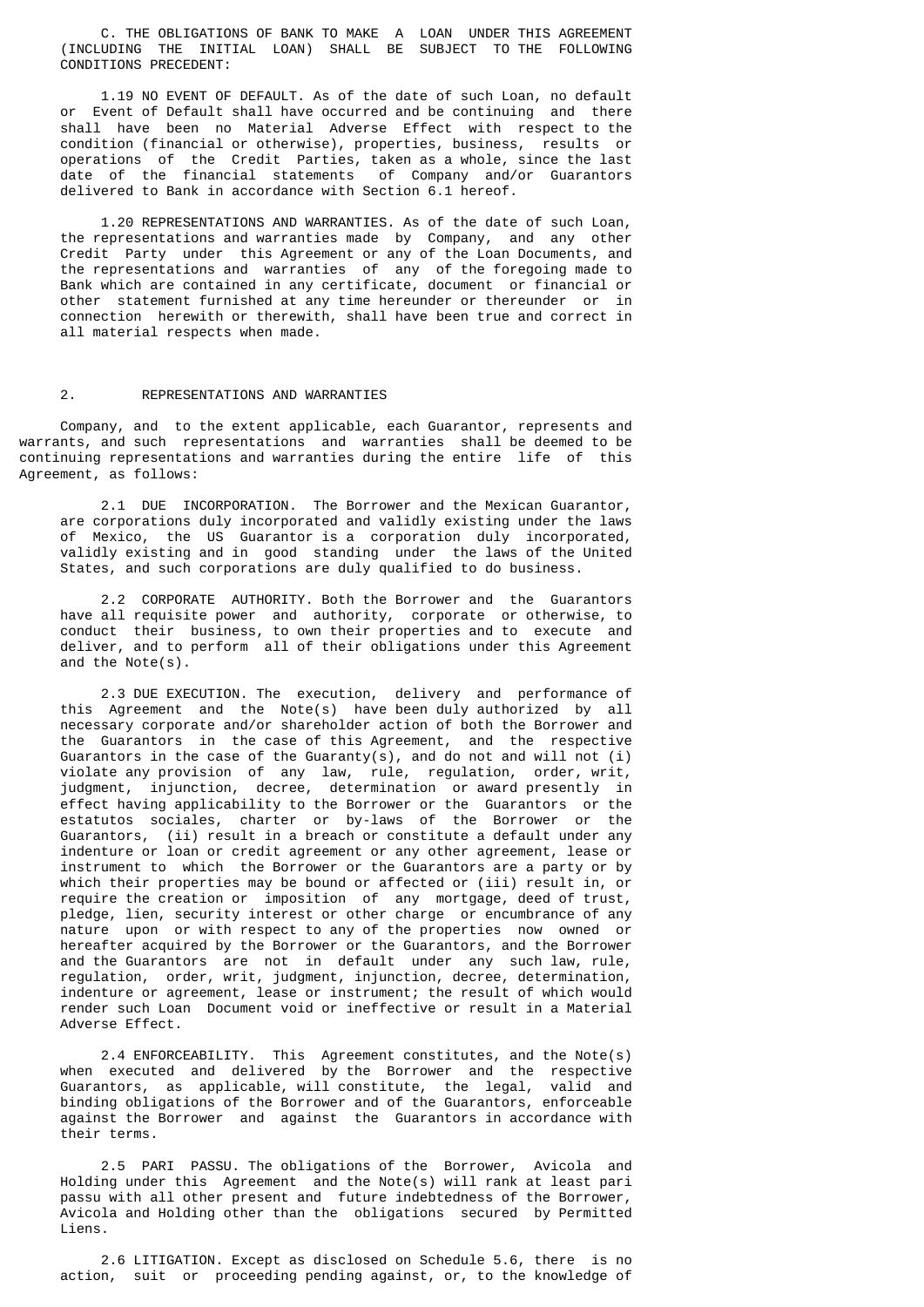C. THE OBLIGATIONS OF BANK TO MAKE A LOAN UNDER THIS AGREEMENT (INCLUDING THE INITIAL LOAN) SHALL BE SUBJECT TO THE FOLLOWING CONDITIONS PRECEDENT:

1.19 NO EVENT OF DEFAULT. As of the date of such Loan, no default or Event of Default shall have occurred and be continuing and there shall have been no Material Adverse Effect with respect to the condition (financial or otherwise), properties, business, results or operations of the Credit Parties, taken as a whole, since the last date of the financial statements of Company and/or Guarantors delivered to Bank in accordance with Section 6.1 hereof.

1.20 REPRESENTATIONS AND WARRANTIES. As of the date of such Loan, the representations and warranties made by Company, and any other Credit Party under this Agreement or any of the Loan Documents, and the representations and warranties of any of the foregoing made to Bank which are contained in any certificate, document or financial or other statement furnished at any time hereunder or thereunder or in connection herewith or therewith, shall have been true and correct in all material respects when made.

## 2. REPRESENTATIONS AND WARRANTIES

Company, and to the extent applicable, each Guarantor, represents and warrants, and such representations and warranties shall be deemed to be continuing representations and warranties during the entire life of this Agreement, as follows:

2.1 DUE INCORPORATION. The Borrower and the Mexican Guarantor, are corporations duly incorporated and validly existing under the laws of Mexico, the US Guarantor is a corporation duly incorporated, validly existing and in good standing under the laws of the United States, and such corporations are duly qualified to do business.

2.2 CORPORATE AUTHORITY. Both the Borrower and the Guarantors have all requisite power and authority, corporate or otherwise, to conduct their business, to own their properties and to execute and deliver, and to perform all of their obligations under this Agreement and the Note(s).

2.3 DUE EXECUTION. The execution, delivery and performance of this Agreement and the Note(s) have been duly authorized by all necessary corporate and/or shareholder action of both the Borrower and the Guarantors in the case of this Agreement, and the respective Guarantors in the case of the Guaranty(s), and do not and will not (i) violate any provision of any law, rule, regulation, order, writ, judgment, injunction, decree, determination or award presently in effect having applicability to the Borrower or the Guarantors or the estatutos sociales, charter or by-laws of the Borrower or the Guarantors, (ii) result in a breach or constitute a default under any indenture or loan or credit agreement or any other agreement, lease or instrument to which the Borrower or the Guarantors are a party or by which their properties may be bound or affected or (iii) result in, or require the creation or imposition of any mortgage, deed of trust, pledge, lien, security interest or other charge or encumbrance of any nature upon or with respect to any of the properties now owned or hereafter acquired by the Borrower or the Guarantors, and the Borrower and the Guarantors are not in default under any such law, rule, regulation, order, writ, judgment, injunction, decree, determination, indenture or agreement, lease or instrument; the result of which would render such Loan Document void or ineffective or result in a Material Adverse Effect.

2.4 ENFORCEABILITY. This Agreement constitutes, and the Note(s) when executed and delivered by the Borrower and the respective Guarantors, as applicable, will constitute, the legal, valid and binding obligations of the Borrower and of the Guarantors, enforceable against the Borrower and against the Guarantors in accordance with their terms.

2.5 PARI PASSU. The obligations of the Borrower, Avicola and Holding under this Agreement and the Note(s) will rank at least pari passu with all other present and future indebtedness of the Borrower, Avicola and Holding other than the obligations secured by Permitted Liens.

2.6 LITIGATION. Except as disclosed on Schedule 5.6, there is no action, suit or proceeding pending against, or, to the knowledge of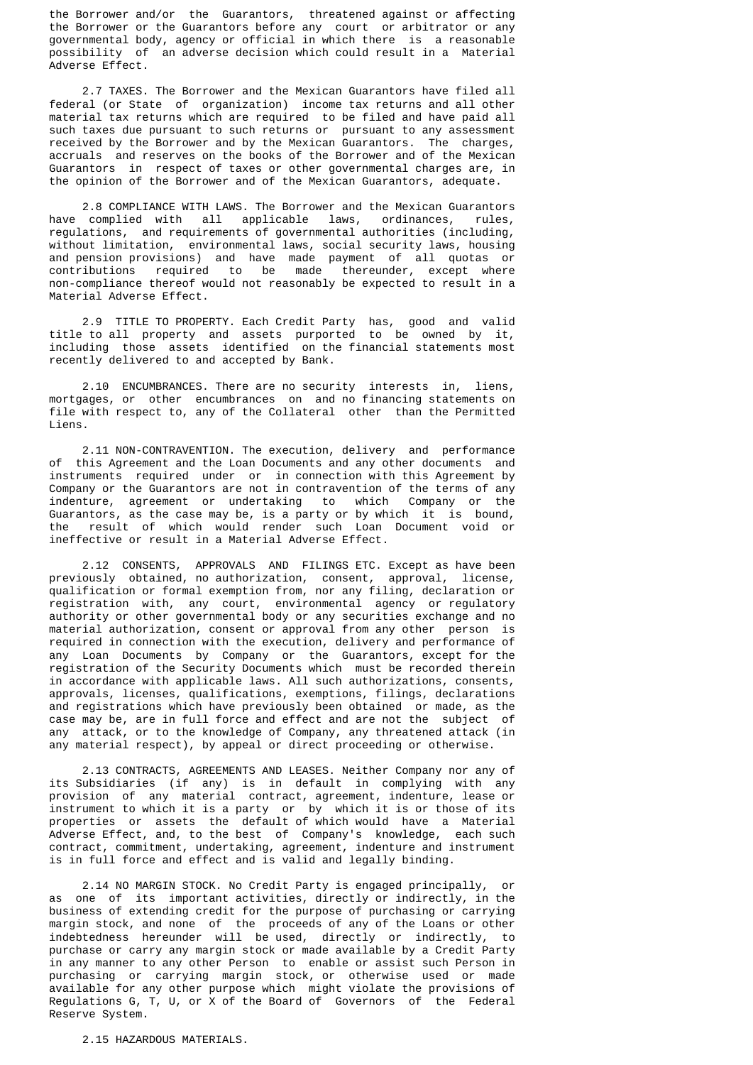the Borrower and/or the Guarantors, threatened against or affecting the Borrower or the Guarantors before any court or arbitrator or any governmental body, agency or official in which there is a reasonable possibility of an adverse decision which could result in a Material Adverse Effect.

2.7 TAXES. The Borrower and the Mexican Guarantors have filed all federal (or State of organization) income tax returns and all other material tax returns which are required to be filed and have paid all such taxes due pursuant to such returns or pursuant to any assessment received by the Borrower and by the Mexican Guarantors. The charges, accruals and reserves on the books of the Borrower and of the Mexican Guarantors in respect of taxes or other governmental charges are, in the opinion of the Borrower and of the Mexican Guarantors, adequate.

2.8 COMPLIANCE WITH LAWS. The Borrower and the Mexican Guarantors have complied with all applicable laws, ordinances, rules, regulations, and requirements of governmental authorities (including, without limitation, environmental laws, social security laws, housing and pension provisions) and have made payment of all quotas or contributions required to be made thereunder, except where non-compliance thereof would not reasonably be expected to result in a Material Adverse Effect.

2.9 TITLE TO PROPERTY. Each Credit Party has, good and valid title to all property and assets purported to be owned by it, including those assets identified on the financial statements most recently delivered to and accepted by Bank.

2.10 ENCUMBRANCES. There are no security interests in, liens, mortgages, or other encumbrances on and no financing statements on file with respect to, any of the Collateral other than the Permitted Liens.

2.11 NON-CONTRAVENTION. The execution, delivery and performance of this Agreement and the Loan Documents and any other documents and instruments required under or in connection with this Agreement by Company or the Guarantors are not in contravention of the terms of any indenture, agreement or undertaking to which Company or the Guarantors, as the case may be, is a party or by which it is bound, the result of which would render such Loan Document void or ineffective or result in a Material Adverse Effect.

2.12 CONSENTS, APPROVALS AND FILINGS ETC. Except as have been previously obtained, no authorization, consent, approval, license, qualification or formal exemption from, nor any filing, declaration or registration with, any court, environmental agency or regulatory authority or other governmental body or any securities exchange and no material authorization, consent or approval from any other person is required in connection with the execution, delivery and performance of any Loan Documents by Company or the Guarantors, except for the registration of the Security Documents which must be recorded therein in accordance with applicable laws. All such authorizations, consents, approvals, licenses, qualifications, exemptions, filings, declarations and registrations which have previously been obtained or made, as the case may be, are in full force and effect and are not the subject of any attack, or to the knowledge of Company, any threatened attack (in any material respect), by appeal or direct proceeding or otherwise.

2.13 CONTRACTS, AGREEMENTS AND LEASES. Neither Company nor any of its Subsidiaries (if any) is in default in complying with any provision of any material contract, agreement, indenture, lease or instrument to which it is a party or by which it is or those of its properties or assets the default of which would have a Material Adverse Effect, and, to the best of Company's knowledge, each such contract, commitment, undertaking, agreement, indenture and instrument is in full force and effect and is valid and legally binding.

2.14 NO MARGIN STOCK. No Credit Party is engaged principally, or as one of its important activities, directly or indirectly, in the business of extending credit for the purpose of purchasing or carrying margin stock, and none of the proceeds of any of the Loans or other indebtedness hereunder will be used, directly or indirectly, to purchase or carry any margin stock or made available by a Credit Party in any manner to any other Person to enable or assist such Person in purchasing or carrying margin stock, or otherwise used or made available for any other purpose which might violate the provisions of Regulations G, T, U, or X of the Board of Governors of the Federal Reserve System.

2.15 HAZARDOUS MATERIALS.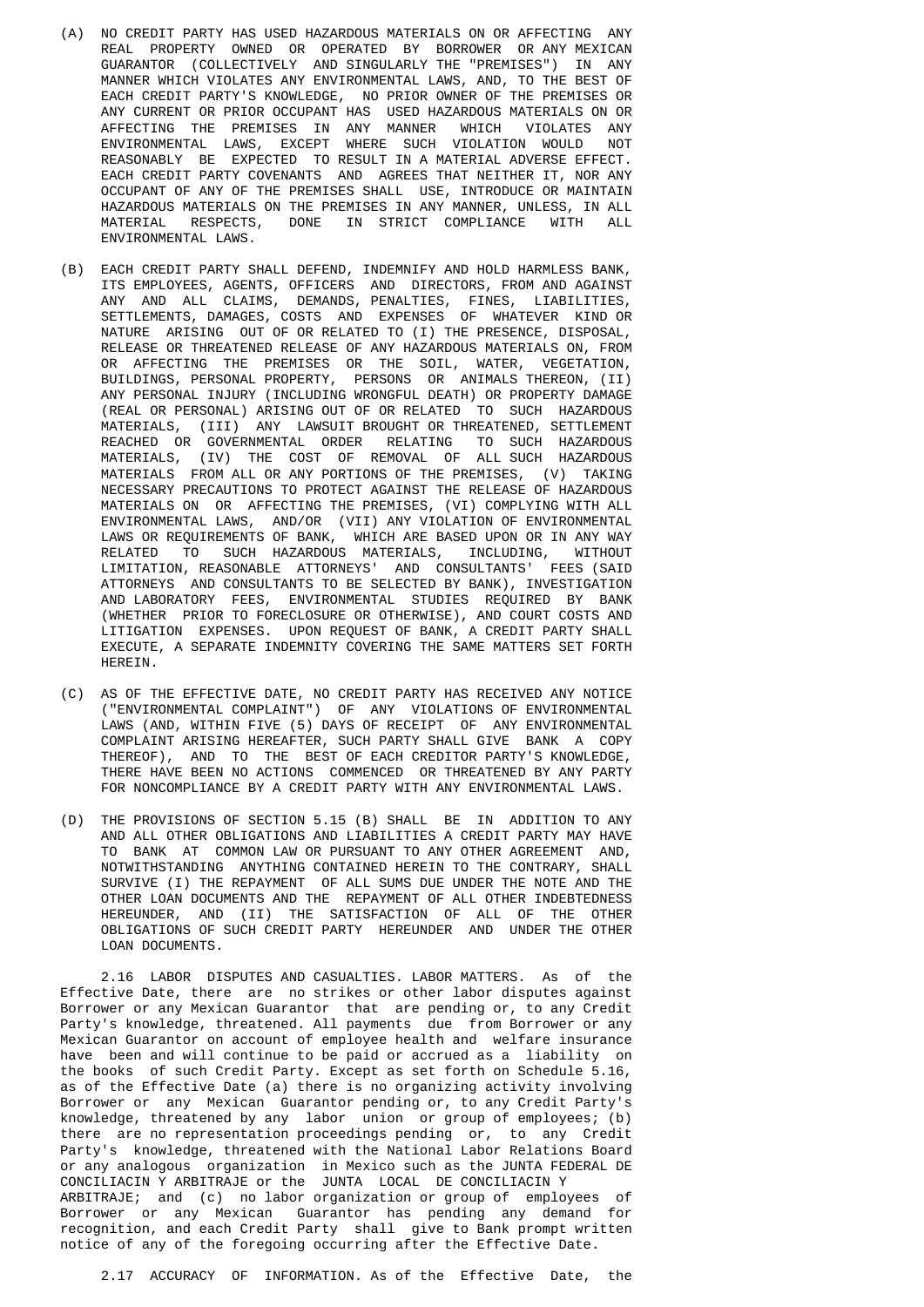(A) NO CREDIT PARTY HAS USED HAZARDOUS MATERIALS ON OR AFFECTING ANY REAL PROPERTY OWNED OR OPERATED BY BORROWER OR ANY MEXICAN GUARANTOR (COLLECTIVELY AND SINGULARLY THE "PREMISES") IN ANY MANNER WHICH VIOLATES ANY ENVIRONMENTAL LAWS, AND, TO THE BEST OF EACH CREDIT PARTY'S KNOWLEDGE, NO PRIOR OWNER OF THE PREMISES OR ANY CURRENT OR PRIOR OCCUPANT HAS USED HAZARDOUS MATERIALS ON OR AFFECTING THE PREMISES IN ANY MANNER WHICH VIOLATES ANY ENVIRONMENTAL LAWS, EXCEPT WHERE SUCH VIOLATION WOULD NOT REASONABLY BE EXPECTED TO RESULT IN A MATERIAL ADVERSE EFFECT. EACH CREDIT PARTY COVENANTS AND AGREES THAT NEITHER IT, NOR ANY OCCUPANT OF ANY OF THE PREMISES SHALL USE, INTRODUCE OR MAINTAIN HAZARDOUS MATERIALS ON THE PREMISES IN ANY MANNER, UNLESS, IN ALL MATERIAL RESPECTS, DONE IN STRICT COMPLIANCE WITH ALL ENVIRONMENTAL LAWS.

(B) EACH CREDIT PARTY SHALL DEFEND, INDEMNIFY AND HOLD HARMLESS BANK, ITS EMPLOYEES, AGENTS, OFFICERS AND DIRECTORS, FROM AND AGAINST ANY AND ALL CLAIMS, DEMANDS, PENALTIES, FINES, LIABILITIES, SETTLEMENTS, DAMAGES, COSTS AND EXPENSES OF WHATEVER KIND OR NATURE ARISING OUT OF OR RELATED TO (I) THE PRESENCE, DISPOSAL, RELEASE OR THREATENED RELEASE OF ANY HAZARDOUS MATERIALS ON, FROM OR AFFECTING THE PREMISES OR THE SOIL, WATER, VEGETATION, BUILDINGS, PERSONAL PROPERTY, PERSONS OR ANIMALS THEREON, (II) ANY PERSONAL INJURY (INCLUDING WRONGFUL DEATH) OR PROPERTY DAMAGE (REAL OR PERSONAL) ARISING OUT OF OR RELATED TO SUCH HAZARDOUS MATERIALS, (III) ANY LAWSUIT BROUGHT OR THREATENED, SETTLEMENT REACHED OR GOVERNMENTAL ORDER RELATING TO SUCH HAZARDOUS MATERIALS, (IV) THE COST OF REMOVAL OF ALL SUCH HAZARDOUS MATERIALS FROM ALL OR ANY PORTIONS OF THE PREMISES, (V) TAKING NECESSARY PRECAUTIONS TO PROTECT AGAINST THE RELEASE OF HAZARDOUS MATERIALS ON OR AFFECTING THE PREMISES, (VI) COMPLYING WITH ALL ENVIRONMENTAL LAWS, AND/OR (VII) ANY VIOLATION OF ENVIRONMENTAL LAWS OR REQUIREMENTS OF BANK, WHICH ARE BASED UPON OR IN ANY WAY RELATED TO SUCH HAZARDOUS MATERIALS, INCLUDING, WITHOUT LIMITATION, REASONABLE ATTORNEYS' AND CONSULTANTS' FEES (SAID ATTORNEYS AND CONSULTANTS TO BE SELECTED BY BANK), INVESTIGATION AND LABORATORY FEES, ENVIRONMENTAL STUDIES REQUIRED BY BANK (WHETHER PRIOR TO FORECLOSURE OR OTHERWISE), AND COURT COSTS AND LITIGATION EXPENSES. UPON REQUEST OF BANK, A CREDIT PARTY SHALL EXECUTE, A SEPARATE INDEMNITY COVERING THE SAME MATTERS SET FORTH HEREIN.

(C) AS OF THE EFFECTIVE DATE, NO CREDIT PARTY HAS RECEIVED ANY NOTICE ("ENVIRONMENTAL COMPLAINT") OF ANY VIOLATIONS OF ENVIRONMENTAL LAWS (AND, WITHIN FIVE (5) DAYS OF RECEIPT OF ANY ENVIRONMENTAL COMPLAINT ARISING HEREAFTER, SUCH PARTY SHALL GIVE BANK A COPY THEREOF), AND TO THE BEST OF EACH CREDITOR PARTY'S KNOWLEDGE, THERE HAVE BEEN NO ACTIONS COMMENCED OR THREATENED BY ANY PARTY FOR NONCOMPLIANCE BY A CREDIT PARTY WITH ANY ENVIRONMENTAL LAWS.

(D) THE PROVISIONS OF SECTION 5.15 (B) SHALL BE IN ADDITION TO ANY AND ALL OTHER OBLIGATIONS AND LIABILITIES A CREDIT PARTY MAY HAVE TO BANK AT COMMON LAW OR PURSUANT TO ANY OTHER AGREEMENT AND, NOTWITHSTANDING ANYTHING CONTAINED HEREIN TO THE CONTRARY, SHALL SURVIVE (I) THE REPAYMENT OF ALL SUMS DUE UNDER THE NOTE AND THE OTHER LOAN DOCUMENTS AND THE REPAYMENT OF ALL OTHER INDEBTEDNESS HEREUNDER, AND (II) THE SATISFACTION OF ALL OF THE OTHER OBLIGATIONS OF SUCH CREDIT PARTY HEREUNDER AND UNDER THE OTHER LOAN DOCUMENTS.

2.16 LABOR DISPUTES AND CASUALTIES. LABOR MATTERS. As of the Effective Date, there are no strikes or other labor disputes against Borrower or any Mexican Guarantor that are pending or, to any Credit Party's knowledge, threatened. All payments due from Borrower or any Mexican Guarantor on account of employee health and welfare insurance have been and will continue to be paid or accrued as a liability on the books of such Credit Party. Except as set forth on Schedule 5.16, as of the Effective Date (a) there is no organizing activity involving Borrower or any Mexican Guarantor pending or, to any Credit Party's knowledge, threatened by any labor union or group of employees; (b) there are no representation proceedings pending or, to any Credit Party's knowledge, threatened with the National Labor Relations Board or any analogous organization in Mexico such as the JUNTA FEDERAL DE CONCILIACIN Y ARBITRAJE or the JUNTA LOCAL DE CONCILIACIN Y ARBITRAJE; and (c) no labor organization or group of employees of Borrower or any Mexican Guarantor has pending any demand for recognition, and each Credit Party shall give to Bank prompt written notice of any of the foregoing occurring after the Effective Date.

2.17 ACCURACY OF INFORMATION. As of the Effective Date, the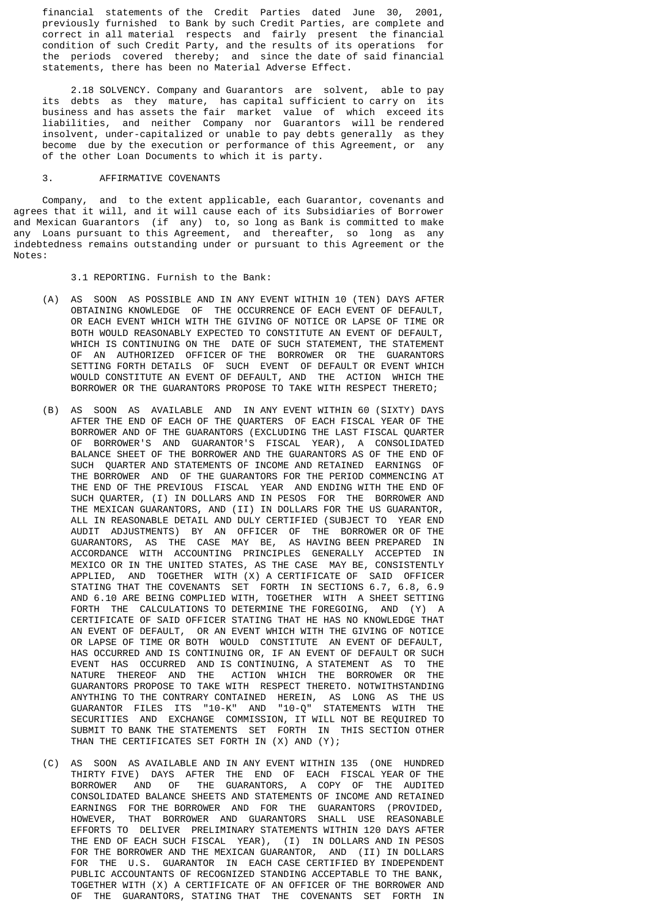financial statements of the Credit Parties dated June 30, 2001, previously furnished to Bank by such Credit Parties, are complete and correct in all material respects and fairly present the financial condition of such Credit Party, and the results of its operations for the periods covered thereby; and since the date of said financial statements, there has been no Material Adverse Effect.

2.18 SOLVENCY. Company and Guarantors are solvent, able to pay its debts as they mature, has capital sufficient to carry on its business and has assets the fair market value of which exceed its liabilities, and neither Company nor Guarantors will be rendered insolvent, under-capitalized or unable to pay debts generally as they become due by the execution or performance of this Agreement, or any of the other Loan Documents to which it is party.

## 3. AFFIRMATIVE COVENANTS

Company, and to the extent applicable, each Guarantor, covenants and agrees that it will, and it will cause each of its Subsidiaries of Borrower and Mexican Guarantors (if any) to, so long as Bank is committed to make any Loans pursuant to this Agreement, and thereafter, so long as any indebtedness remains outstanding under or pursuant to this Agreement or the Notes:

3.1 REPORTING. Furnish to the Bank:

(A) AS SOON AS POSSIBLE AND IN ANY EVENT WITHIN 10 (TEN) DAYS AFTER OBTAINING KNOWLEDGE OF THE OCCURRENCE OF EACH EVENT OF DEFAULT, OR EACH EVENT WHICH WITH THE GIVING OF NOTICE OR LAPSE OF TIME OR BOTH WOULD REASONABLY EXPECTED TO CONSTITUTE AN EVENT OF DEFAULT, WHICH IS CONTINUING ON THE DATE OF SUCH STATEMENT, THE STATEMENT OF AN AUTHORIZED OFFICER OF THE BORROWER OR THE GUARANTORS SETTING FORTH DETAILS OF SUCH EVENT OF DEFAULT OR EVENT WHICH WOULD CONSTITUTE AN EVENT OF DEFAULT, AND THE ACTION WHICH THE BORROWER OR THE GUARANTORS PROPOSE TO TAKE WITH RESPECT THERETO;

(B) AS SOON AS AVAILABLE AND IN ANY EVENT WITHIN 60 (SIXTY) DAYS AFTER THE END OF EACH OF THE QUARTERS OF EACH FISCAL YEAR OF THE BORROWER AND OF THE GUARANTORS (EXCLUDING THE LAST FISCAL QUARTER OF BORROWER'S AND GUARANTOR'S FISCAL YEAR), A CONSOLIDATED BALANCE SHEET OF THE BORROWER AND THE GUARANTORS AS OF THE END OF SUCH QUARTER AND STATEMENTS OF INCOME AND RETAINED EARNINGS OF THE BORROWER AND OF THE GUARANTORS FOR THE PERIOD COMMENCING AT THE END OF THE PREVIOUS FISCAL YEAR AND ENDING WITH THE END OF SUCH QUARTER, (I) IN DOLLARS AND IN PESOS FOR THE BORROWER AND THE MEXICAN GUARANTORS, AND (II) IN DOLLARS FOR THE US GUARANTOR, ALL IN REASONABLE DETAIL AND DULY CERTIFIED (SUBJECT TO YEAR END AUDIT ADJUSTMENTS) BY AN OFFICER OF THE BORROWER OR OF THE GUARANTORS, AS THE CASE MAY BE, AS HAVING BEEN PREPARED IN ACCORDANCE WITH ACCOUNTING PRINCIPLES GENERALLY ACCEPTED IN MEXICO OR IN THE UNITED STATES, AS THE CASE MAY BE, CONSISTENTLY APPLIED, AND TOGETHER WITH (X) A CERTIFICATE OF SAID OFFICER STATING THAT THE COVENANTS SET FORTH IN SECTIONS 6.7, 6.8, 6.9 AND 6.10 ARE BEING COMPLIED WITH, TOGETHER WITH A SHEET SETTING FORTH THE CALCULATIONS TO DETERMINE THE FOREGOING, AND (Y) A CERTIFICATE OF SAID OFFICER STATING THAT HE HAS NO KNOWLEDGE THAT AN EVENT OF DEFAULT, OR AN EVENT WHICH WITH THE GIVING OF NOTICE OR LAPSE OF TIME OR BOTH WOULD CONSTITUTE AN EVENT OF DEFAULT, HAS OCCURRED AND IS CONTINUING OR, IF AN EVENT OF DEFAULT OR SUCH EVENT HAS OCCURRED AND IS CONTINUING, A STATEMENT AS TO THE NATURE THEREOF AND THE ACTION WHICH THE BORROWER OR THE GUARANTORS PROPOSE TO TAKE WITH RESPECT THERETO. NOTWITHSTANDING ANYTHING TO THE CONTRARY CONTAINED HEREIN, AS LONG AS THE US GUARANTOR FILES ITS "10-K" AND "10-Q" STATEMENTS WITH THE SECURITIES AND EXCHANGE COMMISSION, IT WILL NOT BE REQUIRED TO SUBMIT TO BANK THE STATEMENTS SET FORTH IN THIS SECTION OTHER THAN THE CERTIFICATES SET FORTH IN (X) AND (Y);

(C) AS SOON AS AVAILABLE AND IN ANY EVENT WITHIN 135 (ONE HUNDRED THIRTY FIVE) DAYS AFTER THE END OF EACH FISCAL YEAR OF THE BORROWER AND OF THE GUARANTORS, A COPY OF THE AUDITED CONSOLIDATED BALANCE SHEETS AND STATEMENTS OF INCOME AND RETAINED EARNINGS FOR THE BORROWER AND FOR THE GUARANTORS (PROVIDED, HOWEVER, THAT BORROWER AND GUARANTORS SHALL USE REASONABLE EFFORTS TO DELIVER PRELIMINARY STATEMENTS WITHIN 120 DAYS AFTER THE END OF EACH SUCH FISCAL YEAR), (I) IN DOLLARS AND IN PESOS FOR THE BORROWER AND THE MEXICAN GUARANTOR, AND (II) IN DOLLARS FOR THE U.S. GUARANTOR IN EACH CASE CERTIFIED BY INDEPENDENT PUBLIC ACCOUNTANTS OF RECOGNIZED STANDING ACCEPTABLE TO THE BANK, TOGETHER WITH (X) A CERTIFICATE OF AN OFFICER OF THE BORROWER AND OF THE GUARANTORS, STATING THAT THE COVENANTS SET FORTH IN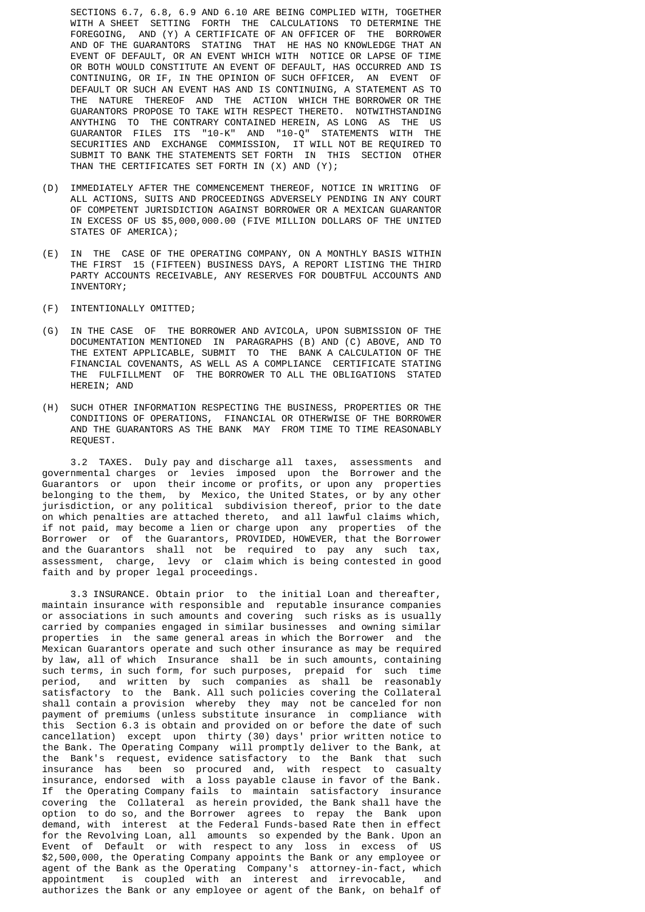SECTIONS 6.7, 6.8, 6.9 AND 6.10 ARE BEING COMPLIED WITH, TOGETHER WITH A SHEET SETTING FORTH THE CALCULATIONS TO DETERMINE THE FOREGOING, AND (Y) A CERTIFICATE OF AN OFFICER OF THE BORROWER AND OF THE GUARANTORS STATING THAT HE HAS NO KNOWLEDGE THAT AN EVENT OF DEFAULT, OR AN EVENT WHICH WITH NOTICE OR LAPSE OF TIME OR BOTH WOULD CONSTITUTE AN EVENT OF DEFAULT, HAS OCCURRED AND IS CONTINUING, OR IF, IN THE OPINION OF SUCH OFFICER, AN EVENT OF DEFAULT OR SUCH AN EVENT HAS AND IS CONTINUING, A STATEMENT AS TO THE NATURE THEREOF AND THE ACTION WHICH THE BORROWER OR THE GUARANTORS PROPOSE TO TAKE WITH RESPECT THERETO. NOTWITHSTANDING ANYTHING TO THE CONTRARY CONTAINED HEREIN, AS LONG AS THE US GUARANTOR FILES ITS "10-K" AND "10-Q" STATEMENTS WITH THE SECURITIES AND EXCHANGE COMMISSION, IT WILL NOT BE REQUIRED TO SUBMIT TO BANK THE STATEMENTS SET FORTH IN THIS SECTION OTHER THAN THE CERTIFICATES SET FORTH IN (X) AND (Y);

(D) IMMEDIATELY AFTER THE COMMENCEMENT THEREOF, NOTICE IN WRITING OF ALL ACTIONS, SUITS AND PROCEEDINGS ADVERSELY PENDING IN ANY COURT OF COMPETENT JURISDICTION AGAINST BORROWER OR A MEXICAN GUARANTOR IN EXCESS OF US $5,000,000.00 (FIVE MILLION DOLLARS OF THE UNITED STATES OF AMERICA);

(E) IN THE CASE OF THE OPERATING COMPANY, ON A MONTHLY BASIS WITHIN THE FIRST 15 (FIFTEEN) BUSINESS DAYS, A REPORT LISTING THE THIRD PARTY ACCOUNTS RECEIVABLE, ANY RESERVES FOR DOUBTFUL ACCOUNTS AND INVENTORY;

(F) INTENTIONALLY OMITTED;

(G) IN THE CASE OF THE BORROWER AND AVICOLA, UPON SUBMISSION OF THE DOCUMENTATION MENTIONED IN PARAGRAPHS (B) AND (C) ABOVE, AND TO THE EXTENT APPLICABLE, SUBMIT TO THE BANK A CALCULATION OF THE FINANCIAL COVENANTS, AS WELL AS A COMPLIANCE CERTIFICATE STATING THE FULFILLMENT OF THE BORROWER TO ALL THE OBLIGATIONS STATED HEREIN; AND

(H) SUCH OTHER INFORMATION RESPECTING THE BUSINESS, PROPERTIES OR THE CONDITIONS OF OPERATIONS, FINANCIAL OR OTHERWISE OF THE BORROWER AND THE GUARANTORS AS THE BANK MAY FROM TIME TO TIME REASONABLY REQUEST.

3.2 TAXES. Duly pay and discharge all taxes, assessments and governmental charges or levies imposed upon the Borrower and the Guarantors or upon their income or profits, or upon any properties belonging to the them, by Mexico, the United States, or by any other jurisdiction, or any political subdivision thereof, prior to the date on which penalties are attached thereto, and all lawful claims which, if not paid, may become a lien or charge upon any properties of the Borrower or of the Guarantors, PROVIDED, HOWEVER, that the Borrower and the Guarantors shall not be required to pay any such tax, assessment, charge, levy or claim which is being contested in good faith and by proper legal proceedings.

3.3 INSURANCE. Obtain prior to the initial Loan and thereafter, maintain insurance with responsible and reputable insurance companies or associations in such amounts and covering such risks as is usually carried by companies engaged in similar businesses and owning similar properties in the same general areas in which the Borrower and the Mexican Guarantors operate and such other insurance as may be required by law, all of which Insurance shall be in such amounts, containing such terms, in such form, for such purposes, prepaid for such time period, and written by such companies as shall be reasonably satisfactory to the Bank. All such policies covering the Collateral shall contain a provision whereby they may not be canceled for non payment of premiums (unless substitute insurance in compliance with this Section 6.3 is obtain and provided on or before the date of such cancellation) except upon thirty (30) days' prior written notice to the Bank. The Operating Company will promptly deliver to the Bank, at the Bank's request, evidence satisfactory to the Bank that such insurance has been so procured and, with respect to casualty insurance, endorsed with a loss payable clause in favor of the Bank. If the Operating Company fails to maintain satisfactory insurance covering the Collateral as herein provided, the Bank shall have the option to do so, and the Borrower agrees to repay the Bank upon demand, with interest at the Federal Funds-based Rate then in effect for the Revolving Loan, all amounts so expended by the Bank. Upon an Event of Default or with respect to any loss in excess of US $2,500,000, the Operating Company appoints the Bank or any employee or agent of the Bank as the Operating Company's attorney-in-fact, which appointment is coupled with an interest and irrevocable, and authorizes the Bank or any employee or agent of the Bank, on behalf of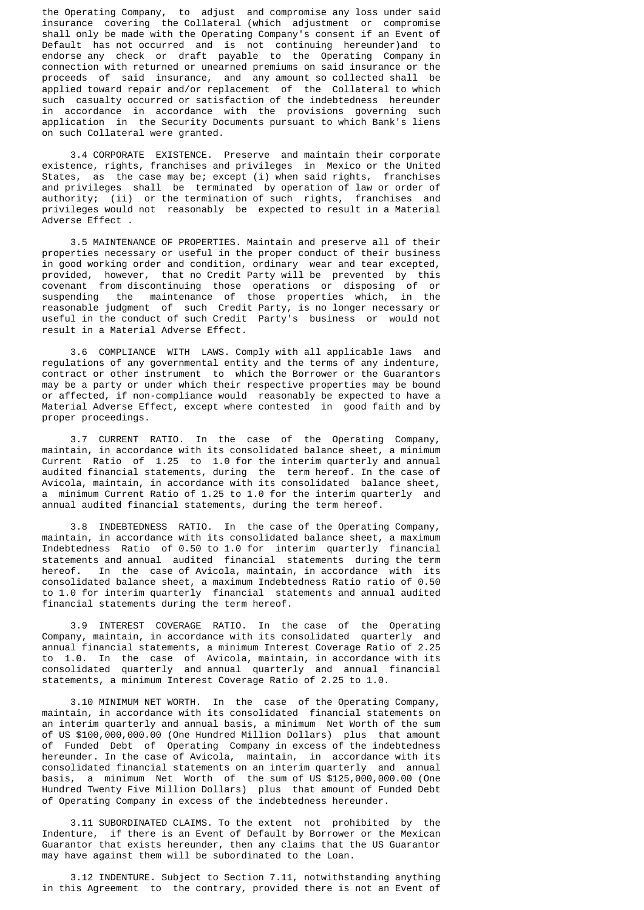the Operating Company, to adjust and compromise any loss under said insurance covering the Collateral (which adjustment or compromise shall only be made with the Operating Company's consent if an Event of Default has not occurred and is not continuing hereunder)and to endorse any check or draft payable to the Operating Company in connection with returned or unearned premiums on said insurance or the proceeds of said insurance, and any amount so collected shall be applied toward repair and/or replacement of the Collateral to which such casualty occurred or satisfaction of the indebtedness hereunder in accordance in accordance with the provisions governing such application in the Security Documents pursuant to which Bank's liens on such Collateral were granted.

3.4 CORPORATE EXISTENCE. Preserve and maintain their corporate existence, rights, franchises and privileges in Mexico or the United States, as the case may be; except (i) when said rights, franchises and privileges shall be terminated by operation of law or order of authority; (ii) or the termination of such rights, franchises and privileges would not reasonably be expected to result in a Material Adverse Effect .

3.5 MAINTENANCE OF PROPERTIES. Maintain and preserve all of their properties necessary or useful in the proper conduct of their business in good working order and condition, ordinary wear and tear excepted, provided, however, that no Credit Party will be prevented by this covenant from discontinuing those operations or disposing of or suspending the maintenance of those properties which, in the reasonable judgment of such Credit Party, is no longer necessary or useful in the conduct of such Credit Party's business or would not result in a Material Adverse Effect.

3.6 COMPLIANCE WITH LAWS. Comply with all applicable laws and regulations of any governmental entity and the terms of any indenture, contract or other instrument to which the Borrower or the Guarantors may be a party or under which their respective properties may be bound or affected, if non-compliance would reasonably be expected to have a Material Adverse Effect, except where contested in good faith and by proper proceedings.

3.7 CURRENT RATIO. In the case of the Operating Company, maintain, in accordance with its consolidated balance sheet, a minimum Current Ratio of 1.25 to 1.0 for the interim quarterly and annual audited financial statements, during the term hereof. In the case of Avicola, maintain, in accordance with its consolidated balance sheet, a minimum Current Ratio of 1.25 to 1.0 for the interim quarterly and annual audited financial statements, during the term hereof.

3.8 INDEBTEDNESS RATIO. In the case of the Operating Company, maintain, in accordance with its consolidated balance sheet, a maximum Indebtedness Ratio of 0.50 to 1.0 for interim quarterly financial statements and annual audited financial statements during the term hereof. In the case of Avicola, maintain, in accordance with its consolidated balance sheet, a maximum Indebtedness Ratio ratio of 0.50 to 1.0 for interim quarterly financial statements and annual audited financial statements during the term hereof.

3.9 INTEREST COVERAGE RATIO. In the case of the Operating Company, maintain, in accordance with its consolidated quarterly and annual financial statements, a minimum Interest Coverage Ratio of 2.25 to 1.0. In the case of Avicola, maintain, in accordance with its consolidated quarterly and annual quarterly and annual financial statements, a minimum Interest Coverage Ratio of 2.25 to 1.0.

3.10 MINIMUM NET WORTH. In the case of the Operating Company, maintain, in accordance with its consolidated financial statements on an interim quarterly and annual basis, a minimum Net Worth of the sum of US $100,000,000.00 (One Hundred Million Dollars) plus that amount of Funded Debt of Operating Company in excess of the indebtedness hereunder. In the case of Avicola, maintain, in accordance with its consolidated financial statements on an interim quarterly and annual basis, a minimum Net Worth of the sum of US $125,000,000.00 (One Hundred Twenty Five Million Dollars) plus that amount of Funded Debt of Operating Company in excess of the indebtedness hereunder.

3.11 SUBORDINATED CLAIMS. To the extent not prohibited by the Indenture, if there is an Event of Default by Borrower or the Mexican Guarantor that exists hereunder, then any claims that the US Guarantor may have against them will be subordinated to the Loan.

3.12 INDENTURE. Subject to Section 7.11, notwithstanding anything in this Agreement to the contrary, provided there is not an Event of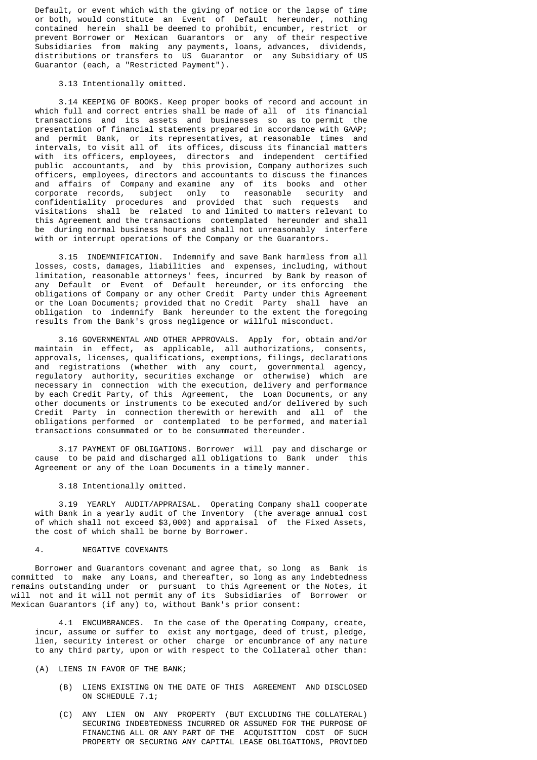Default, or event which with the giving of notice or the lapse of time or both, would constitute an Event of Default hereunder, nothing contained herein shall be deemed to prohibit, encumber, restrict or prevent Borrower or Mexican Guarantors or any of their respective Subsidiaries from making any payments, loans, advances, dividends, distributions or transfers to US Guarantor or any Subsidiary of US Guarantor (each, a "Restricted Payment").

3.13 Intentionally omitted.

3.14 KEEPING OF BOOKS. Keep proper books of record and account in which full and correct entries shall be made of all of its financial transactions and its assets and businesses so as to permit the presentation of financial statements prepared in accordance with GAAP; and permit Bank, or its representatives, at reasonable times and intervals, to visit all of its offices, discuss its financial matters with its officers, employees, directors and independent certified public accountants, and by this provision, Company authorizes such officers, employees, directors and accountants to discuss the finances and affairs of Company and examine any of its books and other corporate records, subject only to reasonable security and confidentiality procedures and provided that such requests and visitations shall be related to and limited to matters relevant to this Agreement and the transactions contemplated hereunder and shall be during normal business hours and shall not unreasonably interfere with or interrupt operations of the Company or the Guarantors.

3.15 INDEMNIFICATION. Indemnify and save Bank harmless from all losses, costs, damages, liabilities and expenses, including, without limitation, reasonable attorneys' fees, incurred by Bank by reason of any Default or Event of Default hereunder, or its enforcing the obligations of Company or any other Credit Party under this Agreement or the Loan Documents; provided that no Credit Party shall have an obligation to indemnify Bank hereunder to the extent the foregoing results from the Bank's gross negligence or willful misconduct.

3.16 GOVERNMENTAL AND OTHER APPROVALS. Apply for, obtain and/or maintain in effect, as applicable, all authorizations, consents, approvals, licenses, qualifications, exemptions, filings, declarations and registrations (whether with any court, governmental agency, regulatory authority, securities exchange or otherwise) which are necessary in connection with the execution, delivery and performance by each Credit Party, of this Agreement, the Loan Documents, or any other documents or instruments to be executed and/or delivered by such Credit Party in connection therewith or herewith and all of the obligations performed or contemplated to be performed, and material transactions consummated or to be consummated thereunder.

3.17 PAYMENT OF OBLIGATIONS. Borrower will pay and discharge or cause to be paid and discharged all obligations to Bank under this Agreement or any of the Loan Documents in a timely manner.

3.18 Intentionally omitted.

3.19 YEARLY AUDIT/APPRAISAL. Operating Company shall cooperate with Bank in a yearly audit of the Inventory (the average annual cost of which shall not exceed $3,000) and appraisal of the Fixed Assets, the cost of which shall be borne by Borrower.

## 4. NEGATIVE COVENANTS

Borrower and Guarantors covenant and agree that, so long as Bank is committed to make any Loans, and thereafter, so long as any indebtedness remains outstanding under or pursuant to this Agreement or the Notes, it will not and it will not permit any of its Subsidiaries of Borrower or Mexican Guarantors (if any) to, without Bank's prior consent:

4.1 ENCUMBRANCES. In the case of the Operating Company, create, incur, assume or suffer to exist any mortgage, deed of trust, pledge, lien, security interest or other charge or encumbrance of any nature to any third party, upon or with respect to the Collateral other than:

(A) LIENS IN FAVOR OF THE BANK;

(B) LIENS EXISTING ON THE DATE OF THIS AGREEMENT AND DISCLOSED ON SCHEDULE 7.1;

(C) ANY LIEN ON ANY PROPERTY (BUT EXCLUDING THE COLLATERAL) SECURING INDEBTEDNESS INCURRED OR ASSUMED FOR THE PURPOSE OF FINANCING ALL OR ANY PART OF THE ACQUISITION COST OF SUCH PROPERTY OR SECURING ANY CAPITAL LEASE OBLIGATIONS, PROVIDED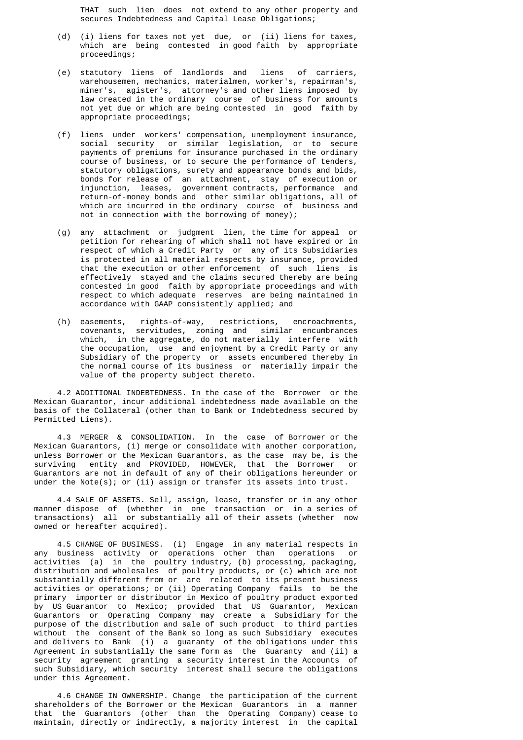THAT such lien does not extend to any other property and secures Indebtedness and Capital Lease Obligations;

(d) (i) liens for taxes not yet due, or (ii) liens for taxes, which are being contested in good faith by appropriate proceedings;

(e) statutory liens of landlords and liens of carriers, warehousemen, mechanics, materialmen, worker's, repairman's, miner's, agister's, attorney's and other liens imposed by law created in the ordinary course of business for amounts not yet due or which are being contested in good faith by appropriate proceedings;

(f) liens under workers' compensation, unemployment insurance, social security or similar legislation, or to secure payments of premiums for insurance purchased in the ordinary course of business, or to secure the performance of tenders, statutory obligations, surety and appearance bonds and bids, bonds for release of an attachment, stay of execution or injunction, leases, government contracts, performance and return-of-money bonds and other similar obligations, all of which are incurred in the ordinary course of business and not in connection with the borrowing of money);

(g) any attachment or judgment lien, the time for appeal or petition for rehearing of which shall not have expired or in respect of which a Credit Party or any of its Subsidiaries is protected in all material respects by insurance, provided that the execution or other enforcement of such liens is effectively stayed and the claims secured thereby are being contested in good faith by appropriate proceedings and with respect to which adequate reserves are being maintained in accordance with GAAP consistently applied; and

(h) easements, rights-of-way, restrictions, encroachments, covenants, servitudes, zoning and similar encumbrances which, in the aggregate, do not materially interfere with the occupation, use and enjoyment by a Credit Party or any Subsidiary of the property or assets encumbered thereby in the normal course of its business or materially impair the value of the property subject thereto.

4.2 ADDITIONAL INDEBTEDNESS. In the case of the Borrower or the Mexican Guarantor, incur additional indebtedness made available on the basis of the Collateral (other than to Bank or Indebtedness secured by Permitted Liens).

4.3 MERGER & CONSOLIDATION. In the case of Borrower or the Mexican Guarantors, (i) merge or consolidate with another corporation, unless Borrower or the Mexican Guarantors, as the case may be, is the surviving entity and PROVIDED, HOWEVER, that the Borrower or Guarantors are not in default of any of their obligations hereunder or under the Note(s); or (ii) assign or transfer its assets into trust.

4.4 SALE OF ASSETS. Sell, assign, lease, transfer or in any other manner dispose of (whether in one transaction or in a series of transactions) all or substantially all of their assets (whether now owned or hereafter acquired).

4.5 CHANGE OF BUSINESS. (i) Engage in any material respects in any business activity or operations other than operations or activities (a) in the poultry industry, (b) processing, packaging, distribution and wholesales of poultry products, or (c) which are not substantially different from or are related to its present business activities or operations; or (ii) Operating Company fails to be the primary importer or distributor in Mexico of poultry product exported by US Guarantor to Mexico; provided that US Guarantor, Mexican Guarantors or Operating Company may create a Subsidiary for the purpose of the distribution and sale of such product to third parties without the consent of the Bank so long as such Subsidiary executes and delivers to Bank (i) a guaranty of the obligations under this Agreement in substantially the same form as the Guaranty and (ii) a security agreement granting a security interest in the Accounts of such Subsidiary, which security interest shall secure the obligations under this Agreement.

4.6 CHANGE IN OWNERSHIP. Change the participation of the current shareholders of the Borrower or the Mexican Guarantors in a manner that the Guarantors (other than the Operating Company) cease to maintain, directly or indirectly, a majority interest in the capital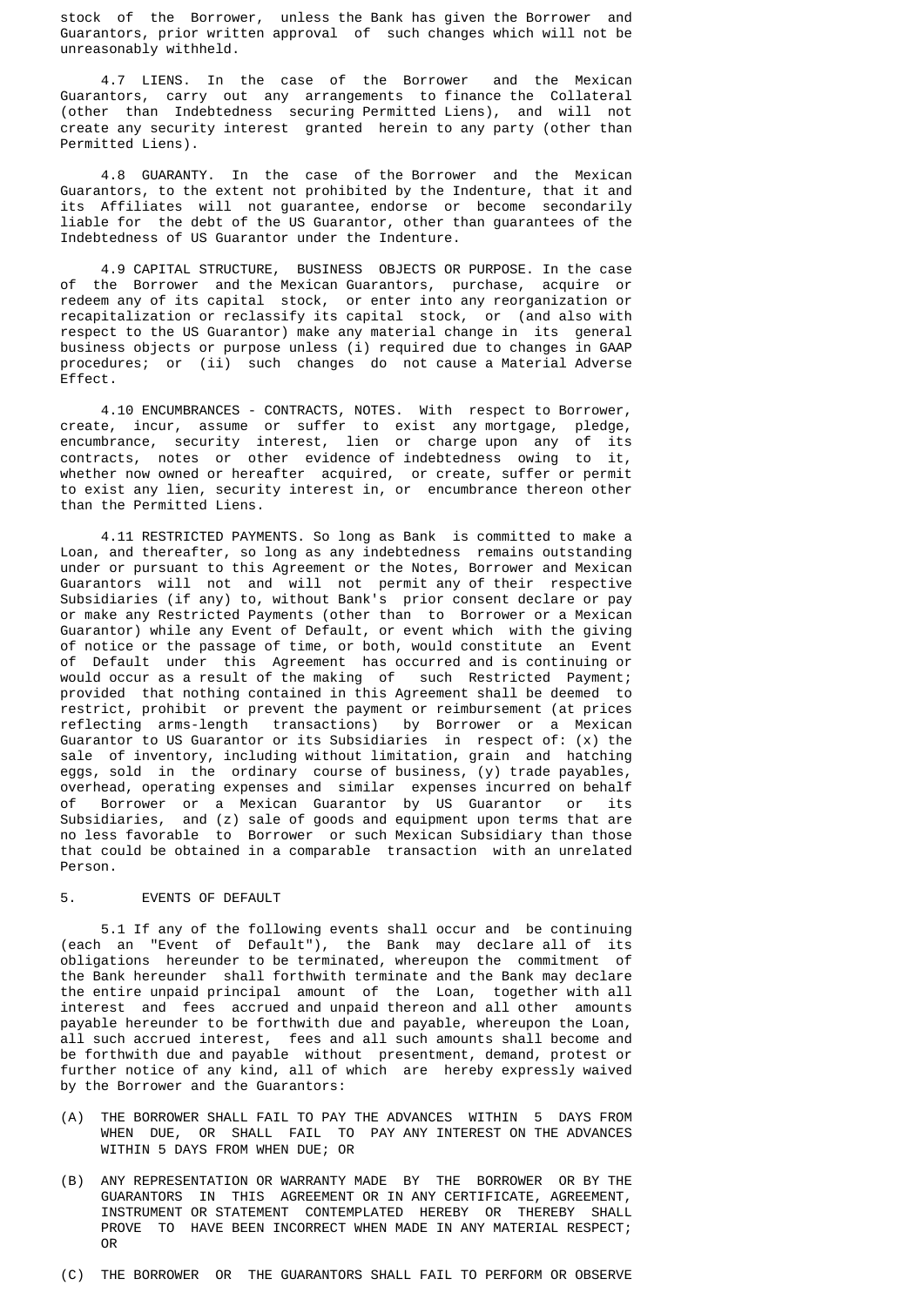stock of the Borrower, unless the Bank has given the Borrower and Guarantors, prior written approval of such changes which will not be unreasonably withheld.

4.7 LIENS. In the case of the Borrower and the Mexican Guarantors, carry out any arrangements to finance the Collateral (other than Indebtedness securing Permitted Liens), and will not create any security interest granted herein to any party (other than Permitted Liens).

4.8 GUARANTY. In the case of the Borrower and the Mexican Guarantors, to the extent not prohibited by the Indenture, that it and its Affiliates will not guarantee, endorse or become secondarily liable for the debt of the US Guarantor, other than guarantees of the Indebtedness of US Guarantor under the Indenture.

4.9 CAPITAL STRUCTURE, BUSINESS OBJECTS OR PURPOSE. In the case of the Borrower and the Mexican Guarantors, purchase, acquire or redeem any of its capital stock, or enter into any reorganization or recapitalization or reclassify its capital stock, or (and also with respect to the US Guarantor) make any material change in its general business objects or purpose unless (i) required due to changes in GAAP procedures; or (ii) such changes do not cause a Material Adverse Effect.

4.10 ENCUMBRANCES - CONTRACTS, NOTES. With respect to Borrower, create, incur, assume or suffer to exist any mortgage, pledge, encumbrance, security interest, lien or charge upon any of its contracts, notes or other evidence of indebtedness owing to it, whether now owned or hereafter acquired, or create, suffer or permit to exist any lien, security interest in, or encumbrance thereon other than the Permitted Liens.

4.11 RESTRICTED PAYMENTS. So long as Bank is committed to make a Loan, and thereafter, so long as any indebtedness remains outstanding under or pursuant to this Agreement or the Notes, Borrower and Mexican Guarantors will not and will not permit any of their respective Subsidiaries (if any) to, without Bank's prior consent declare or pay or make any Restricted Payments (other than to Borrower or a Mexican Guarantor) while any Event of Default, or event which with the giving of notice or the passage of time, or both, would constitute an Event of Default under this Agreement has occurred and is continuing or would occur as a result of the making of such Restricted Payment; provided that nothing contained in this Agreement shall be deemed to restrict, prohibit or prevent the payment or reimbursement (at prices reflecting arms-length transactions) by Borrower or a Mexican Guarantor to US Guarantor or its Subsidiaries in respect of: (x) the sale of inventory, including without limitation, grain and hatching eggs, sold in the ordinary course of business, (y) trade payables, overhead, operating expenses and similar expenses incurred on behalf of Borrower or a Mexican Guarantor by US Guarantor or its Subsidiaries, and (z) sale of goods and equipment upon terms that are no less favorable to Borrower or such Mexican Subsidiary than those that could be obtained in a comparable transaction with an unrelated Person.

5. EVENTS OF DEFAULT

5.1 If any of the following events shall occur and be continuing (each an "Event of Default"), the Bank may declare all of its obligations hereunder to be terminated, whereupon the commitment of the Bank hereunder shall forthwith terminate and the Bank may declare the entire unpaid principal amount of the Loan, together with all interest and fees accrued and unpaid thereon and all other amounts payable hereunder to be forthwith due and payable, whereupon the Loan, all such accrued interest, fees and all such amounts shall become and be forthwith due and payable without presentment, demand, protest or further notice of any kind, all of which are hereby expressly waived by the Borrower and the Guarantors:

(A) THE BORROWER SHALL FAIL TO PAY THE ADVANCES WITHIN 5 DAYS FROM WHEN DUE, OR SHALL FAIL TO PAY ANY INTEREST ON THE ADVANCES WITHIN 5 DAYS FROM WHEN DUE; OR

(B) ANY REPRESENTATION OR WARRANTY MADE BY THE BORROWER OR BY THE GUARANTORS IN THIS AGREEMENT OR IN ANY CERTIFICATE, AGREEMENT, INSTRUMENT OR STATEMENT CONTEMPLATED HEREBY OR THEREBY SHALL PROVE TO HAVE BEEN INCORRECT WHEN MADE IN ANY MATERIAL RESPECT; OR

(C) THE BORROWER OR THE GUARANTORS SHALL FAIL TO PERFORM OR OBSERVE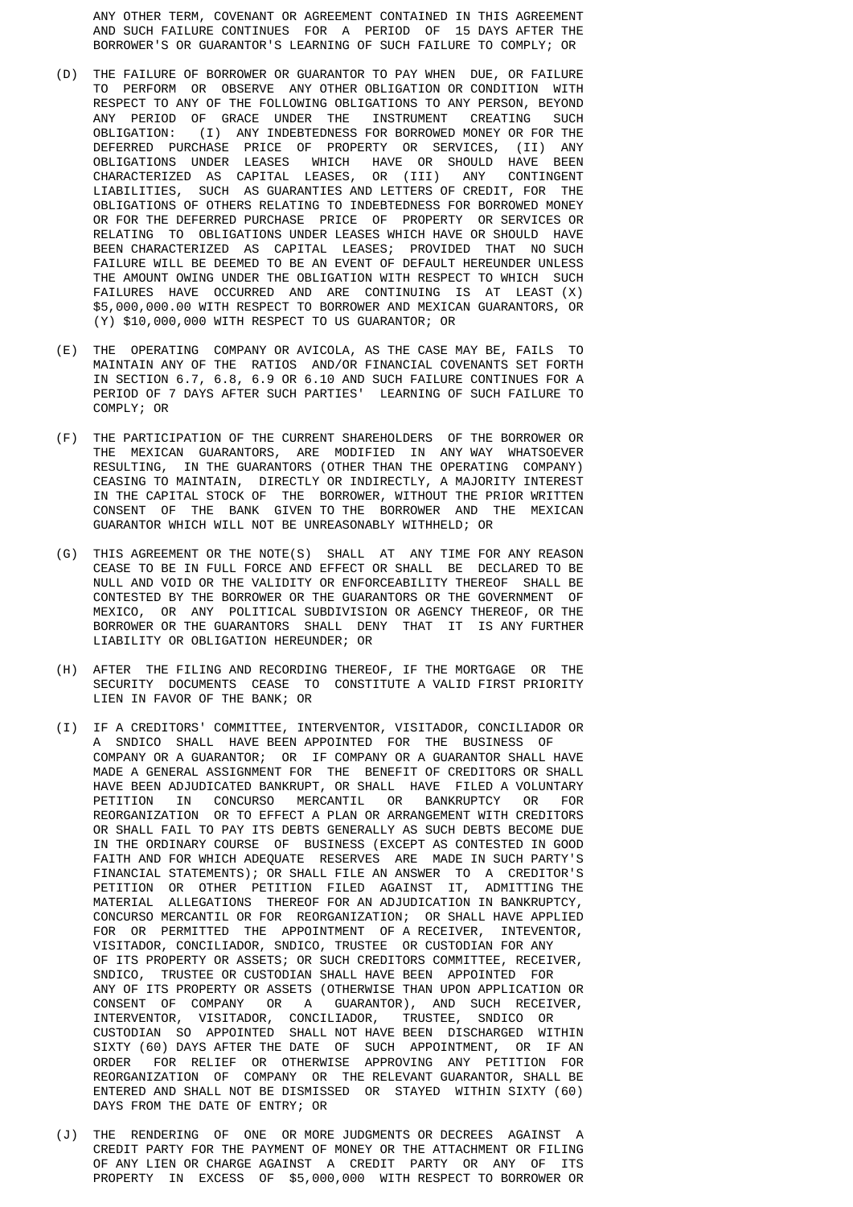ANY OTHER TERM, COVENANT OR AGREEMENT CONTAINED IN THIS AGREEMENT AND SUCH FAILURE CONTINUES FOR A PERIOD OF 15 DAYS AFTER THE BORROWER'S OR GUARANTOR'S LEARNING OF SUCH FAILURE TO COMPLY; OR

(D) THE FAILURE OF BORROWER OR GUARANTOR TO PAY WHEN DUE, OR FAILURE TO PERFORM OR OBSERVE ANY OTHER OBLIGATION OR CONDITION WITH RESPECT TO ANY OF THE FOLLOWING OBLIGATIONS TO ANY PERSON, BEYOND ANY PERIOD OF GRACE UNDER THE INSTRUMENT CREATING SUCH OBLIGATION: (I) ANY INDEBTEDNESS FOR BORROWED MONEY OR FOR THE DEFERRED PURCHASE PRICE OF PROPERTY OR SERVICES, (II) ANY OBLIGATIONS UNDER LEASES WHICH HAVE OR SHOULD HAVE BEEN CHARACTERIZED AS CAPITAL LEASES, OR (III) ANY CONTINGENT LIABILITIES, SUCH AS GUARANTIES AND LETTERS OF CREDIT, FOR THE OBLIGATIONS OF OTHERS RELATING TO INDEBTEDNESS FOR BORROWED MONEY OR FOR THE DEFERRED PURCHASE PRICE OF PROPERTY OR SERVICES OR RELATING TO OBLIGATIONS UNDER LEASES WHICH HAVE OR SHOULD HAVE BEEN CHARACTERIZED AS CAPITAL LEASES; PROVIDED THAT NO SUCH FAILURE WILL BE DEEMED TO BE AN EVENT OF DEFAULT HEREUNDER UNLESS THE AMOUNT OWING UNDER THE OBLIGATION WITH RESPECT TO WHICH SUCH FAILURES HAVE OCCURRED AND ARE CONTINUING IS AT LEAST (X) $5,000,000.00 WITH RESPECT TO BORROWER AND MEXICAN GUARANTORS, OR (Y) $10,000,000 WITH RESPECT TO US GUARANTOR; OR

(E) THE OPERATING COMPANY OR AVICOLA, AS THE CASE MAY BE, FAILS TO MAINTAIN ANY OF THE RATIOS AND/OR FINANCIAL COVENANTS SET FORTH IN SECTION 6.7, 6.8, 6.9 OR 6.10 AND SUCH FAILURE CONTINUES FOR A PERIOD OF 7 DAYS AFTER SUCH PARTIES' LEARNING OF SUCH FAILURE TO COMPLY; OR

(F) THE PARTICIPATION OF THE CURRENT SHAREHOLDERS OF THE BORROWER OR THE MEXICAN GUARANTORS, ARE MODIFIED IN ANY WAY WHATSOEVER RESULTING, IN THE GUARANTORS (OTHER THAN THE OPERATING COMPANY) CEASING TO MAINTAIN, DIRECTLY OR INDIRECTLY, A MAJORITY INTEREST IN THE CAPITAL STOCK OF THE BORROWER, WITHOUT THE PRIOR WRITTEN CONSENT OF THE BANK GIVEN TO THE BORROWER AND THE MEXICAN GUARANTOR WHICH WILL NOT BE UNREASONABLY WITHHELD; OR

(G) THIS AGREEMENT OR THE NOTE(S) SHALL AT ANY TIME FOR ANY REASON CEASE TO BE IN FULL FORCE AND EFFECT OR SHALL BE DECLARED TO BE NULL AND VOID OR THE VALIDITY OR ENFORCEABILITY THEREOF SHALL BE CONTESTED BY THE BORROWER OR THE GUARANTORS OR THE GOVERNMENT OF MEXICO, OR ANY POLITICAL SUBDIVISION OR AGENCY THEREOF, OR THE BORROWER OR THE GUARANTORS SHALL DENY THAT IT IS ANY FURTHER LIABILITY OR OBLIGATION HEREUNDER; OR

(H) AFTER THE FILING AND RECORDING THEREOF, IF THE MORTGAGE OR THE SECURITY DOCUMENTS CEASE TO CONSTITUTE A VALID FIRST PRIORITY LIEN IN FAVOR OF THE BANK; OR

(I) IF A CREDITORS' COMMITTEE, INTERVENTOR, VISITADOR, CONCILIADOR OR A SNDICO SHALL HAVE BEEN APPOINTED FOR THE BUSINESS OF COMPANY OR A GUARANTOR; OR IF COMPANY OR A GUARANTOR SHALL HAVE MADE A GENERAL ASSIGNMENT FOR THE BENEFIT OF CREDITORS OR SHALL HAVE BEEN ADJUDICATED BANKRUPT, OR SHALL HAVE FILED A VOLUNTARY PETITION IN CONCURSO MERCANTIL OR BANKRUPTCY OR FOR REORGANIZATION OR TO EFFECT A PLAN OR ARRANGEMENT WITH CREDITORS OR SHALL FAIL TO PAY ITS DEBTS GENERALLY AS SUCH DEBTS BECOME DUE IN THE ORDINARY COURSE OF BUSINESS (EXCEPT AS CONTESTED IN GOOD FAITH AND FOR WHICH ADEQUATE RESERVES ARE MADE IN SUCH PARTY'S FINANCIAL STATEMENTS); OR SHALL FILE AN ANSWER TO A CREDITOR'S PETITION OR OTHER PETITION FILED AGAINST IT, ADMITTING THE MATERIAL ALLEGATIONS THEREOF FOR AN ADJUDICATION IN BANKRUPTCY, CONCURSO MERCANTIL OR FOR REORGANIZATION; OR SHALL HAVE APPLIED FOR OR PERMITTED THE APPOINTMENT OF A RECEIVER, INTEVENTOR, VISITADOR, CONCILIADOR, SNDICO, TRUSTEE OR CUSTODIAN FOR ANY OF ITS PROPERTY OR ASSETS; OR SUCH CREDITORS COMMITTEE, RECEIVER, SNDICO, TRUSTEE OR CUSTODIAN SHALL HAVE BEEN APPOINTED FOR ANY OF ITS PROPERTY OR ASSETS (OTHERWISE THAN UPON APPLICATION OR CONSENT OF COMPANY OR A GUARANTOR), AND SUCH RECEIVER, INTERVENTOR, VISITADOR, CONCILIADOR, TRUSTEE, SNDICO OR CUSTODIAN SO APPOINTED SHALL NOT HAVE BEEN DISCHARGED WITHIN SIXTY (60) DAYS AFTER THE DATE OF SUCH APPOINTMENT, OR IF AN ORDER FOR RELIEF OR OTHERWISE APPROVING ANY PETITION FOR REORGANIZATION OF COMPANY OR THE RELEVANT GUARANTOR, SHALL BE ENTERED AND SHALL NOT BE DISMISSED OR STAYED WITHIN SIXTY (60) DAYS FROM THE DATE OF ENTRY; OR

(J) THE RENDERING OF ONE OR MORE JUDGMENTS OR DECREES AGAINST A CREDIT PARTY FOR THE PAYMENT OF MONEY OR THE ATTACHMENT OR FILING OF ANY LIEN OR CHARGE AGAINST A CREDIT PARTY OR ANY OF ITS PROPERTY IN EXCESS OF $5,000,000 WITH RESPECT TO BORROWER OR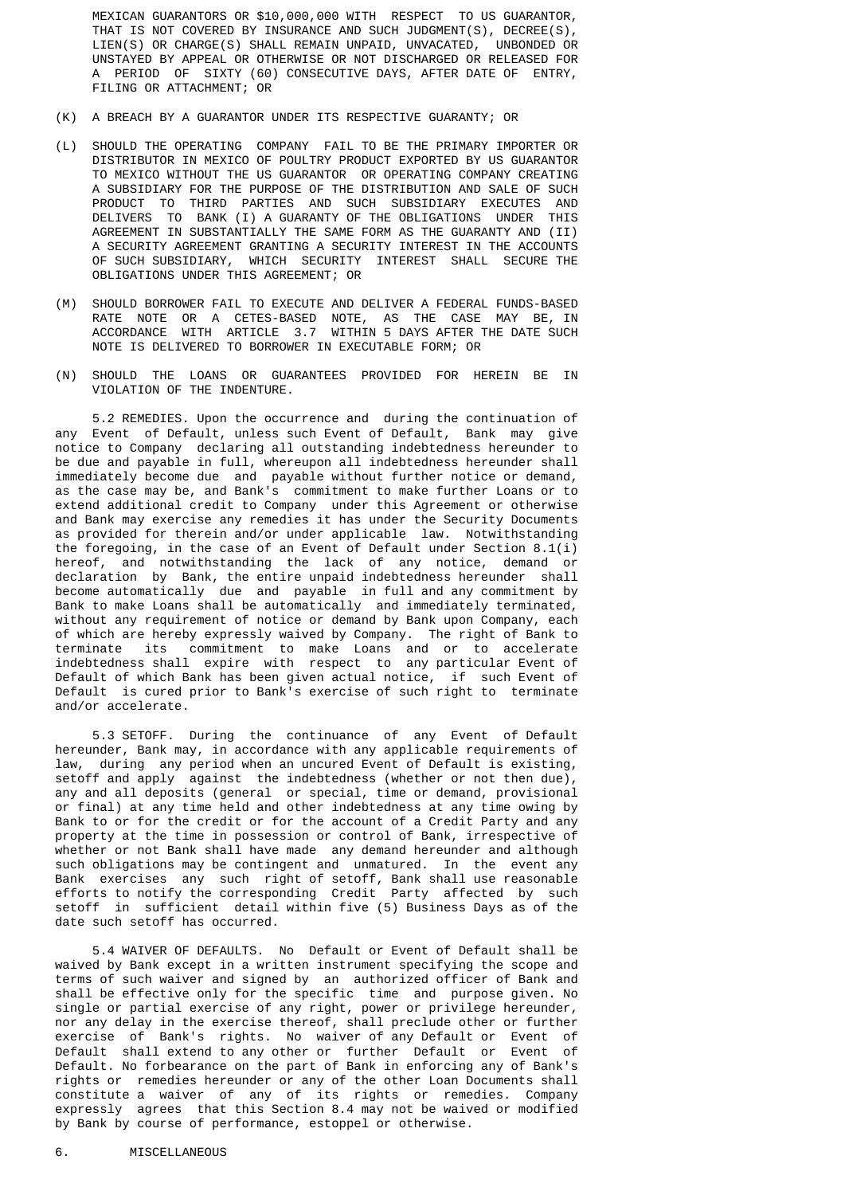MEXICAN GUARANTORS OR $10,000,000 WITH RESPECT TO US GUARANTOR, THAT IS NOT COVERED BY INSURANCE AND SUCH JUDGMENT(S), DECREE(S), LIEN(S) OR CHARGE(S) SHALL REMAIN UNPAID, UNVACATED, UNBONDED OR UNSTAYED BY APPEAL OR OTHERWISE OR NOT DISCHARGED OR RELEASED FOR A PERIOD OF SIXTY (60) CONSECUTIVE DAYS, AFTER DATE OF ENTRY, FILING OR ATTACHMENT; OR

(K) A BREACH BY A GUARANTOR UNDER ITS RESPECTIVE GUARANTY; OR

(L) SHOULD THE OPERATING COMPANY FAIL TO BE THE PRIMARY IMPORTER OR DISTRIBUTOR IN MEXICO OF POULTRY PRODUCT EXPORTED BY US GUARANTOR TO MEXICO WITHOUT THE US GUARANTOR OR OPERATING COMPANY CREATING A SUBSIDIARY FOR THE PURPOSE OF THE DISTRIBUTION AND SALE OF SUCH PRODUCT TO THIRD PARTIES AND SUCH SUBSIDIARY EXECUTES AND DELIVERS TO BANK (I) A GUARANTY OF THE OBLIGATIONS UNDER THIS AGREEMENT IN SUBSTANTIALLY THE SAME FORM AS THE GUARANTY AND (II) A SECURITY AGREEMENT GRANTING A SECURITY INTEREST IN THE ACCOUNTS OF SUCH SUBSIDIARY, WHICH SECURITY INTEREST SHALL SECURE THE OBLIGATIONS UNDER THIS AGREEMENT; OR

(M) SHOULD BORROWER FAIL TO EXECUTE AND DELIVER A FEDERAL FUNDS-BASED RATE NOTE OR A CETES-BASED NOTE, AS THE CASE MAY BE, IN ACCORDANCE WITH ARTICLE 3.7 WITHIN 5 DAYS AFTER THE DATE SUCH NOTE IS DELIVERED TO BORROWER IN EXECUTABLE FORM; OR

(N) SHOULD THE LOANS OR GUARANTEES PROVIDED FOR HEREIN BE IN VIOLATION OF THE INDENTURE.

5.2 REMEDIES. Upon the occurrence and during the continuation of any Event of Default, unless such Event of Default, Bank may give notice to Company declaring all outstanding indebtedness hereunder to be due and payable in full, whereupon all indebtedness hereunder shall immediately become due and payable without further notice or demand, as the case may be, and Bank's commitment to make further Loans or to extend additional credit to Company under this Agreement or otherwise and Bank may exercise any remedies it has under the Security Documents as provided for therein and/or under applicable law. Notwithstanding the foregoing, in the case of an Event of Default under Section 8.1(i) hereof, and notwithstanding the lack of any notice, demand or declaration by Bank, the entire unpaid indebtedness hereunder shall become automatically due and payable in full and any commitment by Bank to make Loans shall be automatically and immediately terminated, without any requirement of notice or demand by Bank upon Company, each of which are hereby expressly waived by Company. The right of Bank to terminate its commitment to make Loans and or to accelerate indebtedness shall expire with respect to any particular Event of Default of which Bank has been given actual notice, if such Event of Default is cured prior to Bank's exercise of such right to terminate and/or accelerate.

5.3 SETOFF. During the continuance of any Event of Default hereunder, Bank may, in accordance with any applicable requirements of law, during any period when an uncured Event of Default is existing, setoff and apply against the indebtedness (whether or not then due), any and all deposits (general or special, time or demand, provisional or final) at any time held and other indebtedness at any time owing by Bank to or for the credit or for the account of a Credit Party and any property at the time in possession or control of Bank, irrespective of whether or not Bank shall have made any demand hereunder and although such obligations may be contingent and unmatured. In the event any Bank exercises any such right of setoff, Bank shall use reasonable efforts to notify the corresponding Credit Party affected by such setoff in sufficient detail within five (5) Business Days as of the date such setoff has occurred.

5.4 WAIVER OF DEFAULTS. No Default or Event of Default shall be waived by Bank except in a written instrument specifying the scope and terms of such waiver and signed by an authorized officer of Bank and shall be effective only for the specific time and purpose given. No single or partial exercise of any right, power or privilege hereunder, nor any delay in the exercise thereof, shall preclude other or further exercise of Bank's rights. No waiver of any Default or Event of Default shall extend to any other or further Default or Event of Default. No forbearance on the part of Bank in enforcing any of Bank's rights or remedies hereunder or any of the other Loan Documents shall constitute a waiver of any of its rights or remedies. Company expressly agrees that this Section 8.4 may not be waived or modified by Bank by course of performance, estoppel or otherwise.

6. MISCELLANEOUS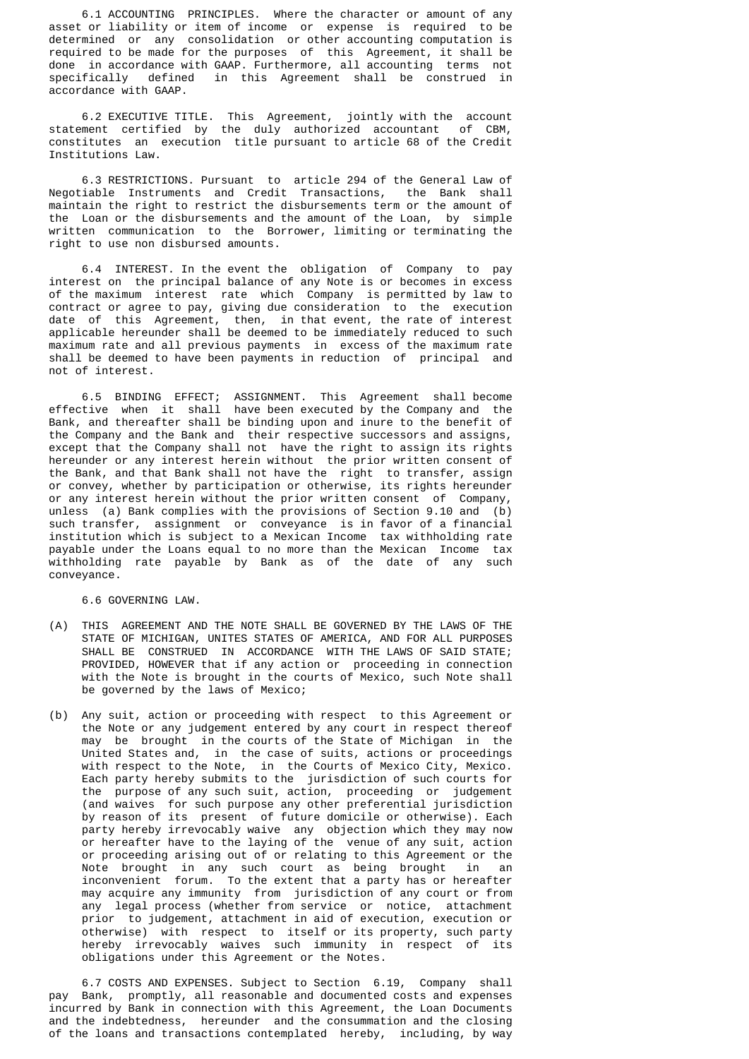6.1 ACCOUNTING PRINCIPLES. Where the character or amount of any asset or liability or item of income or expense is required to be determined or any consolidation or other accounting computation is required to be made for the purposes of this Agreement, it shall be done in accordance with GAAP. Furthermore, all accounting terms not specifically defined in this Agreement shall be construed in accordance with GAAP.

6.2 EXECUTIVE TITLE. This Agreement, jointly with the account statement certified by the duly authorized accountant of CBM, constitutes an execution title pursuant to article 68 of the Credit Institutions Law.

6.3 RESTRICTIONS. Pursuant to article 294 of the General Law of Negotiable Instruments and Credit Transactions, the Bank shall maintain the right to restrict the disbursements term or the amount of the Loan or the disbursements and the amount of the Loan, by simple written communication to the Borrower, limiting or terminating the right to use non disbursed amounts.

6.4 INTEREST. In the event the obligation of Company to pay interest on the principal balance of any Note is or becomes in excess of the maximum interest rate which Company is permitted by law to contract or agree to pay, giving due consideration to the execution date of this Agreement, then, in that event, the rate of interest applicable hereunder shall be deemed to be immediately reduced to such maximum rate and all previous payments in excess of the maximum rate shall be deemed to have been payments in reduction of principal and not of interest.

6.5 BINDING EFFECT; ASSIGNMENT. This Agreement shall become effective when it shall have been executed by the Company and the Bank, and thereafter shall be binding upon and inure to the benefit of the Company and the Bank and their respective successors and assigns, except that the Company shall not have the right to assign its rights hereunder or any interest herein without the prior written consent of the Bank, and that Bank shall not have the right to transfer, assign or convey, whether by participation or otherwise, its rights hereunder or any interest herein without the prior written consent of Company, unless (a) Bank complies with the provisions of Section 9.10 and (b) such transfer, assignment or conveyance is in favor of a financial institution which is subject to a Mexican Income tax withholding rate payable under the Loans equal to no more than the Mexican Income tax withholding rate payable by Bank as of the date of any such conveyance.

6.6 GOVERNING LAW.

(A) THIS AGREEMENT AND THE NOTE SHALL BE GOVERNED BY THE LAWS OF THE STATE OF MICHIGAN, UNITES STATES OF AMERICA, AND FOR ALL PURPOSES SHALL BE CONSTRUED IN ACCORDANCE WITH THE LAWS OF SAID STATE; PROVIDED, HOWEVER that if any action or proceeding in connection with the Note is brought in the courts of Mexico, such Note shall be governed by the laws of Mexico;

(b) Any suit, action or proceeding with respect to this Agreement or the Note or any judgement entered by any court in respect thereof may be brought in the courts of the State of Michigan in the United States and, in the case of suits, actions or proceedings with respect to the Note, in the Courts of Mexico City, Mexico. Each party hereby submits to the jurisdiction of such courts for the purpose of any such suit, action, proceeding or judgement (and waives for such purpose any other preferential jurisdiction by reason of its present of future domicile or otherwise). Each party hereby irrevocably waive any objection which they may now or hereafter have to the laying of the venue of any suit, action or proceeding arising out of or relating to this Agreement or the Note brought in any such court as being brought in an inconvenient forum. To the extent that a party has or hereafter may acquire any immunity from jurisdiction of any court or from any legal process (whether from service or notice, attachment prior to judgement, attachment in aid of execution, execution or otherwise) with respect to itself or its property, such party hereby irrevocably waives such immunity in respect of its obligations under this Agreement or the Notes.

6.7 COSTS AND EXPENSES. Subject to Section 6.19, Company shall pay Bank, promptly, all reasonable and documented costs and expenses incurred by Bank in connection with this Agreement, the Loan Documents and the indebtedness, hereunder and the consummation and the closing of the loans and transactions contemplated hereby, including, by way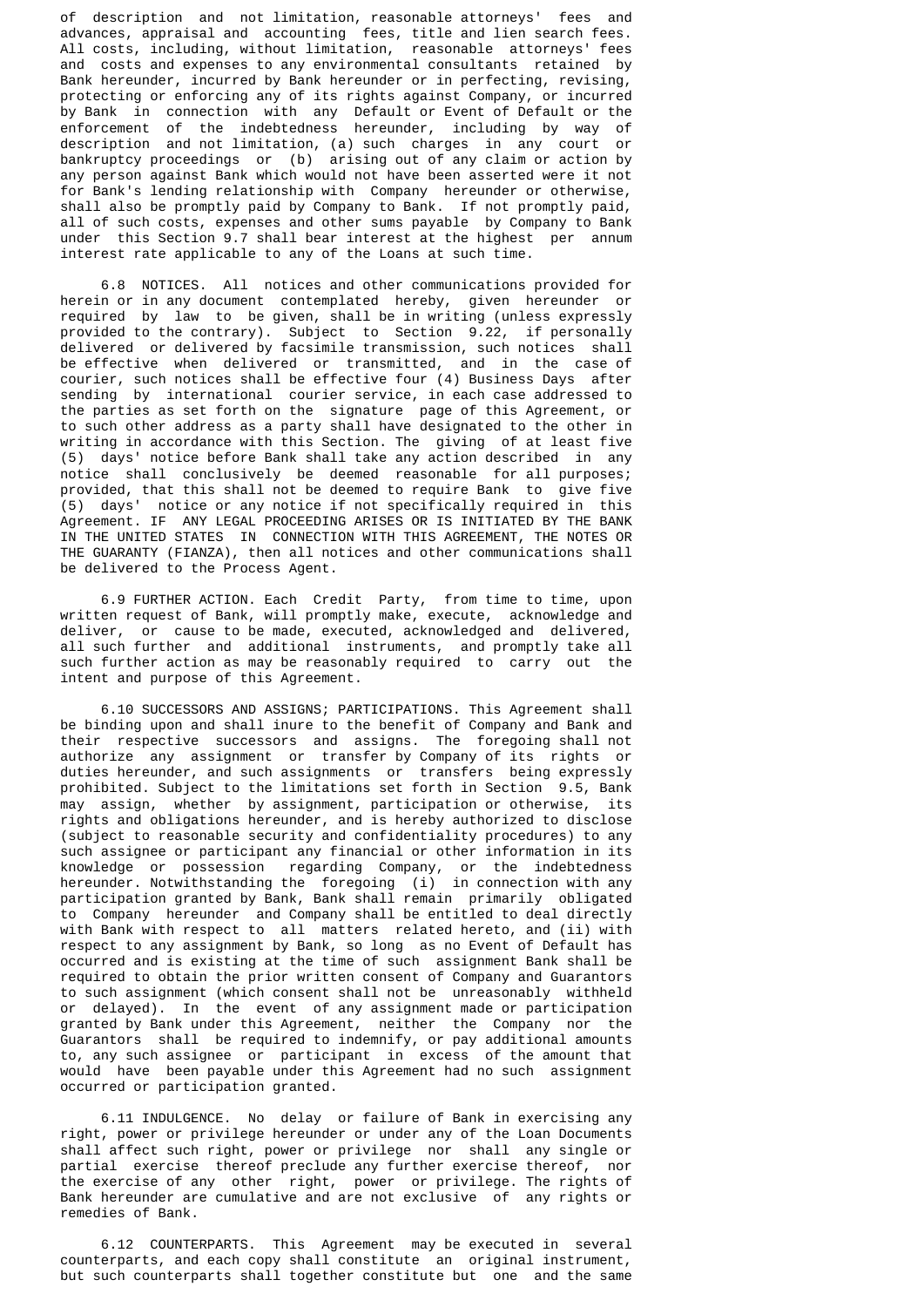of description and not limitation, reasonable attorneys' fees and advances, appraisal and accounting fees, title and lien search fees. All costs, including, without limitation, reasonable attorneys' fees and costs and expenses to any environmental consultants retained by Bank hereunder, incurred by Bank hereunder or in perfecting, revising, protecting or enforcing any of its rights against Company, or incurred by Bank in connection with any Default or Event of Default or the enforcement of the indebtedness hereunder, including by way of description and not limitation, (a) such charges in any court or bankruptcy proceedings or (b) arising out of any claim or action by any person against Bank which would not have been asserted were it not for Bank's lending relationship with Company hereunder or otherwise, shall also be promptly paid by Company to Bank. If not promptly paid, all of such costs, expenses and other sums payable by Company to Bank under this Section 9.7 shall bear interest at the highest per annum interest rate applicable to any of the Loans at such time.

6.8 NOTICES. All notices and other communications provided for herein or in any document contemplated hereby, given hereunder or required by law to be given, shall be in writing (unless expressly provided to the contrary). Subject to Section 9.22, if personally delivered or delivered by facsimile transmission, such notices shall be effective when delivered or transmitted, and in the case of courier, such notices shall be effective four (4) Business Days after sending by international courier service, in each case addressed to the parties as set forth on the signature page of this Agreement, or to such other address as a party shall have designated to the other in writing in accordance with this Section. The giving of at least five (5) days' notice before Bank shall take any action described in any notice shall conclusively be deemed reasonable for all purposes; provided, that this shall not be deemed to require Bank to give five (5) days' notice or any notice if not specifically required in this Agreement. IF ANY LEGAL PROCEEDING ARISES OR IS INITIATED BY THE BANK IN THE UNITED STATES IN CONNECTION WITH THIS AGREEMENT, THE NOTES OR THE GUARANTY (FIANZA), then all notices and other communications shall be delivered to the Process Agent.

6.9 FURTHER ACTION. Each Credit Party, from time to time, upon written request of Bank, will promptly make, execute, acknowledge and deliver, or cause to be made, executed, acknowledged and delivered, all such further and additional instruments, and promptly take all such further action as may be reasonably required to carry out the intent and purpose of this Agreement.

6.10 SUCCESSORS AND ASSIGNS; PARTICIPATIONS. This Agreement shall be binding upon and shall inure to the benefit of Company and Bank and their respective successors and assigns. The foregoing shall not authorize any assignment or transfer by Company of its rights or duties hereunder, and such assignments or transfers being expressly prohibited. Subject to the limitations set forth in Section 9.5, Bank may assign, whether by assignment, participation or otherwise, its rights and obligations hereunder, and is hereby authorized to disclose (subject to reasonable security and confidentiality procedures) to any such assignee or participant any financial or other information in its knowledge or possession regarding Company, or the indebtedness hereunder. Notwithstanding the foregoing (i) in connection with any participation granted by Bank, Bank shall remain primarily obligated to Company hereunder and Company shall be entitled to deal directly with Bank with respect to all matters related hereto, and (ii) with respect to any assignment by Bank, so long as no Event of Default has occurred and is existing at the time of such assignment Bank shall be required to obtain the prior written consent of Company and Guarantors to such assignment (which consent shall not be unreasonably withheld or delayed). In the event of any assignment made or participation granted by Bank under this Agreement, neither the Company nor the Guarantors shall be required to indemnify, or pay additional amounts to, any such assignee or participant in excess of the amount that would have been payable under this Agreement had no such assignment occurred or participation granted.

6.11 INDULGENCE. No delay or failure of Bank in exercising any right, power or privilege hereunder or under any of the Loan Documents shall affect such right, power or privilege nor shall any single or partial exercise thereof preclude any further exercise thereof, nor the exercise of any other right, power or privilege. The rights of Bank hereunder are cumulative and are not exclusive of any rights or remedies of Bank.

6.12 COUNTERPARTS. This Agreement may be executed in several counterparts, and each copy shall constitute an original instrument, but such counterparts shall together constitute but one and the same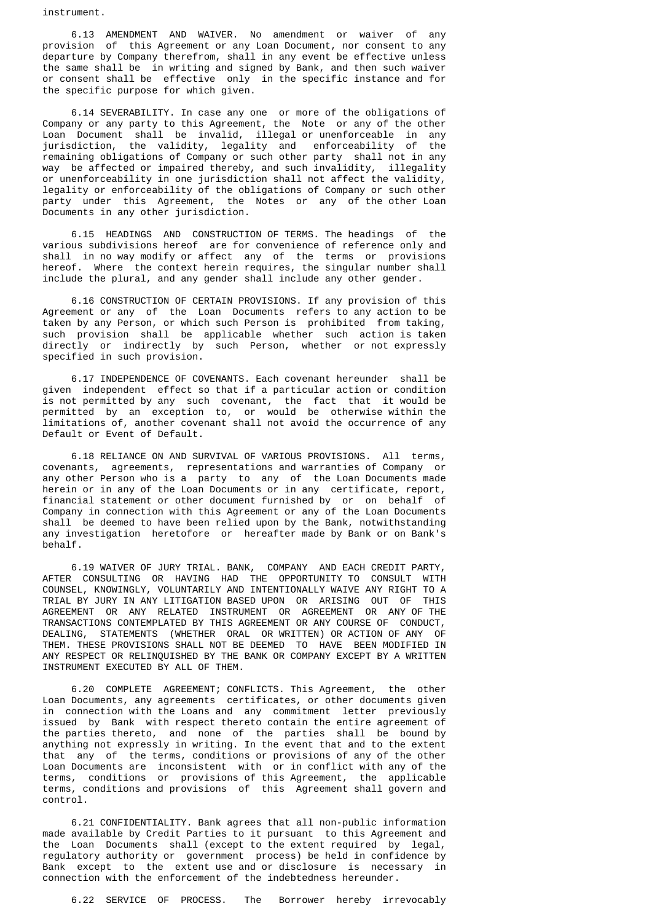instrument.

6.13 AMENDMENT AND WAIVER. No amendment or waiver of any provision of this Agreement or any Loan Document, nor consent to any departure by Company therefrom, shall in any event be effective unless the same shall be in writing and signed by Bank, and then such waiver or consent shall be effective only in the specific instance and for the specific purpose for which given.

6.14 SEVERABILITY. In case any one or more of the obligations of Company or any party to this Agreement, the Note or any of the other Loan Document shall be invalid, illegal or unenforceable in any jurisdiction, the validity, legality and enforceability of the remaining obligations of Company or such other party shall not in any way be affected or impaired thereby, and such invalidity, illegality or unenforceability in one jurisdiction shall not affect the validity, legality or enforceability of the obligations of Company or such other party under this Agreement, the Notes or any of the other Loan Documents in any other jurisdiction.

6.15 HEADINGS AND CONSTRUCTION OF TERMS. The headings of the various subdivisions hereof are for convenience of reference only and shall in no way modify or affect any of the terms or provisions hereof. Where the context herein requires, the singular number shall include the plural, and any gender shall include any other gender.

6.16 CONSTRUCTION OF CERTAIN PROVISIONS. If any provision of this Agreement or any of the Loan Documents refers to any action to be taken by any Person, or which such Person is prohibited from taking, such provision shall be applicable whether such action is taken directly or indirectly by such Person, whether or not expressly specified in such provision.

6.17 INDEPENDENCE OF COVENANTS. Each covenant hereunder shall be given independent effect so that if a particular action or condition is not permitted by any such covenant, the fact that it would be permitted by an exception to, or would be otherwise within the limitations of, another covenant shall not avoid the occurrence of any Default or Event of Default.

6.18 RELIANCE ON AND SURVIVAL OF VARIOUS PROVISIONS. All terms, covenants, agreements, representations and warranties of Company or any other Person who is a party to any of the Loan Documents made herein or in any of the Loan Documents or in any certificate, report, financial statement or other document furnished by or on behalf of Company in connection with this Agreement or any of the Loan Documents shall be deemed to have been relied upon by the Bank, notwithstanding any investigation heretofore or hereafter made by Bank or on Bank's behalf.

6.19 WAIVER OF JURY TRIAL. BANK, COMPANY AND EACH CREDIT PARTY, AFTER CONSULTING OR HAVING HAD THE OPPORTUNITY TO CONSULT WITH COUNSEL, KNOWINGLY, VOLUNTARILY AND INTENTIONALLY WAIVE ANY RIGHT TO A TRIAL BY JURY IN ANY LITIGATION BASED UPON OR ARISING OUT OF THIS AGREEMENT OR ANY RELATED INSTRUMENT OR AGREEMENT OR ANY OF THE TRANSACTIONS CONTEMPLATED BY THIS AGREEMENT OR ANY COURSE OF CONDUCT, DEALING, STATEMENTS (WHETHER ORAL OR WRITTEN) OR ACTION OF ANY OF THEM. THESE PROVISIONS SHALL NOT BE DEEMED TO HAVE BEEN MODIFIED IN ANY RESPECT OR RELINQUISHED BY THE BANK OR COMPANY EXCEPT BY A WRITTEN INSTRUMENT EXECUTED BY ALL OF THEM.

6.20 COMPLETE AGREEMENT; CONFLICTS. This Agreement, the other Loan Documents, any agreements certificates, or other documents given in connection with the Loans and any commitment letter previously issued by Bank with respect thereto contain the entire agreement of the parties thereto, and none of the parties shall be bound by anything not expressly in writing. In the event that and to the extent that any of the terms, conditions or provisions of any of the other Loan Documents are inconsistent with or in conflict with any of the terms, conditions or provisions of this Agreement, the applicable terms, conditions and provisions of this Agreement shall govern and control.

6.21 CONFIDENTIALITY. Bank agrees that all non-public information made available by Credit Parties to it pursuant to this Agreement and the Loan Documents shall (except to the extent required by legal, regulatory authority or government process) be held in confidence by Bank except to the extent use and or disclosure is necessary in connection with the enforcement of the indebtedness hereunder.

6.22 SERVICE OF PROCESS. The Borrower hereby irrevocably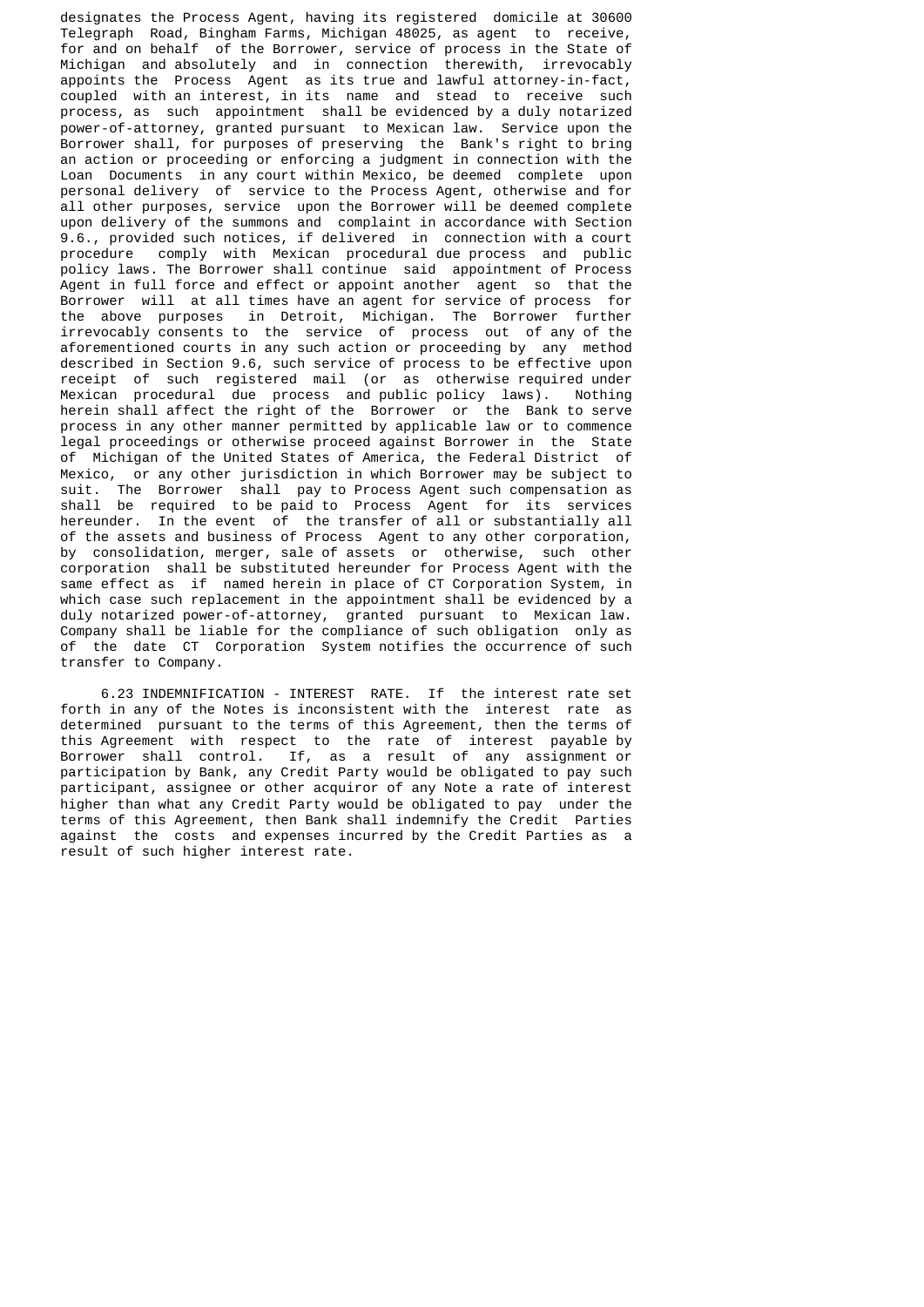designates the Process Agent, having its registered domicile at 30600 Telegraph Road, Bingham Farms, Michigan 48025, as agent to receive, for and on behalf of the Borrower, service of process in the State of Michigan and absolutely and in connection therewith, irrevocably appoints the Process Agent as its true and lawful attorney-in-fact, coupled with an interest, in its name and stead to receive such process, as such appointment shall be evidenced by a duly notarized power-of-attorney, granted pursuant to Mexican law. Service upon the Borrower shall, for purposes of preserving the Bank's right to bring an action or proceeding or enforcing a judgment in connection with the Loan Documents in any court within Mexico, be deemed complete upon personal delivery of service to the Process Agent, otherwise and for all other purposes, service upon the Borrower will be deemed complete upon delivery of the summons and complaint in accordance with Section 9.6., provided such notices, if delivered in connection with a court procedure comply with Mexican procedural due process and public policy laws. The Borrower shall continue said appointment of Process Agent in full force and effect or appoint another agent so that the Borrower will at all times have an agent for service of process for the above purposes in Detroit, Michigan. The Borrower further irrevocably consents to the service of process out of any of the aforementioned courts in any such action or proceeding by any method described in Section 9.6, such service of process to be effective upon receipt of such registered mail (or as otherwise required under Mexican procedural due process and public policy laws). Nothing herein shall affect the right of the Borrower or the Bank to serve process in any other manner permitted by applicable law or to commence legal proceedings or otherwise proceed against Borrower in the State of Michigan of the United States of America, the Federal District of Mexico, or any other jurisdiction in which Borrower may be subject to suit. The Borrower shall pay to Process Agent such compensation as shall be required to be paid to Process Agent for its services hereunder. In the event of the transfer of all or substantially all of the assets and business of Process Agent to any other corporation, by consolidation, merger, sale of assets or otherwise, such other corporation shall be substituted hereunder for Process Agent with the same effect as if named herein in place of CT Corporation System, in which case such replacement in the appointment shall be evidenced by a duly notarized power-of-attorney, granted pursuant to Mexican law. Company shall be liable for the compliance of such obligation only as of the date CT Corporation System notifies the occurrence of such transfer to Company.

6.23 INDEMNIFICATION - INTEREST RATE. If the interest rate set forth in any of the Notes is inconsistent with the interest rate as determined pursuant to the terms of this Agreement, then the terms of this Agreement with respect to the rate of interest payable by Borrower shall control. If, as a result of any assignment or participation by Bank, any Credit Party would be obligated to pay such participant, assignee or other acquiror of any Note a rate of interest higher than what any Credit Party would be obligated to pay under the terms of this Agreement, then Bank shall indemnify the Credit Parties against the costs and expenses incurred by the Credit Parties as a result of such higher interest rate.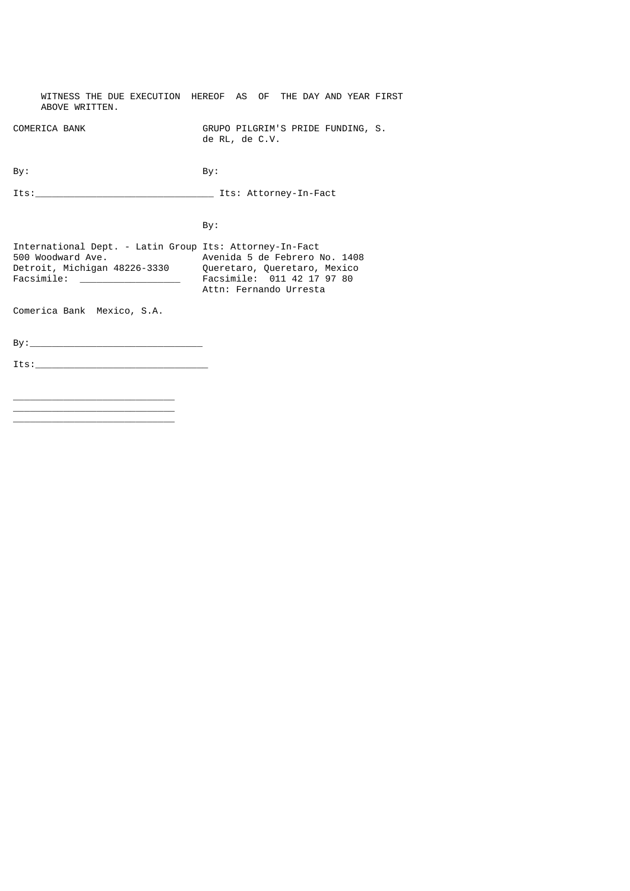WITNESS THE DUE EXECUTION HEREOF AS OF THE DAY AND YEAR FIRST ABOVE WRITTEN.

| COMERICA BANK | GRUPO PILGRIM'S PRIDE FUNDING, S. de RL, de C.V. |
|---|---|
| By: | By: |
| Its:_______________________________ | Its: Attorney-In-Fact |
| | By: |
| International Dept. - Latin Group | Its: Attorney-In-Fact |
| 500 Woodward Ave. | Avenida 5 de Febrero No. 1408 |
| Detroit, Michigan 48226-3330 | Queretaro, Queretaro, Mexico |
| Facsimile: _________________ | Facsimile: 011 42 17 97 80 |
| | Attn: Fernando Urresta |

Comerica Bank Mexico, S.A.

By:______________________________

Its:______________________________

____________________________
____________________________
____________________________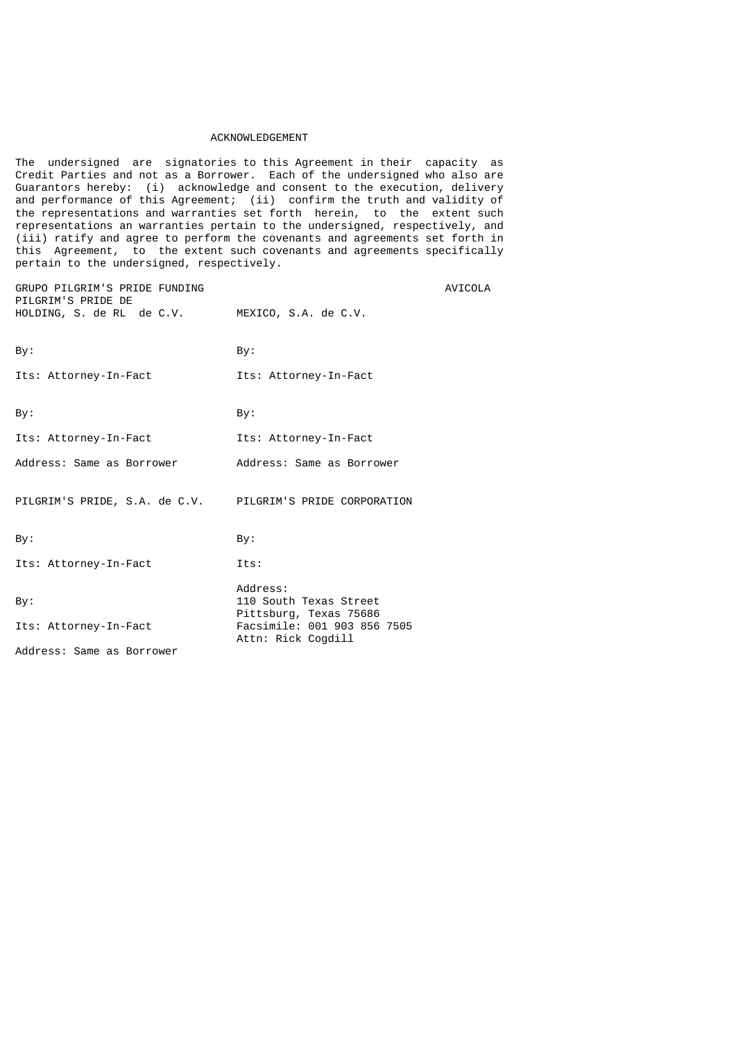ACKNOWLEDGEMENT

The undersigned are signatories to this Agreement in their capacity as Credit Parties and not as a Borrower. Each of the undersigned who also are Guarantors hereby: (i) acknowledge and consent to the execution, delivery and performance of this Agreement; (ii) confirm the truth and validity of the representations and warranties set forth herein, to the extent such representations an warranties pertain to the undersigned, respectively, and (iii) ratify and agree to perform the covenants and agreements set forth in this Agreement, to the extent such covenants and agreements specifically pertain to the undersigned, respectively.

| | |
|---|---|
| GRUPO PILGRIM'S PRIDE FUNDING HOLDING, S. de RL de C.V. | AVICOLA PILGRIM'S PRIDE DE MEXICO, S.A. de C.V. |
| By: | By: |
| Its: Attorney-In-Fact | Its: Attorney-In-Fact |
| By: | By: |
| Its: Attorney-In-Fact | Its: Attorney-In-Fact |
| Address: Same as Borrower | Address: Same as Borrower |
| PILGRIM'S PRIDE, S.A. de C.V. | PILGRIM'S PRIDE CORPORATION |
| By: | By: |
| Its: Attorney-In-Fact | Its: |
| By: | Address:<br>110 South Texas Street<br>Pittsburg, Texas 75686 |
| Its: Attorney-In-Fact | Facsimile: 001 903 856 7505<br>Attn: Rick Cogdill |
| Address: Same as Borrower | |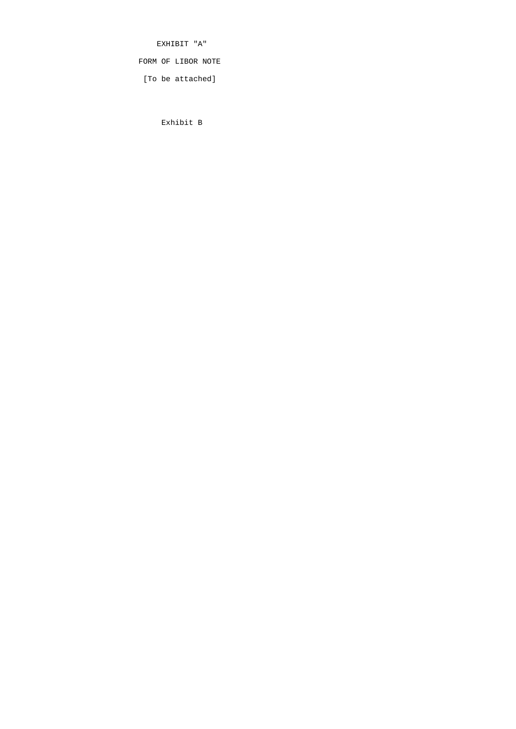EXHIBIT "A"

FORM OF LIBOR NOTE

[To be attached]

Exhibit B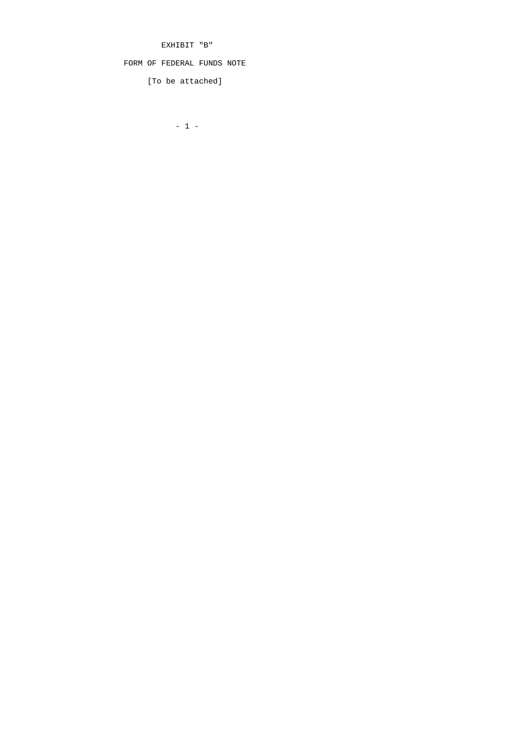EXHIBIT "B"

FORM OF FEDERAL FUNDS NOTE

[To be attached]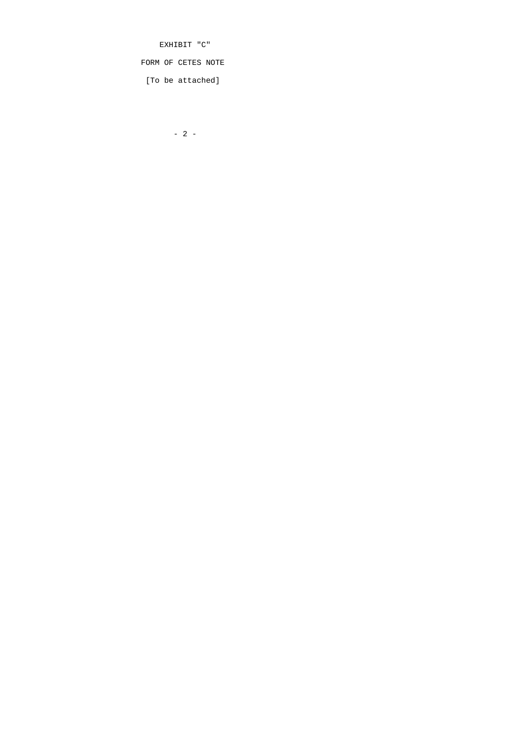EXHIBIT "C"

FORM OF CETES NOTE

[To be attached]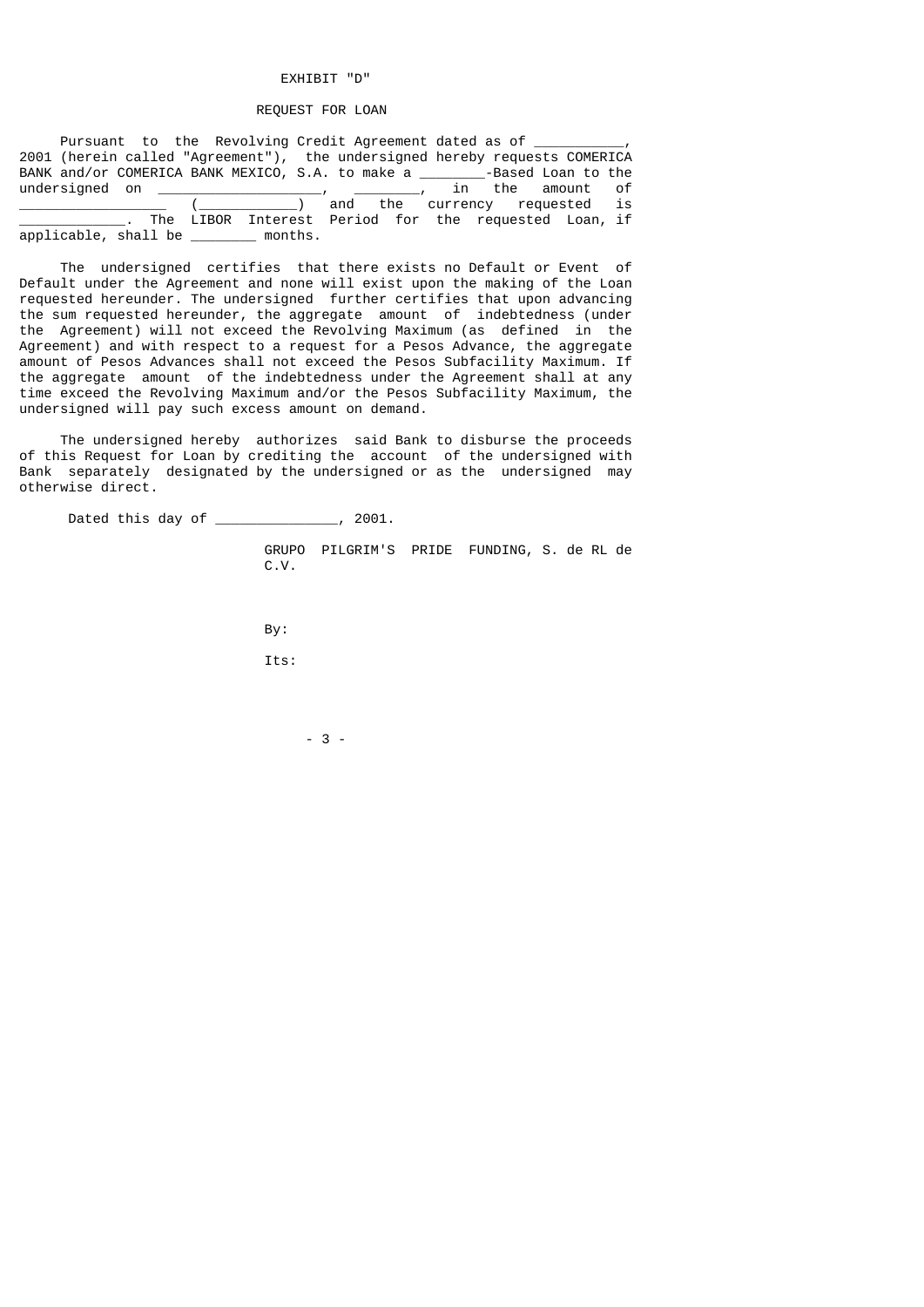EXHIBIT "D"

REQUEST FOR LOAN

Pursuant to the Revolving Credit Agreement dated as of ___________, 2001 (herein called "Agreement"), the undersigned hereby requests COMERICA BANK and/or COMERICA BANK MEXICO, S.A. to make a ________-Based Loan to the undersigned on ____________________, ________, in the amount of __________________ (____________) and the currency requested is _____________. The LIBOR Interest Period for the requested Loan, if applicable, shall be ________ months.

The undersigned certifies that there exists no Default or Event of Default under the Agreement and none will exist upon the making of the Loan requested hereunder. The undersigned further certifies that upon advancing the sum requested hereunder, the aggregate amount of indebtedness (under the Agreement) will not exceed the Revolving Maximum (as defined in the Agreement) and with respect to a request for a Pesos Advance, the aggregate amount of Pesos Advances shall not exceed the Pesos Subfacility Maximum. If the aggregate amount of the indebtedness under the Agreement shall at any time exceed the Revolving Maximum and/or the Pesos Subfacility Maximum, the undersigned will pay such excess amount on demand.

The undersigned hereby authorizes said Bank to disburse the proceeds of this Request for Loan by crediting the account of the undersigned with Bank separately designated by the undersigned or as the undersigned may otherwise direct.

Dated this day of _______________, 2001.

GRUPO PILGRIM'S PRIDE FUNDING, S. de RL de C.V.

By:

Its: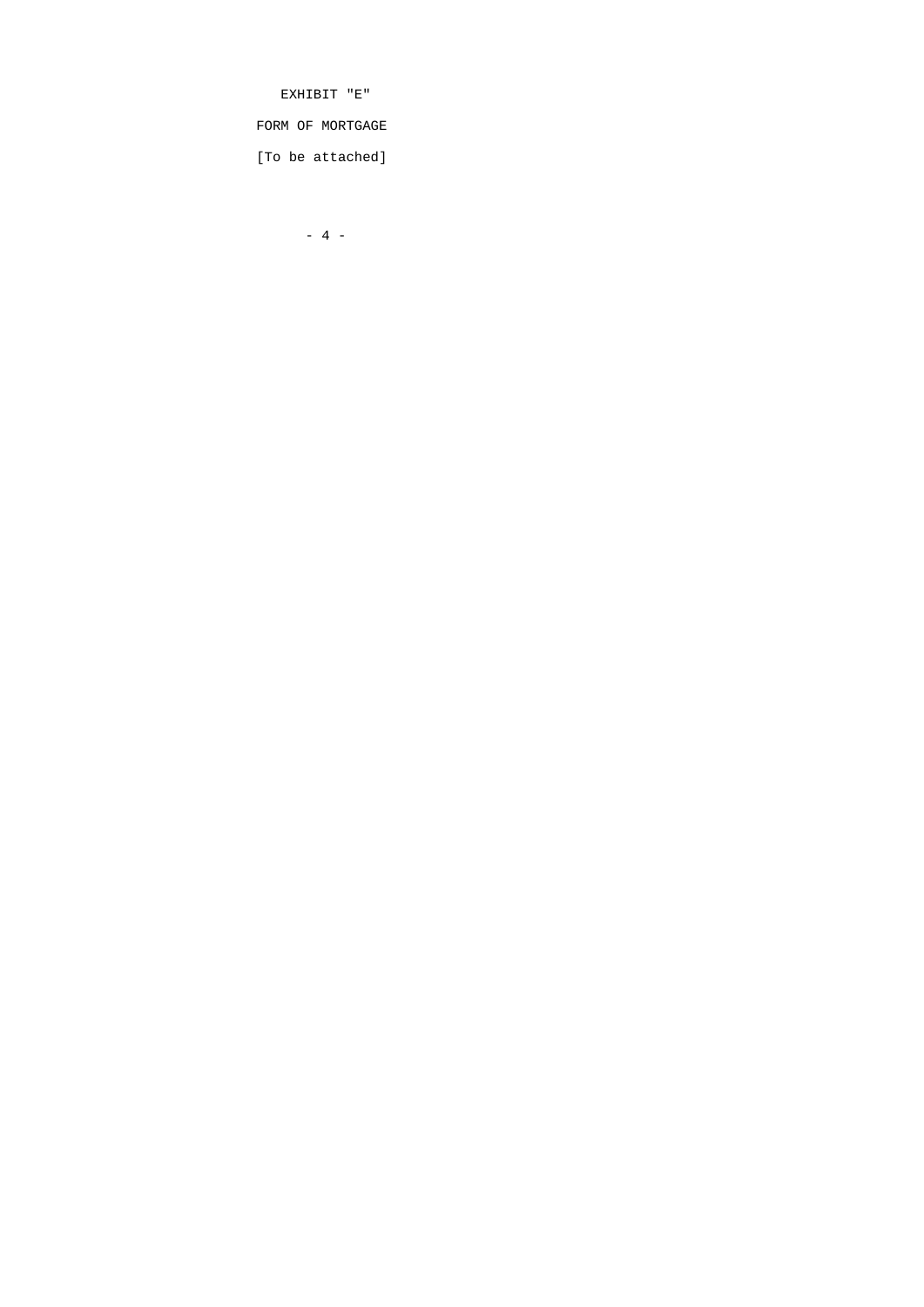EXHIBIT "E"

FORM OF MORTGAGE

[To be attached]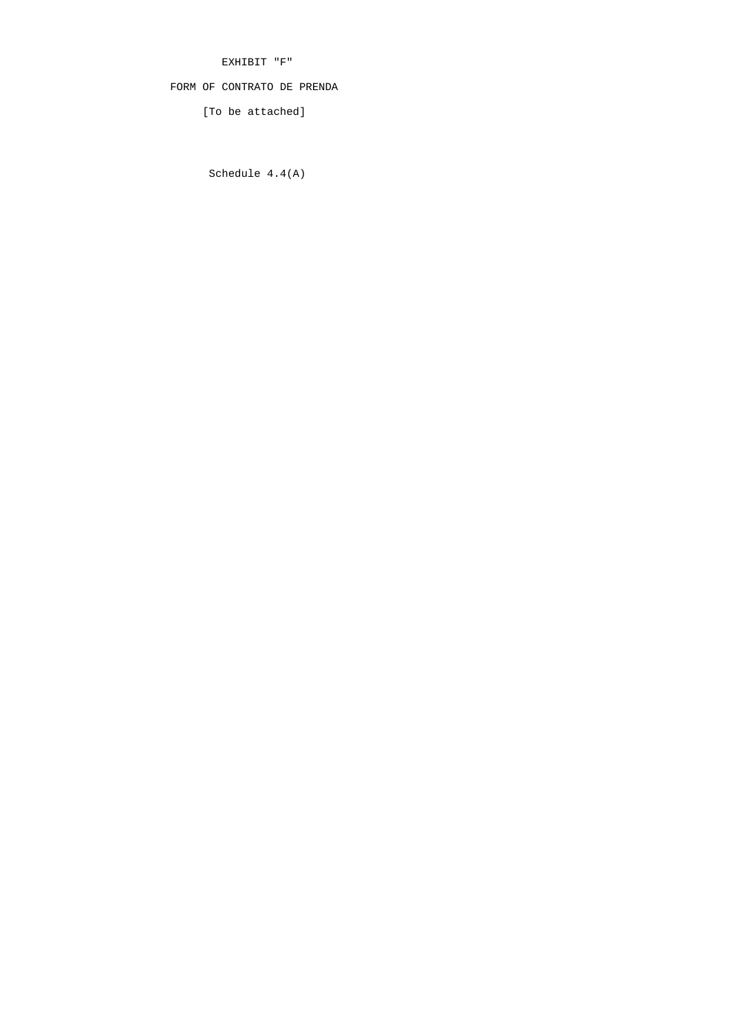EXHIBIT "F"

FORM OF CONTRATO DE PRENDA

[To be attached]

Schedule 4.4(A)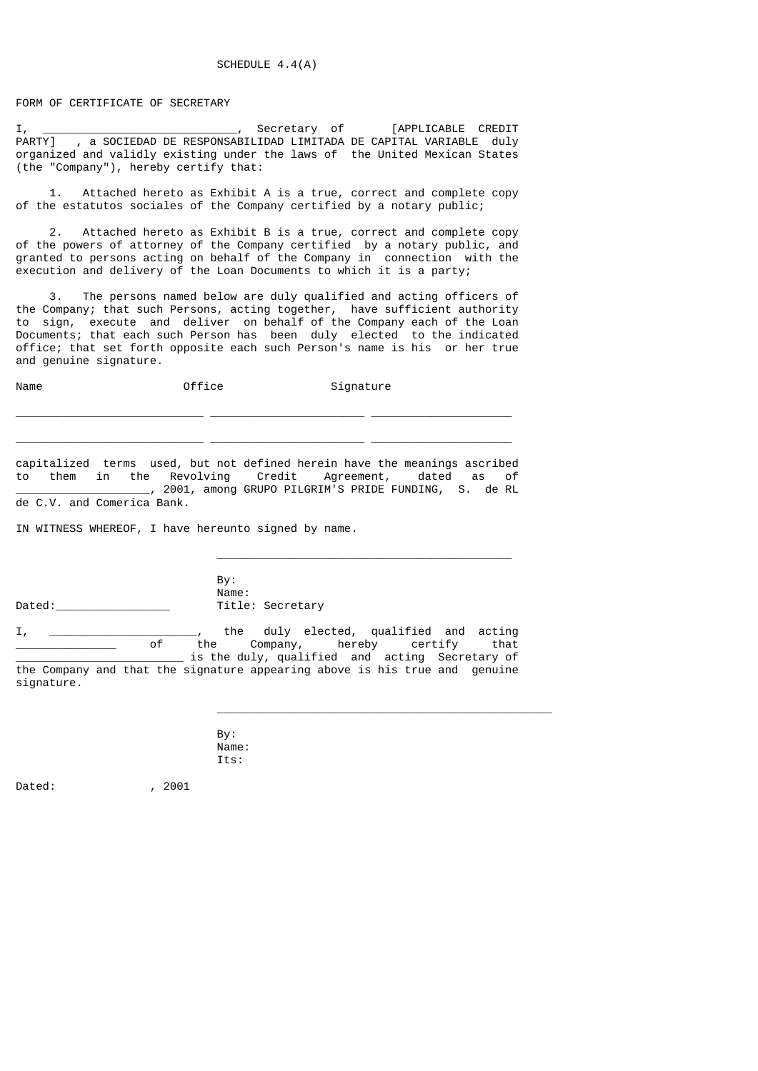SCHEDULE 4.4(A)

FORM OF CERTIFICATE OF SECRETARY

I, ______________________________, Secretary of [APPLICABLE CREDIT PARTY] , a SOCIEDAD DE RESPONSABILIDAD LIMITADA DE CAPITAL VARIABLE duly organized and validly existing under the laws of the United Mexican States (the "Company"), hereby certify that:

1. Attached hereto as Exhibit A is a true, correct and complete copy of the estatutos sociales of the Company certified by a notary public;

2. Attached hereto as Exhibit B is a true, correct and complete copy of the powers of attorney of the Company certified by a notary public, and granted to persons acting on behalf of the Company in connection with the execution and delivery of the Loan Documents to which it is a party;

3. The persons named below are duly qualified and acting officers of the Company; that such Persons, acting together, have sufficient authority to sign, execute and deliver on behalf of the Company each of the Loan Documents; that each such Person has been duly elected to the indicated office; that set forth opposite each such Person's name is his or her true and genuine signature.

| Name | Office | Signature |
|---|---|---|
| ____________________________ | ______________________ | ____________________ |
| ____________________________ | ______________________ | ____________________ |

capitalized terms used, but not defined herein have the meanings ascribed to them in the Revolving Credit Agreement, dated as of ___________________, 2001, among GRUPO PILGRIM'S PRIDE FUNDING, S. de RL de C.V. and Comerica Bank.

IN WITNESS WHEREOF, I have hereunto signed by name.

____________________________________________

By:
Name:
Title: Secretary

Dated:_________________

I, ______________________, the duly elected, qualified and acting _______________ of the Company, hereby certify that _________________________ is the duly, qualified and acting Secretary of the Company and that the signature appearing above is his true and genuine signature.

__________________________________________________

By:
Name:
Its:

Dated: , 2001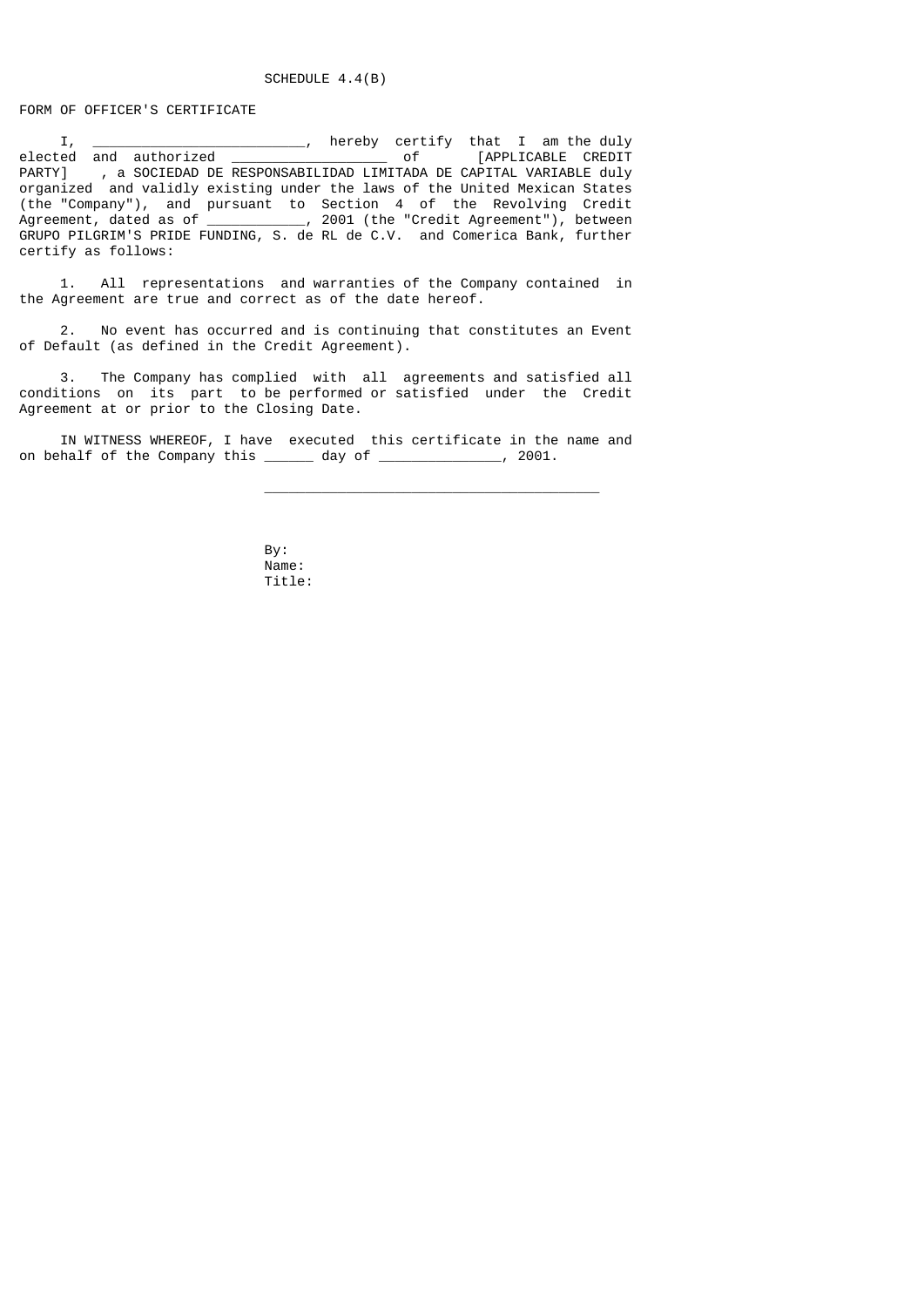SCHEDULE 4.4(B)

FORM OF OFFICER'S CERTIFICATE

I, _________________________, hereby certify that I am the duly elected and authorized __________________ of [APPLICABLE CREDIT PARTY] , a SOCIEDAD DE RESPONSABILIDAD LIMITADA DE CAPITAL VARIABLE duly organized and validly existing under the laws of the United Mexican States (the "Company"), and pursuant to Section 4 of the Revolving Credit Agreement, dated as of ___________, 2001 (the "Credit Agreement"), between GRUPO PILGRIM'S PRIDE FUNDING, S. de RL de C.V. and Comerica Bank, further certify as follows:

1. All representations and warranties of the Company contained in the Agreement are true and correct as of the date hereof.

2. No event has occurred and is continuing that constitutes an Event of Default (as defined in the Credit Agreement).

3. The Company has complied with all agreements and satisfied all conditions on its part to be performed or satisfied under the Credit Agreement at or prior to the Closing Date.

IN WITNESS WHEREOF, I have executed this certificate in the name and on behalf of the Company this ______ day of ______________, 2001.

________________________________________

By:
Name:
Title: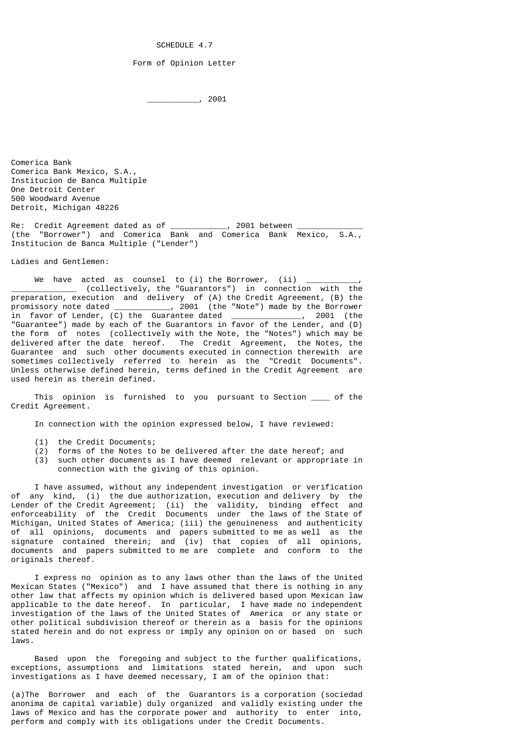SCHEDULE 4.7

Form of Opinion Letter

___________, 2001

Comerica Bank
Comerica Bank Mexico, S.A.,
Institucion de Banca Multiple
One Detroit Center
500 Woodward Avenue
Detroit, Michigan 48226

Re: Credit Agreement dated as of ____________, 2001 between _____________ (the "Borrower") and Comerica Bank and Comerica Bank Mexico, S.A., Institucion de Banca Multiple ("Lender")

Ladies and Gentlemen:

We have acted as counsel to (i) the Borrower, (ii) ___________, ______________ (collectively, the "Guarantors") in connection with the preparation, execution and delivery of (A) the Credit Agreement, (B) the promissory note dated ____________, 2001 (the "Note") made by the Borrower in favor of Lender, (C) the Guarantee dated _______________, 2001 (the "Guarantee") made by each of the Guarantors in favor of the Lender, and (D) the form of notes (collectively with the Note, the "Notes") which may be delivered after the date hereof. The Credit Agreement, the Notes, the Guarantee and such other documents executed in connection therewith are sometimes collectively referred to herein as the "Credit Documents". Unless otherwise defined herein, terms defined in the Credit Agreement are used herein as therein defined.

This opinion is furnished to you pursuant to Section ____ of the Credit Agreement.

In connection with the opinion expressed below, I have reviewed:

(1) the Credit Documents;
(2) forms of the Notes to be delivered after the date hereof; and
(3) such other documents as I have deemed relevant or appropriate in connection with the giving of this opinion.

I have assumed, without any independent investigation or verification of any kind, (i) the due authorization, execution and delivery by the Lender of the Credit Agreement; (ii) the validity, binding effect and enforceability of the Credit Documents under the laws of the State of Michigan, United States of America; (iii) the genuineness and authenticity of all opinions, documents and papers submitted to me as well as the signature contained therein; and (iv) that copies of all opinions, documents and papers submitted to me are complete and conform to the originals thereof.

I express no opinion as to any laws other than the laws of the United Mexican States ("Mexico") and I have assumed that there is nothing in any other law that affects my opinion which is delivered based upon Mexican law applicable to the date hereof. In particular, I have made no independent investigation of the laws of the United States of America or any state or other political subdivision thereof or therein as a basis for the opinions stated herein and do not express or imply any opinion on or based on such laws.

Based upon the foregoing and subject to the further qualifications, exceptions, assumptions and limitations stated herein, and upon such investigations as I have deemed necessary, I am of the opinion that:

(a) The Borrower and each of the Guarantors is a corporation (sociedad anonima de capital variable) duly organized and validly existing under the laws of Mexico and has the corporate power and authority to enter into, perform and comply with its obligations under the Credit Documents.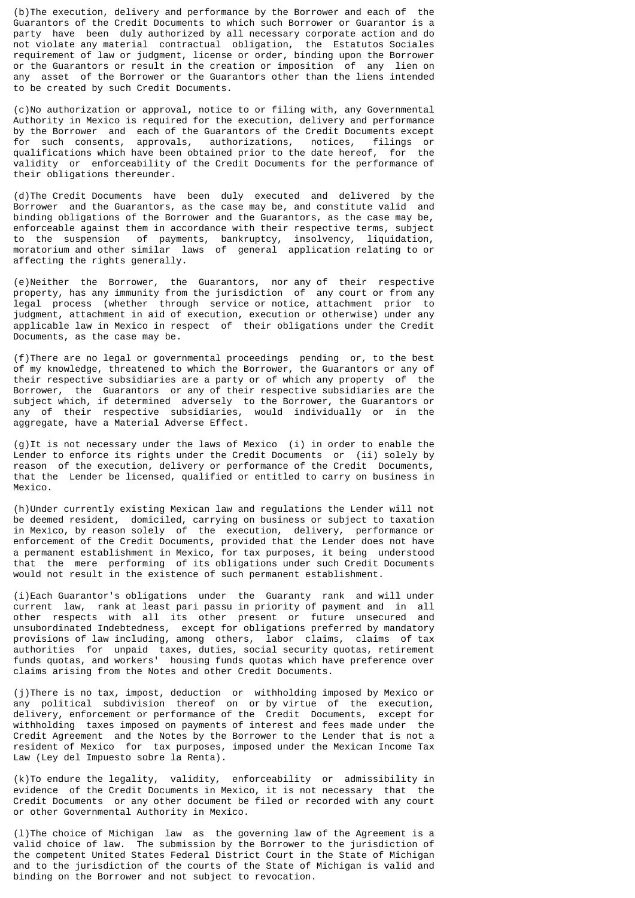(b)The execution, delivery and performance by the Borrower and each of the Guarantors of the Credit Documents to which such Borrower or Guarantor is a party have been duly authorized by all necessary corporate action and do not violate any material contractual obligation, the Estatutos Sociales requirement of law or judgment, license or order, binding upon the Borrower or the Guarantors or result in the creation or imposition of any lien on any asset of the Borrower or the Guarantors other than the liens intended to be created by such Credit Documents.

(c)No authorization or approval, notice to or filing with, any Governmental Authority in Mexico is required for the execution, delivery and performance by the Borrower and each of the Guarantors of the Credit Documents except for such consents, approvals, authorizations, notices, filings or qualifications which have been obtained prior to the date hereof, for the validity or enforceability of the Credit Documents for the performance of their obligations thereunder.

(d)The Credit Documents have been duly executed and delivered by the Borrower and the Guarantors, as the case may be, and constitute valid and binding obligations of the Borrower and the Guarantors, as the case may be, enforceable against them in accordance with their respective terms, subject to the suspension of payments, bankruptcy, insolvency, liquidation, moratorium and other similar laws of general application relating to or affecting the rights generally.

(e)Neither the Borrower, the Guarantors, nor any of their respective property, has any immunity from the jurisdiction of any court or from any legal process (whether through service or notice, attachment prior to judgment, attachment in aid of execution, execution or otherwise) under any applicable law in Mexico in respect of their obligations under the Credit Documents, as the case may be.

(f)There are no legal or governmental proceedings pending or, to the best of my knowledge, threatened to which the Borrower, the Guarantors or any of their respective subsidiaries are a party or of which any property of the Borrower, the Guarantors or any of their respective subsidiaries are the subject which, if determined adversely to the Borrower, the Guarantors or any of their respective subsidiaries, would individually or in the aggregate, have a Material Adverse Effect.

(g)It is not necessary under the laws of Mexico (i) in order to enable the Lender to enforce its rights under the Credit Documents or (ii) solely by reason of the execution, delivery or performance of the Credit Documents, that the Lender be licensed, qualified or entitled to carry on business in Mexico.

(h)Under currently existing Mexican law and regulations the Lender will not be deemed resident, domiciled, carrying on business or subject to taxation in Mexico, by reason solely of the execution, delivery, performance or enforcement of the Credit Documents, provided that the Lender does not have a permanent establishment in Mexico, for tax purposes, it being understood that the mere performing of its obligations under such Credit Documents would not result in the existence of such permanent establishment.

(i)Each Guarantor's obligations under the Guaranty rank and will under current law, rank at least pari passu in priority of payment and in all other respects with all its other present or future unsecured and unsubordinated Indebtedness, except for obligations preferred by mandatory provisions of law including, among others, labor claims, claims of tax authorities for unpaid taxes, duties, social security quotas, retirement funds quotas, and workers' housing funds quotas which have preference over claims arising from the Notes and other Credit Documents.

(j)There is no tax, impost, deduction or withholding imposed by Mexico or any political subdivision thereof on or by virtue of the execution, delivery, enforcement or performance of the Credit Documents, except for withholding taxes imposed on payments of interest and fees made under the Credit Agreement and the Notes by the Borrower to the Lender that is not a resident of Mexico for tax purposes, imposed under the Mexican Income Tax Law (Ley del Impuesto sobre la Renta).

(k)To endure the legality, validity, enforceability or admissibility in evidence of the Credit Documents in Mexico, it is not necessary that the Credit Documents or any other document be filed or recorded with any court or other Governmental Authority in Mexico.

(l)The choice of Michigan law as the governing law of the Agreement is a valid choice of law. The submission by the Borrower to the jurisdiction of the competent United States Federal District Court in the State of Michigan and to the jurisdiction of the courts of the State of Michigan is valid and binding on the Borrower and not subject to revocation.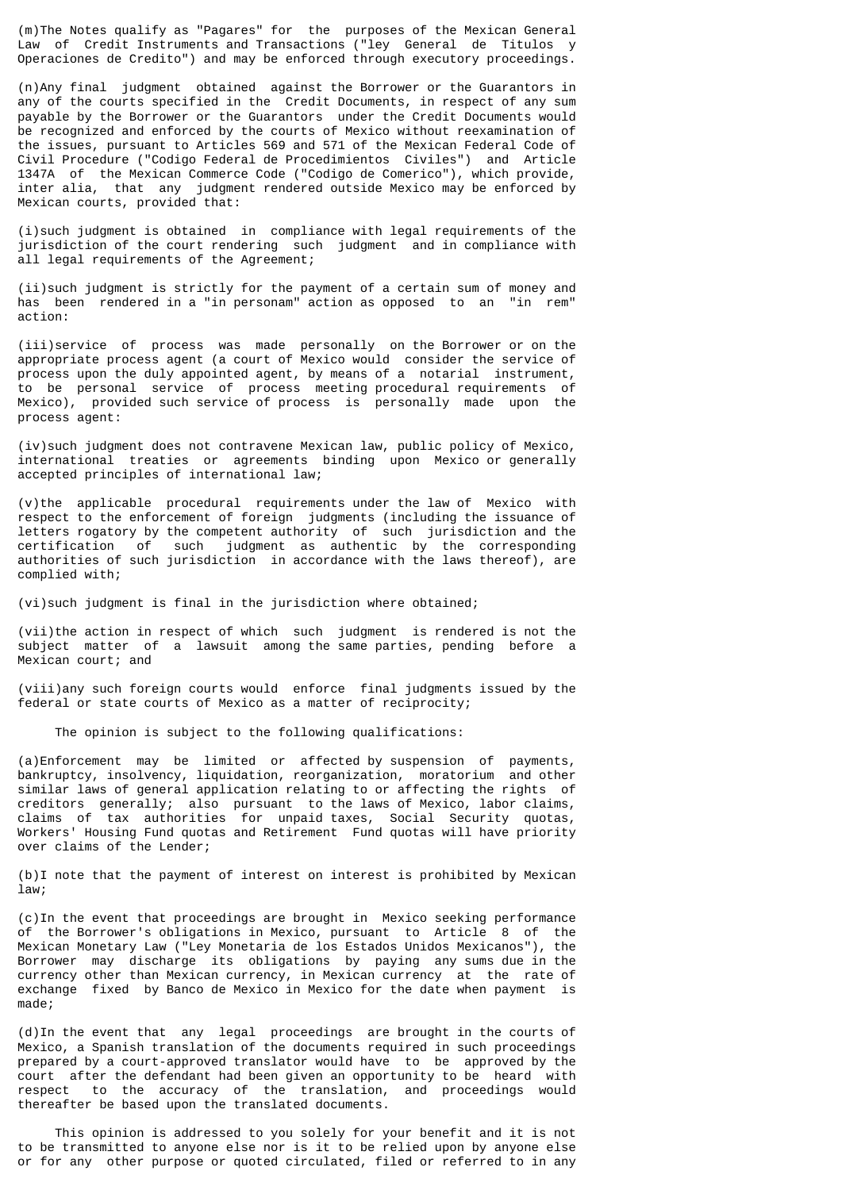(m)The Notes qualify as "Pagares" for the purposes of the Mexican General Law of Credit Instruments and Transactions ("ley General de Titulos y Operaciones de Credito") and may be enforced through executory proceedings.

(n)Any final judgment obtained against the Borrower or the Guarantors in any of the courts specified in the Credit Documents, in respect of any sum payable by the Borrower or the Guarantors under the Credit Documents would be recognized and enforced by the courts of Mexico without reexamination of the issues, pursuant to Articles 569 and 571 of the Mexican Federal Code of Civil Procedure ("Codigo Federal de Procedimientos Civiles") and Article 1347A of the Mexican Commerce Code ("Codigo de Comerico"), which provide, inter alia, that any judgment rendered outside Mexico may be enforced by Mexican courts, provided that:

(i)such judgment is obtained in compliance with legal requirements of the jurisdiction of the court rendering such judgment and in compliance with all legal requirements of the Agreement;

(ii)such judgment is strictly for the payment of a certain sum of money and has been rendered in a "in personam" action as opposed to an "in rem" action:

(iii)service of process was made personally on the Borrower or on the appropriate process agent (a court of Mexico would consider the service of process upon the duly appointed agent, by means of a notarial instrument, to be personal service of process meeting procedural requirements of Mexico), provided such service of process is personally made upon the process agent:

(iv)such judgment does not contravene Mexican law, public policy of Mexico, international treaties or agreements binding upon Mexico or generally accepted principles of international law;

(v)the applicable procedural requirements under the law of Mexico with respect to the enforcement of foreign judgments (including the issuance of letters rogatory by the competent authority of such jurisdiction and the certification of such judgment as authentic by the corresponding authorities of such jurisdiction in accordance with the laws thereof), are complied with;

(vi)such judgment is final in the jurisdiction where obtained;

(vii)the action in respect of which such judgment is rendered is not the subject matter of a lawsuit among the same parties, pending before a Mexican court; and

(viii)any such foreign courts would enforce final judgments issued by the federal or state courts of Mexico as a matter of reciprocity;

The opinion is subject to the following qualifications:

(a)Enforcement may be limited or affected by suspension of payments, bankruptcy, insolvency, liquidation, reorganization, moratorium and other similar laws of general application relating to or affecting the rights of creditors generally; also pursuant to the laws of Mexico, labor claims, claims of tax authorities for unpaid taxes, Social Security quotas, Workers' Housing Fund quotas and Retirement Fund quotas will have priority over claims of the Lender;

(b)I note that the payment of interest on interest is prohibited by Mexican law;

(c)In the event that proceedings are brought in Mexico seeking performance of the Borrower's obligations in Mexico, pursuant to Article 8 of the Mexican Monetary Law ("Ley Monetaria de los Estados Unidos Mexicanos"), the Borrower may discharge its obligations by paying any sums due in the currency other than Mexican currency, in Mexican currency at the rate of exchange fixed by Banco de Mexico in Mexico for the date when payment is made;

(d)In the event that any legal proceedings are brought in the courts of Mexico, a Spanish translation of the documents required in such proceedings prepared by a court-approved translator would have to be approved by the court after the defendant had been given an opportunity to be heard with respect to the accuracy of the translation, and proceedings would thereafter be based upon the translated documents.

This opinion is addressed to you solely for your benefit and it is not to be transmitted to anyone else nor is it to be relied upon by anyone else or for any other purpose or quoted circulated, filed or referred to in any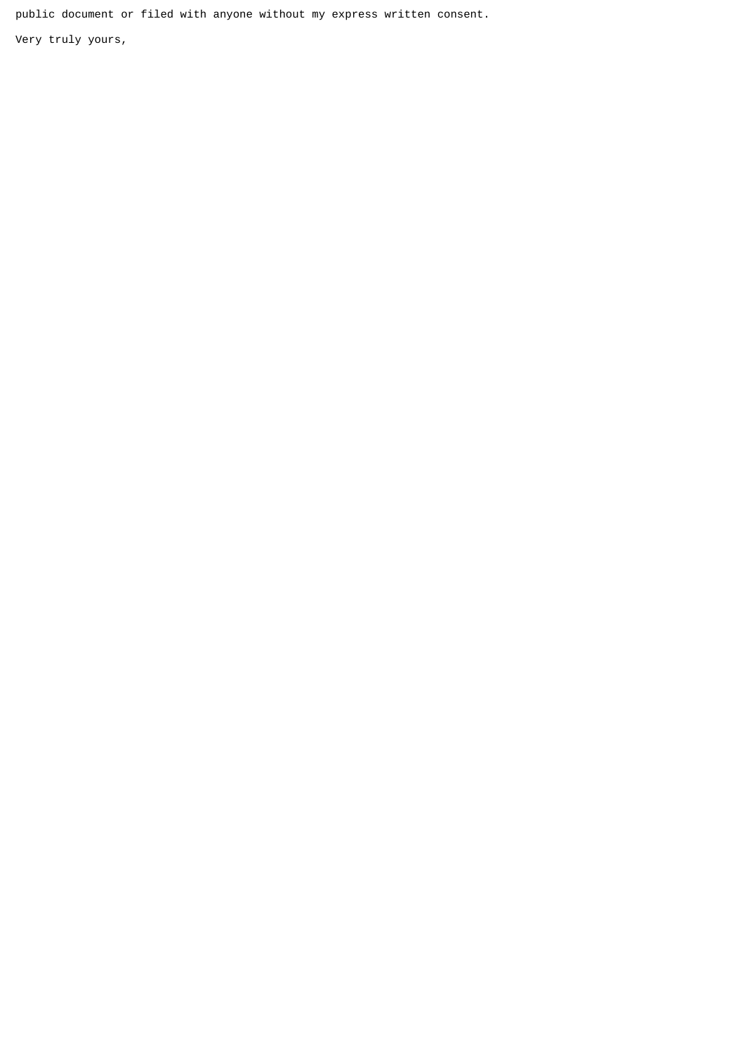public document or filed with anyone without my express written consent.

Very truly yours,